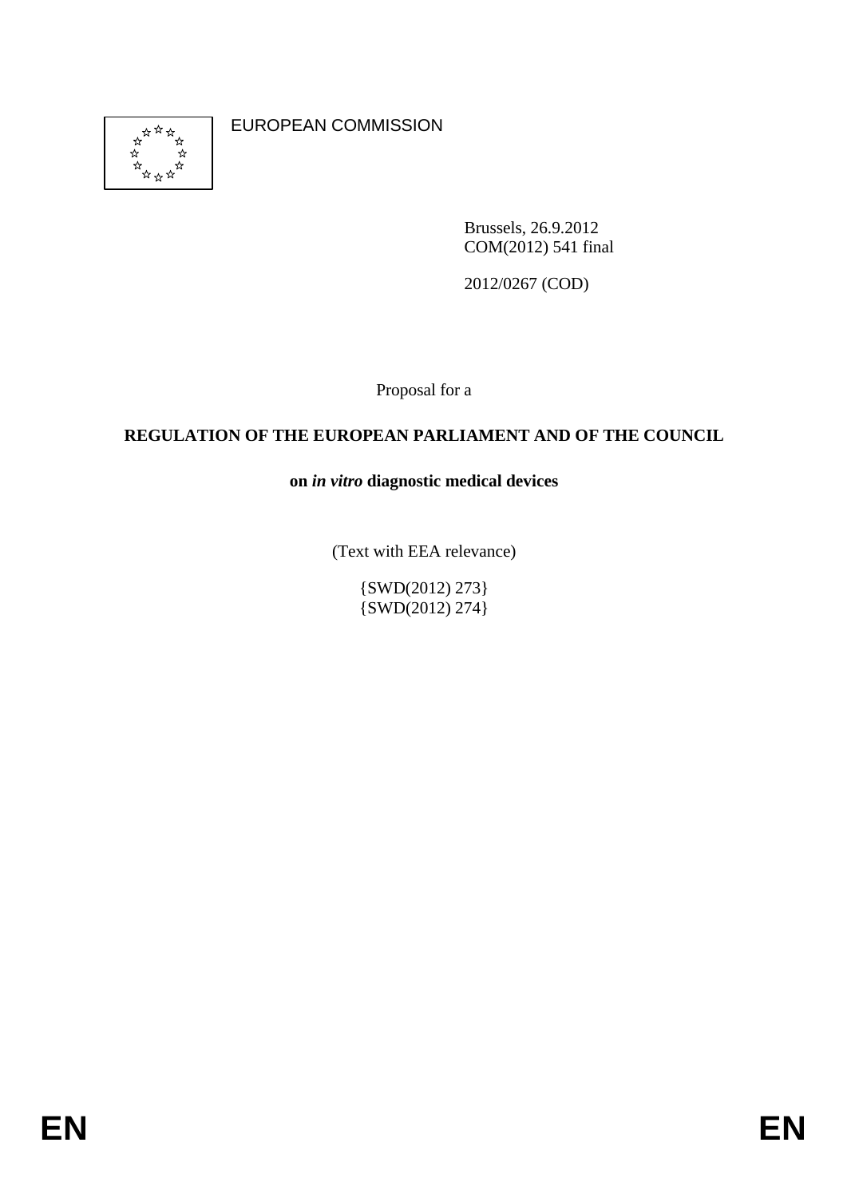EUROPEAN COMMISSION

Brussels, 26.9.2012
COM(2012) 541 final

2012/0267 (COD)

Proposal for a

# REGULATION OF THE EUROPEAN PARLIAMENT AND OF THE COUNCIL

## on *in vitro* diagnostic medical devices

(Text with EEA relevance)

{SWD(2012) 273}
{SWD(2012) 274}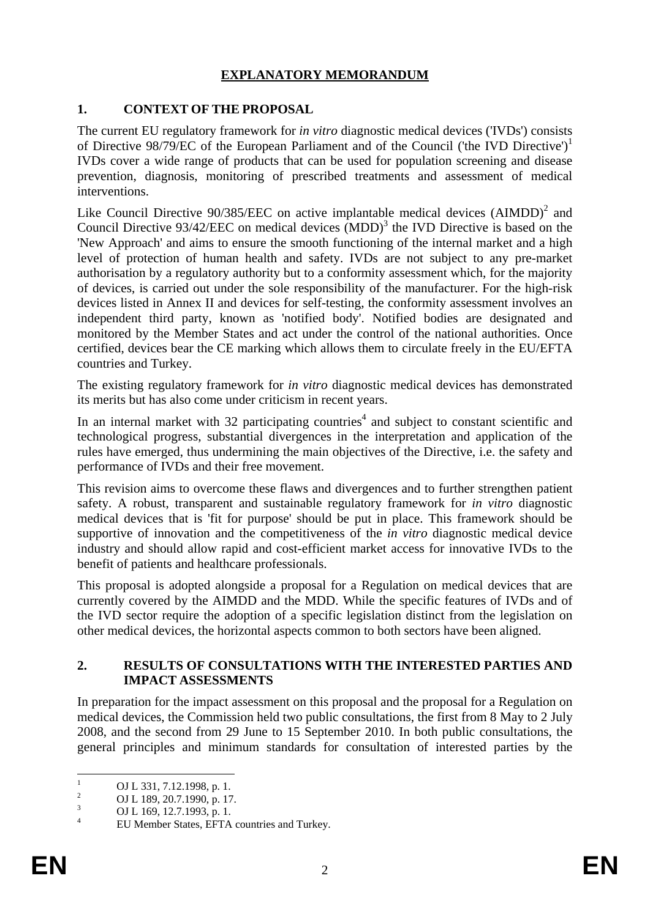# EXPLANATORY MEMORANDUM

## 1. CONTEXT OF THE PROPOSAL

The current EU regulatory framework for *in vitro* diagnostic medical devices ('IVDs') consists of Directive 98/79/EC of the European Parliament and of the Council ('the IVD Directive')[1] IVDs cover a wide range of products that can be used for population screening and disease prevention, diagnosis, monitoring of prescribed treatments and assessment of medical interventions.

Like Council Directive 90/385/EEC on active implantable medical devices (AIMDD)[2] and Council Directive 93/42/EEC on medical devices (MDD)[3] the IVD Directive is based on the 'New Approach' and aims to ensure the smooth functioning of the internal market and a high level of protection of human health and safety. IVDs are not subject to any pre-market authorisation by a regulatory authority but to a conformity assessment which, for the majority of devices, is carried out under the sole responsibility of the manufacturer. For the high-risk devices listed in Annex II and devices for self-testing, the conformity assessment involves an independent third party, known as 'notified body'. Notified bodies are designated and monitored by the Member States and act under the control of the national authorities. Once certified, devices bear the CE marking which allows them to circulate freely in the EU/EFTA countries and Turkey.

The existing regulatory framework for *in vitro* diagnostic medical devices has demonstrated its merits but has also come under criticism in recent years.

In an internal market with 32 participating countries[4] and subject to constant scientific and technological progress, substantial divergences in the interpretation and application of the rules have emerged, thus undermining the main objectives of the Directive, i.e. the safety and performance of IVDs and their free movement.

This revision aims to overcome these flaws and divergences and to further strengthen patient safety. A robust, transparent and sustainable regulatory framework for *in vitro* diagnostic medical devices that is 'fit for purpose' should be put in place. This framework should be supportive of innovation and the competitiveness of the *in vitro* diagnostic medical device industry and should allow rapid and cost-efficient market access for innovative IVDs to the benefit of patients and healthcare professionals.

This proposal is adopted alongside a proposal for a Regulation on medical devices that are currently covered by the AIMDD and the MDD. While the specific features of IVDs and of the IVD sector require the adoption of a specific legislation distinct from the legislation on other medical devices, the horizontal aspects common to both sectors have been aligned.

## 2. RESULTS OF CONSULTATIONS WITH THE INTERESTED PARTIES AND IMPACT ASSESSMENTS

In preparation for the impact assessment on this proposal and the proposal for a Regulation on medical devices, the Commission held two public consultations, the first from 8 May to 2 July 2008, and the second from 29 June to 15 September 2010. In both public consultations, the general principles and minimum standards for consultation of interested parties by the

---

[1] OJ L 331, 7.12.1998, p. 1.

[2] OJ L 189, 20.7.1990, p. 17.

[3] OJ L 169, 12.7.1993, p. 1.

[4] EU Member States, EFTA countries and Turkey.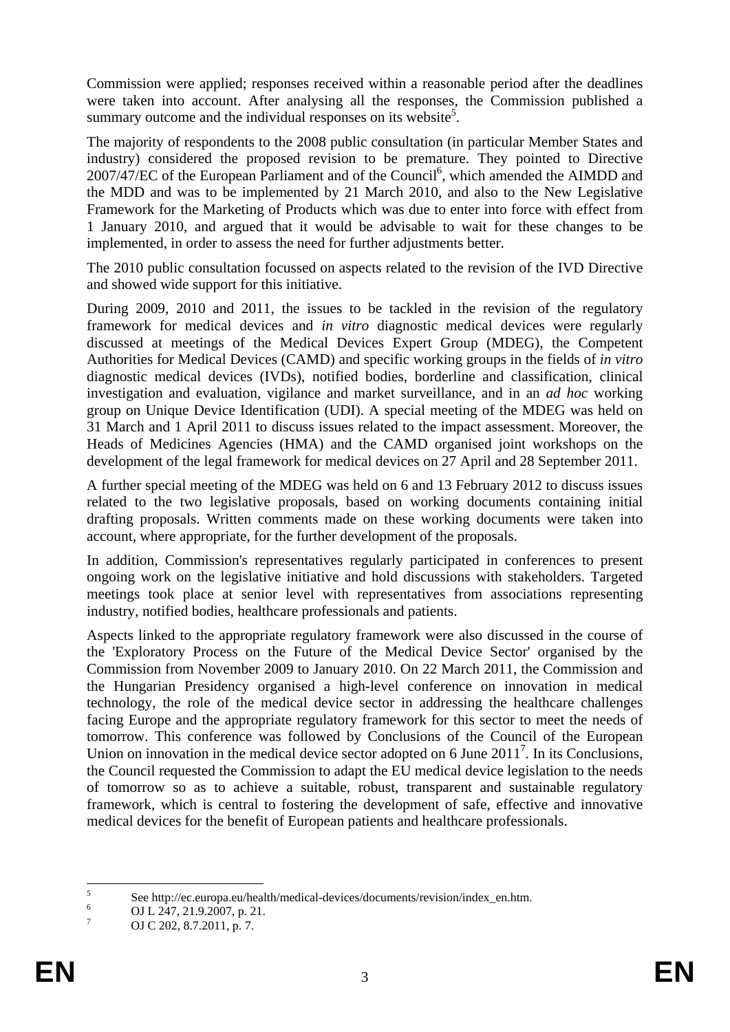Commission were applied; responses received within a reasonable period after the deadlines were taken into account. After analysing all the responses, the Commission published a summary outcome and the individual responses on its website[5].

The majority of respondents to the 2008 public consultation (in particular Member States and industry) considered the proposed revision to be premature. They pointed to Directive 2007/47/EC of the European Parliament and of the Council[6], which amended the AIMDD and the MDD and was to be implemented by 21 March 2010, and also to the New Legislative Framework for the Marketing of Products which was due to enter into force with effect from 1 January 2010, and argued that it would be advisable to wait for these changes to be implemented, in order to assess the need for further adjustments better.

The 2010 public consultation focussed on aspects related to the revision of the IVD Directive and showed wide support for this initiative.

During 2009, 2010 and 2011, the issues to be tackled in the revision of the regulatory framework for medical devices and *in vitro* diagnostic medical devices were regularly discussed at meetings of the Medical Devices Expert Group (MDEG), the Competent Authorities for Medical Devices (CAMD) and specific working groups in the fields of *in vitro* diagnostic medical devices (IVDs), notified bodies, borderline and classification, clinical investigation and evaluation, vigilance and market surveillance, and in an *ad hoc* working group on Unique Device Identification (UDI). A special meeting of the MDEG was held on 31 March and 1 April 2011 to discuss issues related to the impact assessment. Moreover, the Heads of Medicines Agencies (HMA) and the CAMD organised joint workshops on the development of the legal framework for medical devices on 27 April and 28 September 2011.

A further special meeting of the MDEG was held on 6 and 13 February 2012 to discuss issues related to the two legislative proposals, based on working documents containing initial drafting proposals. Written comments made on these working documents were taken into account, where appropriate, for the further development of the proposals.

In addition, Commission's representatives regularly participated in conferences to present ongoing work on the legislative initiative and hold discussions with stakeholders. Targeted meetings took place at senior level with representatives from associations representing industry, notified bodies, healthcare professionals and patients.

Aspects linked to the appropriate regulatory framework were also discussed in the course of the 'Exploratory Process on the Future of the Medical Device Sector' organised by the Commission from November 2009 to January 2010. On 22 March 2011, the Commission and the Hungarian Presidency organised a high-level conference on innovation in medical technology, the role of the medical device sector in addressing the healthcare challenges facing Europe and the appropriate regulatory framework for this sector to meet the needs of tomorrow. This conference was followed by Conclusions of the Council of the European Union on innovation in the medical device sector adopted on 6 June 2011[7]. In its Conclusions, the Council requested the Commission to adapt the EU medical device legislation to the needs of tomorrow so as to achieve a suitable, robust, transparent and sustainable regulatory framework, which is central to fostering the development of safe, effective and innovative medical devices for the benefit of European patients and healthcare professionals.

---

[5] See http://ec.europa.eu/health/medical-devices/documents/revision/index_en.htm.

[6] OJ L 247, 21.9.2007, p. 21.

[7] OJ C 202, 8.7.2011, p. 7.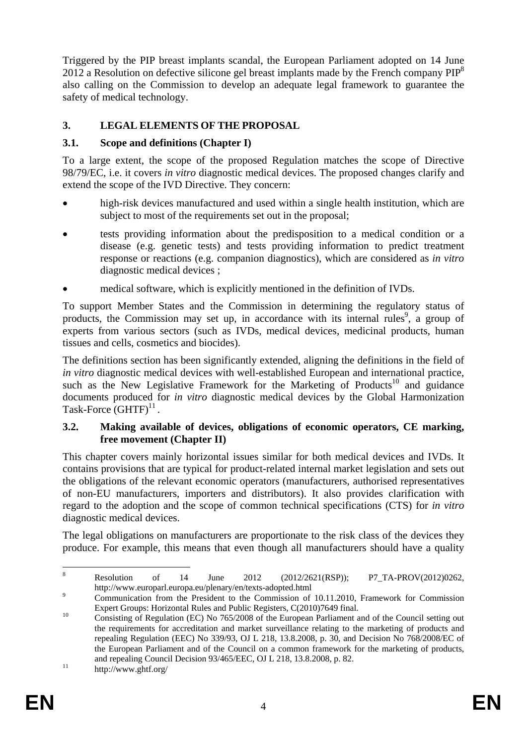Triggered by the PIP breast implants scandal, the European Parliament adopted on 14 June 2012 a Resolution on defective silicone gel breast implants made by the French company PIP[8] also calling on the Commission to develop an adequate legal framework to guarantee the safety of medical technology.

## 3. LEGAL ELEMENTS OF THE PROPOSAL

### 3.1. Scope and definitions (Chapter I)

To a large extent, the scope of the proposed Regulation matches the scope of Directive 98/79/EC, i.e. it covers *in vitro* diagnostic medical devices. The proposed changes clarify and extend the scope of the IVD Directive. They concern:

- high-risk devices manufactured and used within a single health institution, which are subject to most of the requirements set out in the proposal;
- tests providing information about the predisposition to a medical condition or a disease (e.g. genetic tests) and tests providing information to predict treatment response or reactions (e.g. companion diagnostics), which are considered as *in vitro* diagnostic medical devices ;
- medical software, which is explicitly mentioned in the definition of IVDs.

To support Member States and the Commission in determining the regulatory status of products, the Commission may set up, in accordance with its internal rules[9], a group of experts from various sectors (such as IVDs, medical devices, medicinal products, human tissues and cells, cosmetics and biocides).

The definitions section has been significantly extended, aligning the definitions in the field of *in vitro* diagnostic medical devices with well-established European and international practice, such as the New Legislative Framework for the Marketing of Products[10] and guidance documents produced for *in vitro* diagnostic medical devices by the Global Harmonization Task-Force (GHTF)[11] .

### 3.2. Making available of devices, obligations of economic operators, CE marking, free movement (Chapter II)

This chapter covers mainly horizontal issues similar for both medical devices and IVDs. It contains provisions that are typical for product-related internal market legislation and sets out the obligations of the relevant economic operators (manufacturers, authorised representatives of non-EU manufacturers, importers and distributors). It also provides clarification with regard to the adoption and the scope of common technical specifications (CTS) for *in vitro* diagnostic medical devices.

The legal obligations on manufacturers are proportionate to the risk class of the devices they produce. For example, this means that even though all manufacturers should have a quality

---

[8] Resolution of 14 June 2012 (2012/2621(RSP)); P7_TA-PROV(2012)0262, http://www.europarl.europa.eu/plenary/en/texts-adopted.html

[9] Communication from the President to the Commission of 10.11.2010, Framework for Commission Expert Groups: Horizontal Rules and Public Registers, C(2010)7649 final.

[10] Consisting of Regulation (EC) No 765/2008 of the European Parliament and of the Council setting out the requirements for accreditation and market surveillance relating to the marketing of products and repealing Regulation (EEC) No 339/93, OJ L 218, 13.8.2008, p. 30, and Decision No 768/2008/EC of the European Parliament and of the Council on a common framework for the marketing of products, and repealing Council Decision 93/465/EEC, OJ L 218, 13.8.2008, p. 82.

[11] http://www.ghtf.org/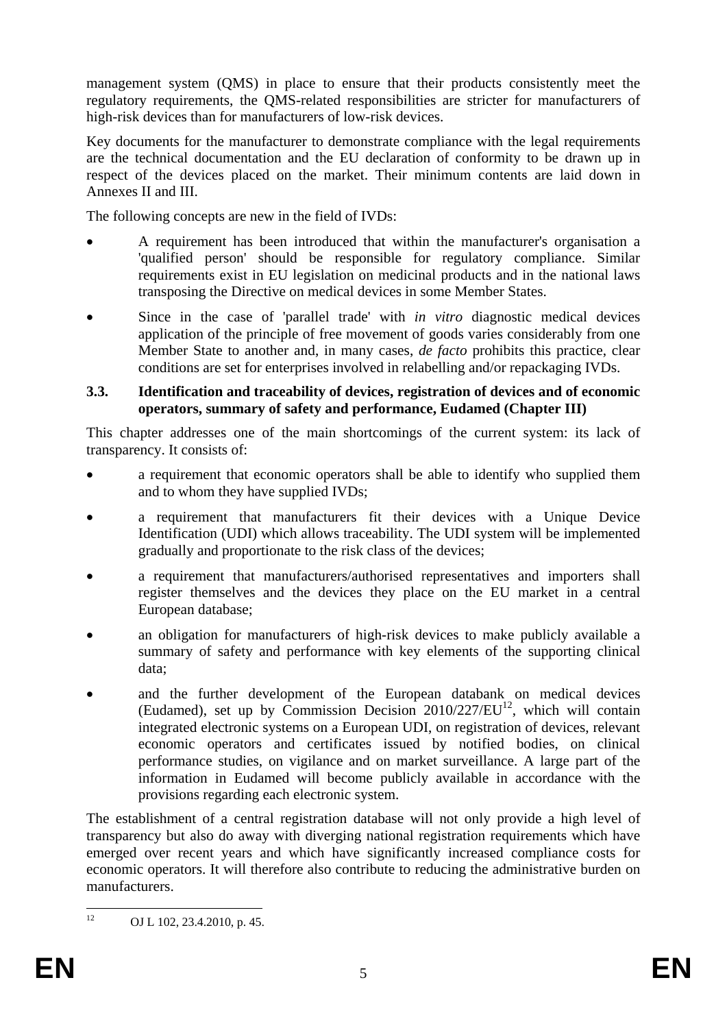management system (QMS) in place to ensure that their products consistently meet the regulatory requirements, the QMS-related responsibilities are stricter for manufacturers of high-risk devices than for manufacturers of low-risk devices.

Key documents for the manufacturer to demonstrate compliance with the legal requirements are the technical documentation and the EU declaration of conformity to be drawn up in respect of the devices placed on the market. Their minimum contents are laid down in Annexes II and III.

The following concepts are new in the field of IVDs:

- A requirement has been introduced that within the manufacturer's organisation a 'qualified person' should be responsible for regulatory compliance. Similar requirements exist in EU legislation on medicinal products and in the national laws transposing the Directive on medical devices in some Member States.
- Since in the case of 'parallel trade' with *in vitro* diagnostic medical devices application of the principle of free movement of goods varies considerably from one Member State to another and, in many cases, *de facto* prohibits this practice, clear conditions are set for enterprises involved in relabelling and/or repackaging IVDs.

### 3.3. Identification and traceability of devices, registration of devices and of economic operators, summary of safety and performance, Eudamed (Chapter III)

This chapter addresses one of the main shortcomings of the current system: its lack of transparency. It consists of:

- a requirement that economic operators shall be able to identify who supplied them and to whom they have supplied IVDs;
- a requirement that manufacturers fit their devices with a Unique Device Identification (UDI) which allows traceability. The UDI system will be implemented gradually and proportionate to the risk class of the devices;
- a requirement that manufacturers/authorised representatives and importers shall register themselves and the devices they place on the EU market in a central European database;
- an obligation for manufacturers of high-risk devices to make publicly available a summary of safety and performance with key elements of the supporting clinical data;
- and the further development of the European databank on medical devices (Eudamed), set up by Commission Decision 2010/227/EU[12], which will contain integrated electronic systems on a European UDI, on registration of devices, relevant economic operators and certificates issued by notified bodies, on clinical performance studies, on vigilance and on market surveillance. A large part of the information in Eudamed will become publicly available in accordance with the provisions regarding each electronic system.

The establishment of a central registration database will not only provide a high level of transparency but also do away with diverging national registration requirements which have emerged over recent years and which have significantly increased compliance costs for economic operators. It will therefore also contribute to reducing the administrative burden on manufacturers.

[12] OJ L 102, 23.4.2010, p. 45.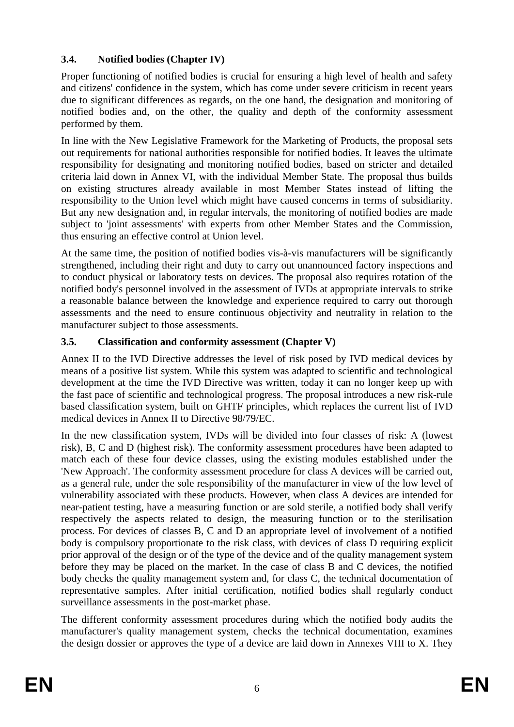### 3.4. Notified bodies (Chapter IV)

Proper functioning of notified bodies is crucial for ensuring a high level of health and safety and citizens' confidence in the system, which has come under severe criticism in recent years due to significant differences as regards, on the one hand, the designation and monitoring of notified bodies and, on the other, the quality and depth of the conformity assessment performed by them.

In line with the New Legislative Framework for the Marketing of Products, the proposal sets out requirements for national authorities responsible for notified bodies. It leaves the ultimate responsibility for designating and monitoring notified bodies, based on stricter and detailed criteria laid down in Annex VI, with the individual Member State. The proposal thus builds on existing structures already available in most Member States instead of lifting the responsibility to the Union level which might have caused concerns in terms of subsidiarity. But any new designation and, in regular intervals, the monitoring of notified bodies are made subject to 'joint assessments' with experts from other Member States and the Commission, thus ensuring an effective control at Union level.

At the same time, the position of notified bodies vis-à-vis manufacturers will be significantly strengthened, including their right and duty to carry out unannounced factory inspections and to conduct physical or laboratory tests on devices. The proposal also requires rotation of the notified body's personnel involved in the assessment of IVDs at appropriate intervals to strike a reasonable balance between the knowledge and experience required to carry out thorough assessments and the need to ensure continuous objectivity and neutrality in relation to the manufacturer subject to those assessments.

### 3.5. Classification and conformity assessment (Chapter V)

Annex II to the IVD Directive addresses the level of risk posed by IVD medical devices by means of a positive list system. While this system was adapted to scientific and technological development at the time the IVD Directive was written, today it can no longer keep up with the fast pace of scientific and technological progress. The proposal introduces a new risk-rule based classification system, built on GHTF principles, which replaces the current list of IVD medical devices in Annex II to Directive 98/79/EC.

In the new classification system, IVDs will be divided into four classes of risk: A (lowest risk), B, C and D (highest risk). The conformity assessment procedures have been adapted to match each of these four device classes, using the existing modules established under the 'New Approach'. The conformity assessment procedure for class A devices will be carried out, as a general rule, under the sole responsibility of the manufacturer in view of the low level of vulnerability associated with these products. However, when class A devices are intended for near-patient testing, have a measuring function or are sold sterile, a notified body shall verify respectively the aspects related to design, the measuring function or to the sterilisation process. For devices of classes B, C and D an appropriate level of involvement of a notified body is compulsory proportionate to the risk class, with devices of class D requiring explicit prior approval of the design or of the type of the device and of the quality management system before they may be placed on the market. In the case of class B and C devices, the notified body checks the quality management system and, for class C, the technical documentation of representative samples. After initial certification, notified bodies shall regularly conduct surveillance assessments in the post-market phase.

The different conformity assessment procedures during which the notified body audits the manufacturer's quality management system, checks the technical documentation, examines the design dossier or approves the type of a device are laid down in Annexes VIII to X. They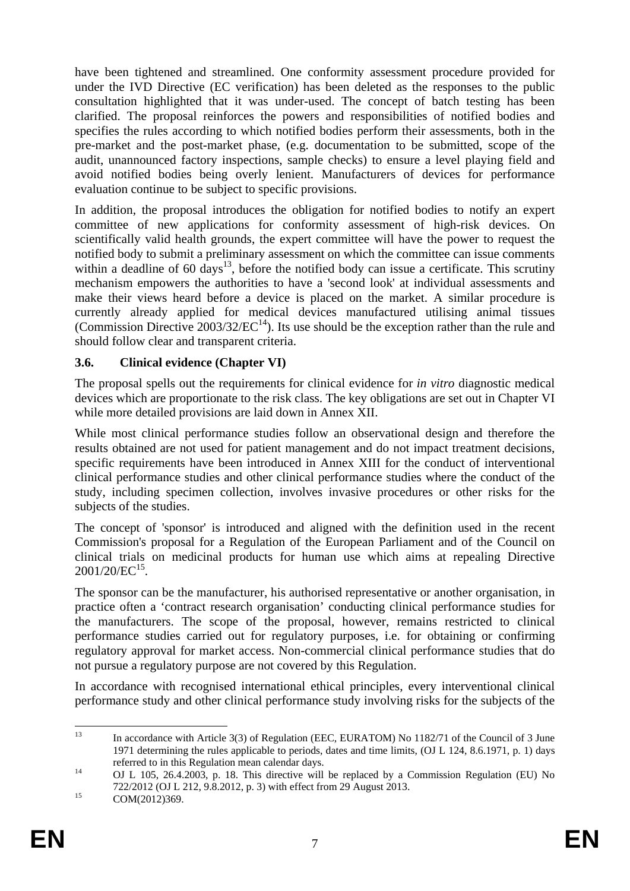have been tightened and streamlined. One conformity assessment procedure provided for under the IVD Directive (EC verification) has been deleted as the responses to the public consultation highlighted that it was under-used. The concept of batch testing has been clarified. The proposal reinforces the powers and responsibilities of notified bodies and specifies the rules according to which notified bodies perform their assessments, both in the pre-market and the post-market phase, (e.g. documentation to be submitted, scope of the audit, unannounced factory inspections, sample checks) to ensure a level playing field and avoid notified bodies being overly lenient. Manufacturers of devices for performance evaluation continue to be subject to specific provisions.

In addition, the proposal introduces the obligation for notified bodies to notify an expert committee of new applications for conformity assessment of high-risk devices. On scientifically valid health grounds, the expert committee will have the power to request the notified body to submit a preliminary assessment on which the committee can issue comments within a deadline of 60 days[13], before the notified body can issue a certificate. This scrutiny mechanism empowers the authorities to have a 'second look' at individual assessments and make their views heard before a device is placed on the market. A similar procedure is currently already applied for medical devices manufactured utilising animal tissues (Commission Directive 2003/32/EC[14]). Its use should be the exception rather than the rule and should follow clear and transparent criteria.

### 3.6. Clinical evidence (Chapter VI)

The proposal spells out the requirements for clinical evidence for *in vitro* diagnostic medical devices which are proportionate to the risk class. The key obligations are set out in Chapter VI while more detailed provisions are laid down in Annex XII.

While most clinical performance studies follow an observational design and therefore the results obtained are not used for patient management and do not impact treatment decisions, specific requirements have been introduced in Annex XIII for the conduct of interventional clinical performance studies and other clinical performance studies where the conduct of the study, including specimen collection, involves invasive procedures or other risks for the subjects of the studies.

The concept of 'sponsor' is introduced and aligned with the definition used in the recent Commission's proposal for a Regulation of the European Parliament and of the Council on clinical trials on medicinal products for human use which aims at repealing Directive 2001/20/EC[15].

The sponsor can be the manufacturer, his authorised representative or another organisation, in practice often a 'contract research organisation' conducting clinical performance studies for the manufacturers. The scope of the proposal, however, remains restricted to clinical performance studies carried out for regulatory purposes, i.e. for obtaining or confirming regulatory approval for market access. Non-commercial clinical performance studies that do not pursue a regulatory purpose are not covered by this Regulation.

In accordance with recognised international ethical principles, every interventional clinical performance study and other clinical performance study involving risks for the subjects of the

---

[13] In accordance with Article 3(3) of Regulation (EEC, EURATOM) No 1182/71 of the Council of 3 June 1971 determining the rules applicable to periods, dates and time limits, (OJ L 124, 8.6.1971, p. 1) days referred to in this Regulation mean calendar days.

[14] OJ L 105, 26.4.2003, p. 18. This directive will be replaced by a Commission Regulation (EU) No 722/2012 (OJ L 212, 9.8.2012, p. 3) with effect from 29 August 2013.

[15] COM(2012)369.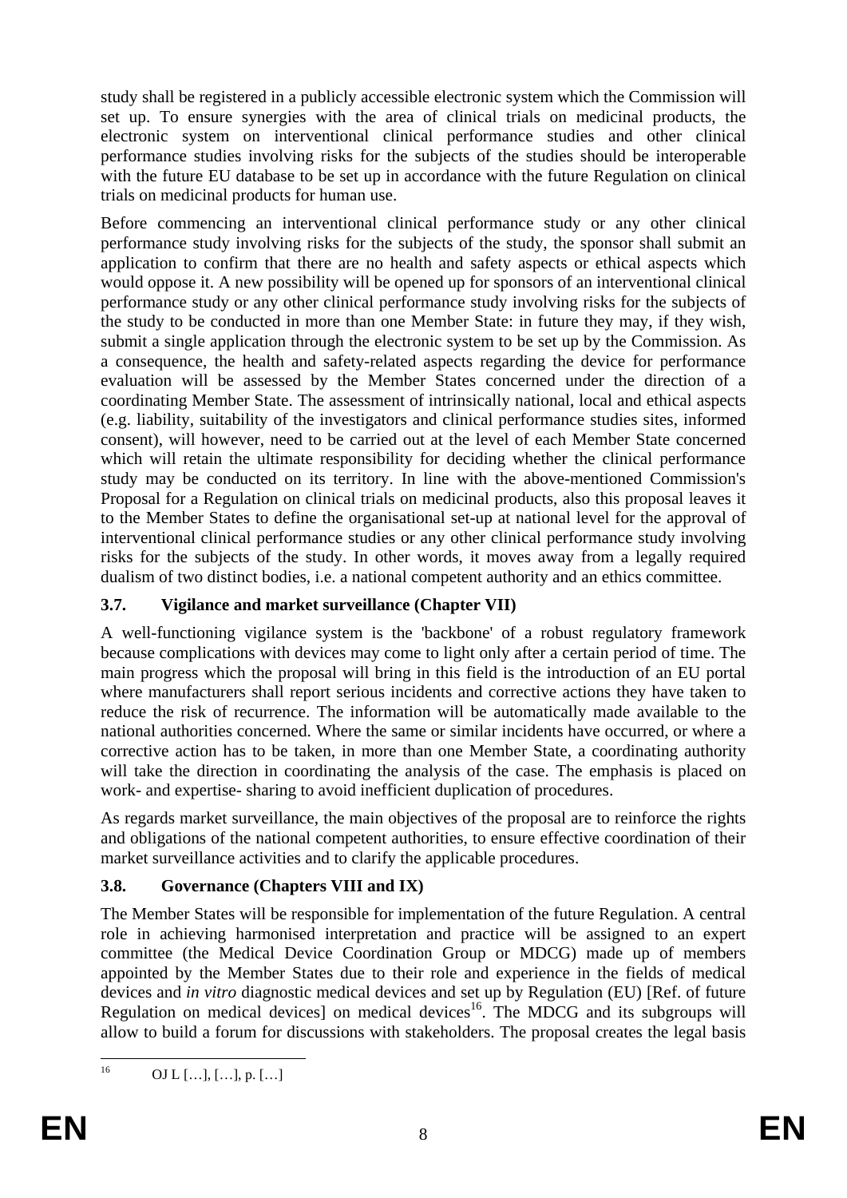study shall be registered in a publicly accessible electronic system which the Commission will set up. To ensure synergies with the area of clinical trials on medicinal products, the electronic system on interventional clinical performance studies and other clinical performance studies involving risks for the subjects of the studies should be interoperable with the future EU database to be set up in accordance with the future Regulation on clinical trials on medicinal products for human use.

Before commencing an interventional clinical performance study or any other clinical performance study involving risks for the subjects of the study, the sponsor shall submit an application to confirm that there are no health and safety aspects or ethical aspects which would oppose it. A new possibility will be opened up for sponsors of an interventional clinical performance study or any other clinical performance study involving risks for the subjects of the study to be conducted in more than one Member State: in future they may, if they wish, submit a single application through the electronic system to be set up by the Commission. As a consequence, the health and safety-related aspects regarding the device for performance evaluation will be assessed by the Member States concerned under the direction of a coordinating Member State. The assessment of intrinsically national, local and ethical aspects (e.g. liability, suitability of the investigators and clinical performance studies sites, informed consent), will however, need to be carried out at the level of each Member State concerned which will retain the ultimate responsibility for deciding whether the clinical performance study may be conducted on its territory. In line with the above-mentioned Commission's Proposal for a Regulation on clinical trials on medicinal products, also this proposal leaves it to the Member States to define the organisational set-up at national level for the approval of interventional clinical performance studies or any other clinical performance study involving risks for the subjects of the study. In other words, it moves away from a legally required dualism of two distinct bodies, i.e. a national competent authority and an ethics committee.

### 3.7. Vigilance and market surveillance (Chapter VII)

A well-functioning vigilance system is the 'backbone' of a robust regulatory framework because complications with devices may come to light only after a certain period of time. The main progress which the proposal will bring in this field is the introduction of an EU portal where manufacturers shall report serious incidents and corrective actions they have taken to reduce the risk of recurrence. The information will be automatically made available to the national authorities concerned. Where the same or similar incidents have occurred, or where a corrective action has to be taken, in more than one Member State, a coordinating authority will take the direction in coordinating the analysis of the case. The emphasis is placed on work- and expertise- sharing to avoid inefficient duplication of procedures.

As regards market surveillance, the main objectives of the proposal are to reinforce the rights and obligations of the national competent authorities, to ensure effective coordination of their market surveillance activities and to clarify the applicable procedures.

### 3.8. Governance (Chapters VIII and IX)

The Member States will be responsible for implementation of the future Regulation. A central role in achieving harmonised interpretation and practice will be assigned to an expert committee (the Medical Device Coordination Group or MDCG) made up of members appointed by the Member States due to their role and experience in the fields of medical devices and *in vitro* diagnostic medical devices and set up by Regulation (EU) [Ref. of future Regulation on medical devices] on medical devices[16]. The MDCG and its subgroups will allow to build a forum for discussions with stakeholders. The proposal creates the legal basis

---

[16] OJ L […], […], p. […]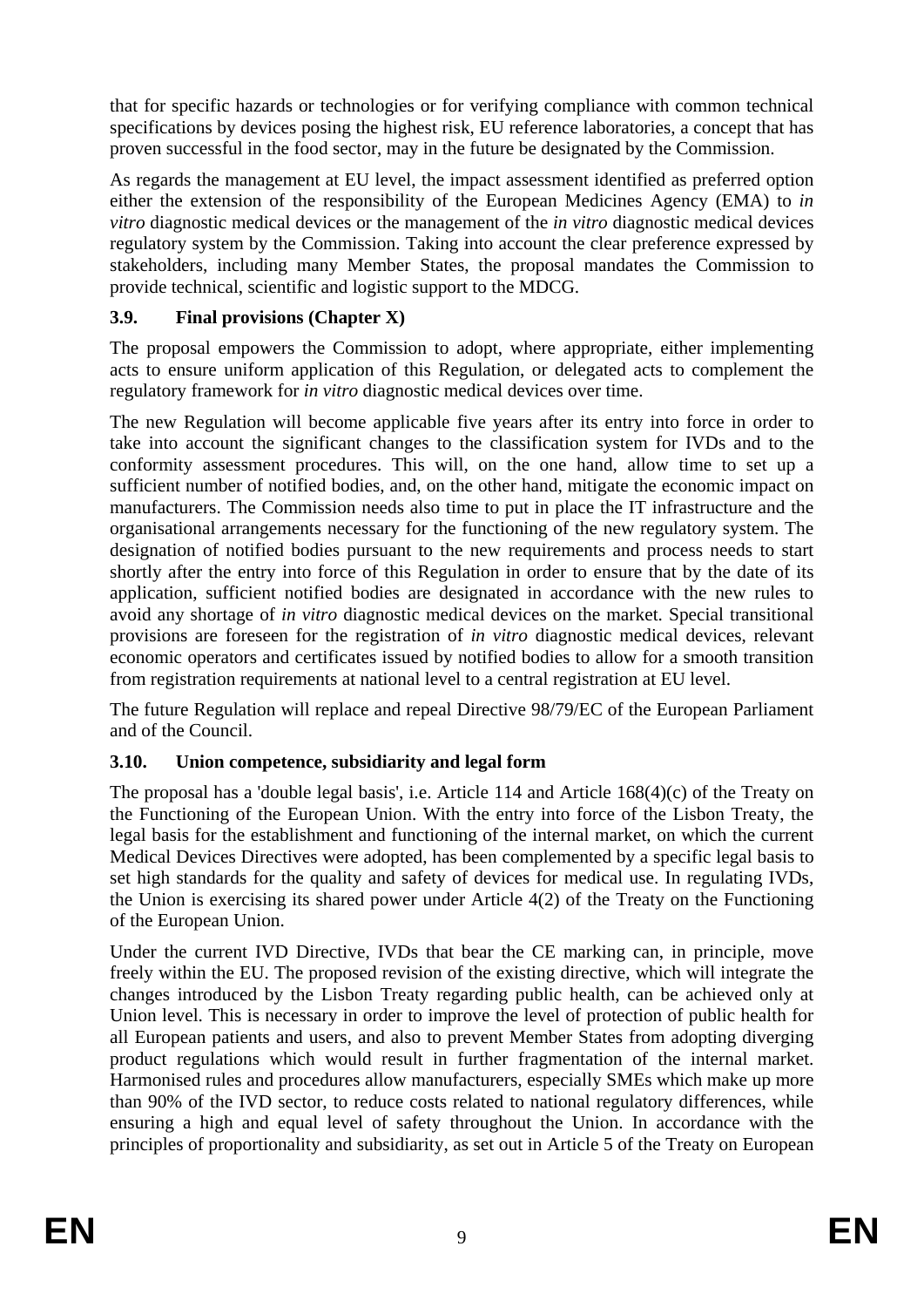that for specific hazards or technologies or for verifying compliance with common technical specifications by devices posing the highest risk, EU reference laboratories, a concept that has proven successful in the food sector, may in the future be designated by the Commission.

As regards the management at EU level, the impact assessment identified as preferred option either the extension of the responsibility of the European Medicines Agency (EMA) to *in vitro* diagnostic medical devices or the management of the *in vitro* diagnostic medical devices regulatory system by the Commission. Taking into account the clear preference expressed by stakeholders, including many Member States, the proposal mandates the Commission to provide technical, scientific and logistic support to the MDCG.

### 3.9. Final provisions (Chapter X)

The proposal empowers the Commission to adopt, where appropriate, either implementing acts to ensure uniform application of this Regulation, or delegated acts to complement the regulatory framework for *in vitro* diagnostic medical devices over time.

The new Regulation will become applicable five years after its entry into force in order to take into account the significant changes to the classification system for IVDs and to the conformity assessment procedures. This will, on the one hand, allow time to set up a sufficient number of notified bodies, and, on the other hand, mitigate the economic impact on manufacturers. The Commission needs also time to put in place the IT infrastructure and the organisational arrangements necessary for the functioning of the new regulatory system. The designation of notified bodies pursuant to the new requirements and process needs to start shortly after the entry into force of this Regulation in order to ensure that by the date of its application, sufficient notified bodies are designated in accordance with the new rules to avoid any shortage of *in vitro* diagnostic medical devices on the market. Special transitional provisions are foreseen for the registration of *in vitro* diagnostic medical devices, relevant economic operators and certificates issued by notified bodies to allow for a smooth transition from registration requirements at national level to a central registration at EU level.

The future Regulation will replace and repeal Directive 98/79/EC of the European Parliament and of the Council.

### 3.10. Union competence, subsidiarity and legal form

The proposal has a 'double legal basis', i.e. Article 114 and Article 168(4)(c) of the Treaty on the Functioning of the European Union. With the entry into force of the Lisbon Treaty, the legal basis for the establishment and functioning of the internal market, on which the current Medical Devices Directives were adopted, has been complemented by a specific legal basis to set high standards for the quality and safety of devices for medical use. In regulating IVDs, the Union is exercising its shared power under Article 4(2) of the Treaty on the Functioning of the European Union.

Under the current IVD Directive, IVDs that bear the CE marking can, in principle, move freely within the EU. The proposed revision of the existing directive, which will integrate the changes introduced by the Lisbon Treaty regarding public health, can be achieved only at Union level. This is necessary in order to improve the level of protection of public health for all European patients and users, and also to prevent Member States from adopting diverging product regulations which would result in further fragmentation of the internal market. Harmonised rules and procedures allow manufacturers, especially SMEs which make up more than 90% of the IVD sector, to reduce costs related to national regulatory differences, while ensuring a high and equal level of safety throughout the Union. In accordance with the principles of proportionality and subsidiarity, as set out in Article 5 of the Treaty on European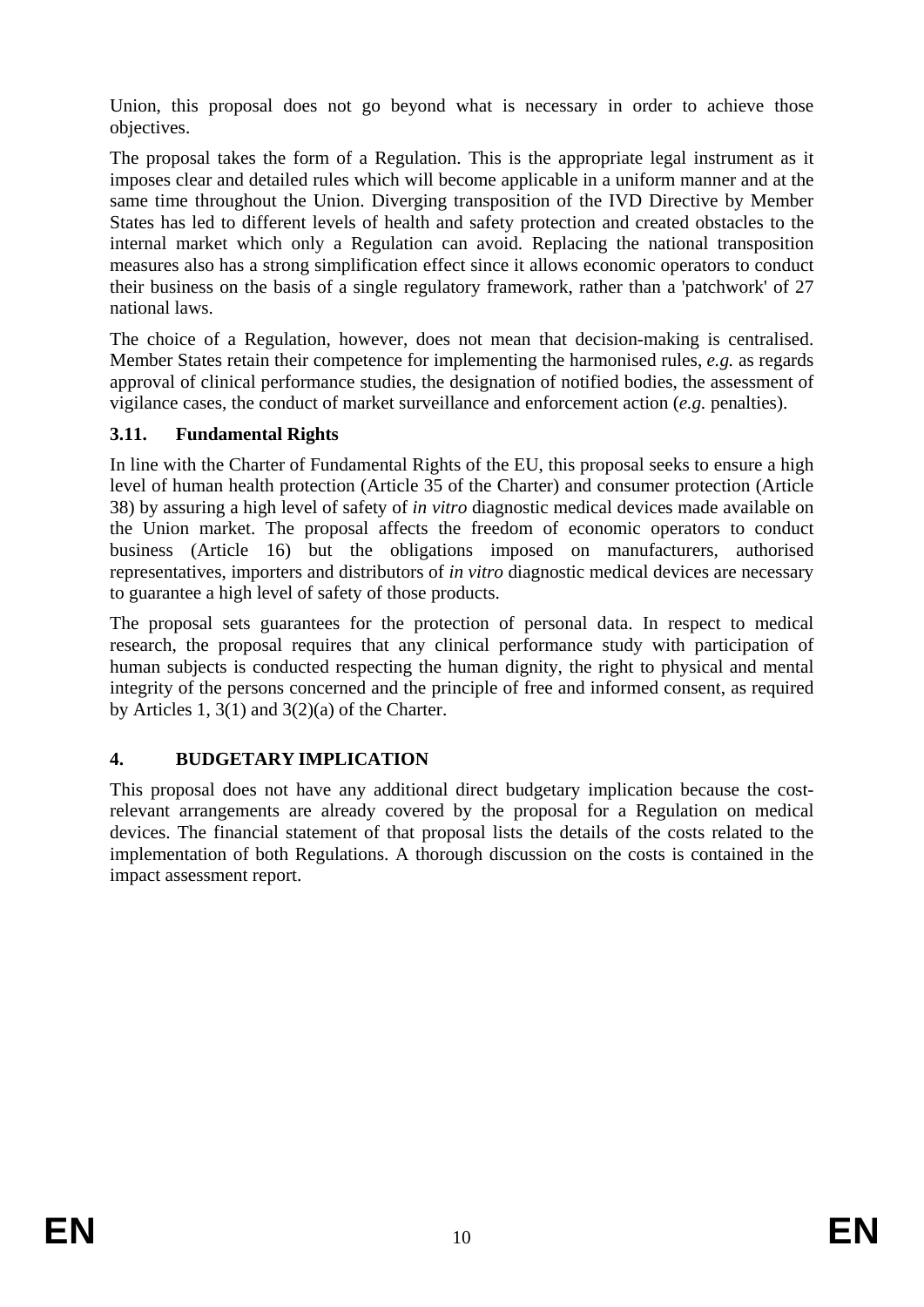Union, this proposal does not go beyond what is necessary in order to achieve those objectives.

The proposal takes the form of a Regulation. This is the appropriate legal instrument as it imposes clear and detailed rules which will become applicable in a uniform manner and at the same time throughout the Union. Diverging transposition of the IVD Directive by Member States has led to different levels of health and safety protection and created obstacles to the internal market which only a Regulation can avoid. Replacing the national transposition measures also has a strong simplification effect since it allows economic operators to conduct their business on the basis of a single regulatory framework, rather than a 'patchwork' of 27 national laws.

The choice of a Regulation, however, does not mean that decision-making is centralised. Member States retain their competence for implementing the harmonised rules, *e.g.* as regards approval of clinical performance studies, the designation of notified bodies, the assessment of vigilance cases, the conduct of market surveillance and enforcement action (*e.g.* penalties).

### 3.11. Fundamental Rights

In line with the Charter of Fundamental Rights of the EU, this proposal seeks to ensure a high level of human health protection (Article 35 of the Charter) and consumer protection (Article 38) by assuring a high level of safety of *in vitro* diagnostic medical devices made available on the Union market. The proposal affects the freedom of economic operators to conduct business (Article 16) but the obligations imposed on manufacturers, authorised representatives, importers and distributors of *in vitro* diagnostic medical devices are necessary to guarantee a high level of safety of those products.

The proposal sets guarantees for the protection of personal data. In respect to medical research, the proposal requires that any clinical performance study with participation of human subjects is conducted respecting the human dignity, the right to physical and mental integrity of the persons concerned and the principle of free and informed consent, as required by Articles 1, 3(1) and 3(2)(a) of the Charter.

## 4. BUDGETARY IMPLICATION

This proposal does not have any additional direct budgetary implication because the cost-relevant arrangements are already covered by the proposal for a Regulation on medical devices. The financial statement of that proposal lists the details of the costs related to the implementation of both Regulations. A thorough discussion on the costs is contained in the impact assessment report.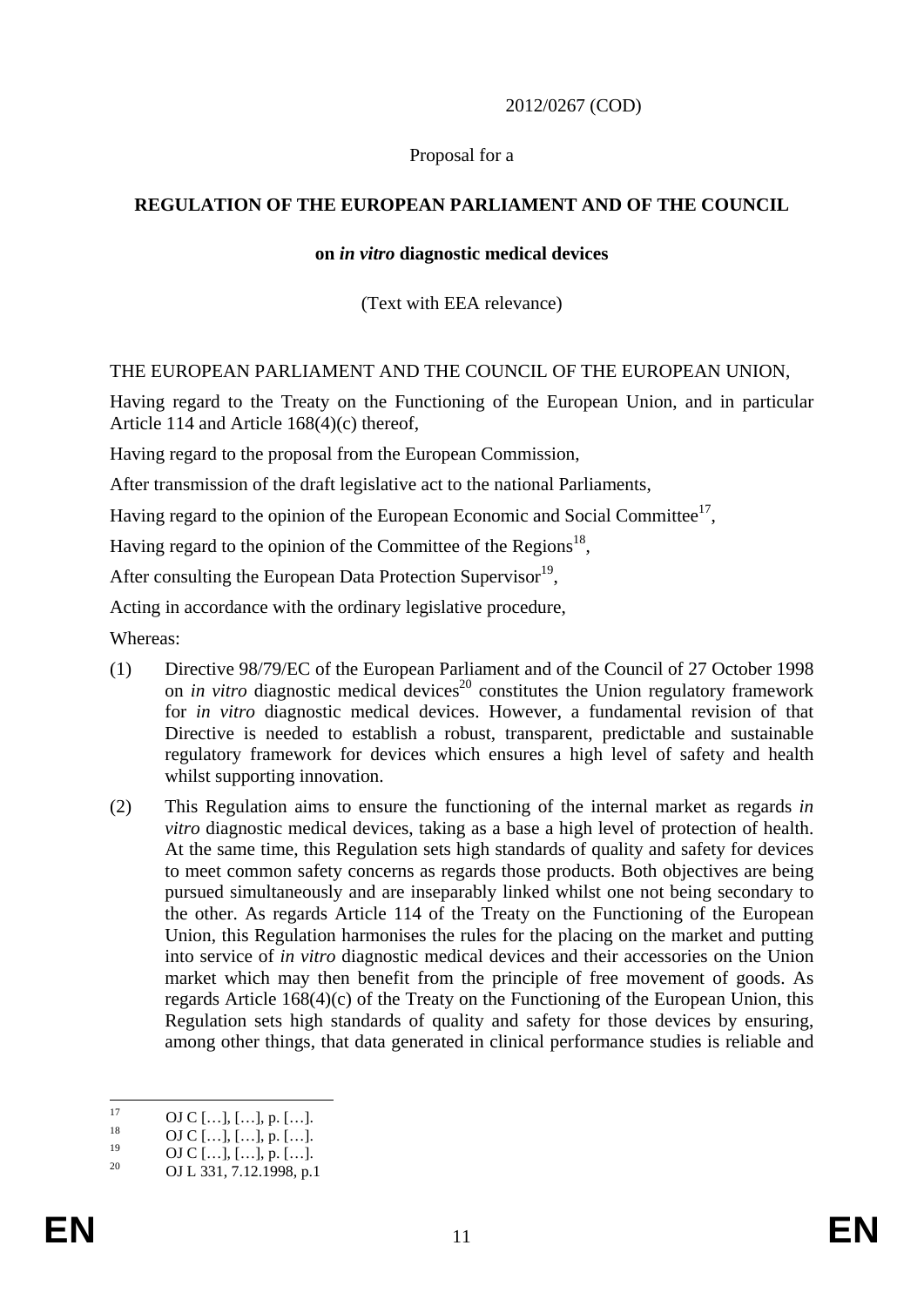2012/0267 (COD)

Proposal for a

**REGULATION OF THE EUROPEAN PARLIAMENT AND OF THE COUNCIL**

**on *in vitro* diagnostic medical devices**

(Text with EEA relevance)

THE EUROPEAN PARLIAMENT AND THE COUNCIL OF THE EUROPEAN UNION,

Having regard to the Treaty on the Functioning of the European Union, and in particular Article 114 and Article 168(4)(c) thereof,

Having regard to the proposal from the European Commission,

After transmission of the draft legislative act to the national Parliaments,

Having regard to the opinion of the European Economic and Social Committee[17],

Having regard to the opinion of the Committee of the Regions[18],

After consulting the European Data Protection Supervisor[19],

Acting in accordance with the ordinary legislative procedure,

Whereas:

(1) Directive 98/79/EC of the European Parliament and of the Council of 27 October 1998 on *in vitro* diagnostic medical devices[20] constitutes the Union regulatory framework for *in vitro* diagnostic medical devices. However, a fundamental revision of that Directive is needed to establish a robust, transparent, predictable and sustainable regulatory framework for devices which ensures a high level of safety and health whilst supporting innovation.

(2) This Regulation aims to ensure the functioning of the internal market as regards *in vitro* diagnostic medical devices, taking as a base a high level of protection of health. At the same time, this Regulation sets high standards of quality and safety for devices to meet common safety concerns as regards those products. Both objectives are being pursued simultaneously and are inseparably linked whilst one not being secondary to the other. As regards Article 114 of the Treaty on the Functioning of the European Union, this Regulation harmonises the rules for the placing on the market and putting into service of *in vitro* diagnostic medical devices and their accessories on the Union market which may then benefit from the principle of free movement of goods. As regards Article 168(4)(c) of the Treaty on the Functioning of the European Union, this Regulation sets high standards of quality and safety for those devices by ensuring, among other things, that data generated in clinical performance studies is reliable and

---

[17] OJ C […], […], p. […].

[18] OJ C […], […], p. […].

[19] OJ C […], […], p. […].

[20] OJ L 331, 7.12.1998, p.1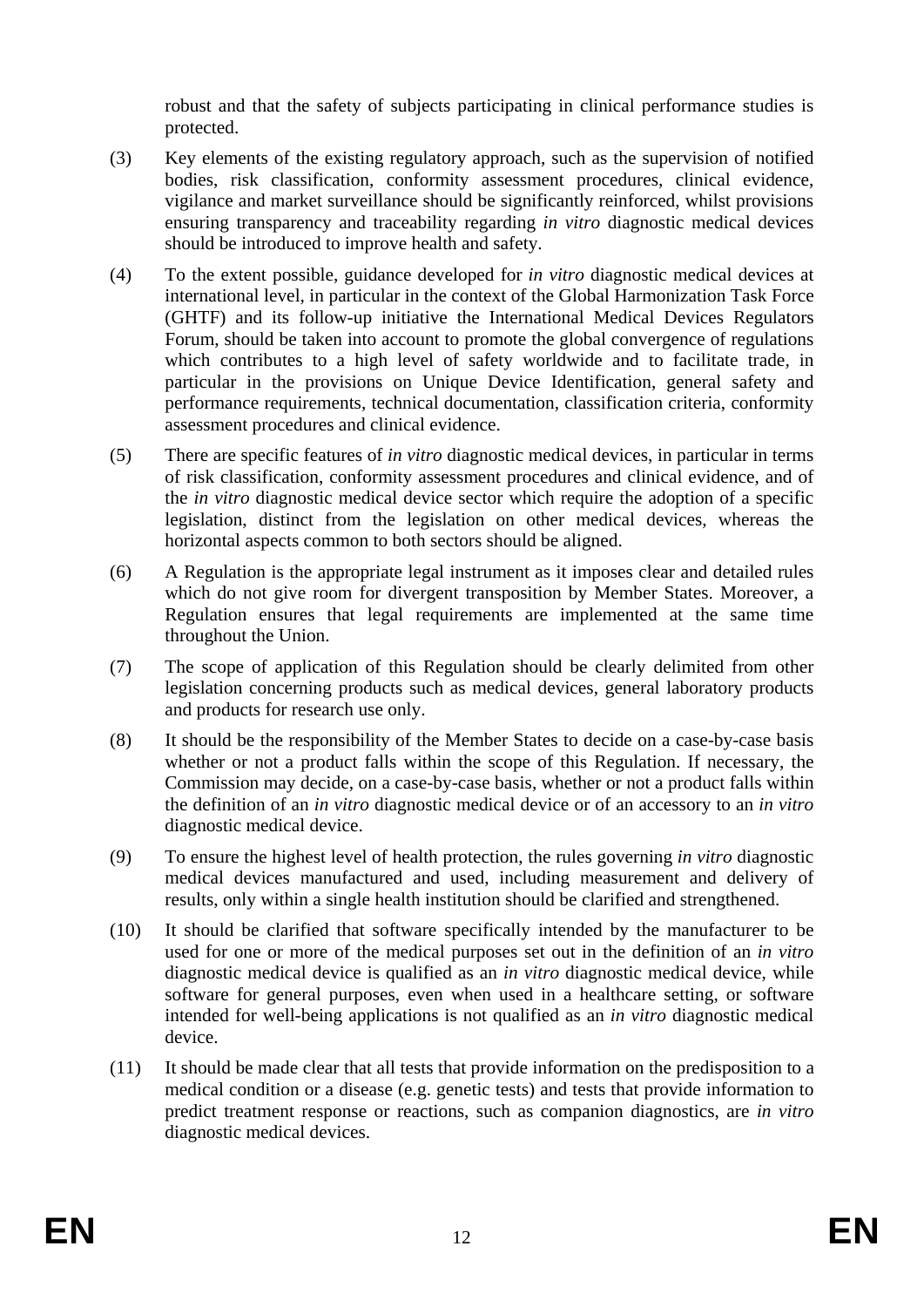robust and that the safety of subjects participating in clinical performance studies is protected.

(3) Key elements of the existing regulatory approach, such as the supervision of notified bodies, risk classification, conformity assessment procedures, clinical evidence, vigilance and market surveillance should be significantly reinforced, whilst provisions ensuring transparency and traceability regarding *in vitro* diagnostic medical devices should be introduced to improve health and safety.

(4) To the extent possible, guidance developed for *in vitro* diagnostic medical devices at international level, in particular in the context of the Global Harmonization Task Force (GHTF) and its follow-up initiative the International Medical Devices Regulators Forum, should be taken into account to promote the global convergence of regulations which contributes to a high level of safety worldwide and to facilitate trade, in particular in the provisions on Unique Device Identification, general safety and performance requirements, technical documentation, classification criteria, conformity assessment procedures and clinical evidence.

(5) There are specific features of *in vitro* diagnostic medical devices, in particular in terms of risk classification, conformity assessment procedures and clinical evidence, and of the *in vitro* diagnostic medical device sector which require the adoption of a specific legislation, distinct from the legislation on other medical devices, whereas the horizontal aspects common to both sectors should be aligned.

(6) A Regulation is the appropriate legal instrument as it imposes clear and detailed rules which do not give room for divergent transposition by Member States. Moreover, a Regulation ensures that legal requirements are implemented at the same time throughout the Union.

(7) The scope of application of this Regulation should be clearly delimited from other legislation concerning products such as medical devices, general laboratory products and products for research use only.

(8) It should be the responsibility of the Member States to decide on a case-by-case basis whether or not a product falls within the scope of this Regulation. If necessary, the Commission may decide, on a case-by-case basis, whether or not a product falls within the definition of an *in vitro* diagnostic medical device or of an accessory to an *in vitro* diagnostic medical device.

(9) To ensure the highest level of health protection, the rules governing *in vitro* diagnostic medical devices manufactured and used, including measurement and delivery of results, only within a single health institution should be clarified and strengthened.

(10) It should be clarified that software specifically intended by the manufacturer to be used for one or more of the medical purposes set out in the definition of an *in vitro* diagnostic medical device is qualified as an *in vitro* diagnostic medical device, while software for general purposes, even when used in a healthcare setting, or software intended for well-being applications is not qualified as an *in vitro* diagnostic medical device.

(11) It should be made clear that all tests that provide information on the predisposition to a medical condition or a disease (e.g. genetic tests) and tests that provide information to predict treatment response or reactions, such as companion diagnostics, are *in vitro* diagnostic medical devices.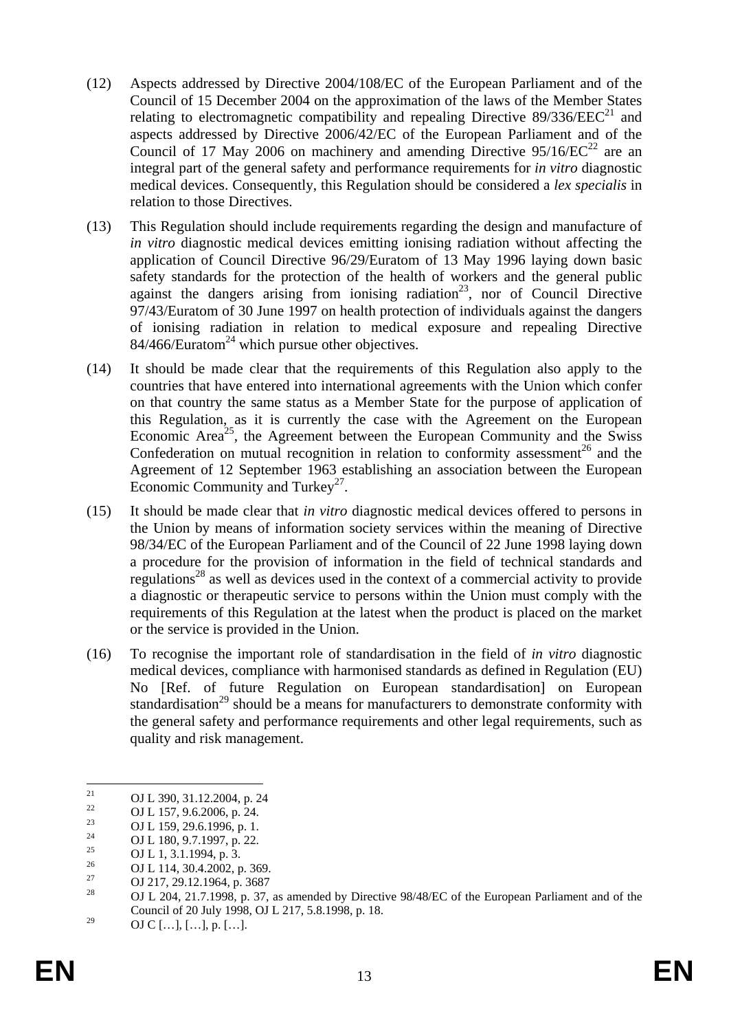(12) Aspects addressed by Directive 2004/108/EC of the European Parliament and of the Council of 15 December 2004 on the approximation of the laws of the Member States relating to electromagnetic compatibility and repealing Directive 89/336/EEC[21] and aspects addressed by Directive 2006/42/EC of the European Parliament and of the Council of 17 May 2006 on machinery and amending Directive 95/16/EC[22] are an integral part of the general safety and performance requirements for *in vitro* diagnostic medical devices. Consequently, this Regulation should be considered a *lex specialis* in relation to those Directives.

(13) This Regulation should include requirements regarding the design and manufacture of *in vitro* diagnostic medical devices emitting ionising radiation without affecting the application of Council Directive 96/29/Euratom of 13 May 1996 laying down basic safety standards for the protection of the health of workers and the general public against the dangers arising from ionising radiation[23], nor of Council Directive 97/43/Euratom of 30 June 1997 on health protection of individuals against the dangers of ionising radiation in relation to medical exposure and repealing Directive 84/466/Euratom[24] which pursue other objectives.

(14) It should be made clear that the requirements of this Regulation also apply to the countries that have entered into international agreements with the Union which confer on that country the same status as a Member State for the purpose of application of this Regulation, as it is currently the case with the Agreement on the European Economic Area[25], the Agreement between the European Community and the Swiss Confederation on mutual recognition in relation to conformity assessment[26] and the Agreement of 12 September 1963 establishing an association between the European Economic Community and Turkey[27].

(15) It should be made clear that *in vitro* diagnostic medical devices offered to persons in the Union by means of information society services within the meaning of Directive 98/34/EC of the European Parliament and of the Council of 22 June 1998 laying down a procedure for the provision of information in the field of technical standards and regulations[28] as well as devices used in the context of a commercial activity to provide a diagnostic or therapeutic service to persons within the Union must comply with the requirements of this Regulation at the latest when the product is placed on the market or the service is provided in the Union.

(16) To recognise the important role of standardisation in the field of *in vitro* diagnostic medical devices, compliance with harmonised standards as defined in Regulation (EU) No [Ref. of future Regulation on European standardisation] on European standardisation[29] should be a means for manufacturers to demonstrate conformity with the general safety and performance requirements and other legal requirements, such as quality and risk management.

---

[21] OJ L 390, 31.12.2004, p. 24

[22] OJ L 157, 9.6.2006, p. 24.

[23] OJ L 159, 29.6.1996, p. 1.

[24] OJ L 180, 9.7.1997, p. 22.

[25] OJ L 1, 3.1.1994, p. 3.

[26] OJ L 114, 30.4.2002, p. 369.

[27] OJ 217, 29.12.1964, p. 3687

[28] OJ L 204, 21.7.1998, p. 37, as amended by Directive 98/48/EC of the European Parliament and of the Council of 20 July 1998, OJ L 217, 5.8.1998, p. 18.

[29] OJ C […], […], p. […].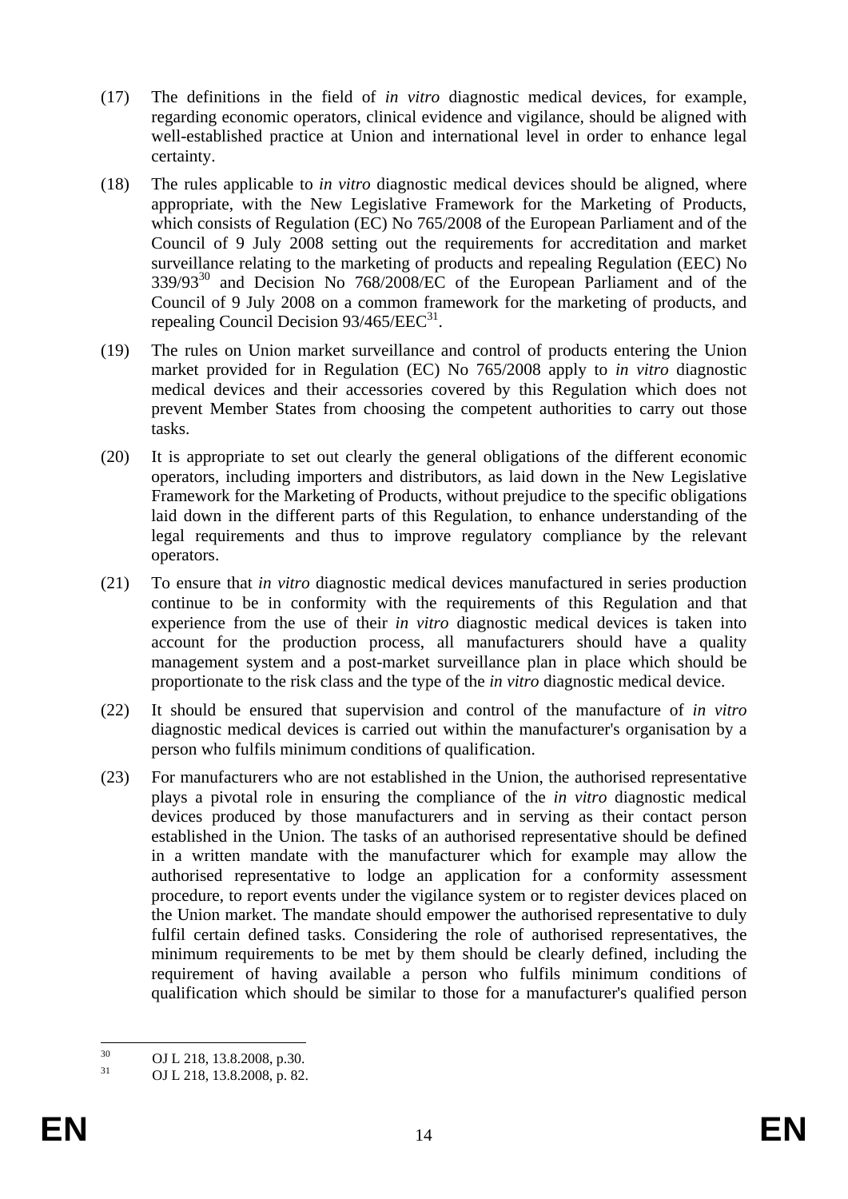(17) The definitions in the field of *in vitro* diagnostic medical devices, for example, regarding economic operators, clinical evidence and vigilance, should be aligned with well-established practice at Union and international level in order to enhance legal certainty.

(18) The rules applicable to *in vitro* diagnostic medical devices should be aligned, where appropriate, with the New Legislative Framework for the Marketing of Products, which consists of Regulation (EC) No 765/2008 of the European Parliament and of the Council of 9 July 2008 setting out the requirements for accreditation and market surveillance relating to the marketing of products and repealing Regulation (EEC) No 339/93[30] and Decision No 768/2008/EC of the European Parliament and of the Council of 9 July 2008 on a common framework for the marketing of products, and repealing Council Decision 93/465/EEC[31].

(19) The rules on Union market surveillance and control of products entering the Union market provided for in Regulation (EC) No 765/2008 apply to *in vitro* diagnostic medical devices and their accessories covered by this Regulation which does not prevent Member States from choosing the competent authorities to carry out those tasks.

(20) It is appropriate to set out clearly the general obligations of the different economic operators, including importers and distributors, as laid down in the New Legislative Framework for the Marketing of Products, without prejudice to the specific obligations laid down in the different parts of this Regulation, to enhance understanding of the legal requirements and thus to improve regulatory compliance by the relevant operators.

(21) To ensure that *in vitro* diagnostic medical devices manufactured in series production continue to be in conformity with the requirements of this Regulation and that experience from the use of their *in vitro* diagnostic medical devices is taken into account for the production process, all manufacturers should have a quality management system and a post-market surveillance plan in place which should be proportionate to the risk class and the type of the *in vitro* diagnostic medical device.

(22) It should be ensured that supervision and control of the manufacture of *in vitro* diagnostic medical devices is carried out within the manufacturer's organisation by a person who fulfils minimum conditions of qualification.

(23) For manufacturers who are not established in the Union, the authorised representative plays a pivotal role in ensuring the compliance of the *in vitro* diagnostic medical devices produced by those manufacturers and in serving as their contact person established in the Union. The tasks of an authorised representative should be defined in a written mandate with the manufacturer which for example may allow the authorised representative to lodge an application for a conformity assessment procedure, to report events under the vigilance system or to register devices placed on the Union market. The mandate should empower the authorised representative to duly fulfil certain defined tasks. Considering the role of authorised representatives, the minimum requirements to be met by them should be clearly defined, including the requirement of having available a person who fulfils minimum conditions of qualification which should be similar to those for a manufacturer's qualified person

[30] OJ L 218, 13.8.2008, p.30.

[31] OJ L 218, 13.8.2008, p. 82.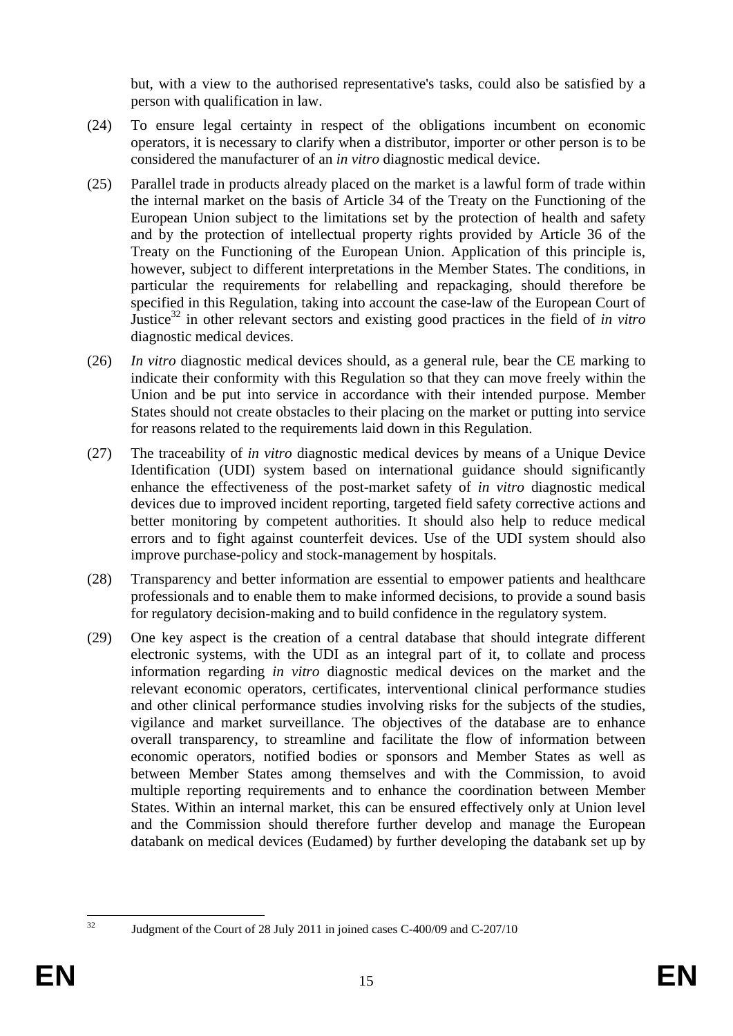but, with a view to the authorised representative's tasks, could also be satisfied by a person with qualification in law.

(24) To ensure legal certainty in respect of the obligations incumbent on economic operators, it is necessary to clarify when a distributor, importer or other person is to be considered the manufacturer of an *in vitro* diagnostic medical device.

(25) Parallel trade in products already placed on the market is a lawful form of trade within the internal market on the basis of Article 34 of the Treaty on the Functioning of the European Union subject to the limitations set by the protection of health and safety and by the protection of intellectual property rights provided by Article 36 of the Treaty on the Functioning of the European Union. Application of this principle is, however, subject to different interpretations in the Member States. The conditions, in particular the requirements for relabelling and repackaging, should therefore be specified in this Regulation, taking into account the case-law of the European Court of Justice[32] in other relevant sectors and existing good practices in the field of *in vitro* diagnostic medical devices.

(26) *In vitro* diagnostic medical devices should, as a general rule, bear the CE marking to indicate their conformity with this Regulation so that they can move freely within the Union and be put into service in accordance with their intended purpose. Member States should not create obstacles to their placing on the market or putting into service for reasons related to the requirements laid down in this Regulation.

(27) The traceability of *in vitro* diagnostic medical devices by means of a Unique Device Identification (UDI) system based on international guidance should significantly enhance the effectiveness of the post-market safety of *in vitro* diagnostic medical devices due to improved incident reporting, targeted field safety corrective actions and better monitoring by competent authorities. It should also help to reduce medical errors and to fight against counterfeit devices. Use of the UDI system should also improve purchase-policy and stock-management by hospitals.

(28) Transparency and better information are essential to empower patients and healthcare professionals and to enable them to make informed decisions, to provide a sound basis for regulatory decision-making and to build confidence in the regulatory system.

(29) One key aspect is the creation of a central database that should integrate different electronic systems, with the UDI as an integral part of it, to collate and process information regarding *in vitro* diagnostic medical devices on the market and the relevant economic operators, certificates, interventional clinical performance studies and other clinical performance studies involving risks for the subjects of the studies, vigilance and market surveillance. The objectives of the database are to enhance overall transparency, to streamline and facilitate the flow of information between economic operators, notified bodies or sponsors and Member States as well as between Member States among themselves and with the Commission, to avoid multiple reporting requirements and to enhance the coordination between Member States. Within an internal market, this can be ensured effectively only at Union level and the Commission should therefore further develop and manage the European databank on medical devices (Eudamed) by further developing the databank set up by

[32] Judgment of the Court of 28 July 2011 in joined cases C-400/09 and C-207/10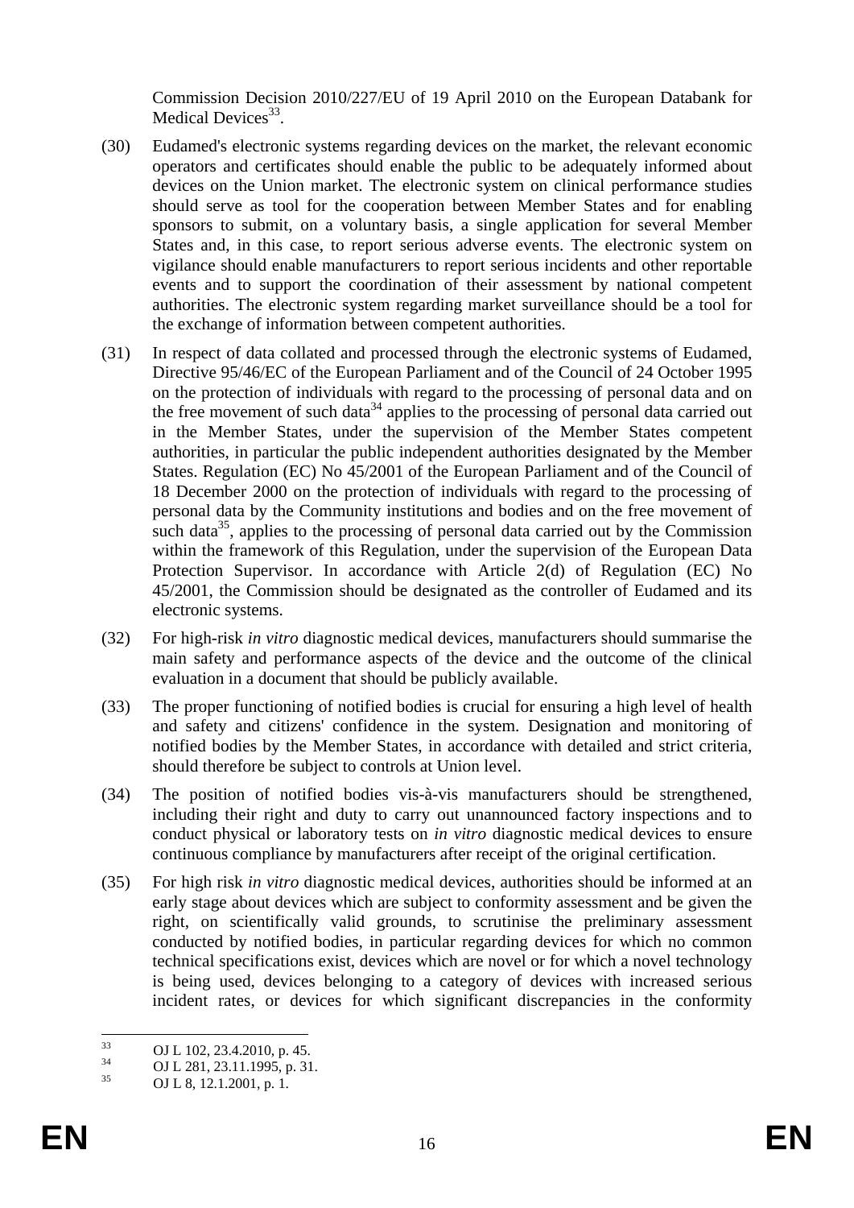Commission Decision 2010/227/EU of 19 April 2010 on the European Databank for Medical Devices[33].

(30) Eudamed's electronic systems regarding devices on the market, the relevant economic operators and certificates should enable the public to be adequately informed about devices on the Union market. The electronic system on clinical performance studies should serve as tool for the cooperation between Member States and for enabling sponsors to submit, on a voluntary basis, a single application for several Member States and, in this case, to report serious adverse events. The electronic system on vigilance should enable manufacturers to report serious incidents and other reportable events and to support the coordination of their assessment by national competent authorities. The electronic system regarding market surveillance should be a tool for the exchange of information between competent authorities.

(31) In respect of data collated and processed through the electronic systems of Eudamed, Directive 95/46/EC of the European Parliament and of the Council of 24 October 1995 on the protection of individuals with regard to the processing of personal data and on the free movement of such data[34] applies to the processing of personal data carried out in the Member States, under the supervision of the Member States competent authorities, in particular the public independent authorities designated by the Member States. Regulation (EC) No 45/2001 of the European Parliament and of the Council of 18 December 2000 on the protection of individuals with regard to the processing of personal data by the Community institutions and bodies and on the free movement of such data[35], applies to the processing of personal data carried out by the Commission within the framework of this Regulation, under the supervision of the European Data Protection Supervisor. In accordance with Article 2(d) of Regulation (EC) No 45/2001, the Commission should be designated as the controller of Eudamed and its electronic systems.

(32) For high-risk *in vitro* diagnostic medical devices, manufacturers should summarise the main safety and performance aspects of the device and the outcome of the clinical evaluation in a document that should be publicly available.

(33) The proper functioning of notified bodies is crucial for ensuring a high level of health and safety and citizens' confidence in the system. Designation and monitoring of notified bodies by the Member States, in accordance with detailed and strict criteria, should therefore be subject to controls at Union level.

(34) The position of notified bodies vis-à-vis manufacturers should be strengthened, including their right and duty to carry out unannounced factory inspections and to conduct physical or laboratory tests on *in vitro* diagnostic medical devices to ensure continuous compliance by manufacturers after receipt of the original certification.

(35) For high risk *in vitro* diagnostic medical devices, authorities should be informed at an early stage about devices which are subject to conformity assessment and be given the right, on scientifically valid grounds, to scrutinise the preliminary assessment conducted by notified bodies, in particular regarding devices for which no common technical specifications exist, devices which are novel or for which a novel technology is being used, devices belonging to a category of devices with increased serious incident rates, or devices for which significant discrepancies in the conformity

---

[33] OJ L 102, 23.4.2010, p. 45.

[34] OJ L 281, 23.11.1995, p. 31.

[35] OJ L 8, 12.1.2001, p. 1.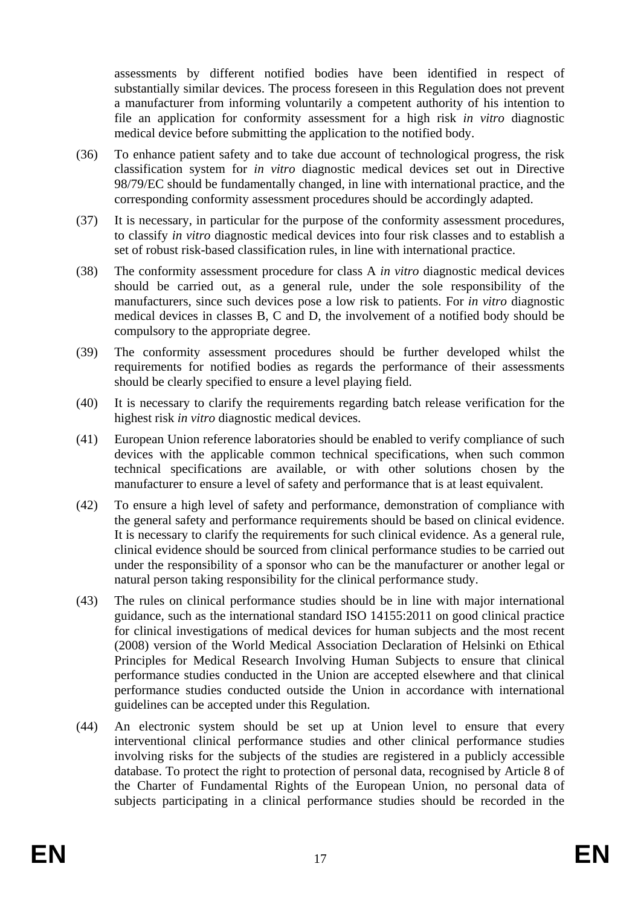assessments by different notified bodies have been identified in respect of substantially similar devices. The process foreseen in this Regulation does not prevent a manufacturer from informing voluntarily a competent authority of his intention to file an application for conformity assessment for a high risk *in vitro* diagnostic medical device before submitting the application to the notified body.

(36) To enhance patient safety and to take due account of technological progress, the risk classification system for *in vitro* diagnostic medical devices set out in Directive 98/79/EC should be fundamentally changed, in line with international practice, and the corresponding conformity assessment procedures should be accordingly adapted.

(37) It is necessary, in particular for the purpose of the conformity assessment procedures, to classify *in vitro* diagnostic medical devices into four risk classes and to establish a set of robust risk-based classification rules, in line with international practice.

(38) The conformity assessment procedure for class A *in vitro* diagnostic medical devices should be carried out, as a general rule, under the sole responsibility of the manufacturers, since such devices pose a low risk to patients. For *in vitro* diagnostic medical devices in classes B, C and D, the involvement of a notified body should be compulsory to the appropriate degree.

(39) The conformity assessment procedures should be further developed whilst the requirements for notified bodies as regards the performance of their assessments should be clearly specified to ensure a level playing field.

(40) It is necessary to clarify the requirements regarding batch release verification for the highest risk *in vitro* diagnostic medical devices.

(41) European Union reference laboratories should be enabled to verify compliance of such devices with the applicable common technical specifications, when such common technical specifications are available, or with other solutions chosen by the manufacturer to ensure a level of safety and performance that is at least equivalent.

(42) To ensure a high level of safety and performance, demonstration of compliance with the general safety and performance requirements should be based on clinical evidence. It is necessary to clarify the requirements for such clinical evidence. As a general rule, clinical evidence should be sourced from clinical performance studies to be carried out under the responsibility of a sponsor who can be the manufacturer or another legal or natural person taking responsibility for the clinical performance study.

(43) The rules on clinical performance studies should be in line with major international guidance, such as the international standard ISO 14155:2011 on good clinical practice for clinical investigations of medical devices for human subjects and the most recent (2008) version of the World Medical Association Declaration of Helsinki on Ethical Principles for Medical Research Involving Human Subjects to ensure that clinical performance studies conducted in the Union are accepted elsewhere and that clinical performance studies conducted outside the Union in accordance with international guidelines can be accepted under this Regulation.

(44) An electronic system should be set up at Union level to ensure that every interventional clinical performance studies and other clinical performance studies involving risks for the subjects of the studies are registered in a publicly accessible database. To protect the right to protection of personal data, recognised by Article 8 of the Charter of Fundamental Rights of the European Union, no personal data of subjects participating in a clinical performance studies should be recorded in the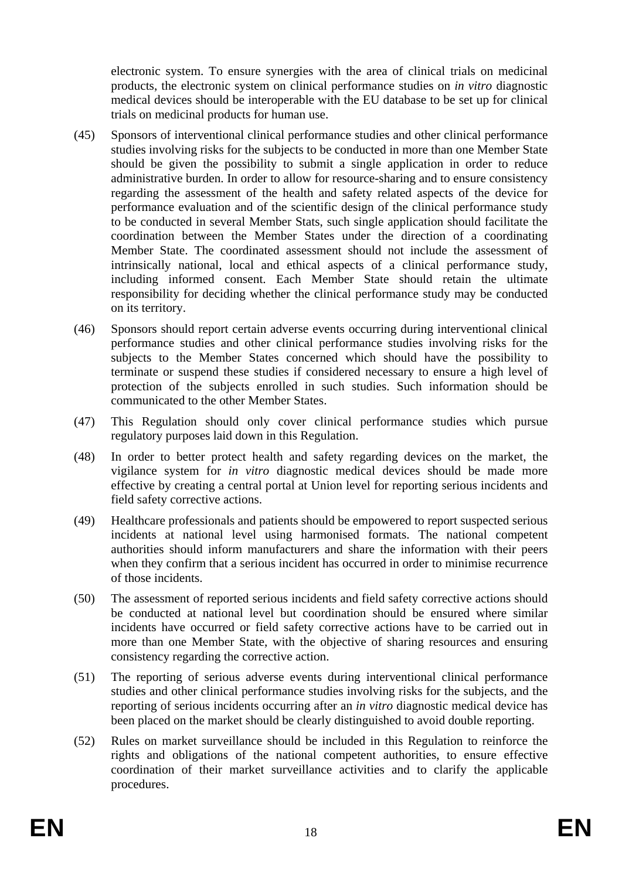electronic system. To ensure synergies with the area of clinical trials on medicinal products, the electronic system on clinical performance studies on *in vitro* diagnostic medical devices should be interoperable with the EU database to be set up for clinical trials on medicinal products for human use.

(45) Sponsors of interventional clinical performance studies and other clinical performance studies involving risks for the subjects to be conducted in more than one Member State should be given the possibility to submit a single application in order to reduce administrative burden. In order to allow for resource-sharing and to ensure consistency regarding the assessment of the health and safety related aspects of the device for performance evaluation and of the scientific design of the clinical performance study to be conducted in several Member Stats, such single application should facilitate the coordination between the Member States under the direction of a coordinating Member State. The coordinated assessment should not include the assessment of intrinsically national, local and ethical aspects of a clinical performance study, including informed consent. Each Member State should retain the ultimate responsibility for deciding whether the clinical performance study may be conducted on its territory.

(46) Sponsors should report certain adverse events occurring during interventional clinical performance studies and other clinical performance studies involving risks for the subjects to the Member States concerned which should have the possibility to terminate or suspend these studies if considered necessary to ensure a high level of protection of the subjects enrolled in such studies. Such information should be communicated to the other Member States.

(47) This Regulation should only cover clinical performance studies which pursue regulatory purposes laid down in this Regulation.

(48) In order to better protect health and safety regarding devices on the market, the vigilance system for *in vitro* diagnostic medical devices should be made more effective by creating a central portal at Union level for reporting serious incidents and field safety corrective actions.

(49) Healthcare professionals and patients should be empowered to report suspected serious incidents at national level using harmonised formats. The national competent authorities should inform manufacturers and share the information with their peers when they confirm that a serious incident has occurred in order to minimise recurrence of those incidents.

(50) The assessment of reported serious incidents and field safety corrective actions should be conducted at national level but coordination should be ensured where similar incidents have occurred or field safety corrective actions have to be carried out in more than one Member State, with the objective of sharing resources and ensuring consistency regarding the corrective action.

(51) The reporting of serious adverse events during interventional clinical performance studies and other clinical performance studies involving risks for the subjects, and the reporting of serious incidents occurring after an *in vitro* diagnostic medical device has been placed on the market should be clearly distinguished to avoid double reporting.

(52) Rules on market surveillance should be included in this Regulation to reinforce the rights and obligations of the national competent authorities, to ensure effective coordination of their market surveillance activities and to clarify the applicable procedures.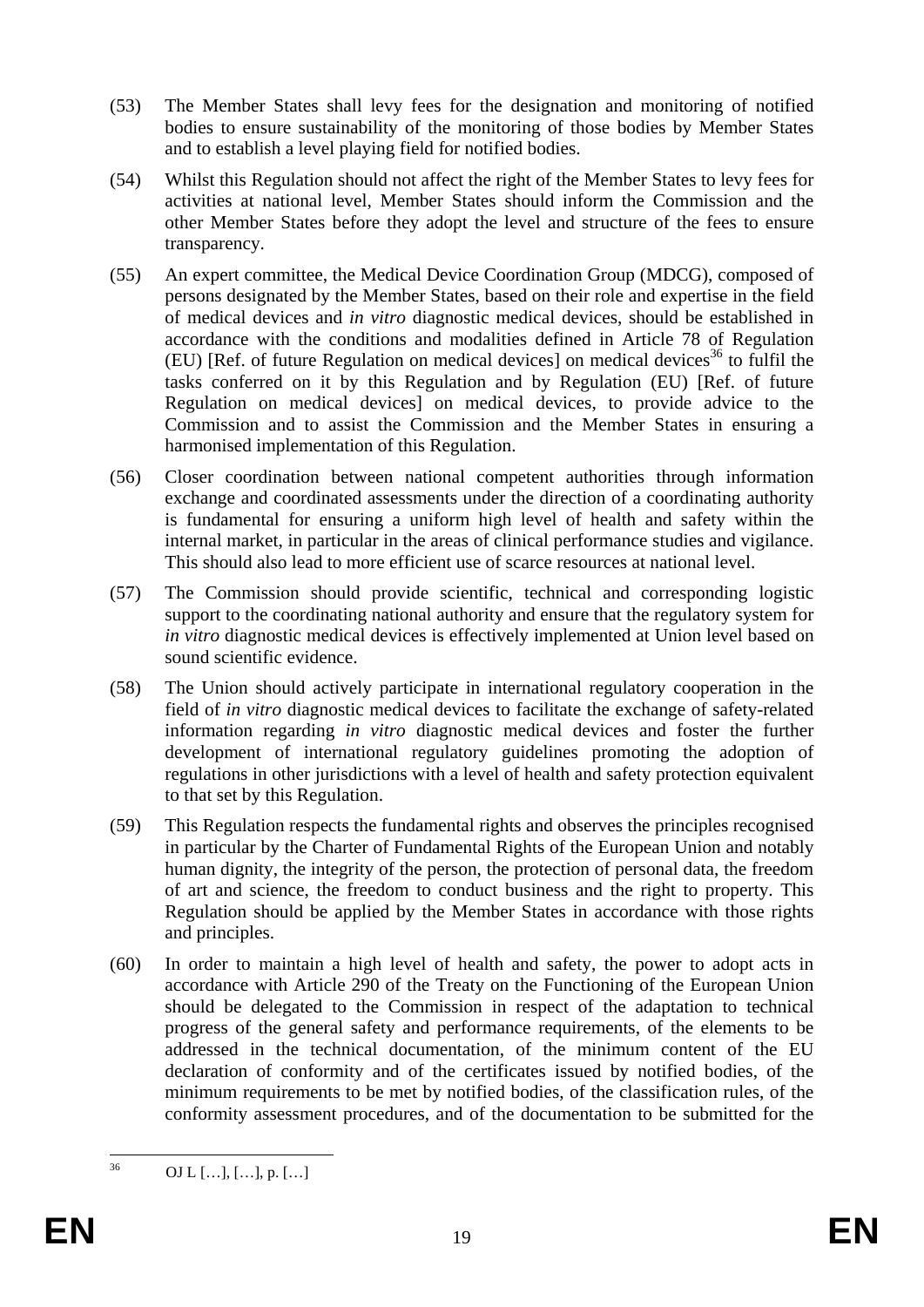(53) The Member States shall levy fees for the designation and monitoring of notified bodies to ensure sustainability of the monitoring of those bodies by Member States and to establish a level playing field for notified bodies.

(54) Whilst this Regulation should not affect the right of the Member States to levy fees for activities at national level, Member States should inform the Commission and the other Member States before they adopt the level and structure of the fees to ensure transparency.

(55) An expert committee, the Medical Device Coordination Group (MDCG), composed of persons designated by the Member States, based on their role and expertise in the field of medical devices and *in vitro* diagnostic medical devices, should be established in accordance with the conditions and modalities defined in Article 78 of Regulation (EU) [Ref. of future Regulation on medical devices] on medical devices[36] to fulfil the tasks conferred on it by this Regulation and by Regulation (EU) [Ref. of future Regulation on medical devices] on medical devices, to provide advice to the Commission and to assist the Commission and the Member States in ensuring a harmonised implementation of this Regulation.

(56) Closer coordination between national competent authorities through information exchange and coordinated assessments under the direction of a coordinating authority is fundamental for ensuring a uniform high level of health and safety within the internal market, in particular in the areas of clinical performance studies and vigilance. This should also lead to more efficient use of scarce resources at national level.

(57) The Commission should provide scientific, technical and corresponding logistic support to the coordinating national authority and ensure that the regulatory system for *in vitro* diagnostic medical devices is effectively implemented at Union level based on sound scientific evidence.

(58) The Union should actively participate in international regulatory cooperation in the field of *in vitro* diagnostic medical devices to facilitate the exchange of safety-related information regarding *in vitro* diagnostic medical devices and foster the further development of international regulatory guidelines promoting the adoption of regulations in other jurisdictions with a level of health and safety protection equivalent to that set by this Regulation.

(59) This Regulation respects the fundamental rights and observes the principles recognised in particular by the Charter of Fundamental Rights of the European Union and notably human dignity, the integrity of the person, the protection of personal data, the freedom of art and science, the freedom to conduct business and the right to property. This Regulation should be applied by the Member States in accordance with those rights and principles.

(60) In order to maintain a high level of health and safety, the power to adopt acts in accordance with Article 290 of the Treaty on the Functioning of the European Union should be delegated to the Commission in respect of the adaptation to technical progress of the general safety and performance requirements, of the elements to be addressed in the technical documentation, of the minimum content of the EU declaration of conformity and of the certificates issued by notified bodies, of the minimum requirements to be met by notified bodies, of the classification rules, of the conformity assessment procedures, and of the documentation to be submitted for the

---

[36] OJ L […], […], p. […]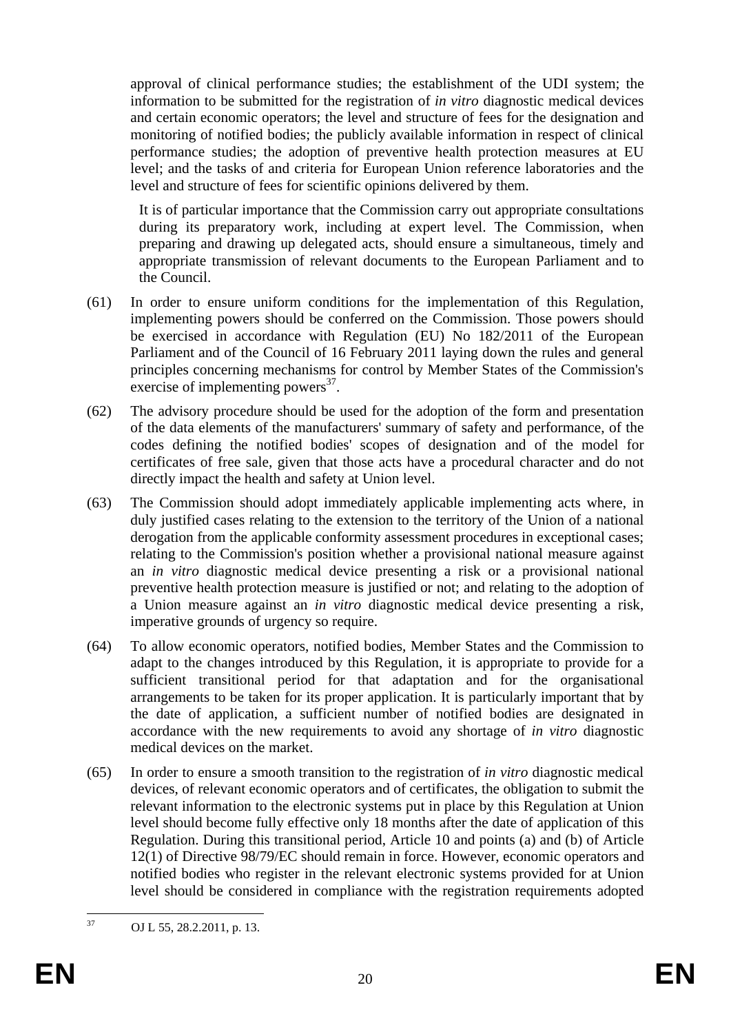approval of clinical performance studies; the establishment of the UDI system; the information to be submitted for the registration of *in vitro* diagnostic medical devices and certain economic operators; the level and structure of fees for the designation and monitoring of notified bodies; the publicly available information in respect of clinical performance studies; the adoption of preventive health protection measures at EU level; and the tasks of and criteria for European Union reference laboratories and the level and structure of fees for scientific opinions delivered by them.

It is of particular importance that the Commission carry out appropriate consultations during its preparatory work, including at expert level. The Commission, when preparing and drawing up delegated acts, should ensure a simultaneous, timely and appropriate transmission of relevant documents to the European Parliament and to the Council.

(61) In order to ensure uniform conditions for the implementation of this Regulation, implementing powers should be conferred on the Commission. Those powers should be exercised in accordance with Regulation (EU) No 182/2011 of the European Parliament and of the Council of 16 February 2011 laying down the rules and general principles concerning mechanisms for control by Member States of the Commission's exercise of implementing powers[37].

(62) The advisory procedure should be used for the adoption of the form and presentation of the data elements of the manufacturers' summary of safety and performance, of the codes defining the notified bodies' scopes of designation and of the model for certificates of free sale, given that those acts have a procedural character and do not directly impact the health and safety at Union level.

(63) The Commission should adopt immediately applicable implementing acts where, in duly justified cases relating to the extension to the territory of the Union of a national derogation from the applicable conformity assessment procedures in exceptional cases; relating to the Commission's position whether a provisional national measure against an *in vitro* diagnostic medical device presenting a risk or a provisional national preventive health protection measure is justified or not; and relating to the adoption of a Union measure against an *in vitro* diagnostic medical device presenting a risk, imperative grounds of urgency so require.

(64) To allow economic operators, notified bodies, Member States and the Commission to adapt to the changes introduced by this Regulation, it is appropriate to provide for a sufficient transitional period for that adaptation and for the organisational arrangements to be taken for its proper application. It is particularly important that by the date of application, a sufficient number of notified bodies are designated in accordance with the new requirements to avoid any shortage of *in vitro* diagnostic medical devices on the market.

(65) In order to ensure a smooth transition to the registration of *in vitro* diagnostic medical devices, of relevant economic operators and of certificates, the obligation to submit the relevant information to the electronic systems put in place by this Regulation at Union level should become fully effective only 18 months after the date of application of this Regulation. During this transitional period, Article 10 and points (a) and (b) of Article 12(1) of Directive 98/79/EC should remain in force. However, economic operators and notified bodies who register in the relevant electronic systems provided for at Union level should be considered in compliance with the registration requirements adopted

---

[37] OJ L 55, 28.2.2011, p. 13.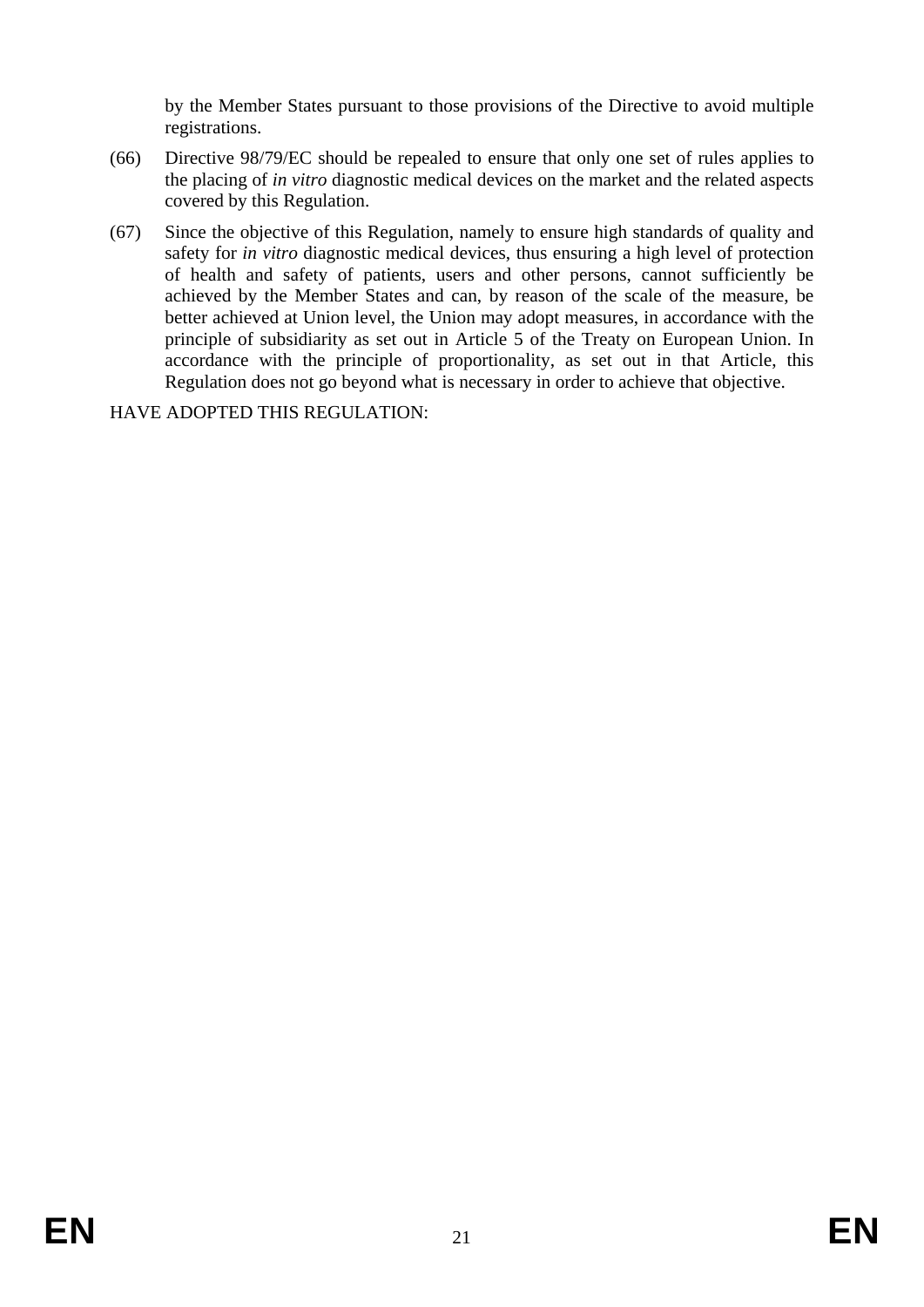by the Member States pursuant to those provisions of the Directive to avoid multiple registrations.

(66) Directive 98/79/EC should be repealed to ensure that only one set of rules applies to the placing of *in vitro* diagnostic medical devices on the market and the related aspects covered by this Regulation.

(67) Since the objective of this Regulation, namely to ensure high standards of quality and safety for *in vitro* diagnostic medical devices, thus ensuring a high level of protection of health and safety of patients, users and other persons, cannot sufficiently be achieved by the Member States and can, by reason of the scale of the measure, be better achieved at Union level, the Union may adopt measures, in accordance with the principle of subsidiarity as set out in Article 5 of the Treaty on European Union. In accordance with the principle of proportionality, as set out in that Article, this Regulation does not go beyond what is necessary in order to achieve that objective.

HAVE ADOPTED THIS REGULATION: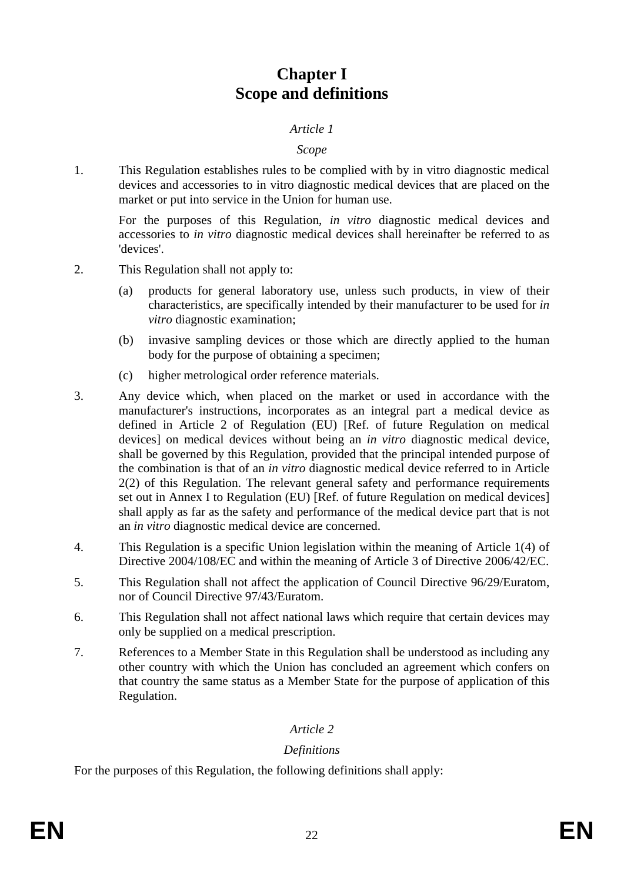# Chapter I
# Scope and definitions

*Article 1*

*Scope*

1. This Regulation establishes rules to be complied with by in vitro diagnostic medical devices and accessories to in vitro diagnostic medical devices that are placed on the market or put into service in the Union for human use.

   For the purposes of this Regulation, *in vitro* diagnostic medical devices and accessories to *in vitro* diagnostic medical devices shall hereinafter be referred to as 'devices'.

2. This Regulation shall not apply to:

   (a) products for general laboratory use, unless such products, in view of their characteristics, are specifically intended by their manufacturer to be used for *in vitro* diagnostic examination;

   (b) invasive sampling devices or those which are directly applied to the human body for the purpose of obtaining a specimen;

   (c) higher metrological order reference materials.

3. Any device which, when placed on the market or used in accordance with the manufacturer's instructions, incorporates as an integral part a medical device as defined in Article 2 of Regulation (EU) [Ref. of future Regulation on medical devices] on medical devices without being an *in vitro* diagnostic medical device, shall be governed by this Regulation, provided that the principal intended purpose of the combination is that of an *in vitro* diagnostic medical device referred to in Article 2(2) of this Regulation. The relevant general safety and performance requirements set out in Annex I to Regulation (EU) [Ref. of future Regulation on medical devices] shall apply as far as the safety and performance of the medical device part that is not an *in vitro* diagnostic medical device are concerned.

4. This Regulation is a specific Union legislation within the meaning of Article 1(4) of Directive 2004/108/EC and within the meaning of Article 3 of Directive 2006/42/EC.

5. This Regulation shall not affect the application of Council Directive 96/29/Euratom, nor of Council Directive 97/43/Euratom.

6. This Regulation shall not affect national laws which require that certain devices may only be supplied on a medical prescription.

7. References to a Member State in this Regulation shall be understood as including any other country with which the Union has concluded an agreement which confers on that country the same status as a Member State for the purpose of application of this Regulation.

*Article 2*

*Definitions*

For the purposes of this Regulation, the following definitions shall apply: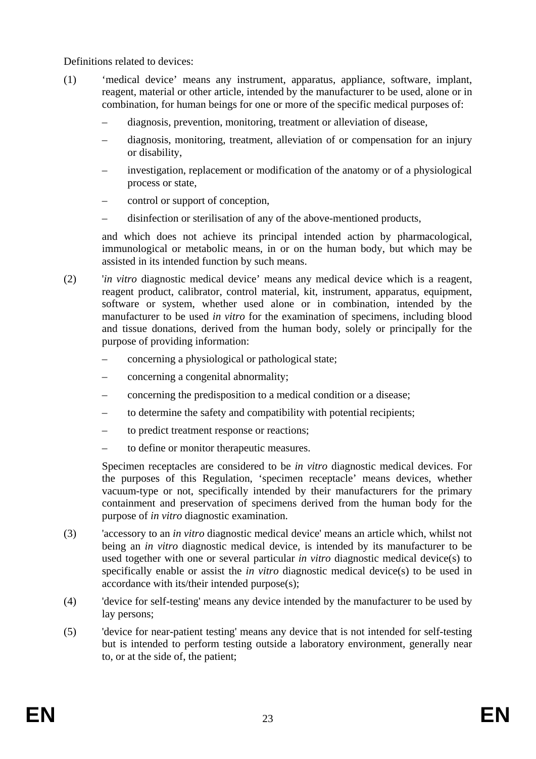Definitions related to devices:

(1) ‘medical device’ means any instrument, apparatus, appliance, software, implant, reagent, material or other article, intended by the manufacturer to be used, alone or in combination, for human beings for one or more of the specific medical purposes of:

– diagnosis, prevention, monitoring, treatment or alleviation of disease,

– diagnosis, monitoring, treatment, alleviation of or compensation for an injury or disability,

– investigation, replacement or modification of the anatomy or of a physiological process or state,

– control or support of conception,

– disinfection or sterilisation of any of the above-mentioned products,

and which does not achieve its principal intended action by pharmacological, immunological or metabolic means, in or on the human body, but which may be assisted in its intended function by such means.

(2) '*in vitro* diagnostic medical device’ means any medical device which is a reagent, reagent product, calibrator, control material, kit, instrument, apparatus, equipment, software or system, whether used alone or in combination, intended by the manufacturer to be used *in vitro* for the examination of specimens, including blood and tissue donations, derived from the human body, solely or principally for the purpose of providing information:

– concerning a physiological or pathological state;

– concerning a congenital abnormality;

– concerning the predisposition to a medical condition or a disease;

– to determine the safety and compatibility with potential recipients;

– to predict treatment response or reactions;

– to define or monitor therapeutic measures.

Specimen receptacles are considered to be *in vitro* diagnostic medical devices. For the purposes of this Regulation, ‘specimen receptacle’ means devices, whether vacuum-type or not, specifically intended by their manufacturers for the primary containment and preservation of specimens derived from the human body for the purpose of *in vitro* diagnostic examination.

(3) 'accessory to an *in vitro* diagnostic medical device' means an article which, whilst not being an *in vitro* diagnostic medical device, is intended by its manufacturer to be used together with one or several particular *in vitro* diagnostic medical device(s) to specifically enable or assist the *in vitro* diagnostic medical device(s) to be used in accordance with its/their intended purpose(s);

(4) 'device for self-testing' means any device intended by the manufacturer to be used by lay persons;

(5) 'device for near-patient testing' means any device that is not intended for self-testing but is intended to perform testing outside a laboratory environment, generally near to, or at the side of, the patient;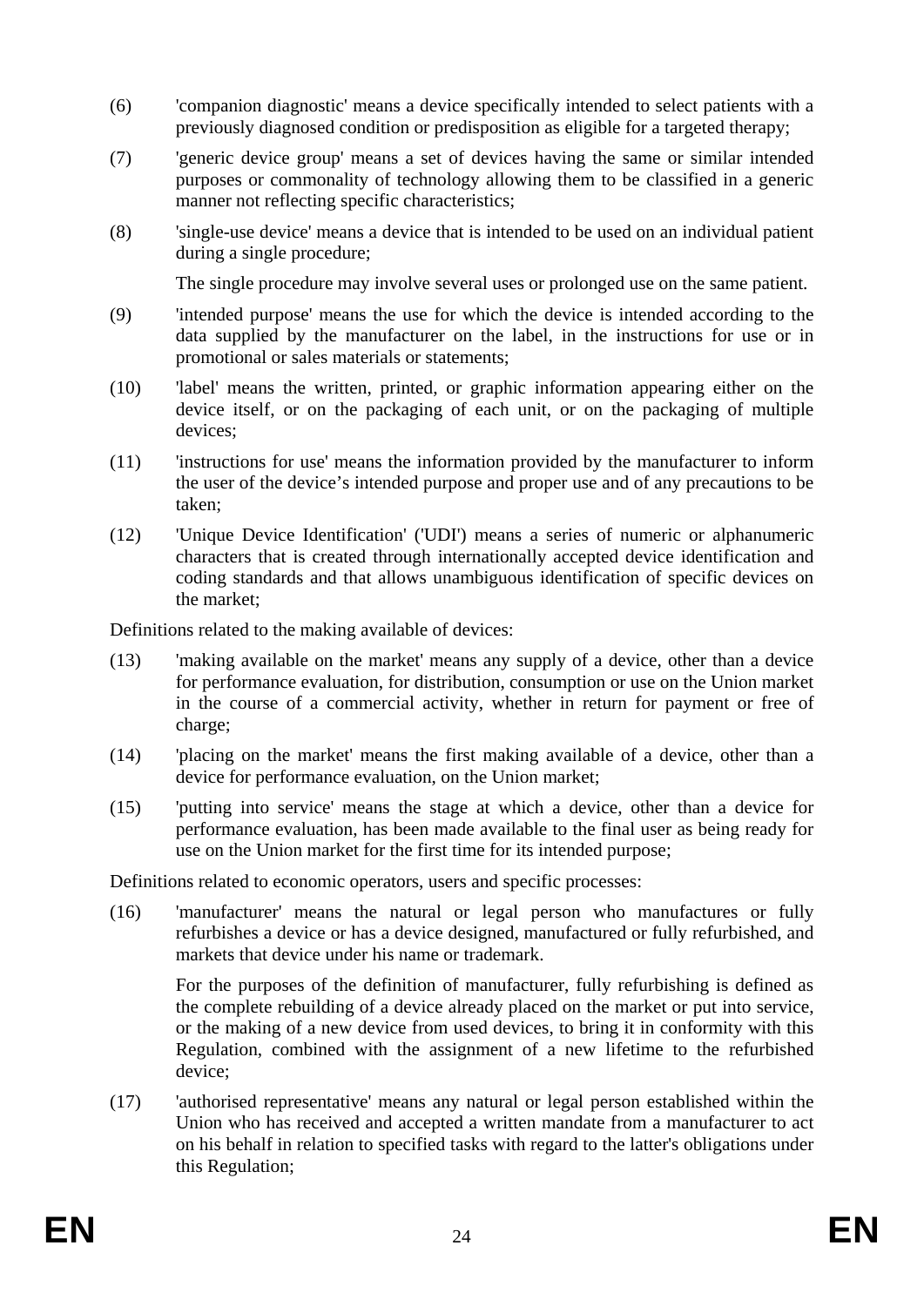(6) 'companion diagnostic' means a device specifically intended to select patients with a previously diagnosed condition or predisposition as eligible for a targeted therapy;

(7) 'generic device group' means a set of devices having the same or similar intended purposes or commonality of technology allowing them to be classified in a generic manner not reflecting specific characteristics;

(8) 'single-use device' means a device that is intended to be used on an individual patient during a single procedure;

The single procedure may involve several uses or prolonged use on the same patient.

(9) 'intended purpose' means the use for which the device is intended according to the data supplied by the manufacturer on the label, in the instructions for use or in promotional or sales materials or statements;

(10) 'label' means the written, printed, or graphic information appearing either on the device itself, or on the packaging of each unit, or on the packaging of multiple devices;

(11) 'instructions for use' means the information provided by the manufacturer to inform the user of the device's intended purpose and proper use and of any precautions to be taken;

(12) 'Unique Device Identification' ('UDI') means a series of numeric or alphanumeric characters that is created through internationally accepted device identification and coding standards and that allows unambiguous identification of specific devices on the market;

Definitions related to the making available of devices:

(13) 'making available on the market' means any supply of a device, other than a device for performance evaluation, for distribution, consumption or use on the Union market in the course of a commercial activity, whether in return for payment or free of charge;

(14) 'placing on the market' means the first making available of a device, other than a device for performance evaluation, on the Union market;

(15) 'putting into service' means the stage at which a device, other than a device for performance evaluation, has been made available to the final user as being ready for use on the Union market for the first time for its intended purpose;

Definitions related to economic operators, users and specific processes:

(16) 'manufacturer' means the natural or legal person who manufactures or fully refurbishes a device or has a device designed, manufactured or fully refurbished, and markets that device under his name or trademark.

For the purposes of the definition of manufacturer, fully refurbishing is defined as the complete rebuilding of a device already placed on the market or put into service, or the making of a new device from used devices, to bring it in conformity with this Regulation, combined with the assignment of a new lifetime to the refurbished device;

(17) 'authorised representative' means any natural or legal person established within the Union who has received and accepted a written mandate from a manufacturer to act on his behalf in relation to specified tasks with regard to the latter's obligations under this Regulation;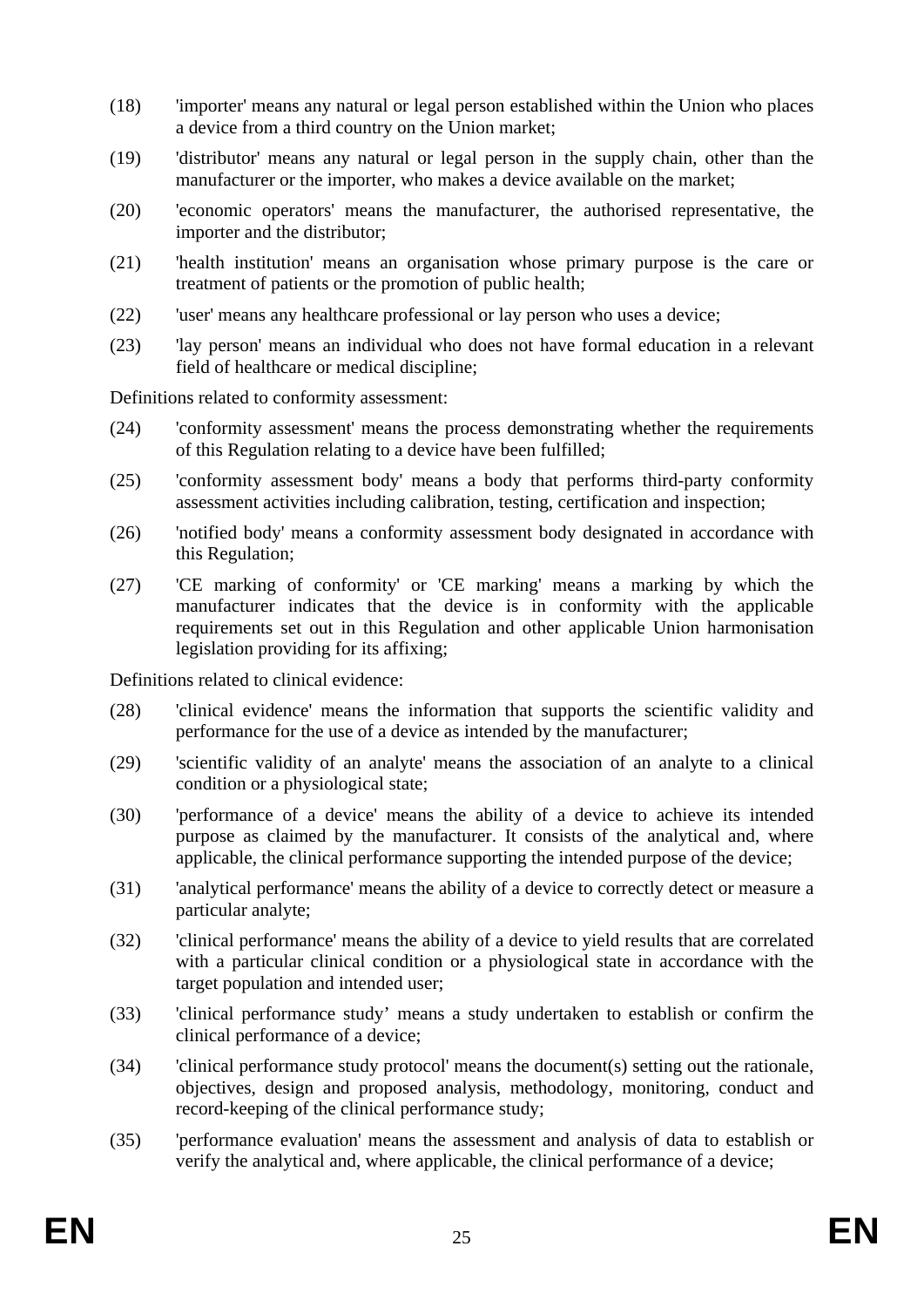(18) 'importer' means any natural or legal person established within the Union who places a device from a third country on the Union market;

(19) 'distributor' means any natural or legal person in the supply chain, other than the manufacturer or the importer, who makes a device available on the market;

(20) 'economic operators' means the manufacturer, the authorised representative, the importer and the distributor;

(21) 'health institution' means an organisation whose primary purpose is the care or treatment of patients or the promotion of public health;

(22) 'user' means any healthcare professional or lay person who uses a device;

(23) 'lay person' means an individual who does not have formal education in a relevant field of healthcare or medical discipline;

Definitions related to conformity assessment:

(24) 'conformity assessment' means the process demonstrating whether the requirements of this Regulation relating to a device have been fulfilled;

(25) 'conformity assessment body' means a body that performs third-party conformity assessment activities including calibration, testing, certification and inspection;

(26) 'notified body' means a conformity assessment body designated in accordance with this Regulation;

(27) 'CE marking of conformity' or 'CE marking' means a marking by which the manufacturer indicates that the device is in conformity with the applicable requirements set out in this Regulation and other applicable Union harmonisation legislation providing for its affixing;

Definitions related to clinical evidence:

(28) 'clinical evidence' means the information that supports the scientific validity and performance for the use of a device as intended by the manufacturer;

(29) 'scientific validity of an analyte' means the association of an analyte to a clinical condition or a physiological state;

(30) 'performance of a device' means the ability of a device to achieve its intended purpose as claimed by the manufacturer. It consists of the analytical and, where applicable, the clinical performance supporting the intended purpose of the device;

(31) 'analytical performance' means the ability of a device to correctly detect or measure a particular analyte;

(32) 'clinical performance' means the ability of a device to yield results that are correlated with a particular clinical condition or a physiological state in accordance with the target population and intended user;

(33) 'clinical performance study' means a study undertaken to establish or confirm the clinical performance of a device;

(34) 'clinical performance study protocol' means the document(s) setting out the rationale, objectives, design and proposed analysis, methodology, monitoring, conduct and record-keeping of the clinical performance study;

(35) 'performance evaluation' means the assessment and analysis of data to establish or verify the analytical and, where applicable, the clinical performance of a device;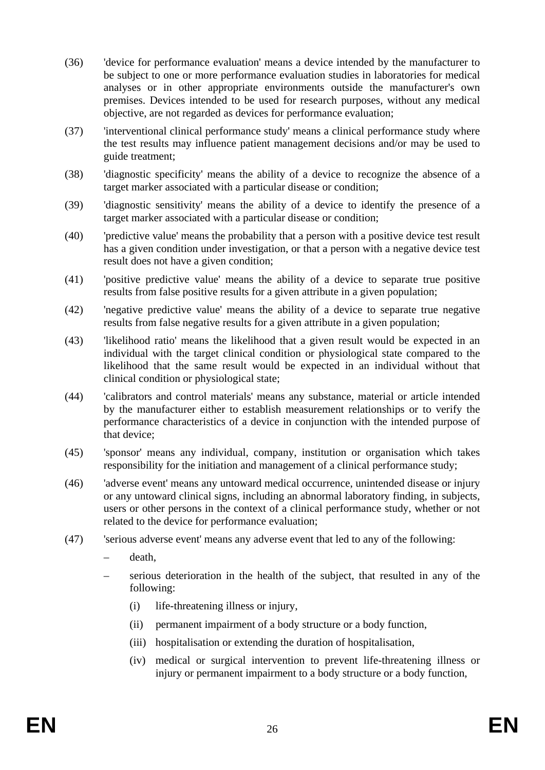(36) 'device for performance evaluation' means a device intended by the manufacturer to be subject to one or more performance evaluation studies in laboratories for medical analyses or in other appropriate environments outside the manufacturer's own premises. Devices intended to be used for research purposes, without any medical objective, are not regarded as devices for performance evaluation;

(37) 'interventional clinical performance study' means a clinical performance study where the test results may influence patient management decisions and/or may be used to guide treatment;

(38) 'diagnostic specificity' means the ability of a device to recognize the absence of a target marker associated with a particular disease or condition;

(39) 'diagnostic sensitivity' means the ability of a device to identify the presence of a target marker associated with a particular disease or condition;

(40) 'predictive value' means the probability that a person with a positive device test result has a given condition under investigation, or that a person with a negative device test result does not have a given condition;

(41) 'positive predictive value' means the ability of a device to separate true positive results from false positive results for a given attribute in a given population;

(42) 'negative predictive value' means the ability of a device to separate true negative results from false negative results for a given attribute in a given population;

(43) 'likelihood ratio' means the likelihood that a given result would be expected in an individual with the target clinical condition or physiological state compared to the likelihood that the same result would be expected in an individual without that clinical condition or physiological state;

(44) 'calibrators and control materials' means any substance, material or article intended by the manufacturer either to establish measurement relationships or to verify the performance characteristics of a device in conjunction with the intended purpose of that device;

(45) 'sponsor' means any individual, company, institution or organisation which takes responsibility for the initiation and management of a clinical performance study;

(46) 'adverse event' means any untoward medical occurrence, unintended disease or injury or any untoward clinical signs, including an abnormal laboratory finding, in subjects, users or other persons in the context of a clinical performance study, whether or not related to the device for performance evaluation;

(47) 'serious adverse event' means any adverse event that led to any of the following:

– death,

– serious deterioration in the health of the subject, that resulted in any of the following:

  (i) life-threatening illness or injury,

  (ii) permanent impairment of a body structure or a body function,

  (iii) hospitalisation or extending the duration of hospitalisation,

  (iv) medical or surgical intervention to prevent life-threatening illness or injury or permanent impairment to a body structure or a body function,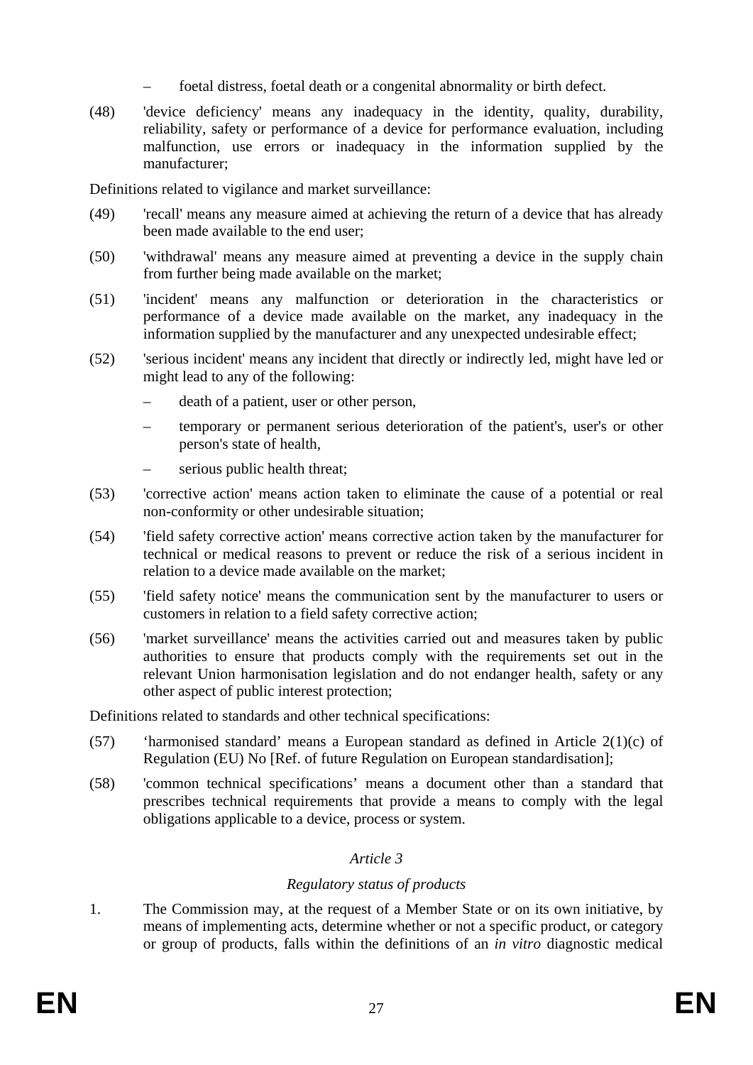– foetal distress, foetal death or a congenital abnormality or birth defect.

(48) 'device deficiency' means any inadequacy in the identity, quality, durability, reliability, safety or performance of a device for performance evaluation, including malfunction, use errors or inadequacy in the information supplied by the manufacturer;

Definitions related to vigilance and market surveillance:

(49) 'recall' means any measure aimed at achieving the return of a device that has already been made available to the end user;

(50) 'withdrawal' means any measure aimed at preventing a device in the supply chain from further being made available on the market;

(51) 'incident' means any malfunction or deterioration in the characteristics or performance of a device made available on the market, any inadequacy in the information supplied by the manufacturer and any unexpected undesirable effect;

(52) 'serious incident' means any incident that directly or indirectly led, might have led or might lead to any of the following:

– death of a patient, user or other person,

– temporary or permanent serious deterioration of the patient's, user's or other person's state of health,

– serious public health threat;

(53) 'corrective action' means action taken to eliminate the cause of a potential or real non-conformity or other undesirable situation;

(54) 'field safety corrective action' means corrective action taken by the manufacturer for technical or medical reasons to prevent or reduce the risk of a serious incident in relation to a device made available on the market;

(55) 'field safety notice' means the communication sent by the manufacturer to users or customers in relation to a field safety corrective action;

(56) 'market surveillance' means the activities carried out and measures taken by public authorities to ensure that products comply with the requirements set out in the relevant Union harmonisation legislation and do not endanger health, safety or any other aspect of public interest protection;

Definitions related to standards and other technical specifications:

(57) 'harmonised standard' means a European standard as defined in Article 2(1)(c) of Regulation (EU) No [Ref. of future Regulation on European standardisation];

(58) 'common technical specifications' means a document other than a standard that prescribes technical requirements that provide a means to comply with the legal obligations applicable to a device, process or system.

*Article 3*

*Regulatory status of products*

1. The Commission may, at the request of a Member State or on its own initiative, by means of implementing acts, determine whether or not a specific product, or category or group of products, falls within the definitions of an *in vitro* diagnostic medical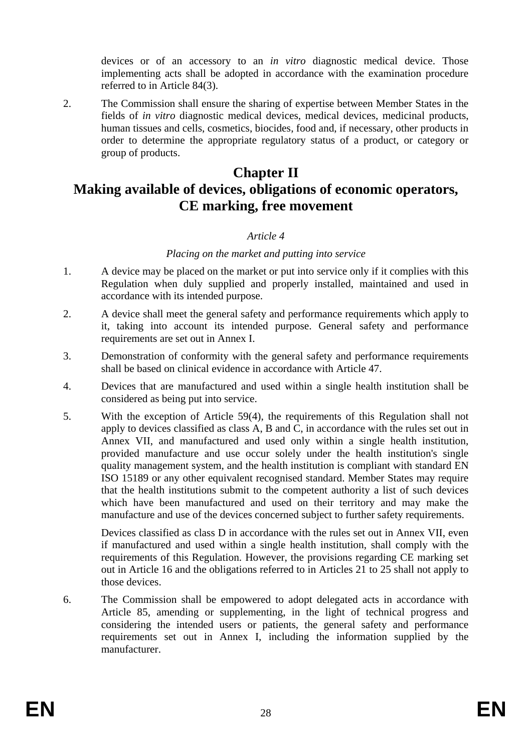devices or of an accessory to an *in vitro* diagnostic medical device. Those implementing acts shall be adopted in accordance with the examination procedure referred to in Article 84(3).

2. The Commission shall ensure the sharing of expertise between Member States in the fields of *in vitro* diagnostic medical devices, medical devices, medicinal products, human tissues and cells, cosmetics, biocides, food and, if necessary, other products in order to determine the appropriate regulatory status of a product, or category or group of products.

# Chapter II
# Making available of devices, obligations of economic operators, CE marking, free movement

*Article 4*

*Placing on the market and putting into service*

1. A device may be placed on the market or put into service only if it complies with this Regulation when duly supplied and properly installed, maintained and used in accordance with its intended purpose.

2. A device shall meet the general safety and performance requirements which apply to it, taking into account its intended purpose. General safety and performance requirements are set out in Annex I.

3. Demonstration of conformity with the general safety and performance requirements shall be based on clinical evidence in accordance with Article 47.

4. Devices that are manufactured and used within a single health institution shall be considered as being put into service.

5. With the exception of Article 59(4), the requirements of this Regulation shall not apply to devices classified as class A, B and C, in accordance with the rules set out in Annex VII, and manufactured and used only within a single health institution, provided manufacture and use occur solely under the health institution's single quality management system, and the health institution is compliant with standard EN ISO 15189 or any other equivalent recognised standard. Member States may require that the health institutions submit to the competent authority a list of such devices which have been manufactured and used on their territory and may make the manufacture and use of the devices concerned subject to further safety requirements.

   Devices classified as class D in accordance with the rules set out in Annex VII, even if manufactured and used within a single health institution, shall comply with the requirements of this Regulation. However, the provisions regarding CE marking set out in Article 16 and the obligations referred to in Articles 21 to 25 shall not apply to those devices.

6. The Commission shall be empowered to adopt delegated acts in accordance with Article 85, amending or supplementing, in the light of technical progress and considering the intended users or patients, the general safety and performance requirements set out in Annex I, including the information supplied by the manufacturer.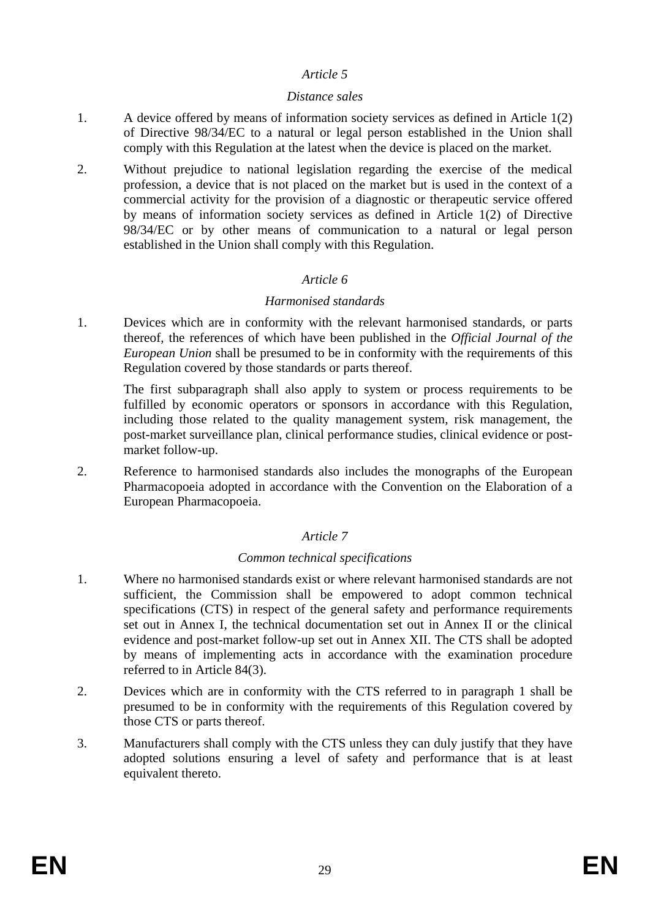## *Article 5*

### *Distance sales*

1. A device offered by means of information society services as defined in Article 1(2) of Directive 98/34/EC to a natural or legal person established in the Union shall comply with this Regulation at the latest when the device is placed on the market.

2. Without prejudice to national legislation regarding the exercise of the medical profession, a device that is not placed on the market but is used in the context of a commercial activity for the provision of a diagnostic or therapeutic service offered by means of information society services as defined in Article 1(2) of Directive 98/34/EC or by other means of communication to a natural or legal person established in the Union shall comply with this Regulation.

## *Article 6*

### *Harmonised standards*

1. Devices which are in conformity with the relevant harmonised standards, or parts thereof, the references of which have been published in the *Official Journal of the European Union* shall be presumed to be in conformity with the requirements of this Regulation covered by those standards or parts thereof.

   The first subparagraph shall also apply to system or process requirements to be fulfilled by economic operators or sponsors in accordance with this Regulation, including those related to the quality management system, risk management, the post-market surveillance plan, clinical performance studies, clinical evidence or post-market follow-up.

2. Reference to harmonised standards also includes the monographs of the European Pharmacopoeia adopted in accordance with the Convention on the Elaboration of a European Pharmacopoeia.

## *Article 7*

### *Common technical specifications*

1. Where no harmonised standards exist or where relevant harmonised standards are not sufficient, the Commission shall be empowered to adopt common technical specifications (CTS) in respect of the general safety and performance requirements set out in Annex I, the technical documentation set out in Annex II or the clinical evidence and post-market follow-up set out in Annex XII. The CTS shall be adopted by means of implementing acts in accordance with the examination procedure referred to in Article 84(3).

2. Devices which are in conformity with the CTS referred to in paragraph 1 shall be presumed to be in conformity with the requirements of this Regulation covered by those CTS or parts thereof.

3. Manufacturers shall comply with the CTS unless they can duly justify that they have adopted solutions ensuring a level of safety and performance that is at least equivalent thereto.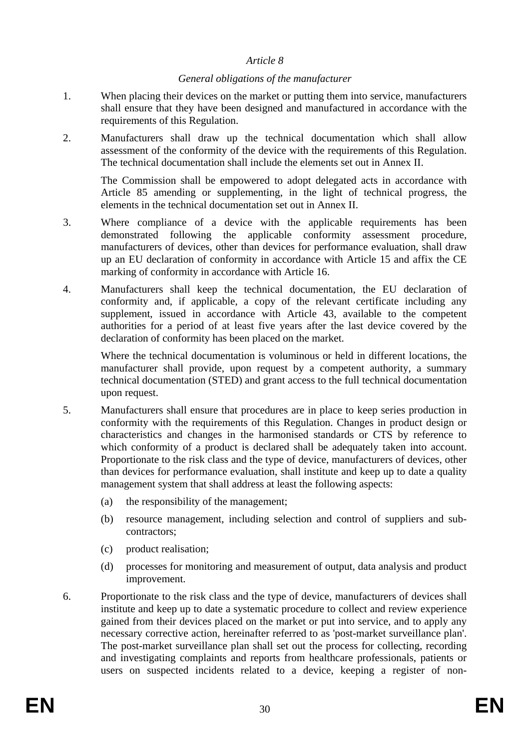*Article 8*

*General obligations of the manufacturer*

1. When placing their devices on the market or putting them into service, manufacturers shall ensure that they have been designed and manufactured in accordance with the requirements of this Regulation.

2. Manufacturers shall draw up the technical documentation which shall allow assessment of the conformity of the device with the requirements of this Regulation. The technical documentation shall include the elements set out in Annex II.

   The Commission shall be empowered to adopt delegated acts in accordance with Article 85 amending or supplementing, in the light of technical progress, the elements in the technical documentation set out in Annex II.

3. Where compliance of a device with the applicable requirements has been demonstrated following the applicable conformity assessment procedure, manufacturers of devices, other than devices for performance evaluation, shall draw up an EU declaration of conformity in accordance with Article 15 and affix the CE marking of conformity in accordance with Article 16.

4. Manufacturers shall keep the technical documentation, the EU declaration of conformity and, if applicable, a copy of the relevant certificate including any supplement, issued in accordance with Article 43, available to the competent authorities for a period of at least five years after the last device covered by the declaration of conformity has been placed on the market.

   Where the technical documentation is voluminous or held in different locations, the manufacturer shall provide, upon request by a competent authority, a summary technical documentation (STED) and grant access to the full technical documentation upon request.

5. Manufacturers shall ensure that procedures are in place to keep series production in conformity with the requirements of this Regulation. Changes in product design or characteristics and changes in the harmonised standards or CTS by reference to which conformity of a product is declared shall be adequately taken into account. Proportionate to the risk class and the type of device, manufacturers of devices, other than devices for performance evaluation, shall institute and keep up to date a quality management system that shall address at least the following aspects:

   (a) the responsibility of the management;

   (b) resource management, including selection and control of suppliers and sub-contractors;

   (c) product realisation;

   (d) processes for monitoring and measurement of output, data analysis and product improvement.

6. Proportionate to the risk class and the type of device, manufacturers of devices shall institute and keep up to date a systematic procedure to collect and review experience gained from their devices placed on the market or put into service, and to apply any necessary corrective action, hereinafter referred to as 'post-market surveillance plan'. The post-market surveillance plan shall set out the process for collecting, recording and investigating complaints and reports from healthcare professionals, patients or users on suspected incidents related to a device, keeping a register of non-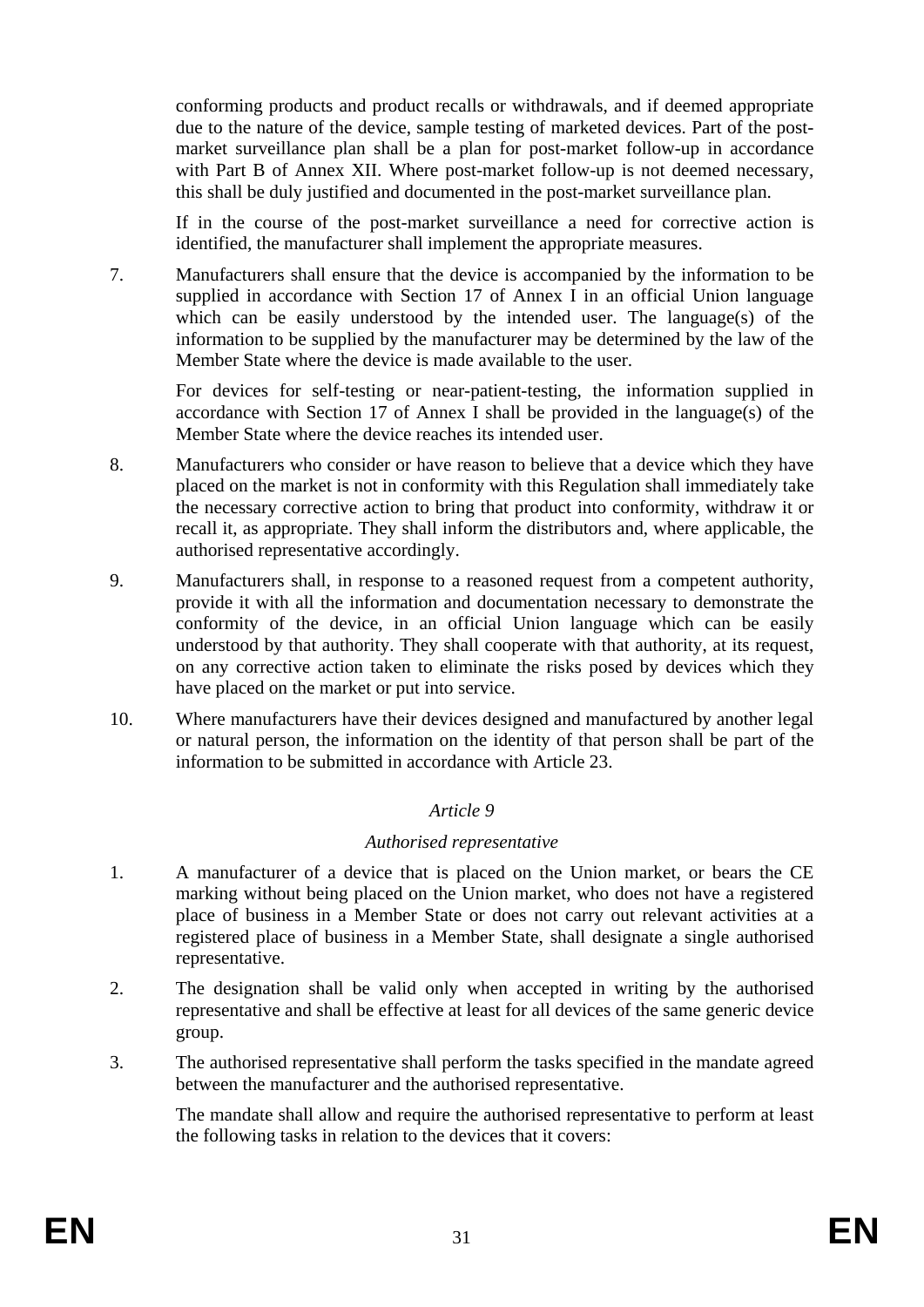conforming products and product recalls or withdrawals, and if deemed appropriate due to the nature of the device, sample testing of marketed devices. Part of the post-market surveillance plan shall be a plan for post-market follow-up in accordance with Part B of Annex XII. Where post-market follow-up is not deemed necessary, this shall be duly justified and documented in the post-market surveillance plan.

If in the course of the post-market surveillance a need for corrective action is identified, the manufacturer shall implement the appropriate measures.

7. Manufacturers shall ensure that the device is accompanied by the information to be supplied in accordance with Section 17 of Annex I in an official Union language which can be easily understood by the intended user. The language(s) of the information to be supplied by the manufacturer may be determined by the law of the Member State where the device is made available to the user.

   For devices for self-testing or near-patient-testing, the information supplied in accordance with Section 17 of Annex I shall be provided in the language(s) of the Member State where the device reaches its intended user.

8. Manufacturers who consider or have reason to believe that a device which they have placed on the market is not in conformity with this Regulation shall immediately take the necessary corrective action to bring that product into conformity, withdraw it or recall it, as appropriate. They shall inform the distributors and, where applicable, the authorised representative accordingly.

9. Manufacturers shall, in response to a reasoned request from a competent authority, provide it with all the information and documentation necessary to demonstrate the conformity of the device, in an official Union language which can be easily understood by that authority. They shall cooperate with that authority, at its request, on any corrective action taken to eliminate the risks posed by devices which they have placed on the market or put into service.

10. Where manufacturers have their devices designed and manufactured by another legal or natural person, the information on the identity of that person shall be part of the information to be submitted in accordance with Article 23.

### *Article 9*

### *Authorised representative*

1. A manufacturer of a device that is placed on the Union market, or bears the CE marking without being placed on the Union market, who does not have a registered place of business in a Member State or does not carry out relevant activities at a registered place of business in a Member State, shall designate a single authorised representative.

2. The designation shall be valid only when accepted in writing by the authorised representative and shall be effective at least for all devices of the same generic device group.

3. The authorised representative shall perform the tasks specified in the mandate agreed between the manufacturer and the authorised representative.

   The mandate shall allow and require the authorised representative to perform at least the following tasks in relation to the devices that it covers: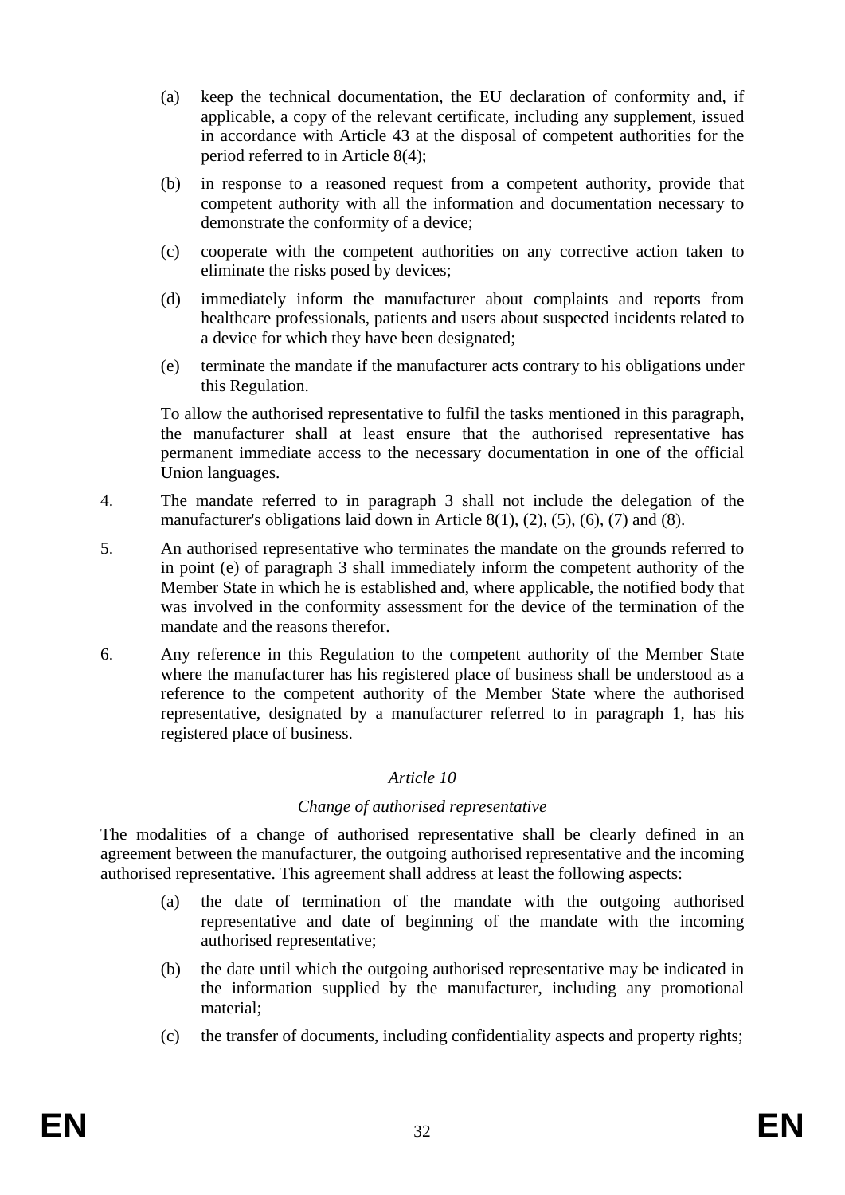(a) keep the technical documentation, the EU declaration of conformity and, if applicable, a copy of the relevant certificate, including any supplement, issued in accordance with Article 43 at the disposal of competent authorities for the period referred to in Article 8(4);

(b) in response to a reasoned request from a competent authority, provide that competent authority with all the information and documentation necessary to demonstrate the conformity of a device;

(c) cooperate with the competent authorities on any corrective action taken to eliminate the risks posed by devices;

(d) immediately inform the manufacturer about complaints and reports from healthcare professionals, patients and users about suspected incidents related to a device for which they have been designated;

(e) terminate the mandate if the manufacturer acts contrary to his obligations under this Regulation.

To allow the authorised representative to fulfil the tasks mentioned in this paragraph, the manufacturer shall at least ensure that the authorised representative has permanent immediate access to the necessary documentation in one of the official Union languages.

4. The mandate referred to in paragraph 3 shall not include the delegation of the manufacturer's obligations laid down in Article 8(1), (2), (5), (6), (7) and (8).

5. An authorised representative who terminates the mandate on the grounds referred to in point (e) of paragraph 3 shall immediately inform the competent authority of the Member State in which he is established and, where applicable, the notified body that was involved in the conformity assessment for the device of the termination of the mandate and the reasons therefor.

6. Any reference in this Regulation to the competent authority of the Member State where the manufacturer has his registered place of business shall be understood as a reference to the competent authority of the Member State where the authorised representative, designated by a manufacturer referred to in paragraph 1, has his registered place of business.

### *Article 10*

### *Change of authorised representative*

The modalities of a change of authorised representative shall be clearly defined in an agreement between the manufacturer, the outgoing authorised representative and the incoming authorised representative. This agreement shall address at least the following aspects:

(a) the date of termination of the mandate with the outgoing authorised representative and date of beginning of the mandate with the incoming authorised representative;

(b) the date until which the outgoing authorised representative may be indicated in the information supplied by the manufacturer, including any promotional material;

(c) the transfer of documents, including confidentiality aspects and property rights;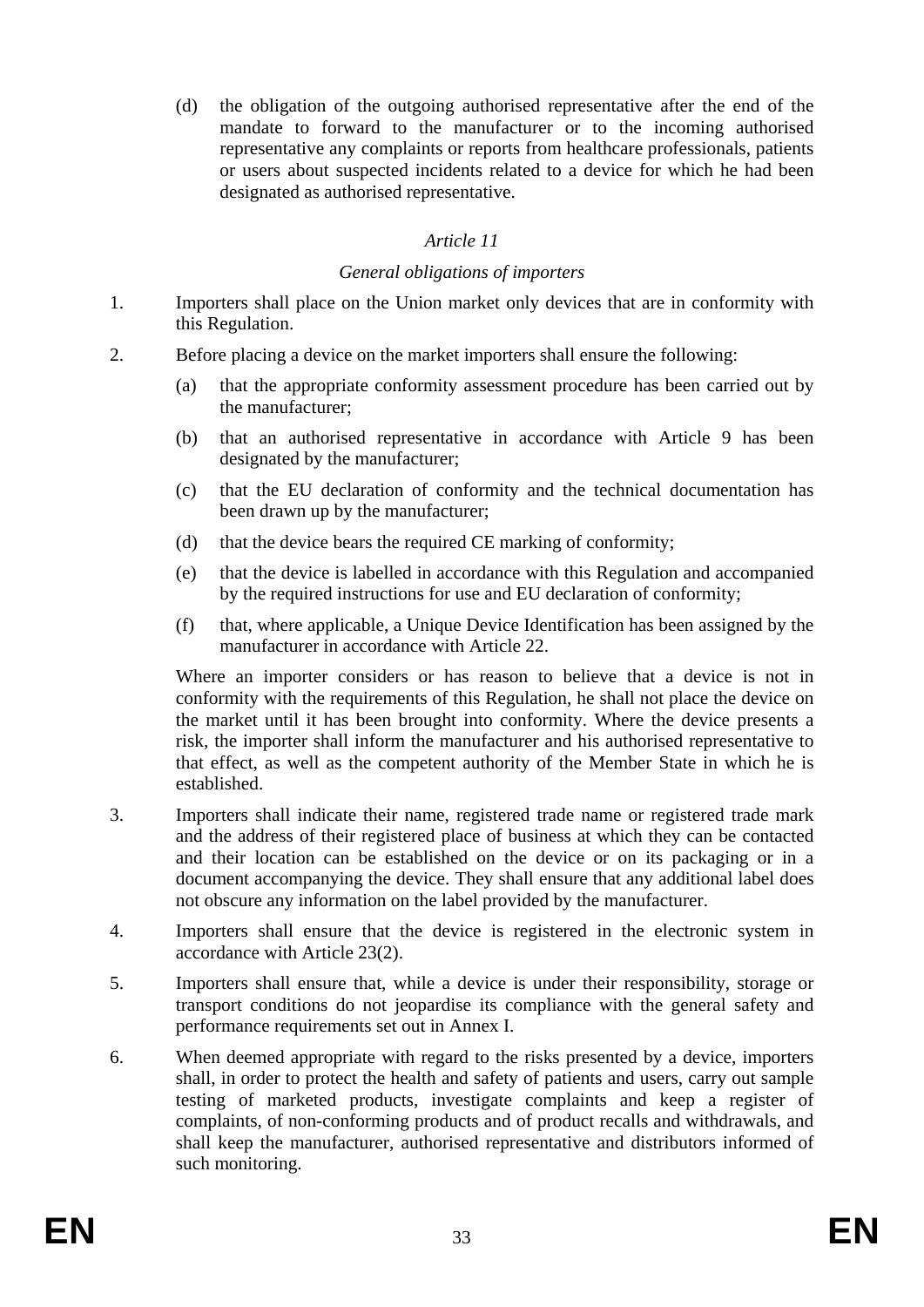(d) the obligation of the outgoing authorised representative after the end of the mandate to forward to the manufacturer or to the incoming authorised representative any complaints or reports from healthcare professionals, patients or users about suspected incidents related to a device for which he had been designated as authorised representative.

*Article 11*

*General obligations of importers*

1. Importers shall place on the Union market only devices that are in conformity with this Regulation.

2. Before placing a device on the market importers shall ensure the following:

   (a) that the appropriate conformity assessment procedure has been carried out by the manufacturer;

   (b) that an authorised representative in accordance with Article 9 has been designated by the manufacturer;

   (c) that the EU declaration of conformity and the technical documentation has been drawn up by the manufacturer;

   (d) that the device bears the required CE marking of conformity;

   (e) that the device is labelled in accordance with this Regulation and accompanied by the required instructions for use and EU declaration of conformity;

   (f) that, where applicable, a Unique Device Identification has been assigned by the manufacturer in accordance with Article 22.

   Where an importer considers or has reason to believe that a device is not in conformity with the requirements of this Regulation, he shall not place the device on the market until it has been brought into conformity. Where the device presents a risk, the importer shall inform the manufacturer and his authorised representative to that effect, as well as the competent authority of the Member State in which he is established.

3. Importers shall indicate their name, registered trade name or registered trade mark and the address of their registered place of business at which they can be contacted and their location can be established on the device or on its packaging or in a document accompanying the device. They shall ensure that any additional label does not obscure any information on the label provided by the manufacturer.

4. Importers shall ensure that the device is registered in the electronic system in accordance with Article 23(2).

5. Importers shall ensure that, while a device is under their responsibility, storage or transport conditions do not jeopardise its compliance with the general safety and performance requirements set out in Annex I.

6. When deemed appropriate with regard to the risks presented by a device, importers shall, in order to protect the health and safety of patients and users, carry out sample testing of marketed products, investigate complaints and keep a register of complaints, of non-conforming products and of product recalls and withdrawals, and shall keep the manufacturer, authorised representative and distributors informed of such monitoring.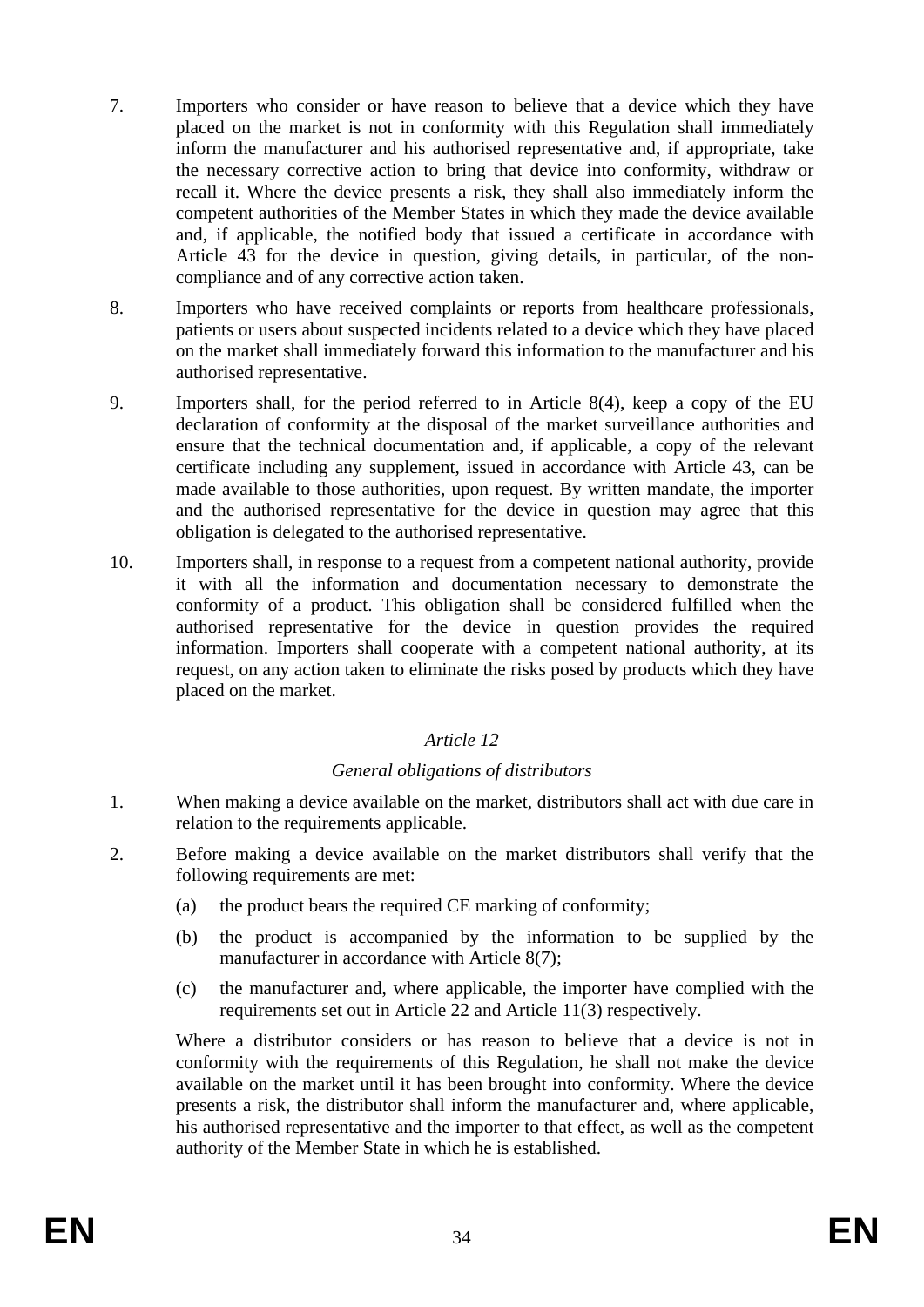7. Importers who consider or have reason to believe that a device which they have placed on the market is not in conformity with this Regulation shall immediately inform the manufacturer and his authorised representative and, if appropriate, take the necessary corrective action to bring that device into conformity, withdraw or recall it. Where the device presents a risk, they shall also immediately inform the competent authorities of the Member States in which they made the device available and, if applicable, the notified body that issued a certificate in accordance with Article 43 for the device in question, giving details, in particular, of the non-compliance and of any corrective action taken.

8. Importers who have received complaints or reports from healthcare professionals, patients or users about suspected incidents related to a device which they have placed on the market shall immediately forward this information to the manufacturer and his authorised representative.

9. Importers shall, for the period referred to in Article 8(4), keep a copy of the EU declaration of conformity at the disposal of the market surveillance authorities and ensure that the technical documentation and, if applicable, a copy of the relevant certificate including any supplement, issued in accordance with Article 43, can be made available to those authorities, upon request. By written mandate, the importer and the authorised representative for the device in question may agree that this obligation is delegated to the authorised representative.

10. Importers shall, in response to a request from a competent national authority, provide it with all the information and documentation necessary to demonstrate the conformity of a product. This obligation shall be considered fulfilled when the authorised representative for the device in question provides the required information. Importers shall cooperate with a competent national authority, at its request, on any action taken to eliminate the risks posed by products which they have placed on the market.

*Article 12*

*General obligations of distributors*

1. When making a device available on the market, distributors shall act with due care in relation to the requirements applicable.

2. Before making a device available on the market distributors shall verify that the following requirements are met:

   (a) the product bears the required CE marking of conformity;

   (b) the product is accompanied by the information to be supplied by the manufacturer in accordance with Article 8(7);

   (c) the manufacturer and, where applicable, the importer have complied with the requirements set out in Article 22 and Article 11(3) respectively.

   Where a distributor considers or has reason to believe that a device is not in conformity with the requirements of this Regulation, he shall not make the device available on the market until it has been brought into conformity. Where the device presents a risk, the distributor shall inform the manufacturer and, where applicable, his authorised representative and the importer to that effect, as well as the competent authority of the Member State in which he is established.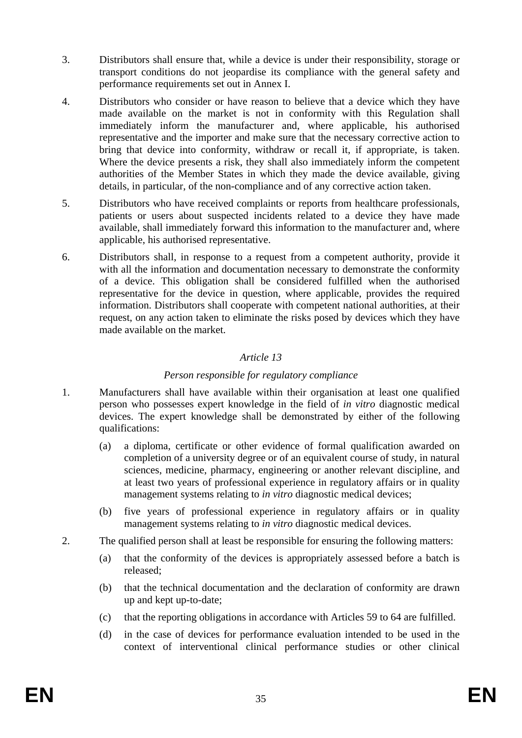3. Distributors shall ensure that, while a device is under their responsibility, storage or transport conditions do not jeopardise its compliance with the general safety and performance requirements set out in Annex I.

4. Distributors who consider or have reason to believe that a device which they have made available on the market is not in conformity with this Regulation shall immediately inform the manufacturer and, where applicable, his authorised representative and the importer and make sure that the necessary corrective action to bring that device into conformity, withdraw or recall it, if appropriate, is taken. Where the device presents a risk, they shall also immediately inform the competent authorities of the Member States in which they made the device available, giving details, in particular, of the non-compliance and of any corrective action taken.

5. Distributors who have received complaints or reports from healthcare professionals, patients or users about suspected incidents related to a device they have made available, shall immediately forward this information to the manufacturer and, where applicable, his authorised representative.

6. Distributors shall, in response to a request from a competent authority, provide it with all the information and documentation necessary to demonstrate the conformity of a device. This obligation shall be considered fulfilled when the authorised representative for the device in question, where applicable, provides the required information. Distributors shall cooperate with competent national authorities, at their request, on any action taken to eliminate the risks posed by devices which they have made available on the market.

*Article 13*

*Person responsible for regulatory compliance*

1. Manufacturers shall have available within their organisation at least one qualified person who possesses expert knowledge in the field of *in vitro* diagnostic medical devices. The expert knowledge shall be demonstrated by either of the following qualifications:

   (a) a diploma, certificate or other evidence of formal qualification awarded on completion of a university degree or of an equivalent course of study, in natural sciences, medicine, pharmacy, engineering or another relevant discipline, and at least two years of professional experience in regulatory affairs or in quality management systems relating to *in vitro* diagnostic medical devices;

   (b) five years of professional experience in regulatory affairs or in quality management systems relating to *in vitro* diagnostic medical devices.

2. The qualified person shall at least be responsible for ensuring the following matters:

   (a) that the conformity of the devices is appropriately assessed before a batch is released;

   (b) that the technical documentation and the declaration of conformity are drawn up and kept up-to-date;

   (c) that the reporting obligations in accordance with Articles 59 to 64 are fulfilled.

   (d) in the case of devices for performance evaluation intended to be used in the context of interventional clinical performance studies or other clinical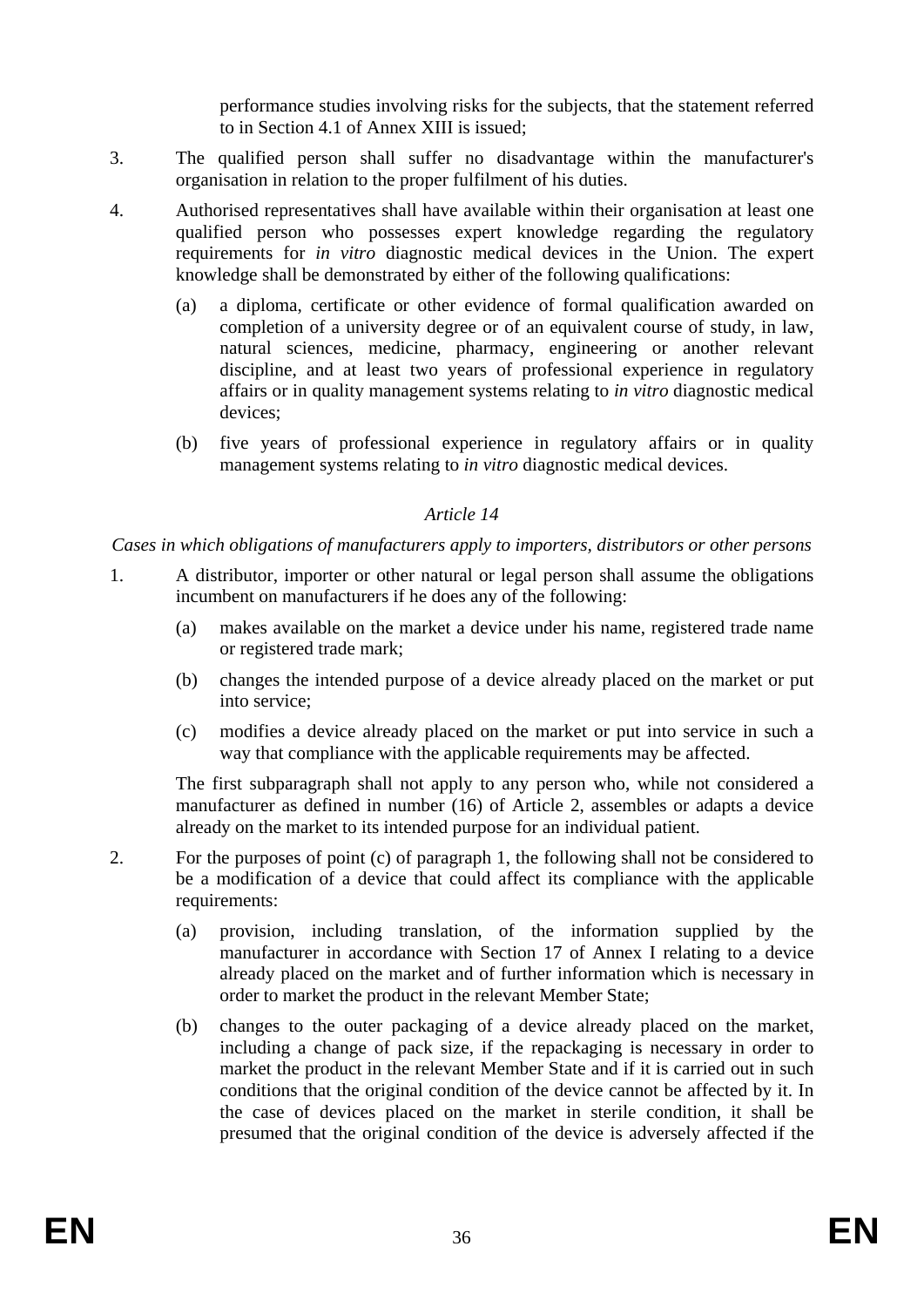performance studies involving risks for the subjects, that the statement referred to in Section 4.1 of Annex XIII is issued;

3. The qualified person shall suffer no disadvantage within the manufacturer's organisation in relation to the proper fulfilment of his duties.

4. Authorised representatives shall have available within their organisation at least one qualified person who possesses expert knowledge regarding the regulatory requirements for *in vitro* diagnostic medical devices in the Union. The expert knowledge shall be demonstrated by either of the following qualifications:

   (a) a diploma, certificate or other evidence of formal qualification awarded on completion of a university degree or of an equivalent course of study, in law, natural sciences, medicine, pharmacy, engineering or another relevant discipline, and at least two years of professional experience in regulatory affairs or in quality management systems relating to *in vitro* diagnostic medical devices;

   (b) five years of professional experience in regulatory affairs or in quality management systems relating to *in vitro* diagnostic medical devices.

*Article 14*

*Cases in which obligations of manufacturers apply to importers, distributors or other persons*

1. A distributor, importer or other natural or legal person shall assume the obligations incumbent on manufacturers if he does any of the following:

   (a) makes available on the market a device under his name, registered trade name or registered trade mark;

   (b) changes the intended purpose of a device already placed on the market or put into service;

   (c) modifies a device already placed on the market or put into service in such a way that compliance with the applicable requirements may be affected.

   The first subparagraph shall not apply to any person who, while not considered a manufacturer as defined in number (16) of Article 2, assembles or adapts a device already on the market to its intended purpose for an individual patient.

2. For the purposes of point (c) of paragraph 1, the following shall not be considered to be a modification of a device that could affect its compliance with the applicable requirements:

   (a) provision, including translation, of the information supplied by the manufacturer in accordance with Section 17 of Annex I relating to a device already placed on the market and of further information which is necessary in order to market the product in the relevant Member State;

   (b) changes to the outer packaging of a device already placed on the market, including a change of pack size, if the repackaging is necessary in order to market the product in the relevant Member State and if it is carried out in such conditions that the original condition of the device cannot be affected by it. In the case of devices placed on the market in sterile condition, it shall be presumed that the original condition of the device is adversely affected if the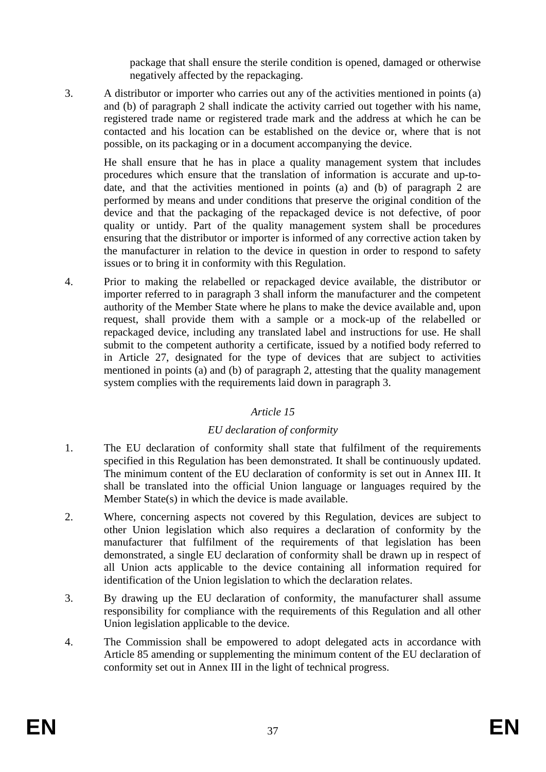package that shall ensure the sterile condition is opened, damaged or otherwise negatively affected by the repackaging.

3. A distributor or importer who carries out any of the activities mentioned in points (a) and (b) of paragraph 2 shall indicate the activity carried out together with his name, registered trade name or registered trade mark and the address at which he can be contacted and his location can be established on the device or, where that is not possible, on its packaging or in a document accompanying the device.

   He shall ensure that he has in place a quality management system that includes procedures which ensure that the translation of information is accurate and up-to-date, and that the activities mentioned in points (a) and (b) of paragraph 2 are performed by means and under conditions that preserve the original condition of the device and that the packaging of the repackaged device is not defective, of poor quality or untidy. Part of the quality management system shall be procedures ensuring that the distributor or importer is informed of any corrective action taken by the manufacturer in relation to the device in question in order to respond to safety issues or to bring it in conformity with this Regulation.

4. Prior to making the relabelled or repackaged device available, the distributor or importer referred to in paragraph 3 shall inform the manufacturer and the competent authority of the Member State where he plans to make the device available and, upon request, shall provide them with a sample or a mock-up of the relabelled or repackaged device, including any translated label and instructions for use. He shall submit to the competent authority a certificate, issued by a notified body referred to in Article 27, designated for the type of devices that are subject to activities mentioned in points (a) and (b) of paragraph 2, attesting that the quality management system complies with the requirements laid down in paragraph 3.

*Article 15*

*EU declaration of conformity*

1. The EU declaration of conformity shall state that fulfilment of the requirements specified in this Regulation has been demonstrated. It shall be continuously updated. The minimum content of the EU declaration of conformity is set out in Annex III. It shall be translated into the official Union language or languages required by the Member State(s) in which the device is made available.

2. Where, concerning aspects not covered by this Regulation, devices are subject to other Union legislation which also requires a declaration of conformity by the manufacturer that fulfilment of the requirements of that legislation has been demonstrated, a single EU declaration of conformity shall be drawn up in respect of all Union acts applicable to the device containing all information required for identification of the Union legislation to which the declaration relates.

3. By drawing up the EU declaration of conformity, the manufacturer shall assume responsibility for compliance with the requirements of this Regulation and all other Union legislation applicable to the device.

4. The Commission shall be empowered to adopt delegated acts in accordance with Article 85 amending or supplementing the minimum content of the EU declaration of conformity set out in Annex III in the light of technical progress.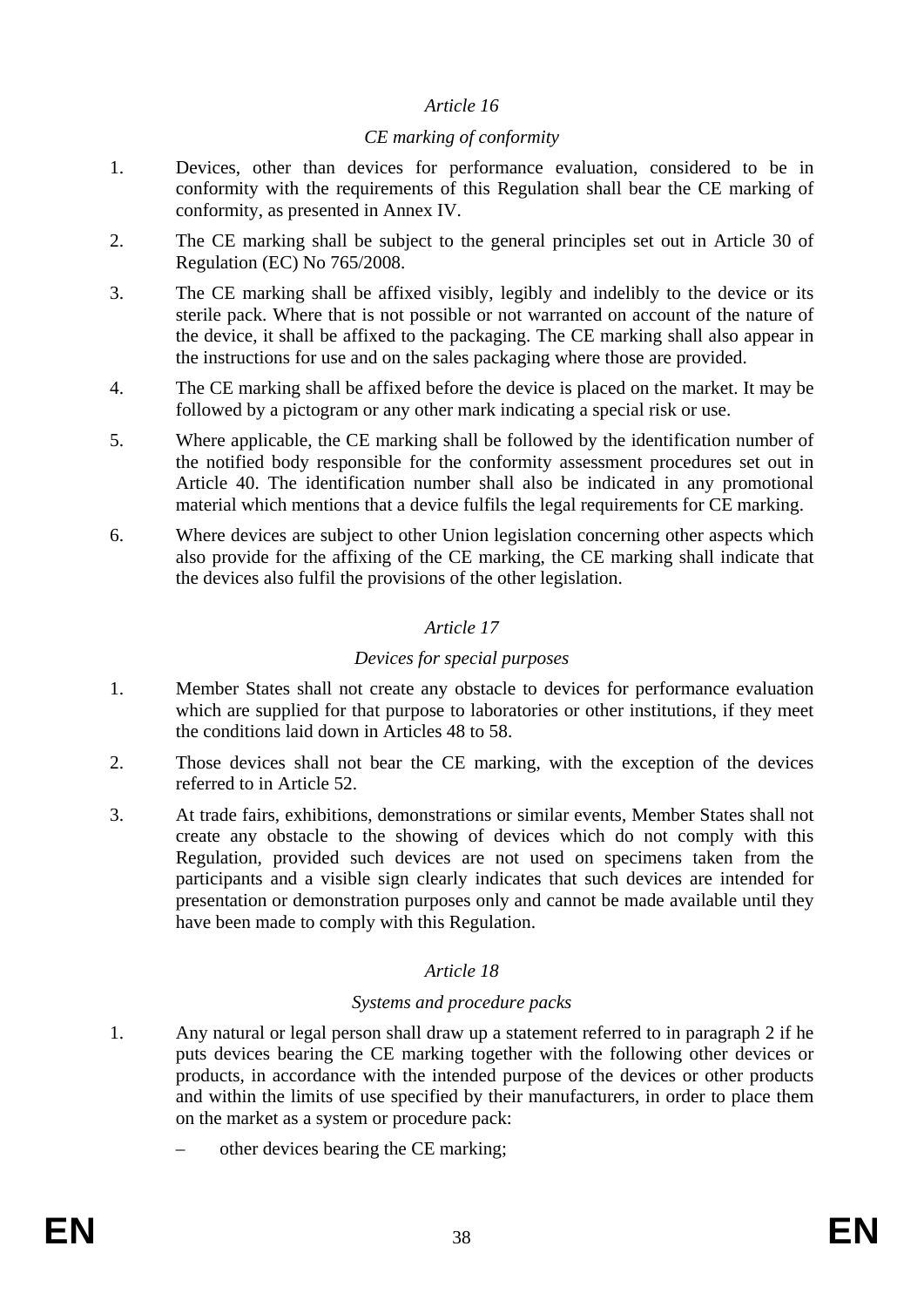*Article 16*

*CE marking of conformity*

1. Devices, other than devices for performance evaluation, considered to be in conformity with the requirements of this Regulation shall bear the CE marking of conformity, as presented in Annex IV.

2. The CE marking shall be subject to the general principles set out in Article 30 of Regulation (EC) No 765/2008.

3. The CE marking shall be affixed visibly, legibly and indelibly to the device or its sterile pack. Where that is not possible or not warranted on account of the nature of the device, it shall be affixed to the packaging. The CE marking shall also appear in the instructions for use and on the sales packaging where those are provided.

4. The CE marking shall be affixed before the device is placed on the market. It may be followed by a pictogram or any other mark indicating a special risk or use.

5. Where applicable, the CE marking shall be followed by the identification number of the notified body responsible for the conformity assessment procedures set out in Article 40. The identification number shall also be indicated in any promotional material which mentions that a device fulfils the legal requirements for CE marking.

6. Where devices are subject to other Union legislation concerning other aspects which also provide for the affixing of the CE marking, the CE marking shall indicate that the devices also fulfil the provisions of the other legislation.

*Article 17*

*Devices for special purposes*

1. Member States shall not create any obstacle to devices for performance evaluation which are supplied for that purpose to laboratories or other institutions, if they meet the conditions laid down in Articles 48 to 58.

2. Those devices shall not bear the CE marking, with the exception of the devices referred to in Article 52.

3. At trade fairs, exhibitions, demonstrations or similar events, Member States shall not create any obstacle to the showing of devices which do not comply with this Regulation, provided such devices are not used on specimens taken from the participants and a visible sign clearly indicates that such devices are intended for presentation or demonstration purposes only and cannot be made available until they have been made to comply with this Regulation.

*Article 18*

*Systems and procedure packs*

1. Any natural or legal person shall draw up a statement referred to in paragraph 2 if he puts devices bearing the CE marking together with the following other devices or products, in accordance with the intended purpose of the devices or other products and within the limits of use specified by their manufacturers, in order to place them on the market as a system or procedure pack:

   – other devices bearing the CE marking;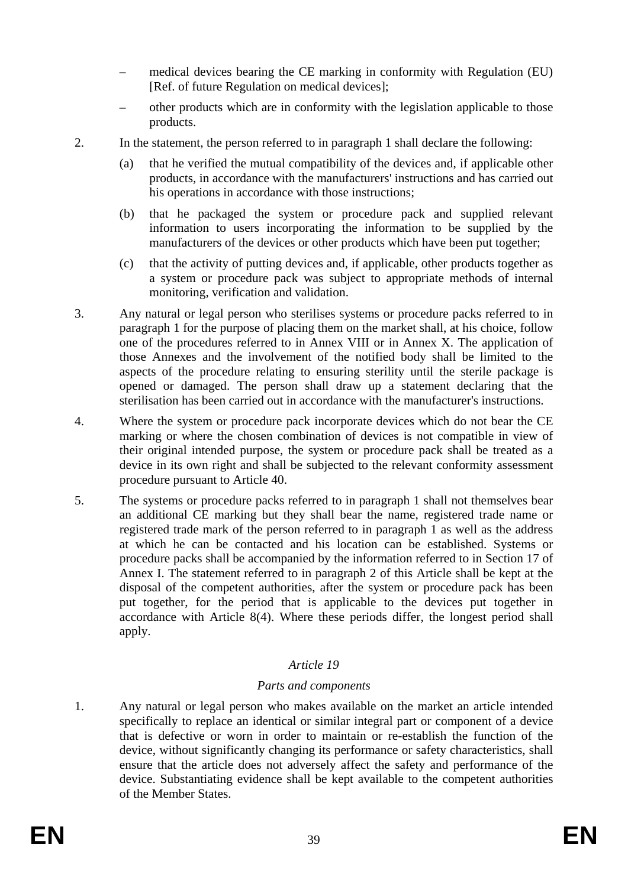– medical devices bearing the CE marking in conformity with Regulation (EU) [Ref. of future Regulation on medical devices];

– other products which are in conformity with the legislation applicable to those products.

2. In the statement, the person referred to in paragraph 1 shall declare the following:

(a) that he verified the mutual compatibility of the devices and, if applicable other products, in accordance with the manufacturers' instructions and has carried out his operations in accordance with those instructions;

(b) that he packaged the system or procedure pack and supplied relevant information to users incorporating the information to be supplied by the manufacturers of the devices or other products which have been put together;

(c) that the activity of putting devices and, if applicable, other products together as a system or procedure pack was subject to appropriate methods of internal monitoring, verification and validation.

3. Any natural or legal person who sterilises systems or procedure packs referred to in paragraph 1 for the purpose of placing them on the market shall, at his choice, follow one of the procedures referred to in Annex VIII or in Annex X. The application of those Annexes and the involvement of the notified body shall be limited to the aspects of the procedure relating to ensuring sterility until the sterile package is opened or damaged. The person shall draw up a statement declaring that the sterilisation has been carried out in accordance with the manufacturer's instructions.

4. Where the system or procedure pack incorporate devices which do not bear the CE marking or where the chosen combination of devices is not compatible in view of their original intended purpose, the system or procedure pack shall be treated as a device in its own right and shall be subjected to the relevant conformity assessment procedure pursuant to Article 40.

5. The systems or procedure packs referred to in paragraph 1 shall not themselves bear an additional CE marking but they shall bear the name, registered trade name or registered trade mark of the person referred to in paragraph 1 as well as the address at which he can be contacted and his location can be established. Systems or procedure packs shall be accompanied by the information referred to in Section 17 of Annex I. The statement referred to in paragraph 2 of this Article shall be kept at the disposal of the competent authorities, after the system or procedure pack has been put together, for the period that is applicable to the devices put together in accordance with Article 8(4). Where these periods differ, the longest period shall apply.

*Article 19*

*Parts and components*

1. Any natural or legal person who makes available on the market an article intended specifically to replace an identical or similar integral part or component of a device that is defective or worn in order to maintain or re-establish the function of the device, without significantly changing its performance or safety characteristics, shall ensure that the article does not adversely affect the safety and performance of the device. Substantiating evidence shall be kept available to the competent authorities of the Member States.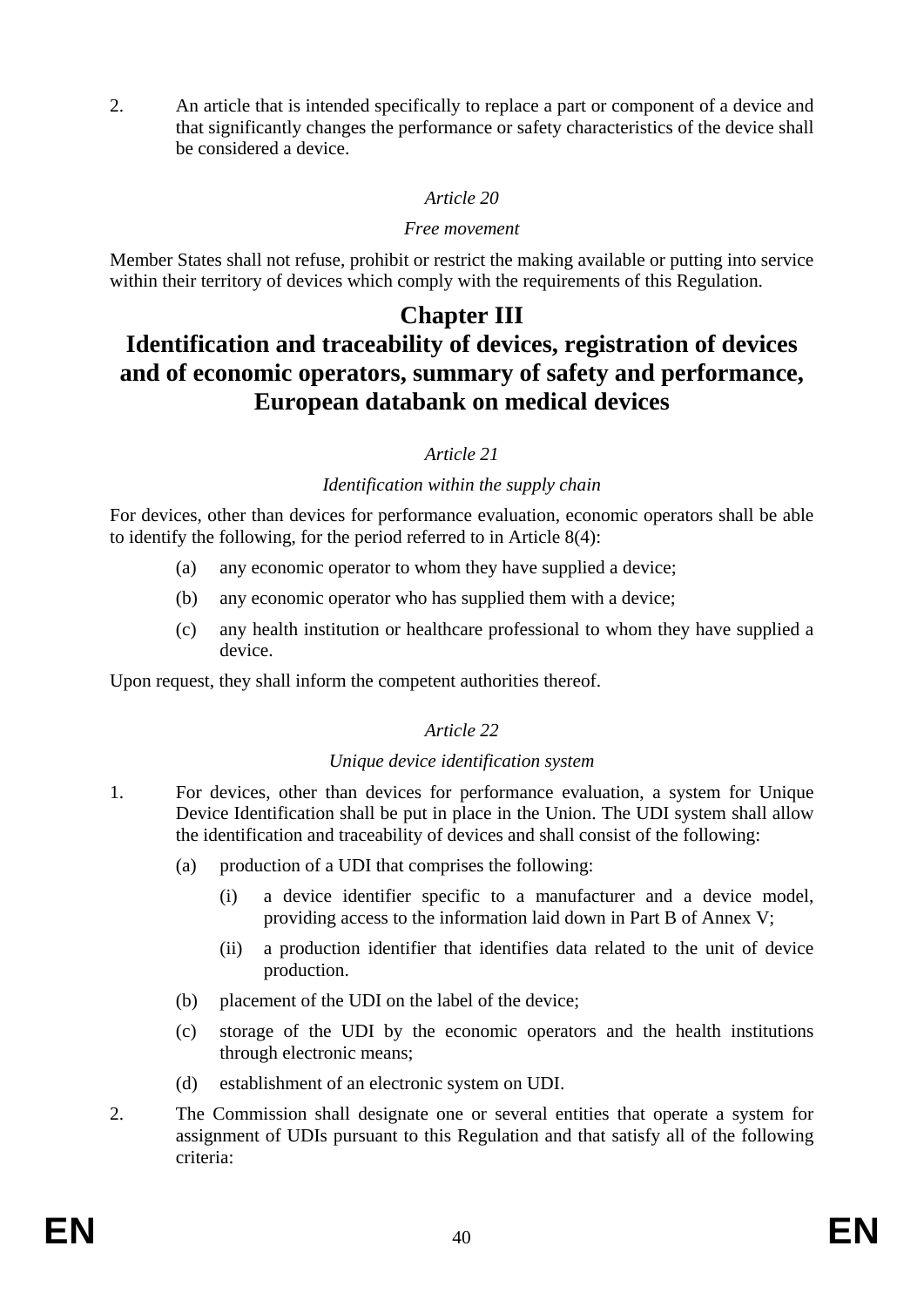2. An article that is intended specifically to replace a part or component of a device and that significantly changes the performance or safety characteristics of the device shall be considered a device.

*Article 20*

*Free movement*

Member States shall not refuse, prohibit or restrict the making available or putting into service within their territory of devices which comply with the requirements of this Regulation.

# Chapter III
# Identification and traceability of devices, registration of devices and of economic operators, summary of safety and performance, European databank on medical devices

*Article 21*

*Identification within the supply chain*

For devices, other than devices for performance evaluation, economic operators shall be able to identify the following, for the period referred to in Article 8(4):

(a) any economic operator to whom they have supplied a device;

(b) any economic operator who has supplied them with a device;

(c) any health institution or healthcare professional to whom they have supplied a device.

Upon request, they shall inform the competent authorities thereof.

*Article 22*

*Unique device identification system*

1. For devices, other than devices for performance evaluation, a system for Unique Device Identification shall be put in place in the Union. The UDI system shall allow the identification and traceability of devices and shall consist of the following:

   (a) production of a UDI that comprises the following:

      (i) a device identifier specific to a manufacturer and a device model, providing access to the information laid down in Part B of Annex V;

      (ii) a production identifier that identifies data related to the unit of device production.

   (b) placement of the UDI on the label of the device;

   (c) storage of the UDI by the economic operators and the health institutions through electronic means;

   (d) establishment of an electronic system on UDI.

2. The Commission shall designate one or several entities that operate a system for assignment of UDIs pursuant to this Regulation and that satisfy all of the following criteria: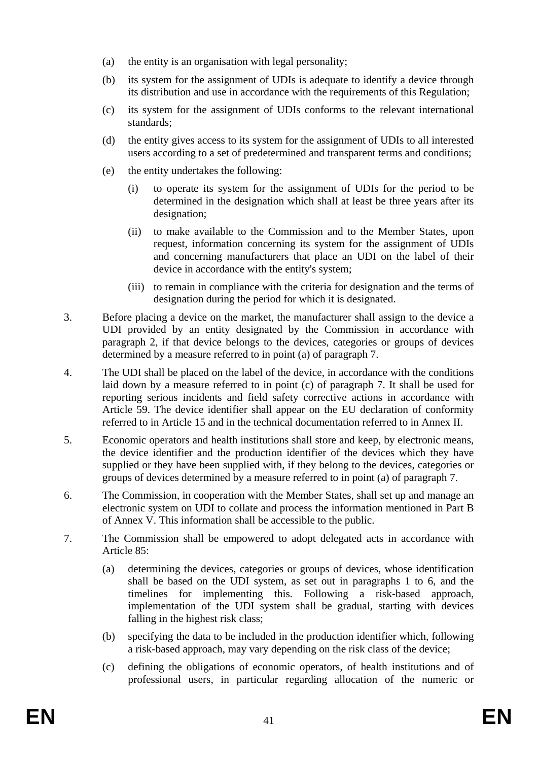(a) the entity is an organisation with legal personality;

(b) its system for the assignment of UDIs is adequate to identify a device through its distribution and use in accordance with the requirements of this Regulation;

(c) its system for the assignment of UDIs conforms to the relevant international standards;

(d) the entity gives access to its system for the assignment of UDIs to all interested users according to a set of predetermined and transparent terms and conditions;

(e) the entity undertakes the following:

   (i) to operate its system for the assignment of UDIs for the period to be determined in the designation which shall at least be three years after its designation;

   (ii) to make available to the Commission and to the Member States, upon request, information concerning its system for the assignment of UDIs and concerning manufacturers that place an UDI on the label of their device in accordance with the entity's system;

   (iii) to remain in compliance with the criteria for designation and the terms of designation during the period for which it is designated.

3. Before placing a device on the market, the manufacturer shall assign to the device a UDI provided by an entity designated by the Commission in accordance with paragraph 2, if that device belongs to the devices, categories or groups of devices determined by a measure referred to in point (a) of paragraph 7.

4. The UDI shall be placed on the label of the device, in accordance with the conditions laid down by a measure referred to in point (c) of paragraph 7. It shall be used for reporting serious incidents and field safety corrective actions in accordance with Article 59. The device identifier shall appear on the EU declaration of conformity referred to in Article 15 and in the technical documentation referred to in Annex II.

5. Economic operators and health institutions shall store and keep, by electronic means, the device identifier and the production identifier of the devices which they have supplied or they have been supplied with, if they belong to the devices, categories or groups of devices determined by a measure referred to in point (a) of paragraph 7.

6. The Commission, in cooperation with the Member States, shall set up and manage an electronic system on UDI to collate and process the information mentioned in Part B of Annex V. This information shall be accessible to the public.

7. The Commission shall be empowered to adopt delegated acts in accordance with Article 85:

(a) determining the devices, categories or groups of devices, whose identification shall be based on the UDI system, as set out in paragraphs 1 to 6, and the timelines for implementing this. Following a risk-based approach, implementation of the UDI system shall be gradual, starting with devices falling in the highest risk class;

(b) specifying the data to be included in the production identifier which, following a risk-based approach, may vary depending on the risk class of the device;

(c) defining the obligations of economic operators, of health institutions and of professional users, in particular regarding allocation of the numeric or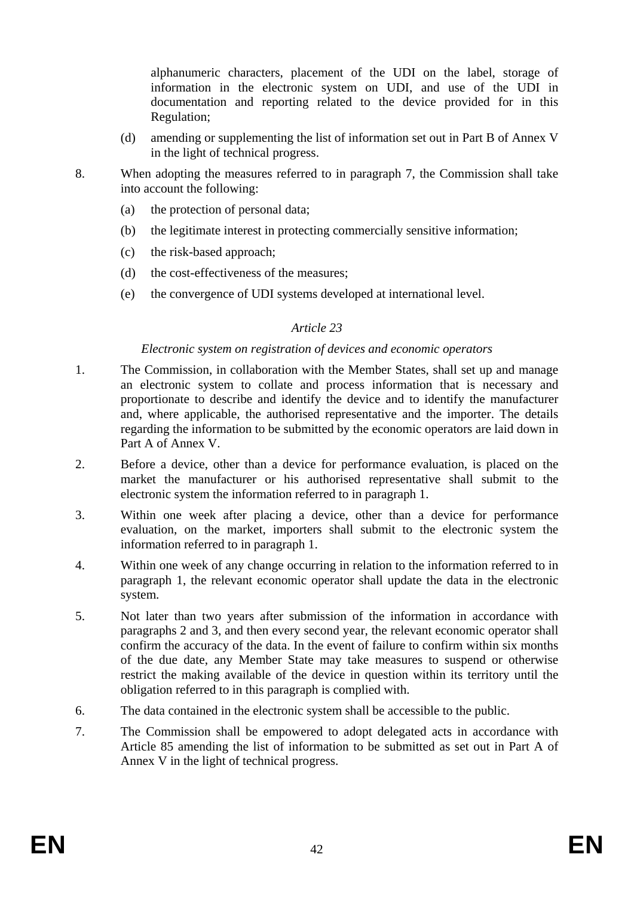alphanumeric characters, placement of the UDI on the label, storage of information in the electronic system on UDI, and use of the UDI in documentation and reporting related to the device provided for in this Regulation;

(d) amending or supplementing the list of information set out in Part B of Annex V in the light of technical progress.

8. When adopting the measures referred to in paragraph 7, the Commission shall take into account the following:

   (a) the protection of personal data;

   (b) the legitimate interest in protecting commercially sensitive information;

   (c) the risk-based approach;

   (d) the cost-effectiveness of the measures;

   (e) the convergence of UDI systems developed at international level.

*Article 23*

*Electronic system on registration of devices and economic operators*

1. The Commission, in collaboration with the Member States, shall set up and manage an electronic system to collate and process information that is necessary and proportionate to describe and identify the device and to identify the manufacturer and, where applicable, the authorised representative and the importer. The details regarding the information to be submitted by the economic operators are laid down in Part A of Annex V.

2. Before a device, other than a device for performance evaluation, is placed on the market the manufacturer or his authorised representative shall submit to the electronic system the information referred to in paragraph 1.

3. Within one week after placing a device, other than a device for performance evaluation, on the market, importers shall submit to the electronic system the information referred to in paragraph 1.

4. Within one week of any change occurring in relation to the information referred to in paragraph 1, the relevant economic operator shall update the data in the electronic system.

5. Not later than two years after submission of the information in accordance with paragraphs 2 and 3, and then every second year, the relevant economic operator shall confirm the accuracy of the data. In the event of failure to confirm within six months of the due date, any Member State may take measures to suspend or otherwise restrict the making available of the device in question within its territory until the obligation referred to in this paragraph is complied with.

6. The data contained in the electronic system shall be accessible to the public.

7. The Commission shall be empowered to adopt delegated acts in accordance with Article 85 amending the list of information to be submitted as set out in Part A of Annex V in the light of technical progress.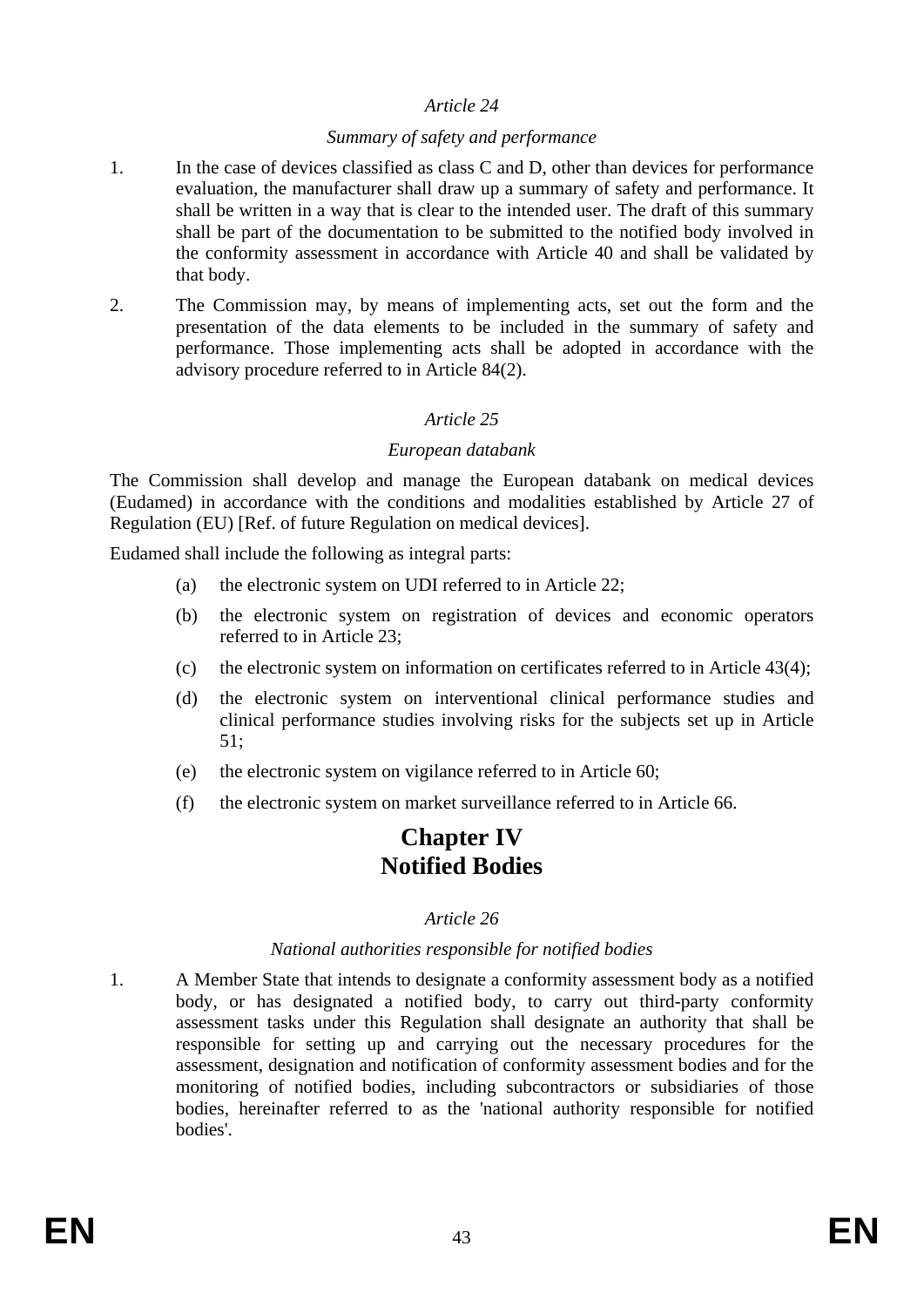*Article 24*

*Summary of safety and performance*

1. In the case of devices classified as class C and D, other than devices for performance evaluation, the manufacturer shall draw up a summary of safety and performance. It shall be written in a way that is clear to the intended user. The draft of this summary shall be part of the documentation to be submitted to the notified body involved in the conformity assessment in accordance with Article 40 and shall be validated by that body.

2. The Commission may, by means of implementing acts, set out the form and the presentation of the data elements to be included in the summary of safety and performance. Those implementing acts shall be adopted in accordance with the advisory procedure referred to in Article 84(2).

*Article 25*

*European databank*

The Commission shall develop and manage the European databank on medical devices (Eudamed) in accordance with the conditions and modalities established by Article 27 of Regulation (EU) [Ref. of future Regulation on medical devices].

Eudamed shall include the following as integral parts:

(a) the electronic system on UDI referred to in Article 22;

(b) the electronic system on registration of devices and economic operators referred to in Article 23;

(c) the electronic system on information on certificates referred to in Article 43(4);

(d) the electronic system on interventional clinical performance studies and clinical performance studies involving risks for the subjects set up in Article 51;

(e) the electronic system on vigilance referred to in Article 60;

(f) the electronic system on market surveillance referred to in Article 66.

# Chapter IV
# Notified Bodies

*Article 26*

*National authorities responsible for notified bodies*

1. A Member State that intends to designate a conformity assessment body as a notified body, or has designated a notified body, to carry out third-party conformity assessment tasks under this Regulation shall designate an authority that shall be responsible for setting up and carrying out the necessary procedures for the assessment, designation and notification of conformity assessment bodies and for the monitoring of notified bodies, including subcontractors or subsidiaries of those bodies, hereinafter referred to as the 'national authority responsible for notified bodies'.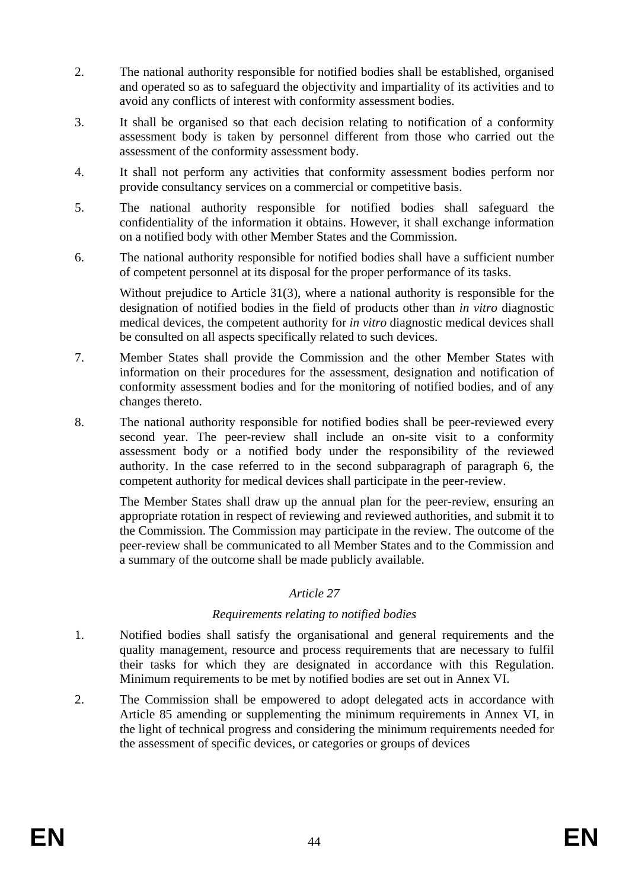2. The national authority responsible for notified bodies shall be established, organised and operated so as to safeguard the objectivity and impartiality of its activities and to avoid any conflicts of interest with conformity assessment bodies.

3. It shall be organised so that each decision relating to notification of a conformity assessment body is taken by personnel different from those who carried out the assessment of the conformity assessment body.

4. It shall not perform any activities that conformity assessment bodies perform nor provide consultancy services on a commercial or competitive basis.

5. The national authority responsible for notified bodies shall safeguard the confidentiality of the information it obtains. However, it shall exchange information on a notified body with other Member States and the Commission.

6. The national authority responsible for notified bodies shall have a sufficient number of competent personnel at its disposal for the proper performance of its tasks.

   Without prejudice to Article 31(3), where a national authority is responsible for the designation of notified bodies in the field of products other than *in vitro* diagnostic medical devices, the competent authority for *in vitro* diagnostic medical devices shall be consulted on all aspects specifically related to such devices.

7. Member States shall provide the Commission and the other Member States with information on their procedures for the assessment, designation and notification of conformity assessment bodies and for the monitoring of notified bodies, and of any changes thereto.

8. The national authority responsible for notified bodies shall be peer-reviewed every second year. The peer-review shall include an on-site visit to a conformity assessment body or a notified body under the responsibility of the reviewed authority. In the case referred to in the second subparagraph of paragraph 6, the competent authority for medical devices shall participate in the peer-review.

   The Member States shall draw up the annual plan for the peer-review, ensuring an appropriate rotation in respect of reviewing and reviewed authorities, and submit it to the Commission. The Commission may participate in the review. The outcome of the peer-review shall be communicated to all Member States and to the Commission and a summary of the outcome shall be made publicly available.

### *Article 27*

### *Requirements relating to notified bodies*

1. Notified bodies shall satisfy the organisational and general requirements and the quality management, resource and process requirements that are necessary to fulfil their tasks for which they are designated in accordance with this Regulation. Minimum requirements to be met by notified bodies are set out in Annex VI.

2. The Commission shall be empowered to adopt delegated acts in accordance with Article 85 amending or supplementing the minimum requirements in Annex VI, in the light of technical progress and considering the minimum requirements needed for the assessment of specific devices, or categories or groups of devices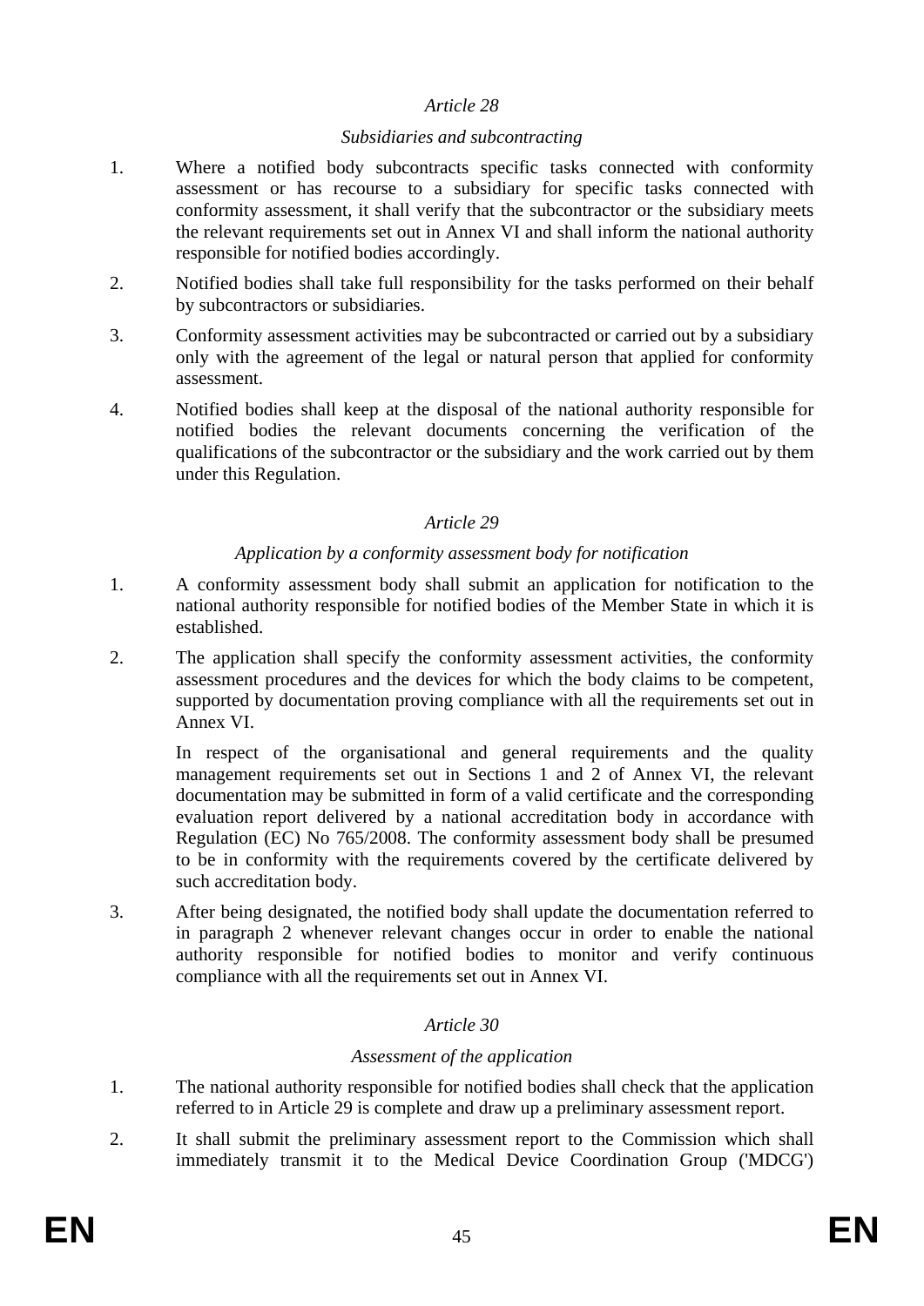*Article 28*

*Subsidiaries and subcontracting*

1. Where a notified body subcontracts specific tasks connected with conformity assessment or has recourse to a subsidiary for specific tasks connected with conformity assessment, it shall verify that the subcontractor or the subsidiary meets the relevant requirements set out in Annex VI and shall inform the national authority responsible for notified bodies accordingly.
2. Notified bodies shall take full responsibility for the tasks performed on their behalf by subcontractors or subsidiaries.
3. Conformity assessment activities may be subcontracted or carried out by a subsidiary only with the agreement of the legal or natural person that applied for conformity assessment.
4. Notified bodies shall keep at the disposal of the national authority responsible for notified bodies the relevant documents concerning the verification of the qualifications of the subcontractor or the subsidiary and the work carried out by them under this Regulation.

*Article 29*

*Application by a conformity assessment body for notification*

1. A conformity assessment body shall submit an application for notification to the national authority responsible for notified bodies of the Member State in which it is established.
2. The application shall specify the conformity assessment activities, the conformity assessment procedures and the devices for which the body claims to be competent, supported by documentation proving compliance with all the requirements set out in Annex VI.

   In respect of the organisational and general requirements and the quality management requirements set out in Sections 1 and 2 of Annex VI, the relevant documentation may be submitted in form of a valid certificate and the corresponding evaluation report delivered by a national accreditation body in accordance with Regulation (EC) No 765/2008. The conformity assessment body shall be presumed to be in conformity with the requirements covered by the certificate delivered by such accreditation body.
3. After being designated, the notified body shall update the documentation referred to in paragraph 2 whenever relevant changes occur in order to enable the national authority responsible for notified bodies to monitor and verify continuous compliance with all the requirements set out in Annex VI.

*Article 30*

*Assessment of the application*

1. The national authority responsible for notified bodies shall check that the application referred to in Article 29 is complete and draw up a preliminary assessment report.
2. It shall submit the preliminary assessment report to the Commission which shall immediately transmit it to the Medical Device Coordination Group ('MDCG')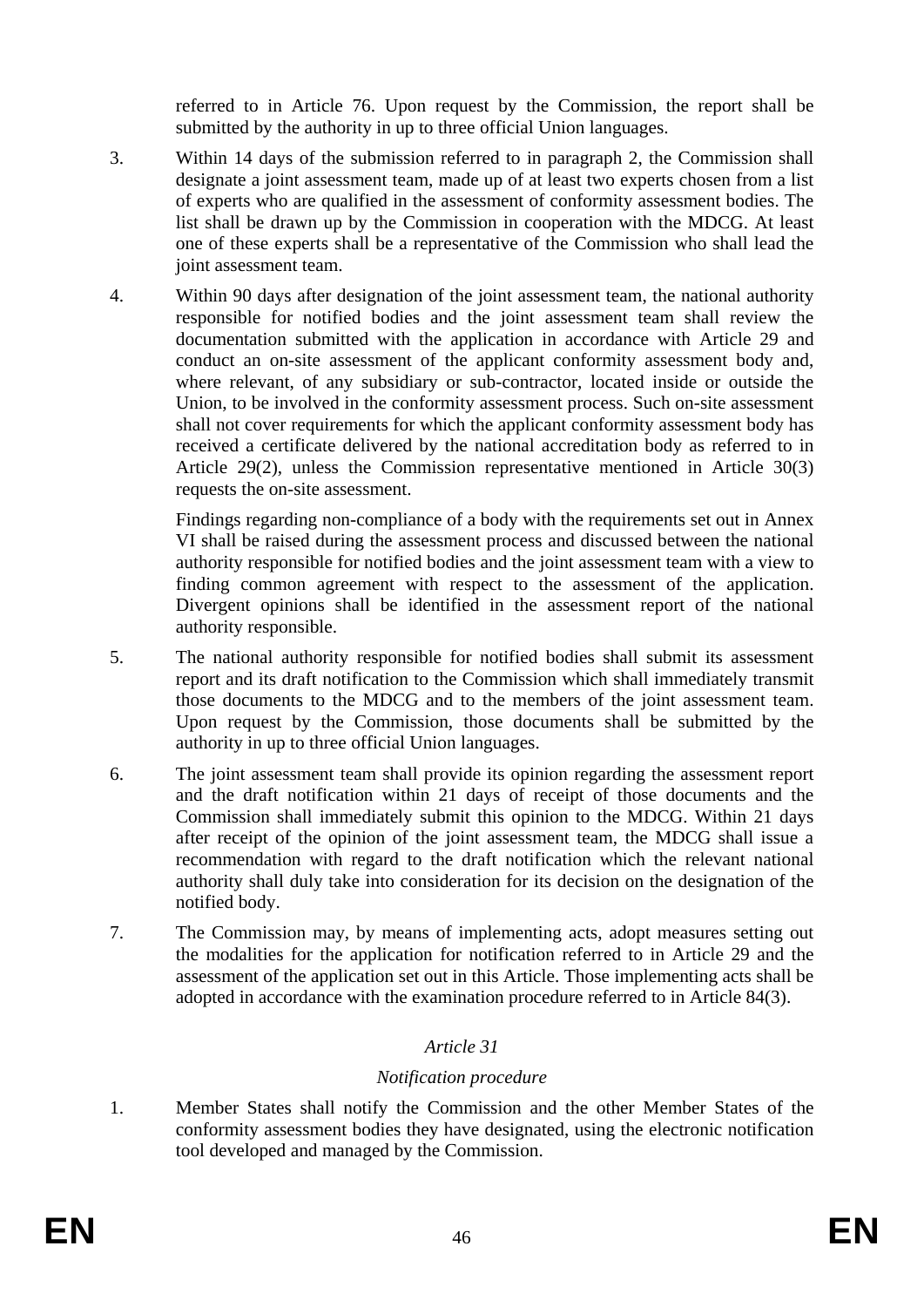referred to in Article 76. Upon request by the Commission, the report shall be submitted by the authority in up to three official Union languages.

3. Within 14 days of the submission referred to in paragraph 2, the Commission shall designate a joint assessment team, made up of at least two experts chosen from a list of experts who are qualified in the assessment of conformity assessment bodies. The list shall be drawn up by the Commission in cooperation with the MDCG. At least one of these experts shall be a representative of the Commission who shall lead the joint assessment team.

4. Within 90 days after designation of the joint assessment team, the national authority responsible for notified bodies and the joint assessment team shall review the documentation submitted with the application in accordance with Article 29 and conduct an on-site assessment of the applicant conformity assessment body and, where relevant, of any subsidiary or sub-contractor, located inside or outside the Union, to be involved in the conformity assessment process. Such on-site assessment shall not cover requirements for which the applicant conformity assessment body has received a certificate delivered by the national accreditation body as referred to in Article 29(2), unless the Commission representative mentioned in Article 30(3) requests the on-site assessment.

   Findings regarding non-compliance of a body with the requirements set out in Annex VI shall be raised during the assessment process and discussed between the national authority responsible for notified bodies and the joint assessment team with a view to finding common agreement with respect to the assessment of the application. Divergent opinions shall be identified in the assessment report of the national authority responsible.

5. The national authority responsible for notified bodies shall submit its assessment report and its draft notification to the Commission which shall immediately transmit those documents to the MDCG and to the members of the joint assessment team. Upon request by the Commission, those documents shall be submitted by the authority in up to three official Union languages.

6. The joint assessment team shall provide its opinion regarding the assessment report and the draft notification within 21 days of receipt of those documents and the Commission shall immediately submit this opinion to the MDCG. Within 21 days after receipt of the opinion of the joint assessment team, the MDCG shall issue a recommendation with regard to the draft notification which the relevant national authority shall duly take into consideration for its decision on the designation of the notified body.

7. The Commission may, by means of implementing acts, adopt measures setting out the modalities for the application for notification referred to in Article 29 and the assessment of the application set out in this Article. Those implementing acts shall be adopted in accordance with the examination procedure referred to in Article 84(3).

*Article 31*

*Notification procedure*

1. Member States shall notify the Commission and the other Member States of the conformity assessment bodies they have designated, using the electronic notification tool developed and managed by the Commission.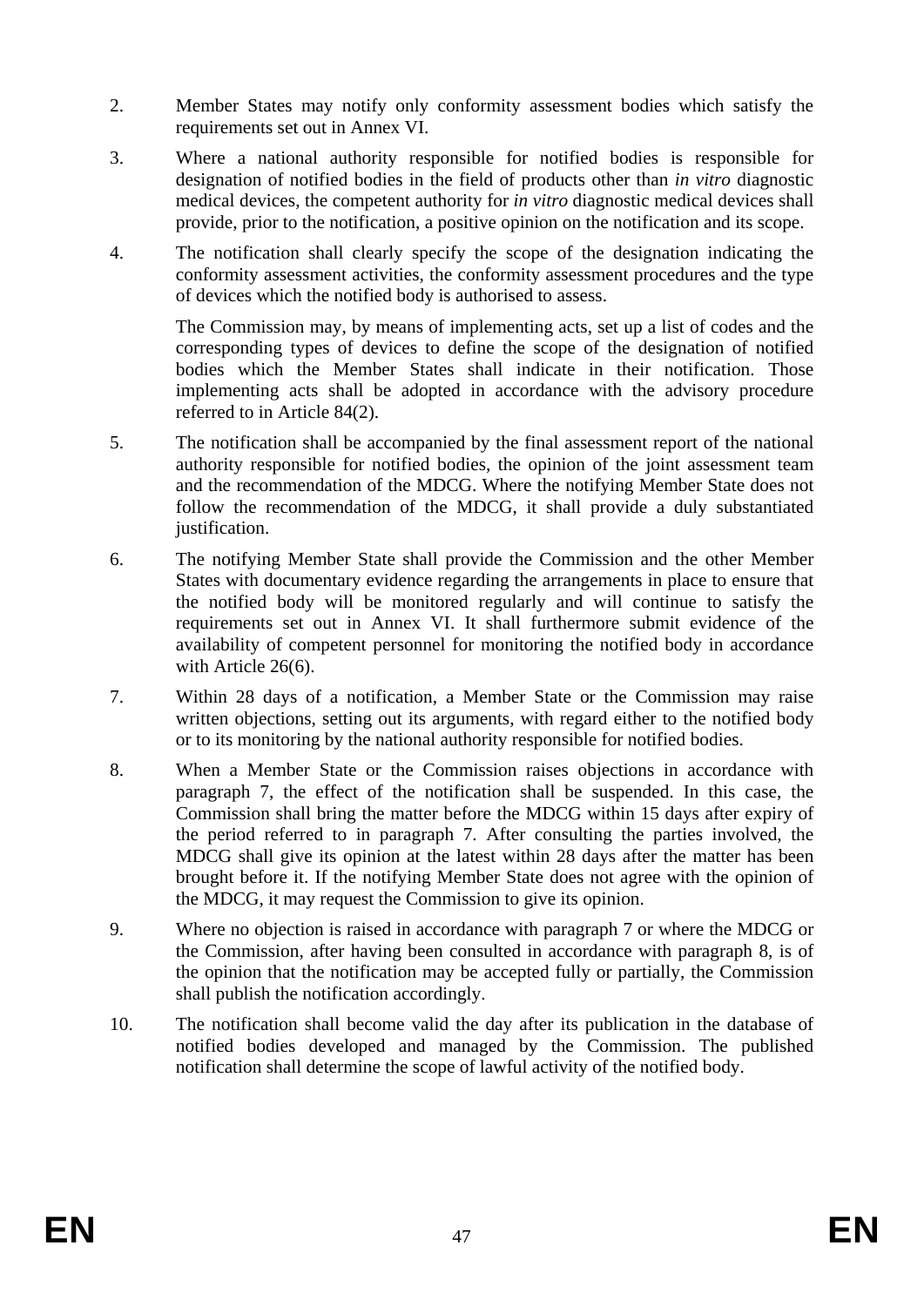2. Member States may notify only conformity assessment bodies which satisfy the requirements set out in Annex VI.

3. Where a national authority responsible for notified bodies is responsible for designation of notified bodies in the field of products other than *in vitro* diagnostic medical devices, the competent authority for *in vitro* diagnostic medical devices shall provide, prior to the notification, a positive opinion on the notification and its scope.

4. The notification shall clearly specify the scope of the designation indicating the conformity assessment activities, the conformity assessment procedures and the type of devices which the notified body is authorised to assess.

   The Commission may, by means of implementing acts, set up a list of codes and the corresponding types of devices to define the scope of the designation of notified bodies which the Member States shall indicate in their notification. Those implementing acts shall be adopted in accordance with the advisory procedure referred to in Article 84(2).

5. The notification shall be accompanied by the final assessment report of the national authority responsible for notified bodies, the opinion of the joint assessment team and the recommendation of the MDCG. Where the notifying Member State does not follow the recommendation of the MDCG, it shall provide a duly substantiated justification.

6. The notifying Member State shall provide the Commission and the other Member States with documentary evidence regarding the arrangements in place to ensure that the notified body will be monitored regularly and will continue to satisfy the requirements set out in Annex VI. It shall furthermore submit evidence of the availability of competent personnel for monitoring the notified body in accordance with Article 26(6).

7. Within 28 days of a notification, a Member State or the Commission may raise written objections, setting out its arguments, with regard either to the notified body or to its monitoring by the national authority responsible for notified bodies.

8. When a Member State or the Commission raises objections in accordance with paragraph 7, the effect of the notification shall be suspended. In this case, the Commission shall bring the matter before the MDCG within 15 days after expiry of the period referred to in paragraph 7. After consulting the parties involved, the MDCG shall give its opinion at the latest within 28 days after the matter has been brought before it. If the notifying Member State does not agree with the opinion of the MDCG, it may request the Commission to give its opinion.

9. Where no objection is raised in accordance with paragraph 7 or where the MDCG or the Commission, after having been consulted in accordance with paragraph 8, is of the opinion that the notification may be accepted fully or partially, the Commission shall publish the notification accordingly.

10. The notification shall become valid the day after its publication in the database of notified bodies developed and managed by the Commission. The published notification shall determine the scope of lawful activity of the notified body.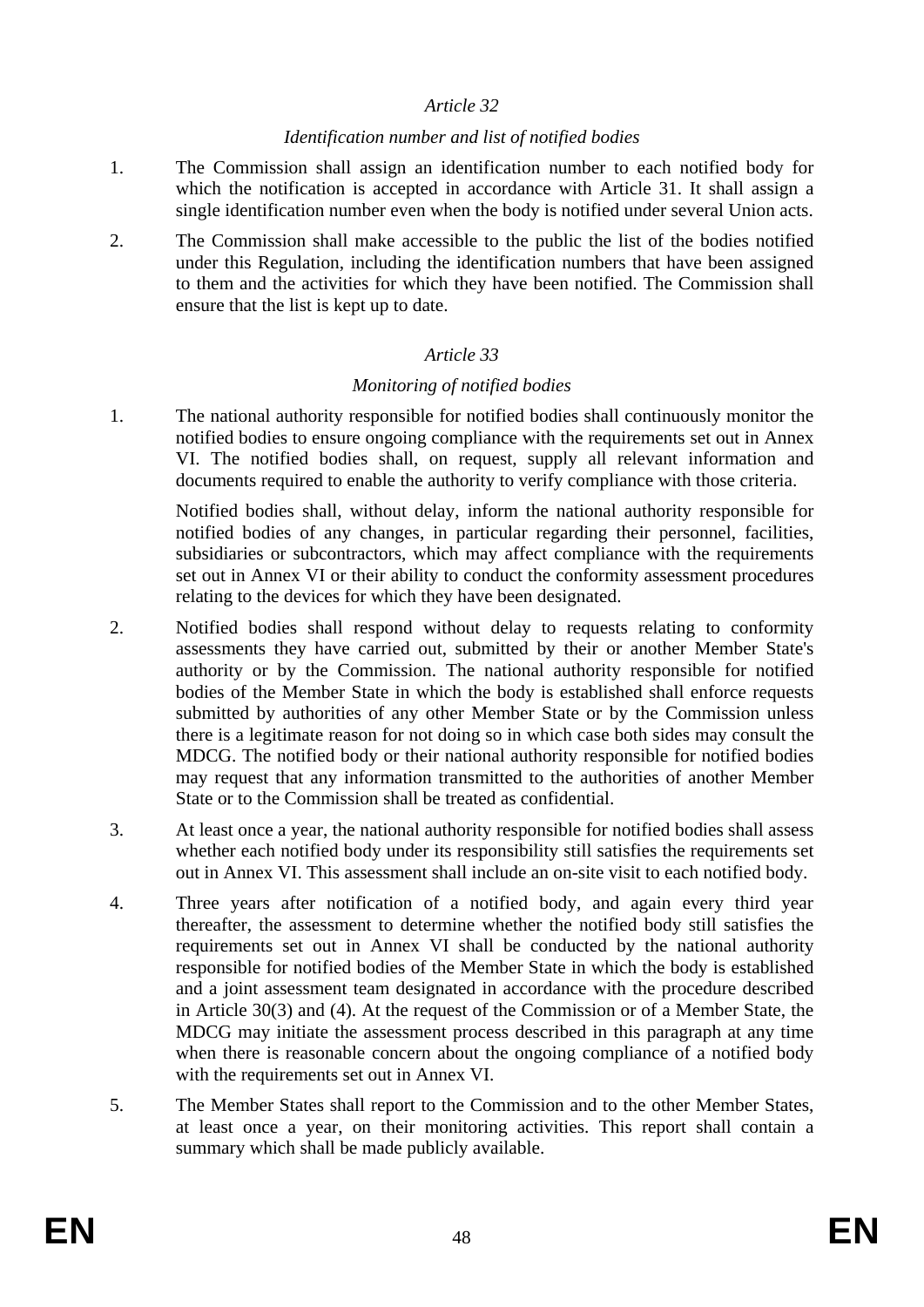*Article 32*

*Identification number and list of notified bodies*

1. The Commission shall assign an identification number to each notified body for which the notification is accepted in accordance with Article 31. It shall assign a single identification number even when the body is notified under several Union acts.

2. The Commission shall make accessible to the public the list of the bodies notified under this Regulation, including the identification numbers that have been assigned to them and the activities for which they have been notified. The Commission shall ensure that the list is kept up to date.

*Article 33*

*Monitoring of notified bodies*

1. The national authority responsible for notified bodies shall continuously monitor the notified bodies to ensure ongoing compliance with the requirements set out in Annex VI. The notified bodies shall, on request, supply all relevant information and documents required to enable the authority to verify compliance with those criteria.

   Notified bodies shall, without delay, inform the national authority responsible for notified bodies of any changes, in particular regarding their personnel, facilities, subsidiaries or subcontractors, which may affect compliance with the requirements set out in Annex VI or their ability to conduct the conformity assessment procedures relating to the devices for which they have been designated.

2. Notified bodies shall respond without delay to requests relating to conformity assessments they have carried out, submitted by their or another Member State's authority or by the Commission. The national authority responsible for notified bodies of the Member State in which the body is established shall enforce requests submitted by authorities of any other Member State or by the Commission unless there is a legitimate reason for not doing so in which case both sides may consult the MDCG. The notified body or their national authority responsible for notified bodies may request that any information transmitted to the authorities of another Member State or to the Commission shall be treated as confidential.

3. At least once a year, the national authority responsible for notified bodies shall assess whether each notified body under its responsibility still satisfies the requirements set out in Annex VI. This assessment shall include an on-site visit to each notified body.

4. Three years after notification of a notified body, and again every third year thereafter, the assessment to determine whether the notified body still satisfies the requirements set out in Annex VI shall be conducted by the national authority responsible for notified bodies of the Member State in which the body is established and a joint assessment team designated in accordance with the procedure described in Article 30(3) and (4). At the request of the Commission or of a Member State, the MDCG may initiate the assessment process described in this paragraph at any time when there is reasonable concern about the ongoing compliance of a notified body with the requirements set out in Annex VI.

5. The Member States shall report to the Commission and to the other Member States, at least once a year, on their monitoring activities. This report shall contain a summary which shall be made publicly available.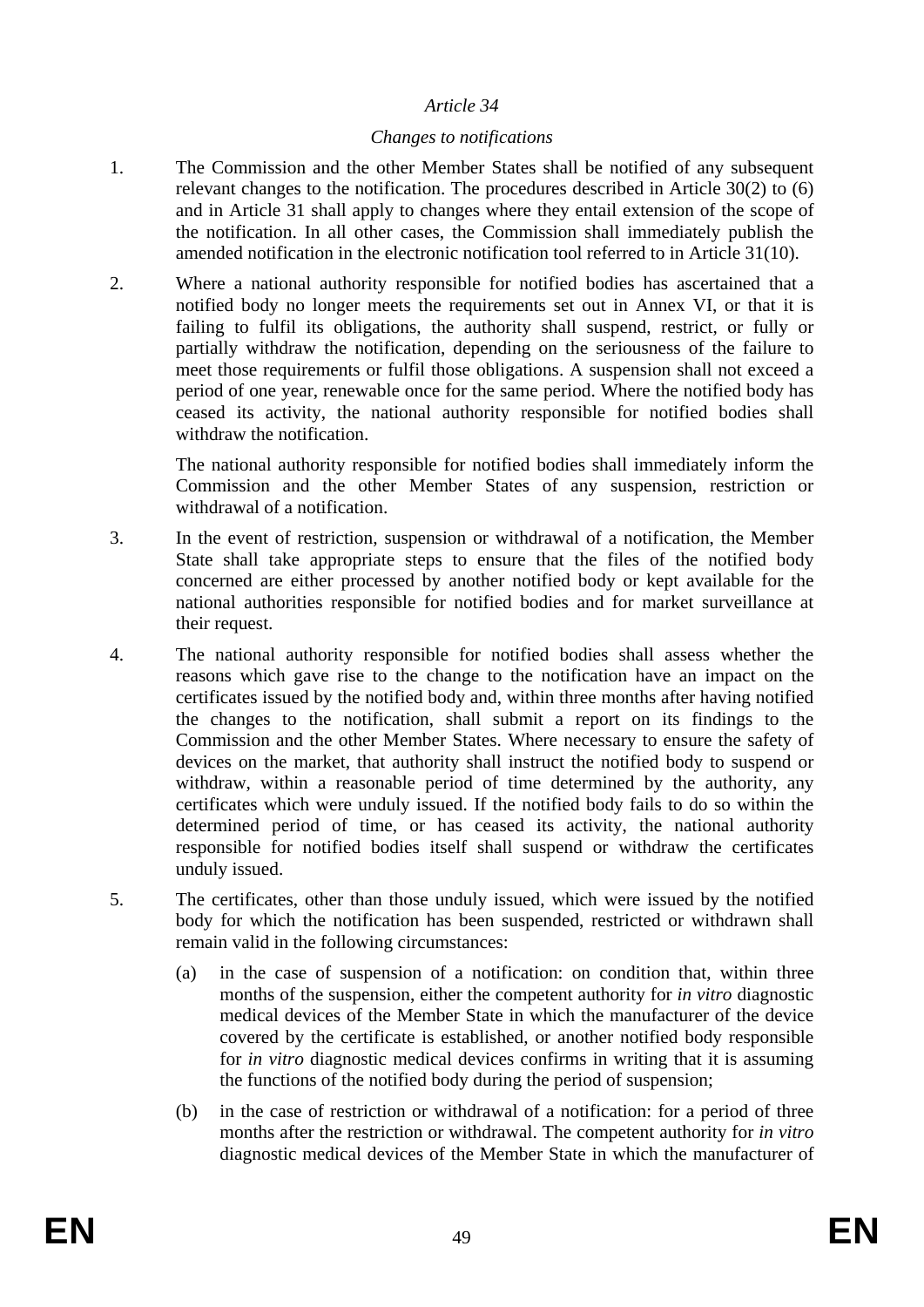*Article 34*

*Changes to notifications*

1. The Commission and the other Member States shall be notified of any subsequent relevant changes to the notification. The procedures described in Article 30(2) to (6) and in Article 31 shall apply to changes where they entail extension of the scope of the notification. In all other cases, the Commission shall immediately publish the amended notification in the electronic notification tool referred to in Article 31(10).

2. Where a national authority responsible for notified bodies has ascertained that a notified body no longer meets the requirements set out in Annex VI, or that it is failing to fulfil its obligations, the authority shall suspend, restrict, or fully or partially withdraw the notification, depending on the seriousness of the failure to meet those requirements or fulfil those obligations. A suspension shall not exceed a period of one year, renewable once for the same period. Where the notified body has ceased its activity, the national authority responsible for notified bodies shall withdraw the notification.

   The national authority responsible for notified bodies shall immediately inform the Commission and the other Member States of any suspension, restriction or withdrawal of a notification.

3. In the event of restriction, suspension or withdrawal of a notification, the Member State shall take appropriate steps to ensure that the files of the notified body concerned are either processed by another notified body or kept available for the national authorities responsible for notified bodies and for market surveillance at their request.

4. The national authority responsible for notified bodies shall assess whether the reasons which gave rise to the change to the notification have an impact on the certificates issued by the notified body and, within three months after having notified the changes to the notification, shall submit a report on its findings to the Commission and the other Member States. Where necessary to ensure the safety of devices on the market, that authority shall instruct the notified body to suspend or withdraw, within a reasonable period of time determined by the authority, any certificates which were unduly issued. If the notified body fails to do so within the determined period of time, or has ceased its activity, the national authority responsible for notified bodies itself shall suspend or withdraw the certificates unduly issued.

5. The certificates, other than those unduly issued, which were issued by the notified body for which the notification has been suspended, restricted or withdrawn shall remain valid in the following circumstances:

   (a) in the case of suspension of a notification: on condition that, within three months of the suspension, either the competent authority for *in vitro* diagnostic medical devices of the Member State in which the manufacturer of the device covered by the certificate is established, or another notified body responsible for *in vitro* diagnostic medical devices confirms in writing that it is assuming the functions of the notified body during the period of suspension;

   (b) in the case of restriction or withdrawal of a notification: for a period of three months after the restriction or withdrawal. The competent authority for *in vitro* diagnostic medical devices of the Member State in which the manufacturer of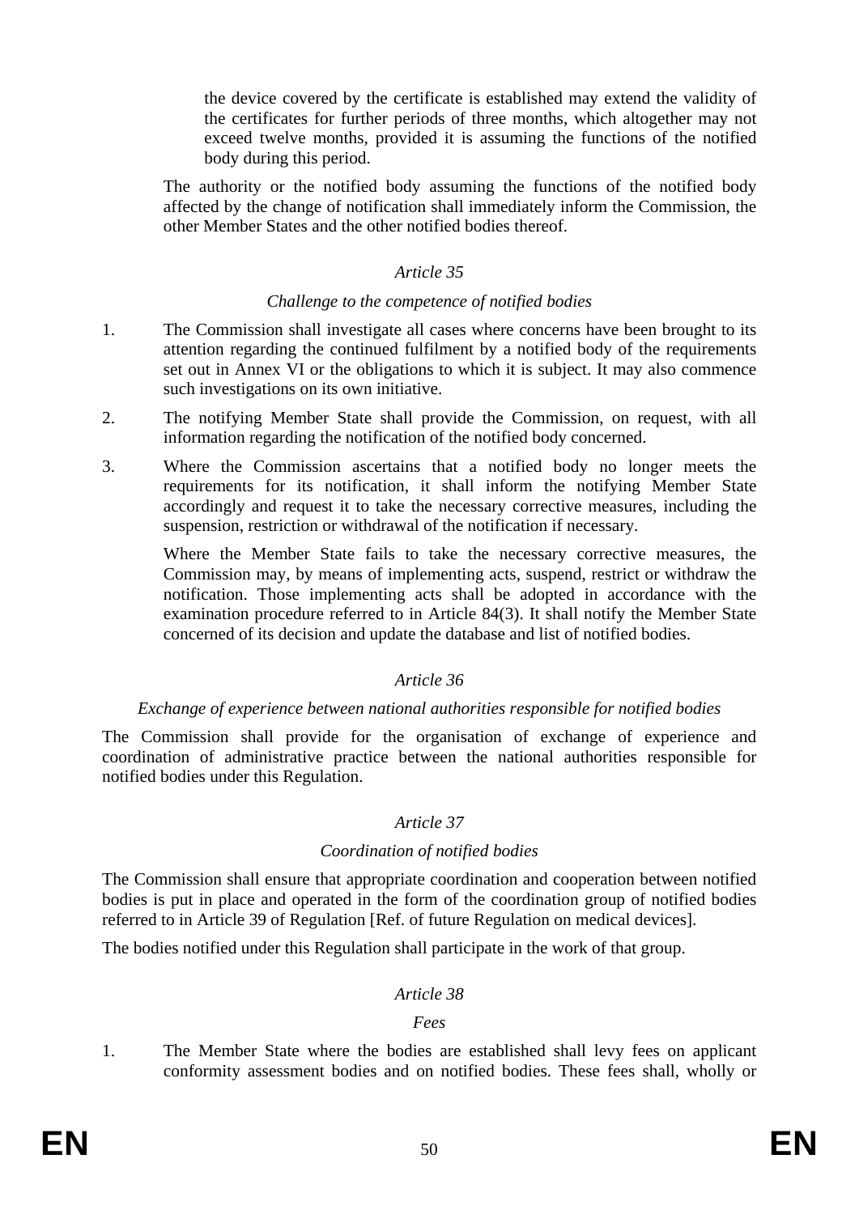the device covered by the certificate is established may extend the validity of the certificates for further periods of three months, which altogether may not exceed twelve months, provided it is assuming the functions of the notified body during this period.

The authority or the notified body assuming the functions of the notified body affected by the change of notification shall immediately inform the Commission, the other Member States and the other notified bodies thereof.

*Article 35*

*Challenge to the competence of notified bodies*

1. The Commission shall investigate all cases where concerns have been brought to its attention regarding the continued fulfilment by a notified body of the requirements set out in Annex VI or the obligations to which it is subject. It may also commence such investigations on its own initiative.

2. The notifying Member State shall provide the Commission, on request, with all information regarding the notification of the notified body concerned.

3. Where the Commission ascertains that a notified body no longer meets the requirements for its notification, it shall inform the notifying Member State accordingly and request it to take the necessary corrective measures, including the suspension, restriction or withdrawal of the notification if necessary.

   Where the Member State fails to take the necessary corrective measures, the Commission may, by means of implementing acts, suspend, restrict or withdraw the notification. Those implementing acts shall be adopted in accordance with the examination procedure referred to in Article 84(3). It shall notify the Member State concerned of its decision and update the database and list of notified bodies.

*Article 36*

*Exchange of experience between national authorities responsible for notified bodies*

The Commission shall provide for the organisation of exchange of experience and coordination of administrative practice between the national authorities responsible for notified bodies under this Regulation.

*Article 37*

*Coordination of notified bodies*

The Commission shall ensure that appropriate coordination and cooperation between notified bodies is put in place and operated in the form of the coordination group of notified bodies referred to in Article 39 of Regulation [Ref. of future Regulation on medical devices].

The bodies notified under this Regulation shall participate in the work of that group.

*Article 38*

*Fees*

1. The Member State where the bodies are established shall levy fees on applicant conformity assessment bodies and on notified bodies. These fees shall, wholly or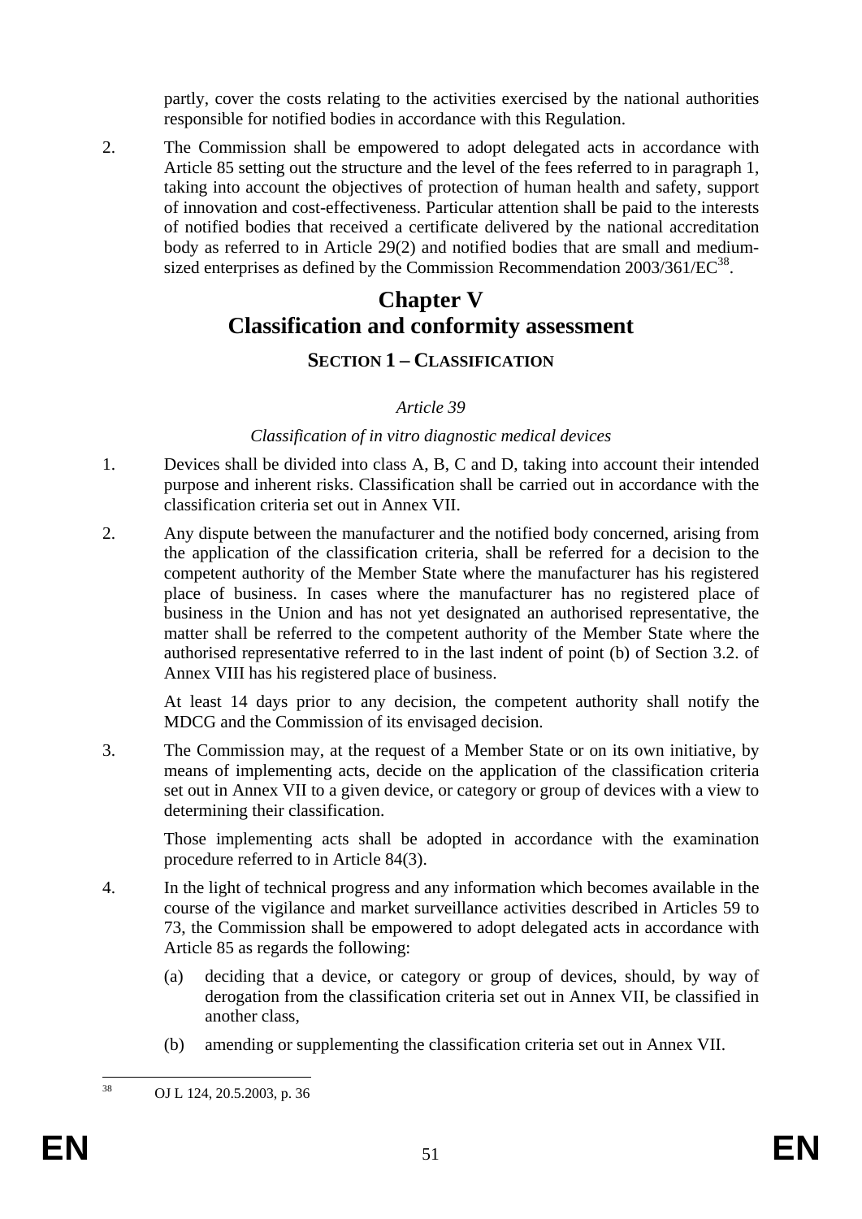partly, cover the costs relating to the activities exercised by the national authorities responsible for notified bodies in accordance with this Regulation.

2. The Commission shall be empowered to adopt delegated acts in accordance with Article 85 setting out the structure and the level of the fees referred to in paragraph 1, taking into account the objectives of protection of human health and safety, support of innovation and cost-effectiveness. Particular attention shall be paid to the interests of notified bodies that received a certificate delivered by the national accreditation body as referred to in Article 29(2) and notified bodies that are small and medium-sized enterprises as defined by the Commission Recommendation 2003/361/EC[38].

# Chapter V
# Classification and conformity assessment

## SECTION 1 – CLASSIFICATION

*Article 39*

*Classification of in vitro diagnostic medical devices*

1. Devices shall be divided into class A, B, C and D, taking into account their intended purpose and inherent risks. Classification shall be carried out in accordance with the classification criteria set out in Annex VII.

2. Any dispute between the manufacturer and the notified body concerned, arising from the application of the classification criteria, shall be referred for a decision to the competent authority of the Member State where the manufacturer has his registered place of business. In cases where the manufacturer has no registered place of business in the Union and has not yet designated an authorised representative, the matter shall be referred to the competent authority of the Member State where the authorised representative referred to in the last indent of point (b) of Section 3.2. of Annex VIII has his registered place of business.

   At least 14 days prior to any decision, the competent authority shall notify the MDCG and the Commission of its envisaged decision.

3. The Commission may, at the request of a Member State or on its own initiative, by means of implementing acts, decide on the application of the classification criteria set out in Annex VII to a given device, or category or group of devices with a view to determining their classification.

   Those implementing acts shall be adopted in accordance with the examination procedure referred to in Article 84(3).

4. In the light of technical progress and any information which becomes available in the course of the vigilance and market surveillance activities described in Articles 59 to 73, the Commission shall be empowered to adopt delegated acts in accordance with Article 85 as regards the following:

   (a) deciding that a device, or category or group of devices, should, by way of derogation from the classification criteria set out in Annex VII, be classified in another class,

   (b) amending or supplementing the classification criteria set out in Annex VII.

---

[38] OJ L 124, 20.5.2003, p. 36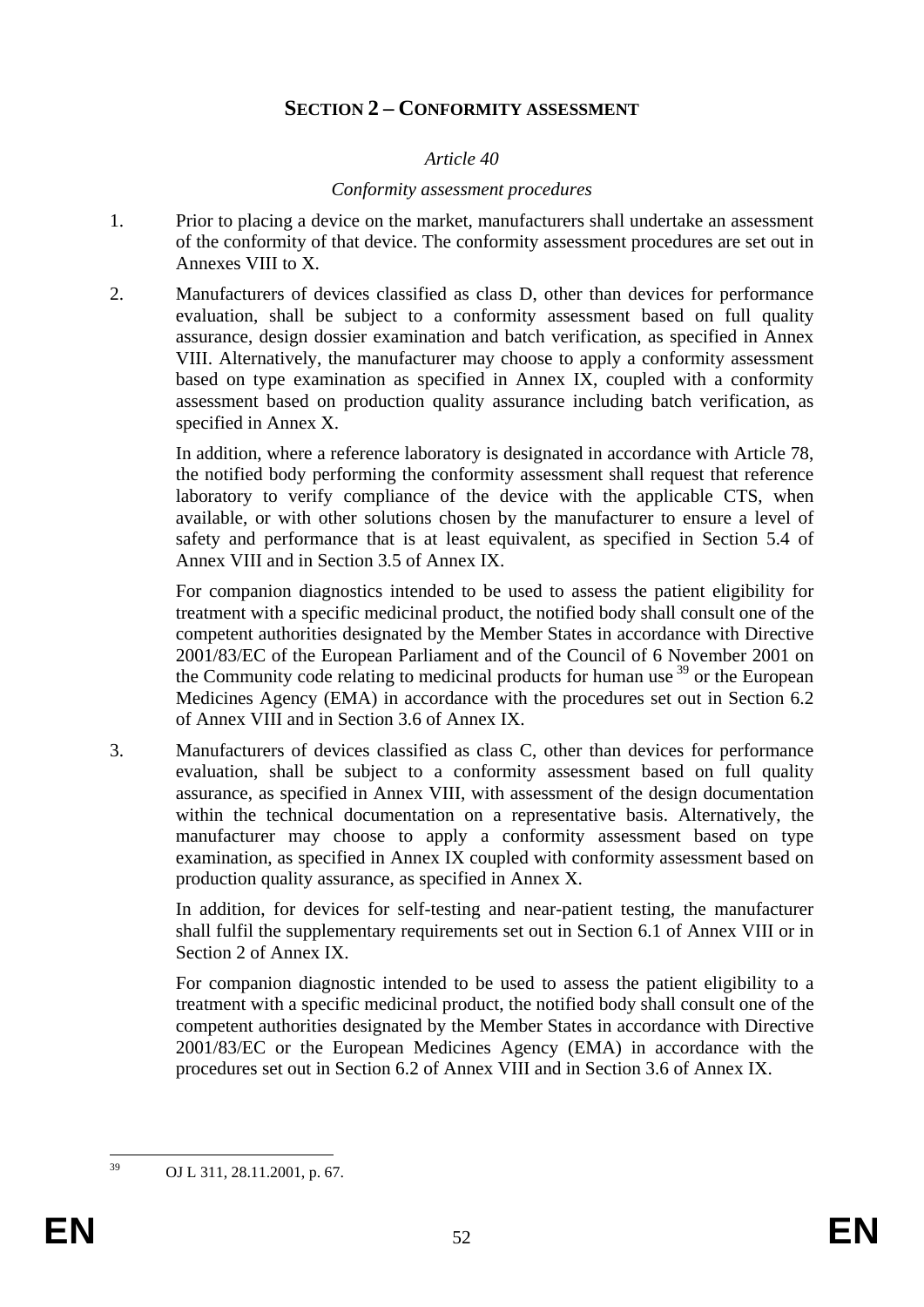## SECTION 2 – CONFORMITY ASSESSMENT

*Article 40*

*Conformity assessment procedures*

1. Prior to placing a device on the market, manufacturers shall undertake an assessment of the conformity of that device. The conformity assessment procedures are set out in Annexes VIII to X.

2. Manufacturers of devices classified as class D, other than devices for performance evaluation, shall be subject to a conformity assessment based on full quality assurance, design dossier examination and batch verification, as specified in Annex VIII. Alternatively, the manufacturer may choose to apply a conformity assessment based on type examination as specified in Annex IX, coupled with a conformity assessment based on production quality assurance including batch verification, as specified in Annex X.

   In addition, where a reference laboratory is designated in accordance with Article 78, the notified body performing the conformity assessment shall request that reference laboratory to verify compliance of the device with the applicable CTS, when available, or with other solutions chosen by the manufacturer to ensure a level of safety and performance that is at least equivalent, as specified in Section 5.4 of Annex VIII and in Section 3.5 of Annex IX.

   For companion diagnostics intended to be used to assess the patient eligibility for treatment with a specific medicinal product, the notified body shall consult one of the competent authorities designated by the Member States in accordance with Directive 2001/83/EC of the European Parliament and of the Council of 6 November 2001 on the Community code relating to medicinal products for human use [39] or the European Medicines Agency (EMA) in accordance with the procedures set out in Section 6.2 of Annex VIII and in Section 3.6 of Annex IX.

3. Manufacturers of devices classified as class C, other than devices for performance evaluation, shall be subject to a conformity assessment based on full quality assurance, as specified in Annex VIII, with assessment of the design documentation within the technical documentation on a representative basis. Alternatively, the manufacturer may choose to apply a conformity assessment based on type examination, as specified in Annex IX coupled with conformity assessment based on production quality assurance, as specified in Annex X.

   In addition, for devices for self-testing and near-patient testing, the manufacturer shall fulfil the supplementary requirements set out in Section 6.1 of Annex VIII or in Section 2 of Annex IX.

   For companion diagnostic intended to be used to assess the patient eligibility to a treatment with a specific medicinal product, the notified body shall consult one of the competent authorities designated by the Member States in accordance with Directive 2001/83/EC or the European Medicines Agency (EMA) in accordance with the procedures set out in Section 6.2 of Annex VIII and in Section 3.6 of Annex IX.

---

[39] OJ L 311, 28.11.2001, p. 67.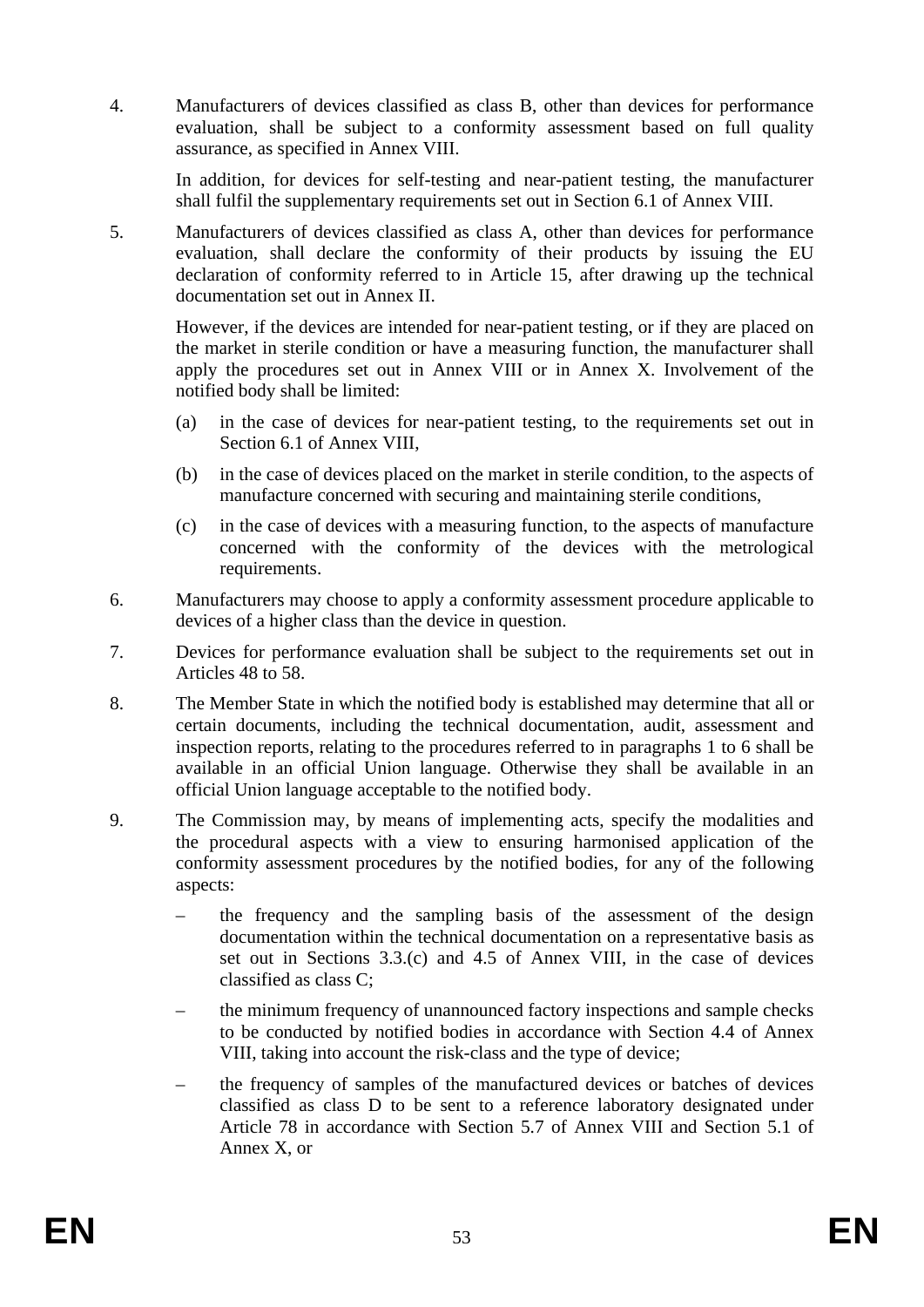4. Manufacturers of devices classified as class B, other than devices for performance evaluation, shall be subject to a conformity assessment based on full quality assurance, as specified in Annex VIII.

   In addition, for devices for self-testing and near-patient testing, the manufacturer shall fulfil the supplementary requirements set out in Section 6.1 of Annex VIII.

5. Manufacturers of devices classified as class A, other than devices for performance evaluation, shall declare the conformity of their products by issuing the EU declaration of conformity referred to in Article 15, after drawing up the technical documentation set out in Annex II.

   However, if the devices are intended for near-patient testing, or if they are placed on the market in sterile condition or have a measuring function, the manufacturer shall apply the procedures set out in Annex VIII or in Annex X. Involvement of the notified body shall be limited:

   (a) in the case of devices for near-patient testing, to the requirements set out in Section 6.1 of Annex VIII,

   (b) in the case of devices placed on the market in sterile condition, to the aspects of manufacture concerned with securing and maintaining sterile conditions,

   (c) in the case of devices with a measuring function, to the aspects of manufacture concerned with the conformity of the devices with the metrological requirements.

6. Manufacturers may choose to apply a conformity assessment procedure applicable to devices of a higher class than the device in question.

7. Devices for performance evaluation shall be subject to the requirements set out in Articles 48 to 58.

8. The Member State in which the notified body is established may determine that all or certain documents, including the technical documentation, audit, assessment and inspection reports, relating to the procedures referred to in paragraphs 1 to 6 shall be available in an official Union language. Otherwise they shall be available in an official Union language acceptable to the notified body.

9. The Commission may, by means of implementing acts, specify the modalities and the procedural aspects with a view to ensuring harmonised application of the conformity assessment procedures by the notified bodies, for any of the following aspects:

   – the frequency and the sampling basis of the assessment of the design documentation within the technical documentation on a representative basis as set out in Sections 3.3.(c) and 4.5 of Annex VIII, in the case of devices classified as class C;

   – the minimum frequency of unannounced factory inspections and sample checks to be conducted by notified bodies in accordance with Section 4.4 of Annex VIII, taking into account the risk-class and the type of device;

   – the frequency of samples of the manufactured devices or batches of devices classified as class D to be sent to a reference laboratory designated under Article 78 in accordance with Section 5.7 of Annex VIII and Section 5.1 of Annex X, or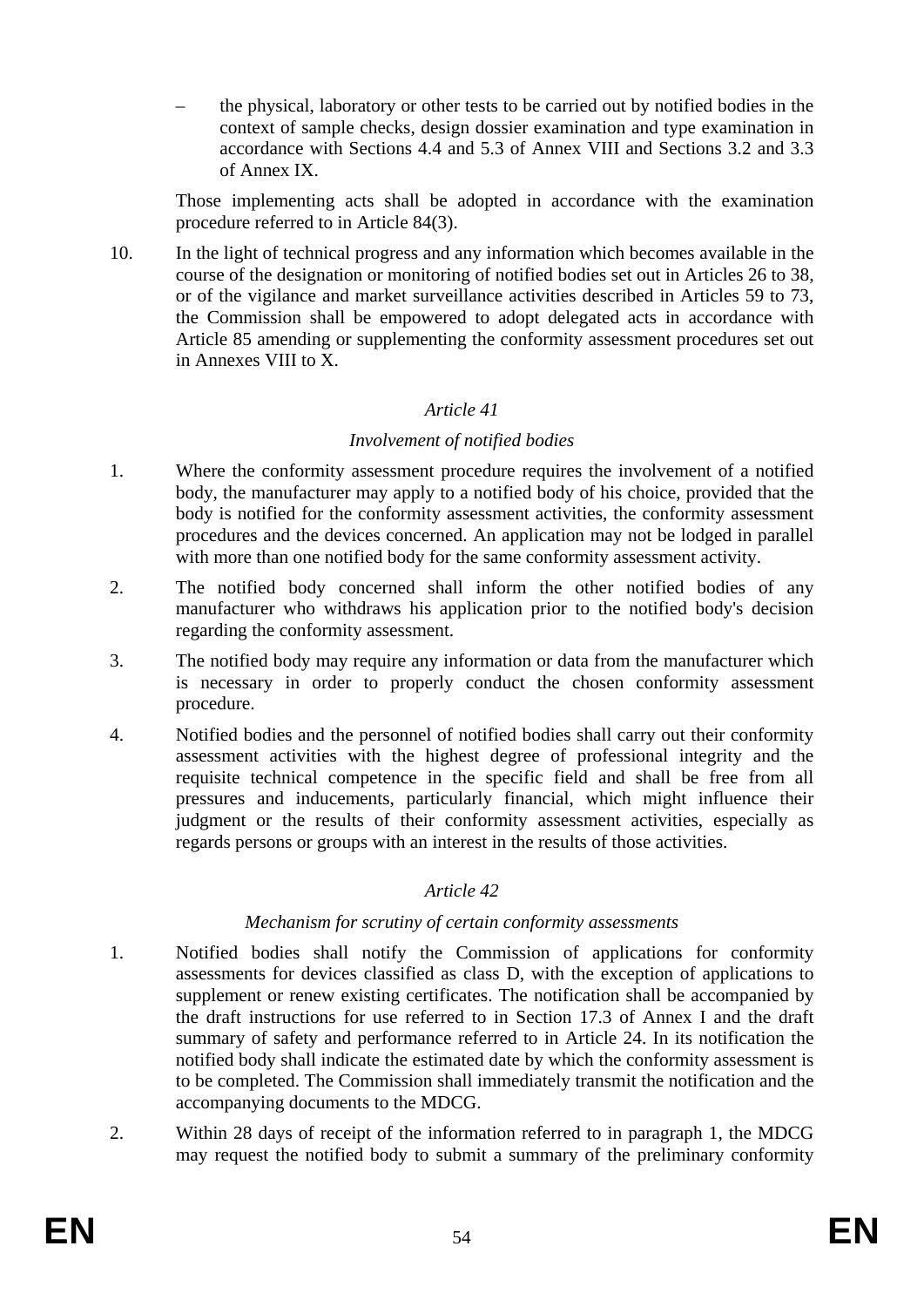– the physical, laboratory or other tests to be carried out by notified bodies in the context of sample checks, design dossier examination and type examination in accordance with Sections 4.4 and 5.3 of Annex VIII and Sections 3.2 and 3.3 of Annex IX.

Those implementing acts shall be adopted in accordance with the examination procedure referred to in Article 84(3).

10. In the light of technical progress and any information which becomes available in the course of the designation or monitoring of notified bodies set out in Articles 26 to 38, or of the vigilance and market surveillance activities described in Articles 59 to 73, the Commission shall be empowered to adopt delegated acts in accordance with Article 85 amending or supplementing the conformity assessment procedures set out in Annexes VIII to X.

*Article 41*

*Involvement of notified bodies*

1. Where the conformity assessment procedure requires the involvement of a notified body, the manufacturer may apply to a notified body of his choice, provided that the body is notified for the conformity assessment activities, the conformity assessment procedures and the devices concerned. An application may not be lodged in parallel with more than one notified body for the same conformity assessment activity.

2. The notified body concerned shall inform the other notified bodies of any manufacturer who withdraws his application prior to the notified body's decision regarding the conformity assessment.

3. The notified body may require any information or data from the manufacturer which is necessary in order to properly conduct the chosen conformity assessment procedure.

4. Notified bodies and the personnel of notified bodies shall carry out their conformity assessment activities with the highest degree of professional integrity and the requisite technical competence in the specific field and shall be free from all pressures and inducements, particularly financial, which might influence their judgment or the results of their conformity assessment activities, especially as regards persons or groups with an interest in the results of those activities.

*Article 42*

*Mechanism for scrutiny of certain conformity assessments*

1. Notified bodies shall notify the Commission of applications for conformity assessments for devices classified as class D, with the exception of applications to supplement or renew existing certificates. The notification shall be accompanied by the draft instructions for use referred to in Section 17.3 of Annex I and the draft summary of safety and performance referred to in Article 24. In its notification the notified body shall indicate the estimated date by which the conformity assessment is to be completed. The Commission shall immediately transmit the notification and the accompanying documents to the MDCG.

2. Within 28 days of receipt of the information referred to in paragraph 1, the MDCG may request the notified body to submit a summary of the preliminary conformity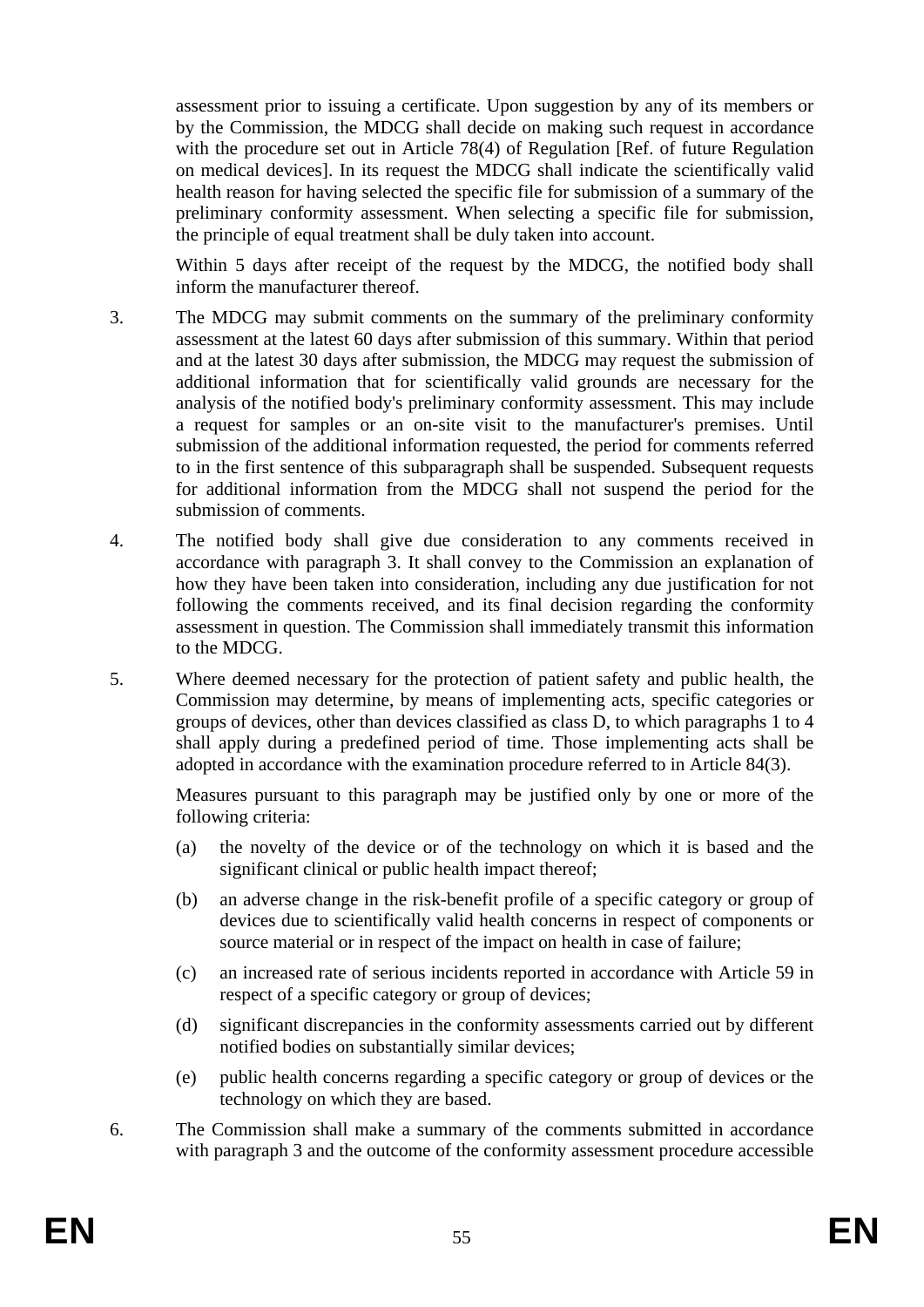assessment prior to issuing a certificate. Upon suggestion by any of its members or by the Commission, the MDCG shall decide on making such request in accordance with the procedure set out in Article 78(4) of Regulation [Ref. of future Regulation on medical devices]. In its request the MDCG shall indicate the scientifically valid health reason for having selected the specific file for submission of a summary of the preliminary conformity assessment. When selecting a specific file for submission, the principle of equal treatment shall be duly taken into account.

Within 5 days after receipt of the request by the MDCG, the notified body shall inform the manufacturer thereof.

3. The MDCG may submit comments on the summary of the preliminary conformity assessment at the latest 60 days after submission of this summary. Within that period and at the latest 30 days after submission, the MDCG may request the submission of additional information that for scientifically valid grounds are necessary for the analysis of the notified body's preliminary conformity assessment. This may include a request for samples or an on-site visit to the manufacturer's premises. Until submission of the additional information requested, the period for comments referred to in the first sentence of this subparagraph shall be suspended. Subsequent requests for additional information from the MDCG shall not suspend the period for the submission of comments.

4. The notified body shall give due consideration to any comments received in accordance with paragraph 3. It shall convey to the Commission an explanation of how they have been taken into consideration, including any due justification for not following the comments received, and its final decision regarding the conformity assessment in question. The Commission shall immediately transmit this information to the MDCG.

5. Where deemed necessary for the protection of patient safety and public health, the Commission may determine, by means of implementing acts, specific categories or groups of devices, other than devices classified as class D, to which paragraphs 1 to 4 shall apply during a predefined period of time. Those implementing acts shall be adopted in accordance with the examination procedure referred to in Article 84(3).

   Measures pursuant to this paragraph may be justified only by one or more of the following criteria:

   (a) the novelty of the device or of the technology on which it is based and the significant clinical or public health impact thereof;

   (b) an adverse change in the risk-benefit profile of a specific category or group of devices due to scientifically valid health concerns in respect of components or source material or in respect of the impact on health in case of failure;

   (c) an increased rate of serious incidents reported in accordance with Article 59 in respect of a specific category or group of devices;

   (d) significant discrepancies in the conformity assessments carried out by different notified bodies on substantially similar devices;

   (e) public health concerns regarding a specific category or group of devices or the technology on which they are based.

6. The Commission shall make a summary of the comments submitted in accordance with paragraph 3 and the outcome of the conformity assessment procedure accessible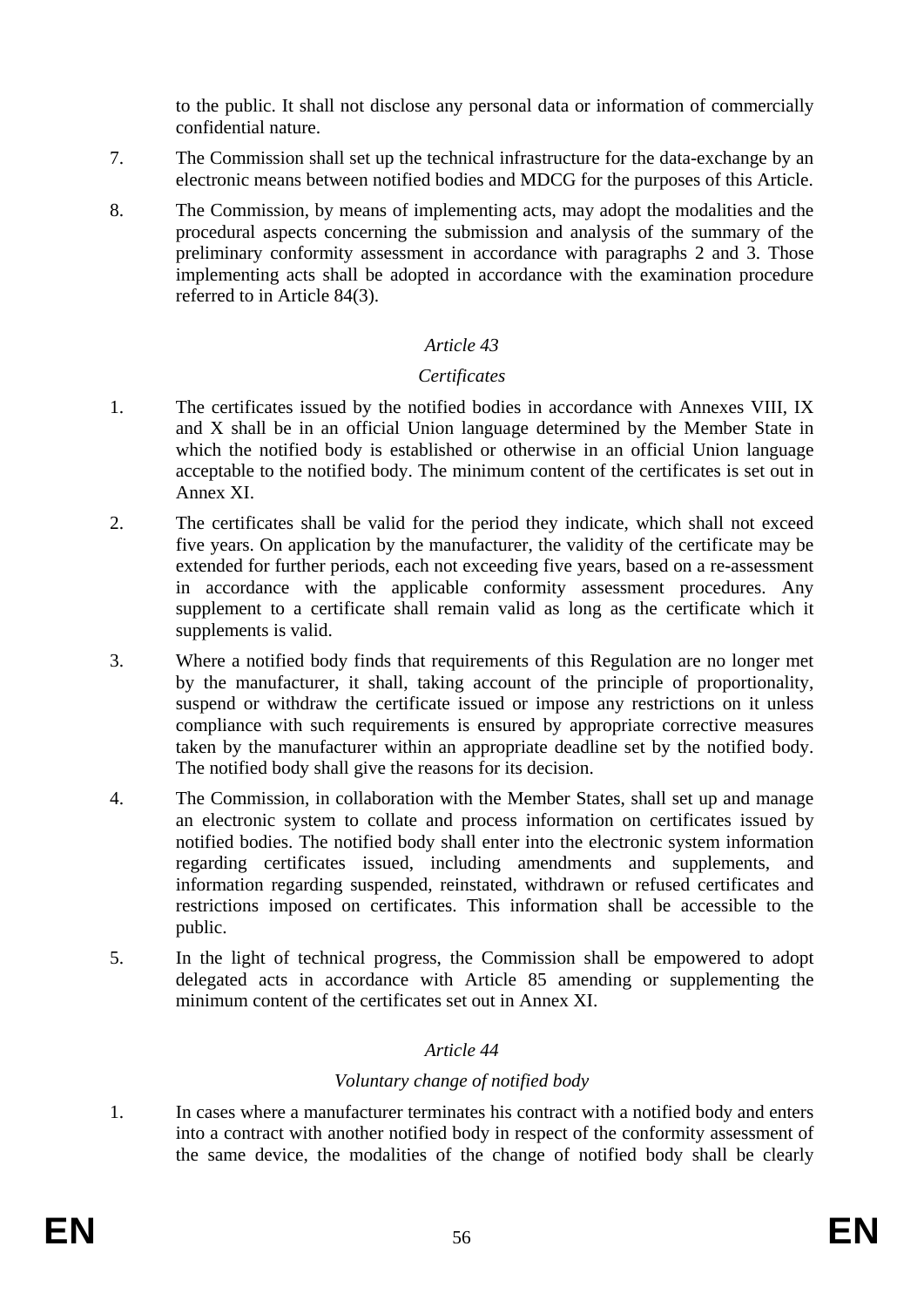to the public. It shall not disclose any personal data or information of commercially confidential nature.

7. The Commission shall set up the technical infrastructure for the data-exchange by an electronic means between notified bodies and MDCG for the purposes of this Article.

8. The Commission, by means of implementing acts, may adopt the modalities and the procedural aspects concerning the submission and analysis of the summary of the preliminary conformity assessment in accordance with paragraphs 2 and 3. Those implementing acts shall be adopted in accordance with the examination procedure referred to in Article 84(3).

*Article 43*

*Certificates*

1. The certificates issued by the notified bodies in accordance with Annexes VIII, IX and X shall be in an official Union language determined by the Member State in which the notified body is established or otherwise in an official Union language acceptable to the notified body. The minimum content of the certificates is set out in Annex XI.

2. The certificates shall be valid for the period they indicate, which shall not exceed five years. On application by the manufacturer, the validity of the certificate may be extended for further periods, each not exceeding five years, based on a re-assessment in accordance with the applicable conformity assessment procedures. Any supplement to a certificate shall remain valid as long as the certificate which it supplements is valid.

3. Where a notified body finds that requirements of this Regulation are no longer met by the manufacturer, it shall, taking account of the principle of proportionality, suspend or withdraw the certificate issued or impose any restrictions on it unless compliance with such requirements is ensured by appropriate corrective measures taken by the manufacturer within an appropriate deadline set by the notified body. The notified body shall give the reasons for its decision.

4. The Commission, in collaboration with the Member States, shall set up and manage an electronic system to collate and process information on certificates issued by notified bodies. The notified body shall enter into the electronic system information regarding certificates issued, including amendments and supplements, and information regarding suspended, reinstated, withdrawn or refused certificates and restrictions imposed on certificates. This information shall be accessible to the public.

5. In the light of technical progress, the Commission shall be empowered to adopt delegated acts in accordance with Article 85 amending or supplementing the minimum content of the certificates set out in Annex XI.

*Article 44*

*Voluntary change of notified body*

1. In cases where a manufacturer terminates his contract with a notified body and enters into a contract with another notified body in respect of the conformity assessment of the same device, the modalities of the change of notified body shall be clearly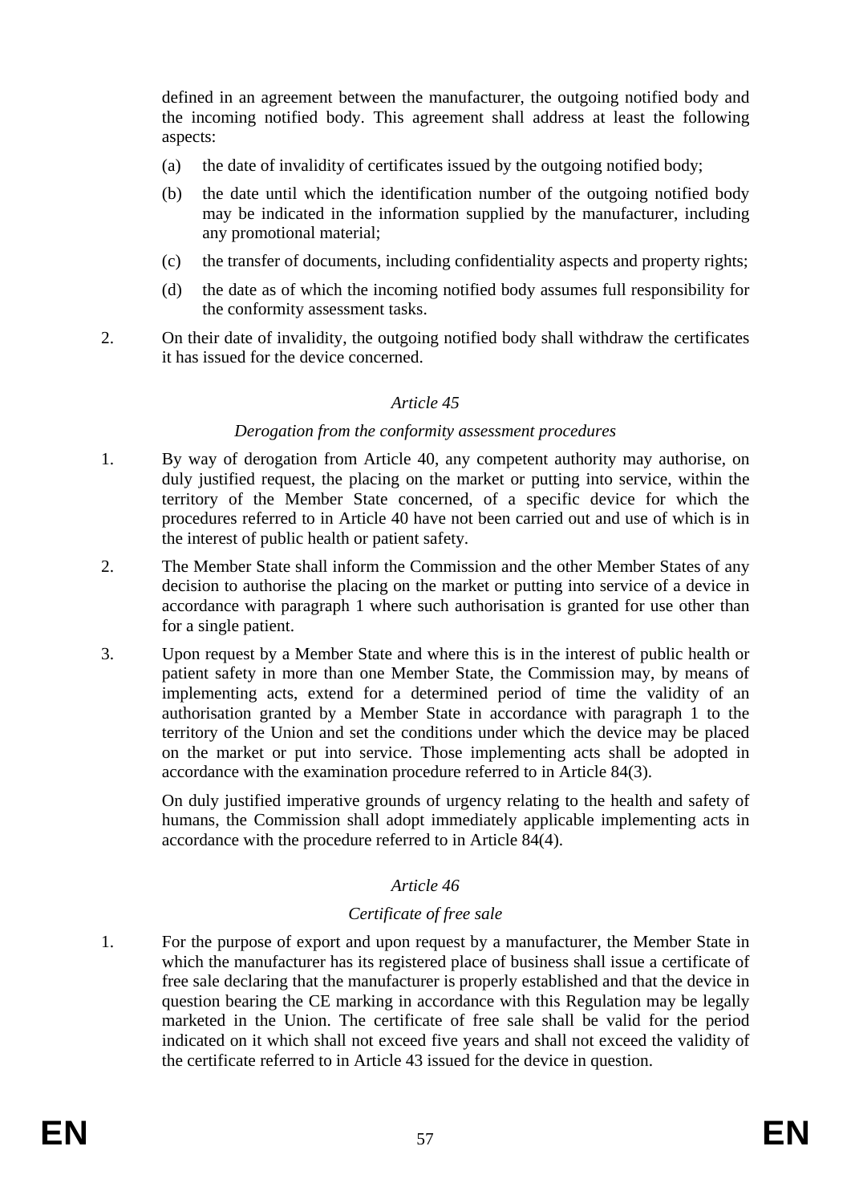defined in an agreement between the manufacturer, the outgoing notified body and the incoming notified body. This agreement shall address at least the following aspects:

(a) the date of invalidity of certificates issued by the outgoing notified body;

(b) the date until which the identification number of the outgoing notified body may be indicated in the information supplied by the manufacturer, including any promotional material;

(c) the transfer of documents, including confidentiality aspects and property rights;

(d) the date as of which the incoming notified body assumes full responsibility for the conformity assessment tasks.

2. On their date of invalidity, the outgoing notified body shall withdraw the certificates it has issued for the device concerned.

*Article 45*

*Derogation from the conformity assessment procedures*

1. By way of derogation from Article 40, any competent authority may authorise, on duly justified request, the placing on the market or putting into service, within the territory of the Member State concerned, of a specific device for which the procedures referred to in Article 40 have not been carried out and use of which is in the interest of public health or patient safety.

2. The Member State shall inform the Commission and the other Member States of any decision to authorise the placing on the market or putting into service of a device in accordance with paragraph 1 where such authorisation is granted for use other than for a single patient.

3. Upon request by a Member State and where this is in the interest of public health or patient safety in more than one Member State, the Commission may, by means of implementing acts, extend for a determined period of time the validity of an authorisation granted by a Member State in accordance with paragraph 1 to the territory of the Union and set the conditions under which the device may be placed on the market or put into service. Those implementing acts shall be adopted in accordance with the examination procedure referred to in Article 84(3).

On duly justified imperative grounds of urgency relating to the health and safety of humans, the Commission shall adopt immediately applicable implementing acts in accordance with the procedure referred to in Article 84(4).

*Article 46*

*Certificate of free sale*

1. For the purpose of export and upon request by a manufacturer, the Member State in which the manufacturer has its registered place of business shall issue a certificate of free sale declaring that the manufacturer is properly established and that the device in question bearing the CE marking in accordance with this Regulation may be legally marketed in the Union. The certificate of free sale shall be valid for the period indicated on it which shall not exceed five years and shall not exceed the validity of the certificate referred to in Article 43 issued for the device in question.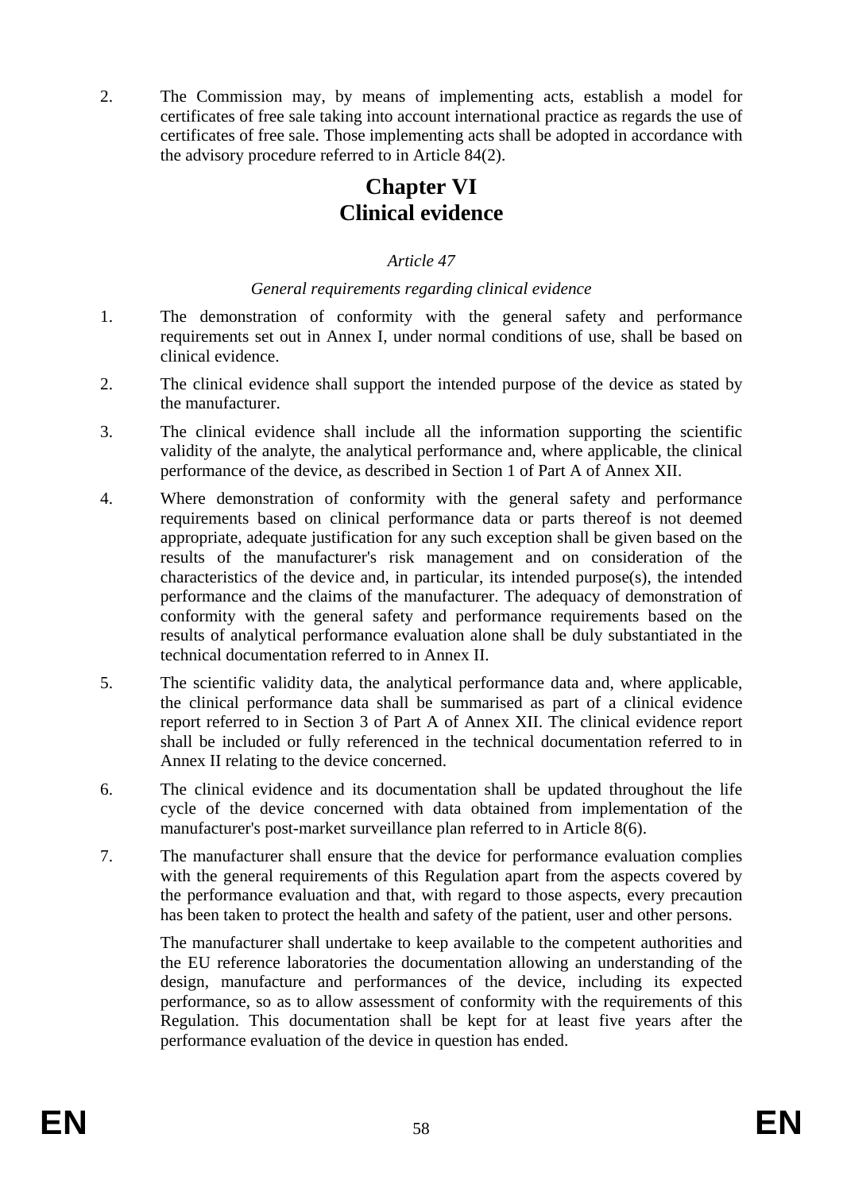2. The Commission may, by means of implementing acts, establish a model for certificates of free sale taking into account international practice as regards the use of certificates of free sale. Those implementing acts shall be adopted in accordance with the advisory procedure referred to in Article 84(2).

# Chapter VI
# Clinical evidence

*Article 47*

*General requirements regarding clinical evidence*

1. The demonstration of conformity with the general safety and performance requirements set out in Annex I, under normal conditions of use, shall be based on clinical evidence.

2. The clinical evidence shall support the intended purpose of the device as stated by the manufacturer.

3. The clinical evidence shall include all the information supporting the scientific validity of the analyte, the analytical performance and, where applicable, the clinical performance of the device, as described in Section 1 of Part A of Annex XII.

4. Where demonstration of conformity with the general safety and performance requirements based on clinical performance data or parts thereof is not deemed appropriate, adequate justification for any such exception shall be given based on the results of the manufacturer's risk management and on consideration of the characteristics of the device and, in particular, its intended purpose(s), the intended performance and the claims of the manufacturer. The adequacy of demonstration of conformity with the general safety and performance requirements based on the results of analytical performance evaluation alone shall be duly substantiated in the technical documentation referred to in Annex II.

5. The scientific validity data, the analytical performance data and, where applicable, the clinical performance data shall be summarised as part of a clinical evidence report referred to in Section 3 of Part A of Annex XII. The clinical evidence report shall be included or fully referenced in the technical documentation referred to in Annex II relating to the device concerned.

6. The clinical evidence and its documentation shall be updated throughout the life cycle of the device concerned with data obtained from implementation of the manufacturer's post-market surveillance plan referred to in Article 8(6).

7. The manufacturer shall ensure that the device for performance evaluation complies with the general requirements of this Regulation apart from the aspects covered by the performance evaluation and that, with regard to those aspects, every precaution has been taken to protect the health and safety of the patient, user and other persons.

   The manufacturer shall undertake to keep available to the competent authorities and the EU reference laboratories the documentation allowing an understanding of the design, manufacture and performances of the device, including its expected performance, so as to allow assessment of conformity with the requirements of this Regulation. This documentation shall be kept for at least five years after the performance evaluation of the device in question has ended.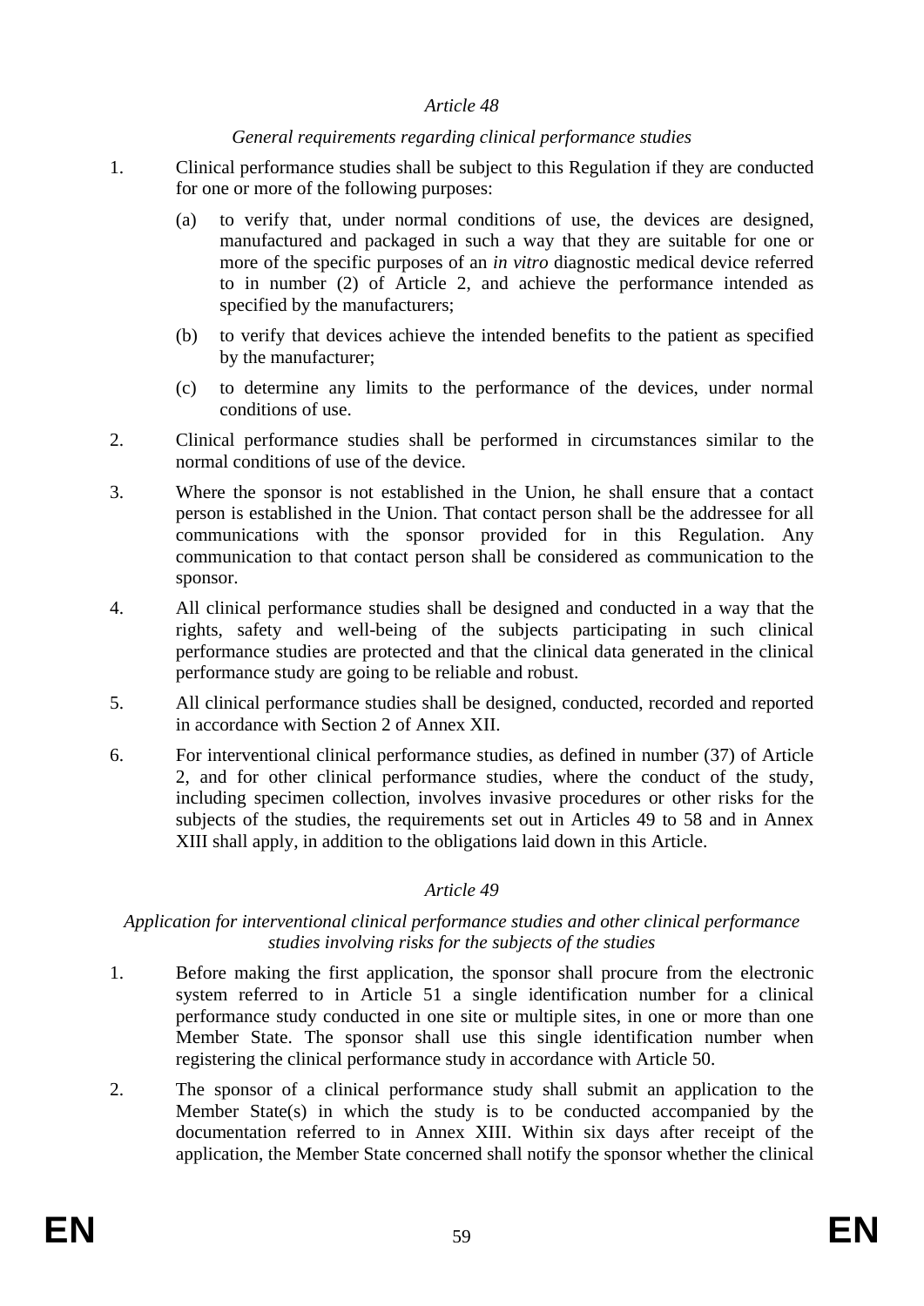*Article 48*

*General requirements regarding clinical performance studies*

1. Clinical performance studies shall be subject to this Regulation if they are conducted for one or more of the following purposes:

   (a) to verify that, under normal conditions of use, the devices are designed, manufactured and packaged in such a way that they are suitable for one or more of the specific purposes of an *in vitro* diagnostic medical device referred to in number (2) of Article 2, and achieve the performance intended as specified by the manufacturers;

   (b) to verify that devices achieve the intended benefits to the patient as specified by the manufacturer;

   (c) to determine any limits to the performance of the devices, under normal conditions of use.

2. Clinical performance studies shall be performed in circumstances similar to the normal conditions of use of the device.

3. Where the sponsor is not established in the Union, he shall ensure that a contact person is established in the Union. That contact person shall be the addressee for all communications with the sponsor provided for in this Regulation. Any communication to that contact person shall be considered as communication to the sponsor.

4. All clinical performance studies shall be designed and conducted in a way that the rights, safety and well-being of the subjects participating in such clinical performance studies are protected and that the clinical data generated in the clinical performance study are going to be reliable and robust.

5. All clinical performance studies shall be designed, conducted, recorded and reported in accordance with Section 2 of Annex XII.

6. For interventional clinical performance studies, as defined in number (37) of Article 2, and for other clinical performance studies, where the conduct of the study, including specimen collection, involves invasive procedures or other risks for the subjects of the studies, the requirements set out in Articles 49 to 58 and in Annex XIII shall apply, in addition to the obligations laid down in this Article.

*Article 49*

*Application for interventional clinical performance studies and other clinical performance studies involving risks for the subjects of the studies*

1. Before making the first application, the sponsor shall procure from the electronic system referred to in Article 51 a single identification number for a clinical performance study conducted in one site or multiple sites, in one or more than one Member State. The sponsor shall use this single identification number when registering the clinical performance study in accordance with Article 50.

2. The sponsor of a clinical performance study shall submit an application to the Member State(s) in which the study is to be conducted accompanied by the documentation referred to in Annex XIII. Within six days after receipt of the application, the Member State concerned shall notify the sponsor whether the clinical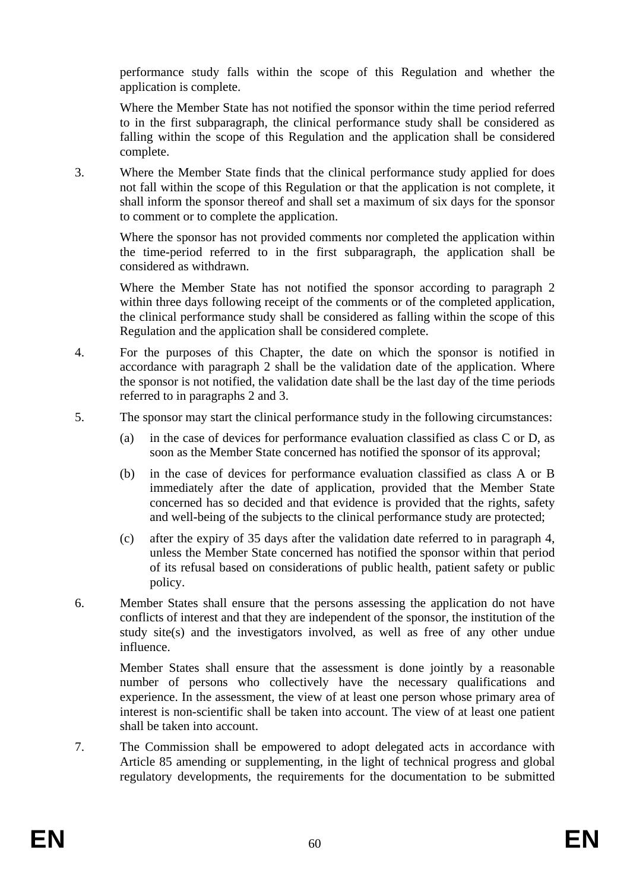performance study falls within the scope of this Regulation and whether the application is complete.

Where the Member State has not notified the sponsor within the time period referred to in the first subparagraph, the clinical performance study shall be considered as falling within the scope of this Regulation and the application shall be considered complete.

3. Where the Member State finds that the clinical performance study applied for does not fall within the scope of this Regulation or that the application is not complete, it shall inform the sponsor thereof and shall set a maximum of six days for the sponsor to comment or to complete the application.

   Where the sponsor has not provided comments nor completed the application within the time-period referred to in the first subparagraph, the application shall be considered as withdrawn.

   Where the Member State has not notified the sponsor according to paragraph 2 within three days following receipt of the comments or of the completed application, the clinical performance study shall be considered as falling within the scope of this Regulation and the application shall be considered complete.

4. For the purposes of this Chapter, the date on which the sponsor is notified in accordance with paragraph 2 shall be the validation date of the application. Where the sponsor is not notified, the validation date shall be the last day of the time periods referred to in paragraphs 2 and 3.

5. The sponsor may start the clinical performance study in the following circumstances:

   (a) in the case of devices for performance evaluation classified as class C or D, as soon as the Member State concerned has notified the sponsor of its approval;

   (b) in the case of devices for performance evaluation classified as class A or B immediately after the date of application, provided that the Member State concerned has so decided and that evidence is provided that the rights, safety and well-being of the subjects to the clinical performance study are protected;

   (c) after the expiry of 35 days after the validation date referred to in paragraph 4, unless the Member State concerned has notified the sponsor within that period of its refusal based on considerations of public health, patient safety or public policy.

6. Member States shall ensure that the persons assessing the application do not have conflicts of interest and that they are independent of the sponsor, the institution of the study site(s) and the investigators involved, as well as free of any other undue influence.

   Member States shall ensure that the assessment is done jointly by a reasonable number of persons who collectively have the necessary qualifications and experience. In the assessment, the view of at least one person whose primary area of interest is non-scientific shall be taken into account. The view of at least one patient shall be taken into account.

7. The Commission shall be empowered to adopt delegated acts in accordance with Article 85 amending or supplementing, in the light of technical progress and global regulatory developments, the requirements for the documentation to be submitted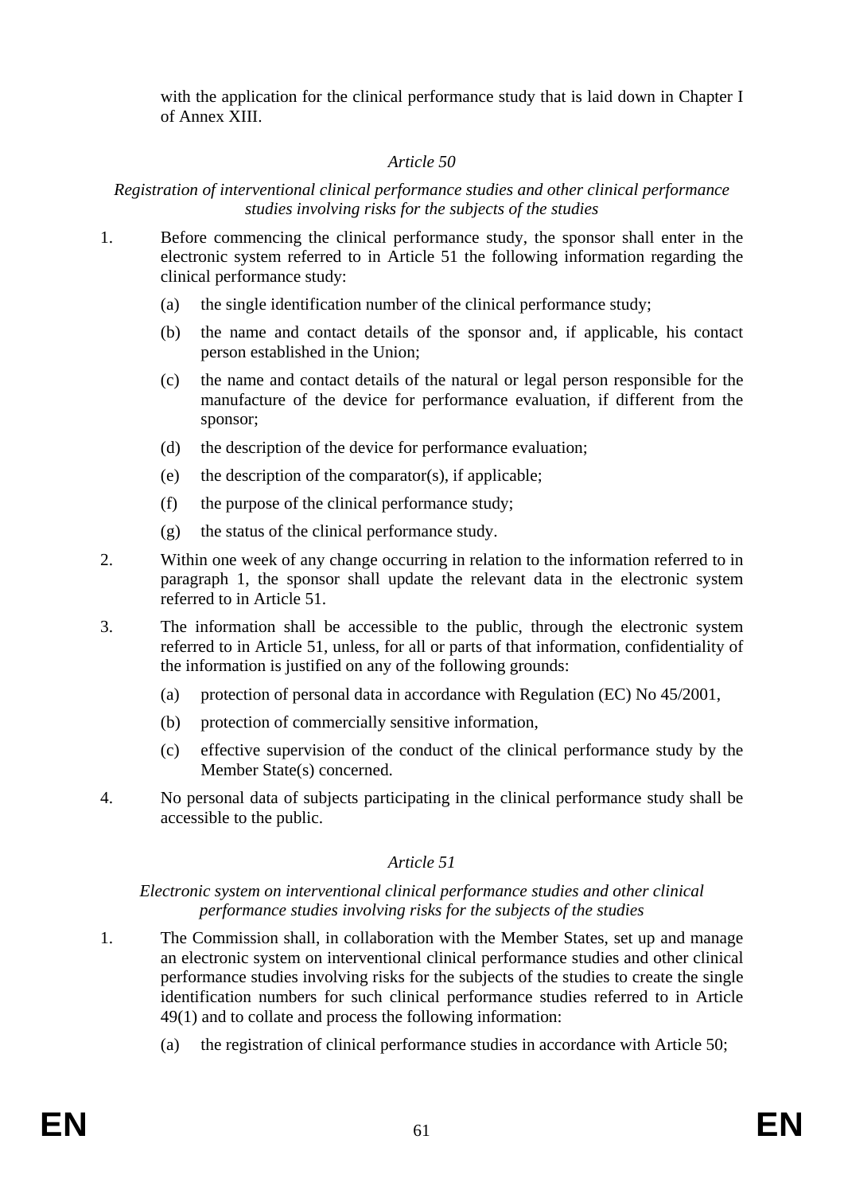with the application for the clinical performance study that is laid down in Chapter I of Annex XIII.

*Article 50*

*Registration of interventional clinical performance studies and other clinical performance studies involving risks for the subjects of the studies*

1. Before commencing the clinical performance study, the sponsor shall enter in the electronic system referred to in Article 51 the following information regarding the clinical performance study:

   (a) the single identification number of the clinical performance study;

   (b) the name and contact details of the sponsor and, if applicable, his contact person established in the Union;

   (c) the name and contact details of the natural or legal person responsible for the manufacture of the device for performance evaluation, if different from the sponsor;

   (d) the description of the device for performance evaluation;

   (e) the description of the comparator(s), if applicable;

   (f) the purpose of the clinical performance study;

   (g) the status of the clinical performance study.

2. Within one week of any change occurring in relation to the information referred to in paragraph 1, the sponsor shall update the relevant data in the electronic system referred to in Article 51.

3. The information shall be accessible to the public, through the electronic system referred to in Article 51, unless, for all or parts of that information, confidentiality of the information is justified on any of the following grounds:

   (a) protection of personal data in accordance with Regulation (EC) No 45/2001,

   (b) protection of commercially sensitive information,

   (c) effective supervision of the conduct of the clinical performance study by the Member State(s) concerned.

4. No personal data of subjects participating in the clinical performance study shall be accessible to the public.

*Article 51*

*Electronic system on interventional clinical performance studies and other clinical performance studies involving risks for the subjects of the studies*

1. The Commission shall, in collaboration with the Member States, set up and manage an electronic system on interventional clinical performance studies and other clinical performance studies involving risks for the subjects of the studies to create the single identification numbers for such clinical performance studies referred to in Article 49(1) and to collate and process the following information:

   (a) the registration of clinical performance studies in accordance with Article 50;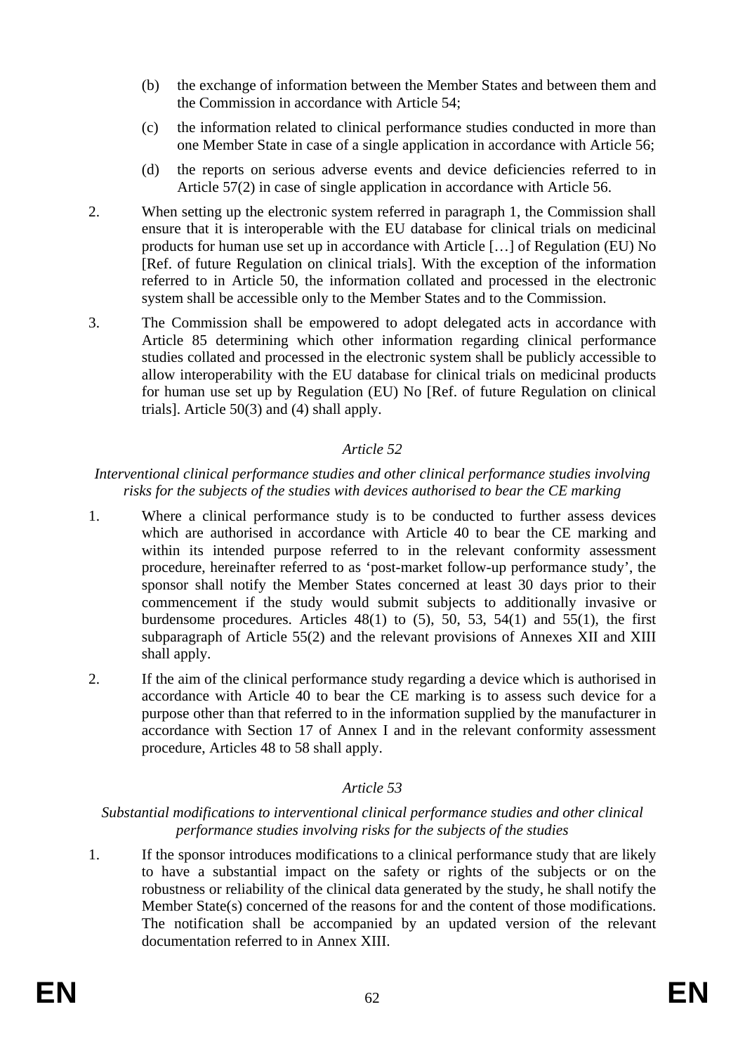(b) the exchange of information between the Member States and between them and the Commission in accordance with Article 54;

(c) the information related to clinical performance studies conducted in more than one Member State in case of a single application in accordance with Article 56;

(d) the reports on serious adverse events and device deficiencies referred to in Article 57(2) in case of single application in accordance with Article 56.

2. When setting up the electronic system referred in paragraph 1, the Commission shall ensure that it is interoperable with the EU database for clinical trials on medicinal products for human use set up in accordance with Article […] of Regulation (EU) No [Ref. of future Regulation on clinical trials]. With the exception of the information referred to in Article 50, the information collated and processed in the electronic system shall be accessible only to the Member States and to the Commission.

3. The Commission shall be empowered to adopt delegated acts in accordance with Article 85 determining which other information regarding clinical performance studies collated and processed in the electronic system shall be publicly accessible to allow interoperability with the EU database for clinical trials on medicinal products for human use set up by Regulation (EU) No [Ref. of future Regulation on clinical trials]. Article 50(3) and (4) shall apply.

*Article 52*

*Interventional clinical performance studies and other clinical performance studies involving risks for the subjects of the studies with devices authorised to bear the CE marking*

1. Where a clinical performance study is to be conducted to further assess devices which are authorised in accordance with Article 40 to bear the CE marking and within its intended purpose referred to in the relevant conformity assessment procedure, hereinafter referred to as 'post-market follow-up performance study', the sponsor shall notify the Member States concerned at least 30 days prior to their commencement if the study would submit subjects to additionally invasive or burdensome procedures. Articles 48(1) to (5), 50, 53, 54(1) and 55(1), the first subparagraph of Article 55(2) and the relevant provisions of Annexes XII and XIII shall apply.

2. If the aim of the clinical performance study regarding a device which is authorised in accordance with Article 40 to bear the CE marking is to assess such device for a purpose other than that referred to in the information supplied by the manufacturer in accordance with Section 17 of Annex I and in the relevant conformity assessment procedure, Articles 48 to 58 shall apply.

*Article 53*

*Substantial modifications to interventional clinical performance studies and other clinical performance studies involving risks for the subjects of the studies*

1. If the sponsor introduces modifications to a clinical performance study that are likely to have a substantial impact on the safety or rights of the subjects or on the robustness or reliability of the clinical data generated by the study, he shall notify the Member State(s) concerned of the reasons for and the content of those modifications. The notification shall be accompanied by an updated version of the relevant documentation referred to in Annex XIII.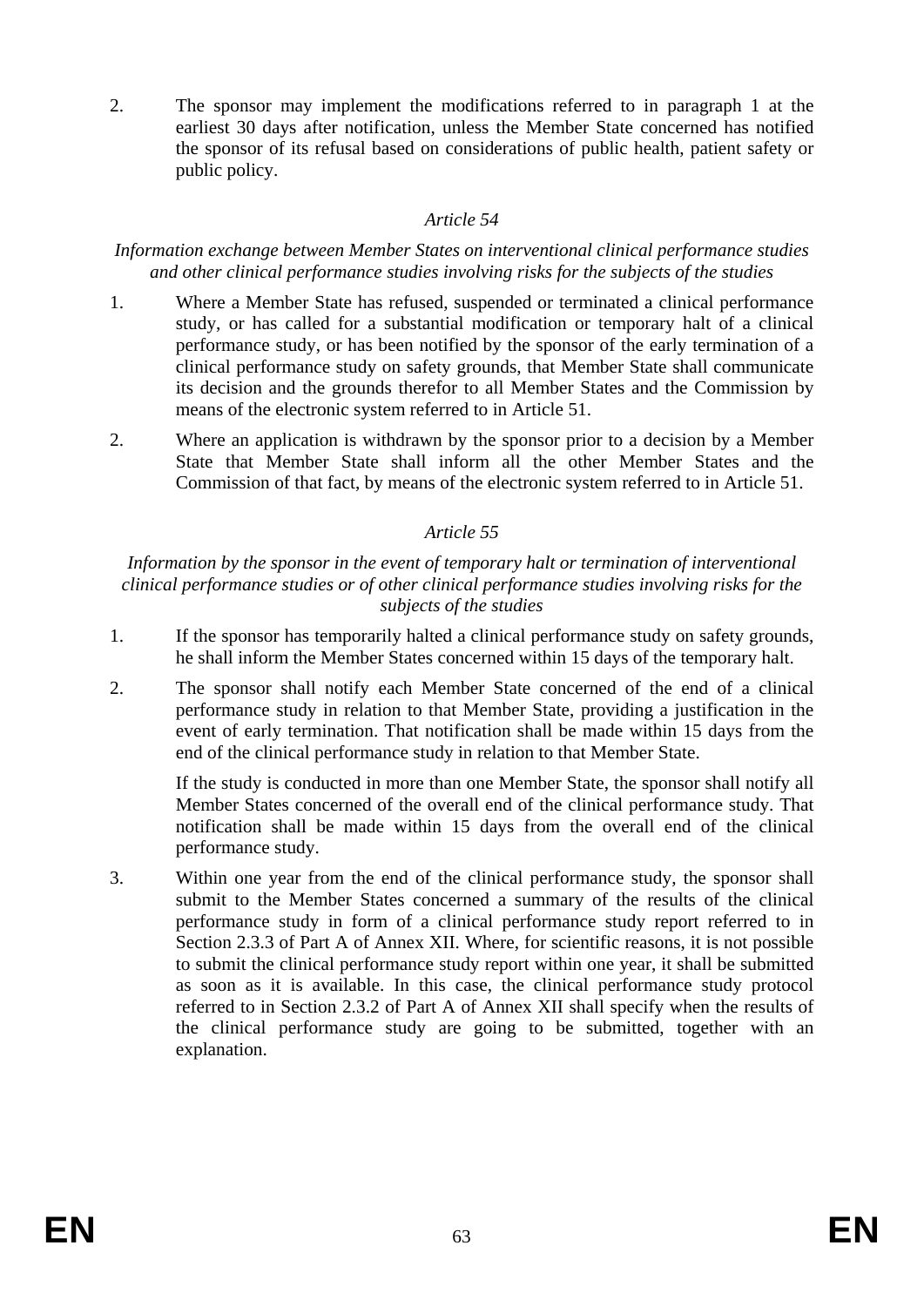2. The sponsor may implement the modifications referred to in paragraph 1 at the earliest 30 days after notification, unless the Member State concerned has notified the sponsor of its refusal based on considerations of public health, patient safety or public policy.

*Article 54*

*Information exchange between Member States on interventional clinical performance studies and other clinical performance studies involving risks for the subjects of the studies*

1. Where a Member State has refused, suspended or terminated a clinical performance study, or has called for a substantial modification or temporary halt of a clinical performance study, or has been notified by the sponsor of the early termination of a clinical performance study on safety grounds, that Member State shall communicate its decision and the grounds therefor to all Member States and the Commission by means of the electronic system referred to in Article 51.

2. Where an application is withdrawn by the sponsor prior to a decision by a Member State that Member State shall inform all the other Member States and the Commission of that fact, by means of the electronic system referred to in Article 51.

*Article 55*

*Information by the sponsor in the event of temporary halt or termination of interventional clinical performance studies or of other clinical performance studies involving risks for the subjects of the studies*

1. If the sponsor has temporarily halted a clinical performance study on safety grounds, he shall inform the Member States concerned within 15 days of the temporary halt.

2. The sponsor shall notify each Member State concerned of the end of a clinical performance study in relation to that Member State, providing a justification in the event of early termination. That notification shall be made within 15 days from the end of the clinical performance study in relation to that Member State.

   If the study is conducted in more than one Member State, the sponsor shall notify all Member States concerned of the overall end of the clinical performance study. That notification shall be made within 15 days from the overall end of the clinical performance study.

3. Within one year from the end of the clinical performance study, the sponsor shall submit to the Member States concerned a summary of the results of the clinical performance study in form of a clinical performance study report referred to in Section 2.3.3 of Part A of Annex XII. Where, for scientific reasons, it is not possible to submit the clinical performance study report within one year, it shall be submitted as soon as it is available. In this case, the clinical performance study protocol referred to in Section 2.3.2 of Part A of Annex XII shall specify when the results of the clinical performance study are going to be submitted, together with an explanation.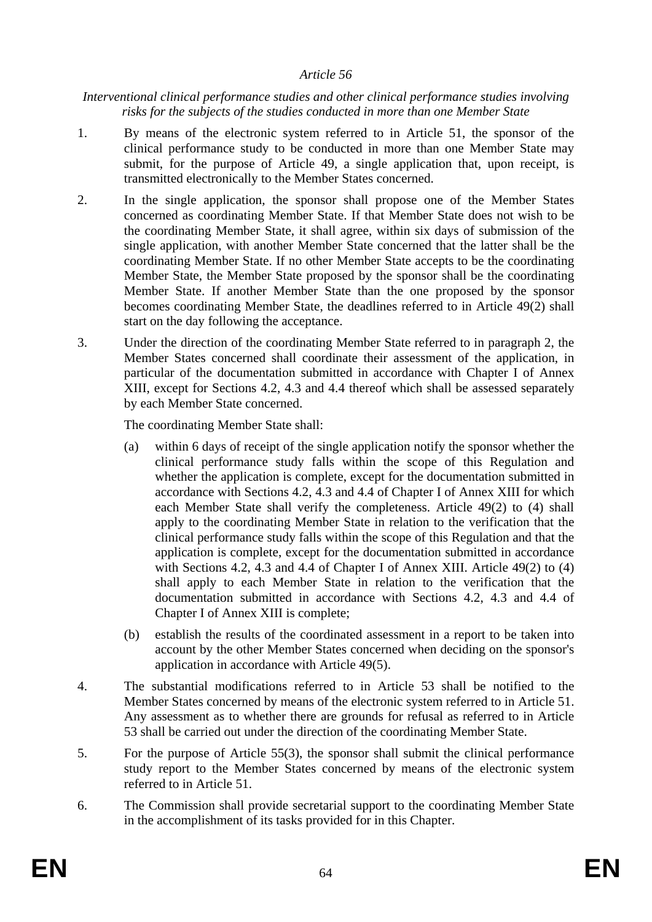*Article 56*

*Interventional clinical performance studies and other clinical performance studies involving risks for the subjects of the studies conducted in more than one Member State*

1. By means of the electronic system referred to in Article 51, the sponsor of the clinical performance study to be conducted in more than one Member State may submit, for the purpose of Article 49, a single application that, upon receipt, is transmitted electronically to the Member States concerned.

2. In the single application, the sponsor shall propose one of the Member States concerned as coordinating Member State. If that Member State does not wish to be the coordinating Member State, it shall agree, within six days of submission of the single application, with another Member State concerned that the latter shall be the coordinating Member State. If no other Member State accepts to be the coordinating Member State, the Member State proposed by the sponsor shall be the coordinating Member State. If another Member State than the one proposed by the sponsor becomes coordinating Member State, the deadlines referred to in Article 49(2) shall start on the day following the acceptance.

3. Under the direction of the coordinating Member State referred to in paragraph 2, the Member States concerned shall coordinate their assessment of the application, in particular of the documentation submitted in accordance with Chapter I of Annex XIII, except for Sections 4.2, 4.3 and 4.4 thereof which shall be assessed separately by each Member State concerned.

   The coordinating Member State shall:

   (a) within 6 days of receipt of the single application notify the sponsor whether the clinical performance study falls within the scope of this Regulation and whether the application is complete, except for the documentation submitted in accordance with Sections 4.2, 4.3 and 4.4 of Chapter I of Annex XIII for which each Member State shall verify the completeness. Article 49(2) to (4) shall apply to the coordinating Member State in relation to the verification that the clinical performance study falls within the scope of this Regulation and that the application is complete, except for the documentation submitted in accordance with Sections 4.2, 4.3 and 4.4 of Chapter I of Annex XIII. Article 49(2) to (4) shall apply to each Member State in relation to the verification that the documentation submitted in accordance with Sections 4.2, 4.3 and 4.4 of Chapter I of Annex XIII is complete;

   (b) establish the results of the coordinated assessment in a report to be taken into account by the other Member States concerned when deciding on the sponsor's application in accordance with Article 49(5).

4. The substantial modifications referred to in Article 53 shall be notified to the Member States concerned by means of the electronic system referred to in Article 51. Any assessment as to whether there are grounds for refusal as referred to in Article 53 shall be carried out under the direction of the coordinating Member State.

5. For the purpose of Article 55(3), the sponsor shall submit the clinical performance study report to the Member States concerned by means of the electronic system referred to in Article 51.

6. The Commission shall provide secretarial support to the coordinating Member State in the accomplishment of its tasks provided for in this Chapter.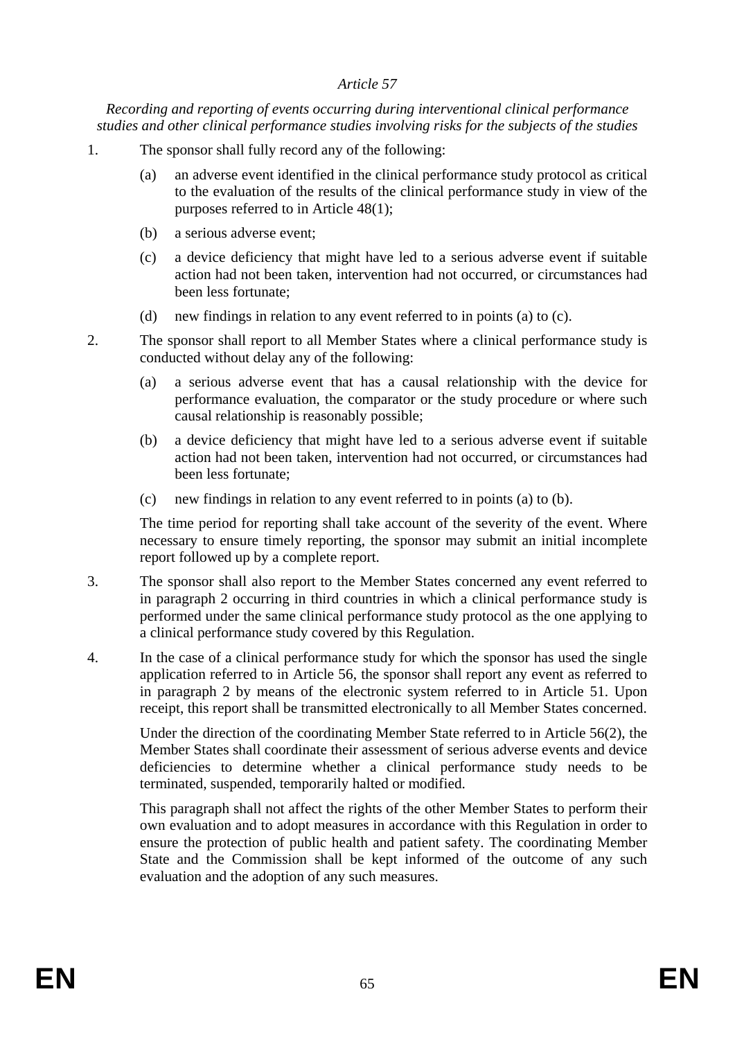*Article 57*

*Recording and reporting of events occurring during interventional clinical performance studies and other clinical performance studies involving risks for the subjects of the studies*

1. The sponsor shall fully record any of the following:

   (a) an adverse event identified in the clinical performance study protocol as critical to the evaluation of the results of the clinical performance study in view of the purposes referred to in Article 48(1);

   (b) a serious adverse event;

   (c) a device deficiency that might have led to a serious adverse event if suitable action had not been taken, intervention had not occurred, or circumstances had been less fortunate;

   (d) new findings in relation to any event referred to in points (a) to (c).

2. The sponsor shall report to all Member States where a clinical performance study is conducted without delay any of the following:

   (a) a serious adverse event that has a causal relationship with the device for performance evaluation, the comparator or the study procedure or where such causal relationship is reasonably possible;

   (b) a device deficiency that might have led to a serious adverse event if suitable action had not been taken, intervention had not occurred, or circumstances had been less fortunate;

   (c) new findings in relation to any event referred to in points (a) to (b).

   The time period for reporting shall take account of the severity of the event. Where necessary to ensure timely reporting, the sponsor may submit an initial incomplete report followed up by a complete report.

3. The sponsor shall also report to the Member States concerned any event referred to in paragraph 2 occurring in third countries in which a clinical performance study is performed under the same clinical performance study protocol as the one applying to a clinical performance study covered by this Regulation.

4. In the case of a clinical performance study for which the sponsor has used the single application referred to in Article 56, the sponsor shall report any event as referred to in paragraph 2 by means of the electronic system referred to in Article 51. Upon receipt, this report shall be transmitted electronically to all Member States concerned.

   Under the direction of the coordinating Member State referred to in Article 56(2), the Member States shall coordinate their assessment of serious adverse events and device deficiencies to determine whether a clinical performance study needs to be terminated, suspended, temporarily halted or modified.

   This paragraph shall not affect the rights of the other Member States to perform their own evaluation and to adopt measures in accordance with this Regulation in order to ensure the protection of public health and patient safety. The coordinating Member State and the Commission shall be kept informed of the outcome of any such evaluation and the adoption of any such measures.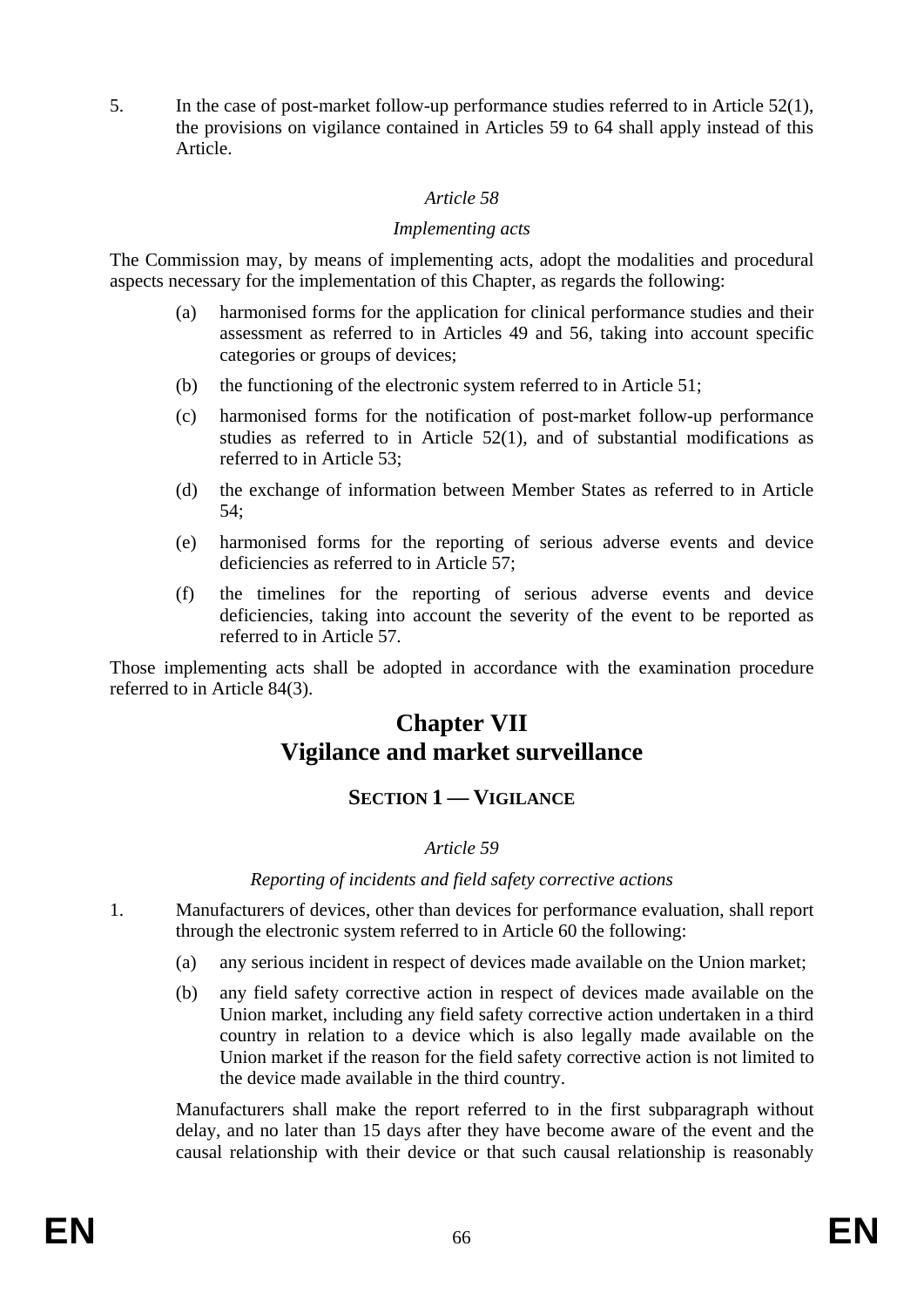5. In the case of post-market follow-up performance studies referred to in Article 52(1), the provisions on vigilance contained in Articles 59 to 64 shall apply instead of this Article.

*Article 58*

*Implementing acts*

The Commission may, by means of implementing acts, adopt the modalities and procedural aspects necessary for the implementation of this Chapter, as regards the following:

(a) harmonised forms for the application for clinical performance studies and their assessment as referred to in Articles 49 and 56, taking into account specific categories or groups of devices;

(b) the functioning of the electronic system referred to in Article 51;

(c) harmonised forms for the notification of post-market follow-up performance studies as referred to in Article 52(1), and of substantial modifications as referred to in Article 53;

(d) the exchange of information between Member States as referred to in Article 54;

(e) harmonised forms for the reporting of serious adverse events and device deficiencies as referred to in Article 57;

(f) the timelines for the reporting of serious adverse events and device deficiencies, taking into account the severity of the event to be reported as referred to in Article 57.

Those implementing acts shall be adopted in accordance with the examination procedure referred to in Article 84(3).

# Chapter VII
# Vigilance and market surveillance

## SECTION 1 — VIGILANCE

*Article 59*

*Reporting of incidents and field safety corrective actions*

1. Manufacturers of devices, other than devices for performance evaluation, shall report through the electronic system referred to in Article 60 the following:

(a) any serious incident in respect of devices made available on the Union market;

(b) any field safety corrective action in respect of devices made available on the Union market, including any field safety corrective action undertaken in a third country in relation to a device which is also legally made available on the Union market if the reason for the field safety corrective action is not limited to the device made available in the third country.

Manufacturers shall make the report referred to in the first subparagraph without delay, and no later than 15 days after they have become aware of the event and the causal relationship with their device or that such causal relationship is reasonably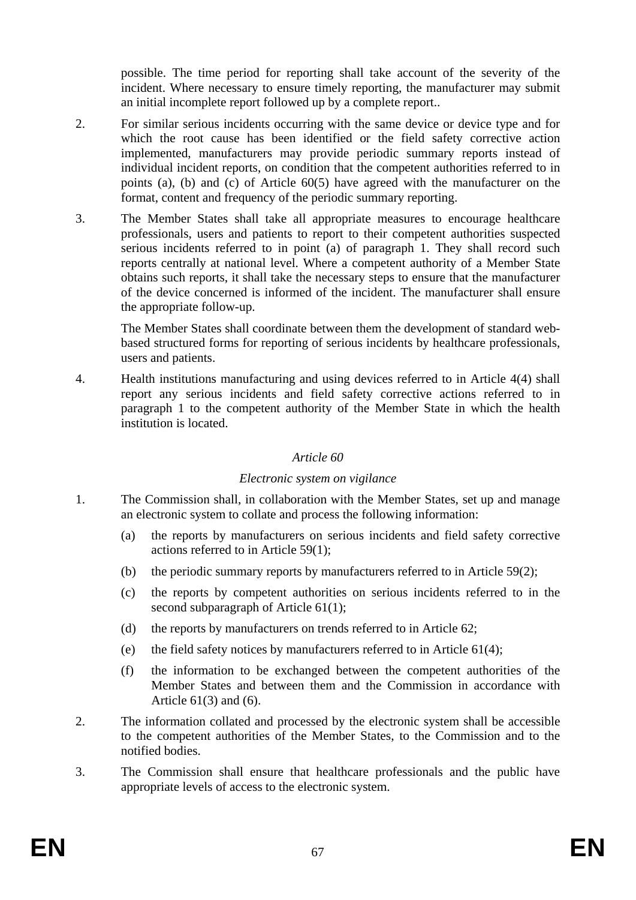possible. The time period for reporting shall take account of the severity of the incident. Where necessary to ensure timely reporting, the manufacturer may submit an initial incomplete report followed up by a complete report..

2. For similar serious incidents occurring with the same device or device type and for which the root cause has been identified or the field safety corrective action implemented, manufacturers may provide periodic summary reports instead of individual incident reports, on condition that the competent authorities referred to in points (a), (b) and (c) of Article 60(5) have agreed with the manufacturer on the format, content and frequency of the periodic summary reporting.

3. The Member States shall take all appropriate measures to encourage healthcare professionals, users and patients to report to their competent authorities suspected serious incidents referred to in point (a) of paragraph 1. They shall record such reports centrally at national level. Where a competent authority of a Member State obtains such reports, it shall take the necessary steps to ensure that the manufacturer of the device concerned is informed of the incident. The manufacturer shall ensure the appropriate follow-up.

   The Member States shall coordinate between them the development of standard web-based structured forms for reporting of serious incidents by healthcare professionals, users and patients.

4. Health institutions manufacturing and using devices referred to in Article 4(4) shall report any serious incidents and field safety corrective actions referred to in paragraph 1 to the competent authority of the Member State in which the health institution is located.

### *Article 60*

### *Electronic system on vigilance*

1. The Commission shall, in collaboration with the Member States, set up and manage an electronic system to collate and process the following information:

   (a) the reports by manufacturers on serious incidents and field safety corrective actions referred to in Article 59(1);

   (b) the periodic summary reports by manufacturers referred to in Article 59(2);

   (c) the reports by competent authorities on serious incidents referred to in the second subparagraph of Article 61(1);

   (d) the reports by manufacturers on trends referred to in Article 62;

   (e) the field safety notices by manufacturers referred to in Article 61(4);

   (f) the information to be exchanged between the competent authorities of the Member States and between them and the Commission in accordance with Article 61(3) and (6).

2. The information collated and processed by the electronic system shall be accessible to the competent authorities of the Member States, to the Commission and to the notified bodies.

3. The Commission shall ensure that healthcare professionals and the public have appropriate levels of access to the electronic system.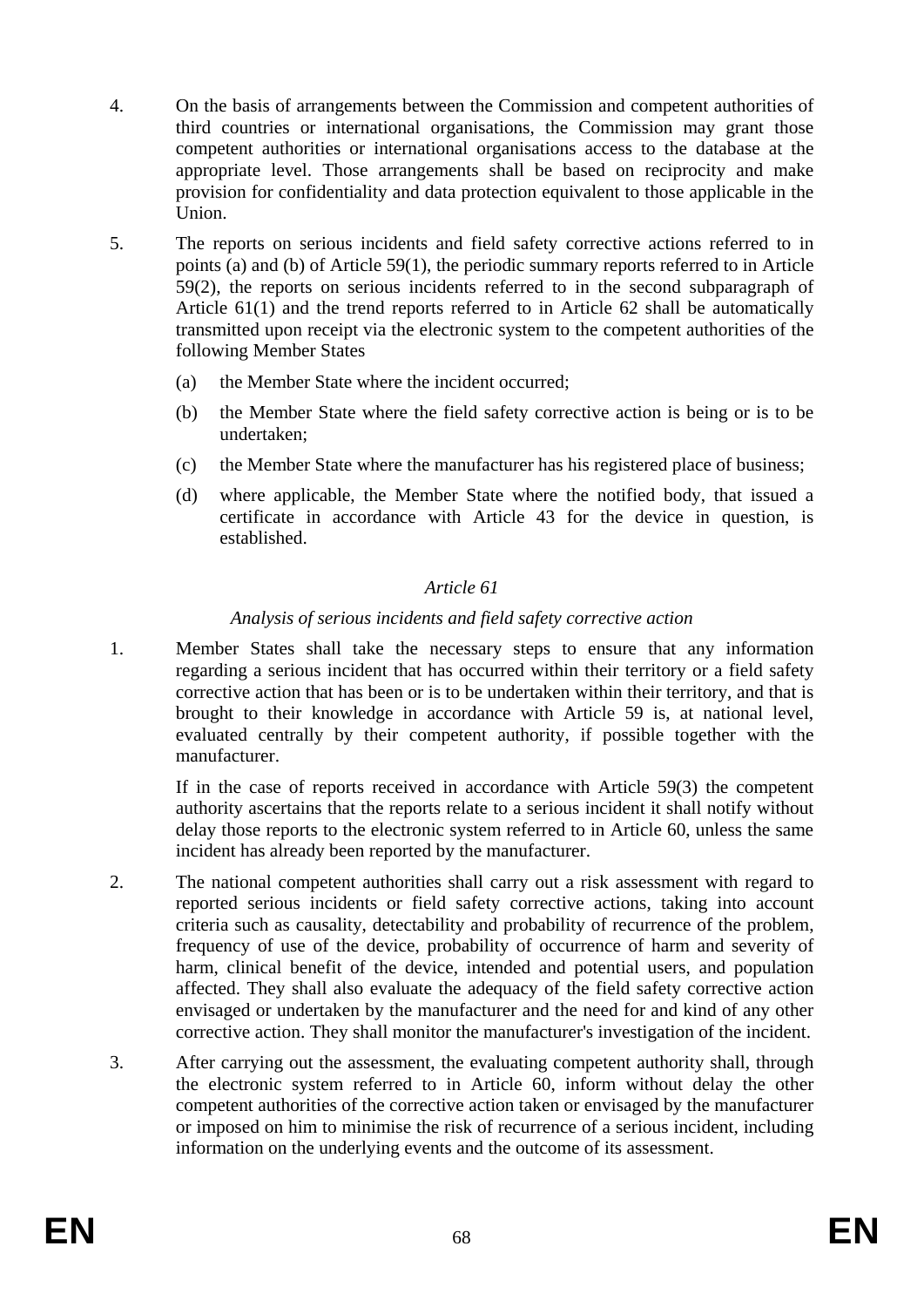4. On the basis of arrangements between the Commission and competent authorities of third countries or international organisations, the Commission may grant those competent authorities or international organisations access to the database at the appropriate level. Those arrangements shall be based on reciprocity and make provision for confidentiality and data protection equivalent to those applicable in the Union.

5. The reports on serious incidents and field safety corrective actions referred to in points (a) and (b) of Article 59(1), the periodic summary reports referred to in Article 59(2), the reports on serious incidents referred to in the second subparagraph of Article 61(1) and the trend reports referred to in Article 62 shall be automatically transmitted upon receipt via the electronic system to the competent authorities of the following Member States

   (a) the Member State where the incident occurred;

   (b) the Member State where the field safety corrective action is being or is to be undertaken;

   (c) the Member State where the manufacturer has his registered place of business;

   (d) where applicable, the Member State where the notified body, that issued a certificate in accordance with Article 43 for the device in question, is established.

*Article 61*

*Analysis of serious incidents and field safety corrective action*

1. Member States shall take the necessary steps to ensure that any information regarding a serious incident that has occurred within their territory or a field safety corrective action that has been or is to be undertaken within their territory, and that is brought to their knowledge in accordance with Article 59 is, at national level, evaluated centrally by their competent authority, if possible together with the manufacturer.

   If in the case of reports received in accordance with Article 59(3) the competent authority ascertains that the reports relate to a serious incident it shall notify without delay those reports to the electronic system referred to in Article 60, unless the same incident has already been reported by the manufacturer.

2. The national competent authorities shall carry out a risk assessment with regard to reported serious incidents or field safety corrective actions, taking into account criteria such as causality, detectability and probability of recurrence of the problem, frequency of use of the device, probability of occurrence of harm and severity of harm, clinical benefit of the device, intended and potential users, and population affected. They shall also evaluate the adequacy of the field safety corrective action envisaged or undertaken by the manufacturer and the need for and kind of any other corrective action. They shall monitor the manufacturer's investigation of the incident.

3. After carrying out the assessment, the evaluating competent authority shall, through the electronic system referred to in Article 60, inform without delay the other competent authorities of the corrective action taken or envisaged by the manufacturer or imposed on him to minimise the risk of recurrence of a serious incident, including information on the underlying events and the outcome of its assessment.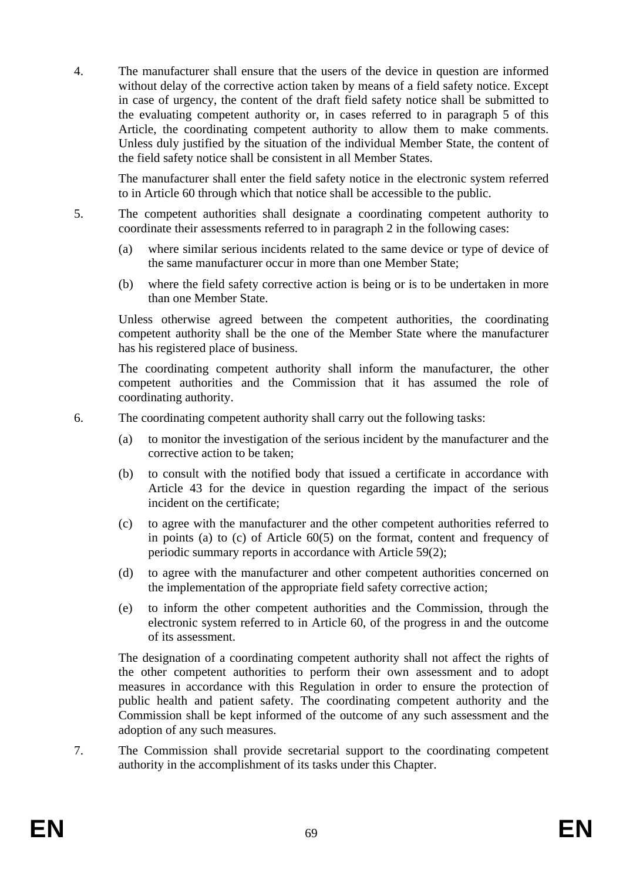4. The manufacturer shall ensure that the users of the device in question are informed without delay of the corrective action taken by means of a field safety notice. Except in case of urgency, the content of the draft field safety notice shall be submitted to the evaluating competent authority or, in cases referred to in paragraph 5 of this Article, the coordinating competent authority to allow them to make comments. Unless duly justified by the situation of the individual Member State, the content of the field safety notice shall be consistent in all Member States.

   The manufacturer shall enter the field safety notice in the electronic system referred to in Article 60 through which that notice shall be accessible to the public.

5. The competent authorities shall designate a coordinating competent authority to coordinate their assessments referred to in paragraph 2 in the following cases:

   (a) where similar serious incidents related to the same device or type of device of the same manufacturer occur in more than one Member State;

   (b) where the field safety corrective action is being or is to be undertaken in more than one Member State.

   Unless otherwise agreed between the competent authorities, the coordinating competent authority shall be the one of the Member State where the manufacturer has his registered place of business.

   The coordinating competent authority shall inform the manufacturer, the other competent authorities and the Commission that it has assumed the role of coordinating authority.

6. The coordinating competent authority shall carry out the following tasks:

   (a) to monitor the investigation of the serious incident by the manufacturer and the corrective action to be taken;

   (b) to consult with the notified body that issued a certificate in accordance with Article 43 for the device in question regarding the impact of the serious incident on the certificate;

   (c) to agree with the manufacturer and the other competent authorities referred to in points (a) to (c) of Article 60(5) on the format, content and frequency of periodic summary reports in accordance with Article 59(2);

   (d) to agree with the manufacturer and other competent authorities concerned on the implementation of the appropriate field safety corrective action;

   (e) to inform the other competent authorities and the Commission, through the electronic system referred to in Article 60, of the progress in and the outcome of its assessment.

   The designation of a coordinating competent authority shall not affect the rights of the other competent authorities to perform their own assessment and to adopt measures in accordance with this Regulation in order to ensure the protection of public health and patient safety. The coordinating competent authority and the Commission shall be kept informed of the outcome of any such assessment and the adoption of any such measures.

7. The Commission shall provide secretarial support to the coordinating competent authority in the accomplishment of its tasks under this Chapter.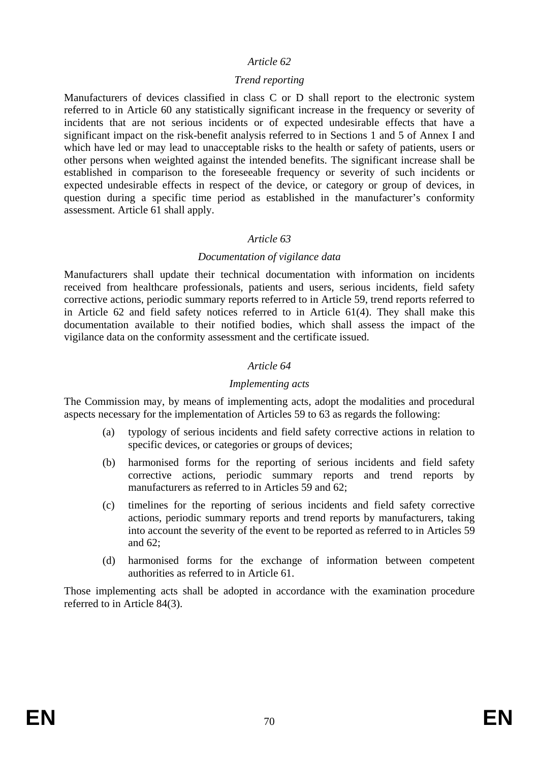*Article 62*

*Trend reporting*

Manufacturers of devices classified in class C or D shall report to the electronic system referred to in Article 60 any statistically significant increase in the frequency or severity of incidents that are not serious incidents or of expected undesirable effects that have a significant impact on the risk-benefit analysis referred to in Sections 1 and 5 of Annex I and which have led or may lead to unacceptable risks to the health or safety of patients, users or other persons when weighted against the intended benefits. The significant increase shall be established in comparison to the foreseeable frequency or severity of such incidents or expected undesirable effects in respect of the device, or category or group of devices, in question during a specific time period as established in the manufacturer's conformity assessment. Article 61 shall apply.

*Article 63*

*Documentation of vigilance data*

Manufacturers shall update their technical documentation with information on incidents received from healthcare professionals, patients and users, serious incidents, field safety corrective actions, periodic summary reports referred to in Article 59, trend reports referred to in Article 62 and field safety notices referred to in Article 61(4). They shall make this documentation available to their notified bodies, which shall assess the impact of the vigilance data on the conformity assessment and the certificate issued.

*Article 64*

*Implementing acts*

The Commission may, by means of implementing acts, adopt the modalities and procedural aspects necessary for the implementation of Articles 59 to 63 as regards the following:

(a) typology of serious incidents and field safety corrective actions in relation to specific devices, or categories or groups of devices;

(b) harmonised forms for the reporting of serious incidents and field safety corrective actions, periodic summary reports and trend reports by manufacturers as referred to in Articles 59 and 62;

(c) timelines for the reporting of serious incidents and field safety corrective actions, periodic summary reports and trend reports by manufacturers, taking into account the severity of the event to be reported as referred to in Articles 59 and 62;

(d) harmonised forms for the exchange of information between competent authorities as referred to in Article 61.

Those implementing acts shall be adopted in accordance with the examination procedure referred to in Article 84(3).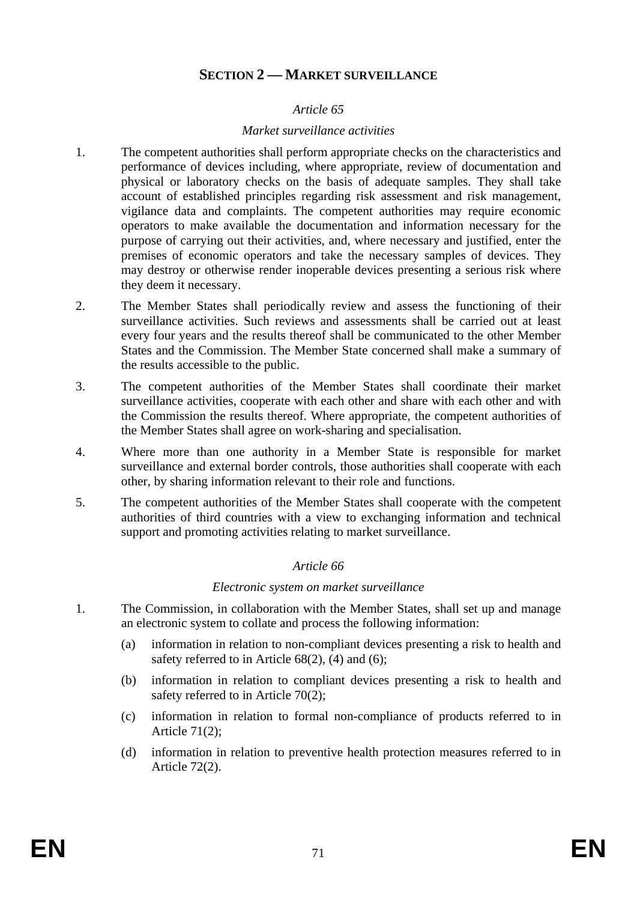## SECTION 2 — MARKET SURVEILLANCE

*Article 65*

*Market surveillance activities*

1. The competent authorities shall perform appropriate checks on the characteristics and performance of devices including, where appropriate, review of documentation and physical or laboratory checks on the basis of adequate samples. They shall take account of established principles regarding risk assessment and risk management, vigilance data and complaints. The competent authorities may require economic operators to make available the documentation and information necessary for the purpose of carrying out their activities, and, where necessary and justified, enter the premises of economic operators and take the necessary samples of devices. They may destroy or otherwise render inoperable devices presenting a serious risk where they deem it necessary.

2. The Member States shall periodically review and assess the functioning of their surveillance activities. Such reviews and assessments shall be carried out at least every four years and the results thereof shall be communicated to the other Member States and the Commission. The Member State concerned shall make a summary of the results accessible to the public.

3. The competent authorities of the Member States shall coordinate their market surveillance activities, cooperate with each other and share with each other and with the Commission the results thereof. Where appropriate, the competent authorities of the Member States shall agree on work-sharing and specialisation.

4. Where more than one authority in a Member State is responsible for market surveillance and external border controls, those authorities shall cooperate with each other, by sharing information relevant to their role and functions.

5. The competent authorities of the Member States shall cooperate with the competent authorities of third countries with a view to exchanging information and technical support and promoting activities relating to market surveillance.

*Article 66*

*Electronic system on market surveillance*

1. The Commission, in collaboration with the Member States, shall set up and manage an electronic system to collate and process the following information:

   (a) information in relation to non-compliant devices presenting a risk to health and safety referred to in Article 68(2), (4) and (6);

   (b) information in relation to compliant devices presenting a risk to health and safety referred to in Article 70(2);

   (c) information in relation to formal non-compliance of products referred to in Article 71(2);

   (d) information in relation to preventive health protection measures referred to in Article 72(2).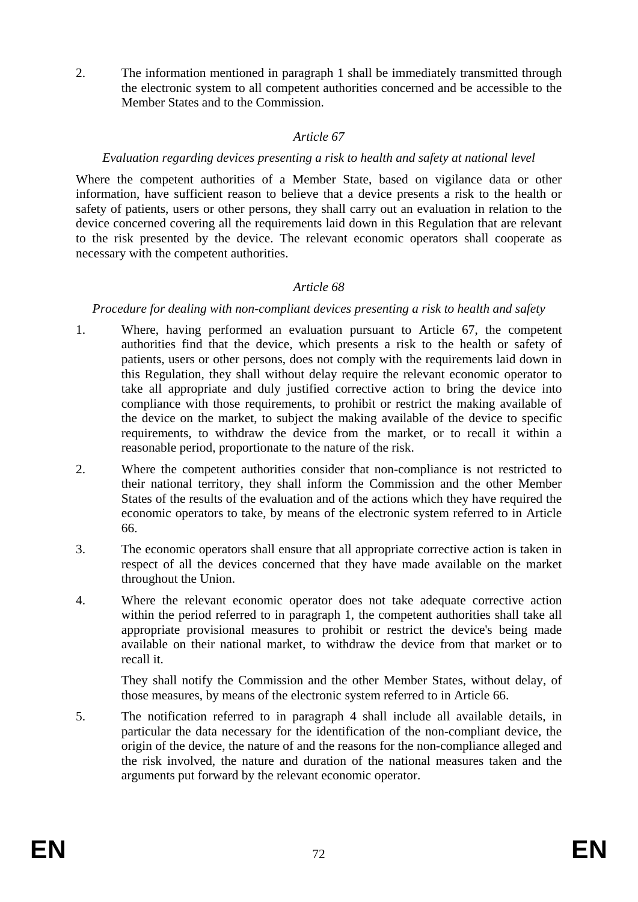2. The information mentioned in paragraph 1 shall be immediately transmitted through the electronic system to all competent authorities concerned and be accessible to the Member States and to the Commission.

*Article 67*

*Evaluation regarding devices presenting a risk to health and safety at national level*

Where the competent authorities of a Member State, based on vigilance data or other information, have sufficient reason to believe that a device presents a risk to the health or safety of patients, users or other persons, they shall carry out an evaluation in relation to the device concerned covering all the requirements laid down in this Regulation that are relevant to the risk presented by the device. The relevant economic operators shall cooperate as necessary with the competent authorities.

*Article 68*

*Procedure for dealing with non-compliant devices presenting a risk to health and safety*

1. Where, having performed an evaluation pursuant to Article 67, the competent authorities find that the device, which presents a risk to the health or safety of patients, users or other persons, does not comply with the requirements laid down in this Regulation, they shall without delay require the relevant economic operator to take all appropriate and duly justified corrective action to bring the device into compliance with those requirements, to prohibit or restrict the making available of the device on the market, to subject the making available of the device to specific requirements, to withdraw the device from the market, or to recall it within a reasonable period, proportionate to the nature of the risk.

2. Where the competent authorities consider that non-compliance is not restricted to their national territory, they shall inform the Commission and the other Member States of the results of the evaluation and of the actions which they have required the economic operators to take, by means of the electronic system referred to in Article 66.

3. The economic operators shall ensure that all appropriate corrective action is taken in respect of all the devices concerned that they have made available on the market throughout the Union.

4. Where the relevant economic operator does not take adequate corrective action within the period referred to in paragraph 1, the competent authorities shall take all appropriate provisional measures to prohibit or restrict the device's being made available on their national market, to withdraw the device from that market or to recall it.

   They shall notify the Commission and the other Member States, without delay, of those measures, by means of the electronic system referred to in Article 66.

5. The notification referred to in paragraph 4 shall include all available details, in particular the data necessary for the identification of the non-compliant device, the origin of the device, the nature of and the reasons for the non-compliance alleged and the risk involved, the nature and duration of the national measures taken and the arguments put forward by the relevant economic operator.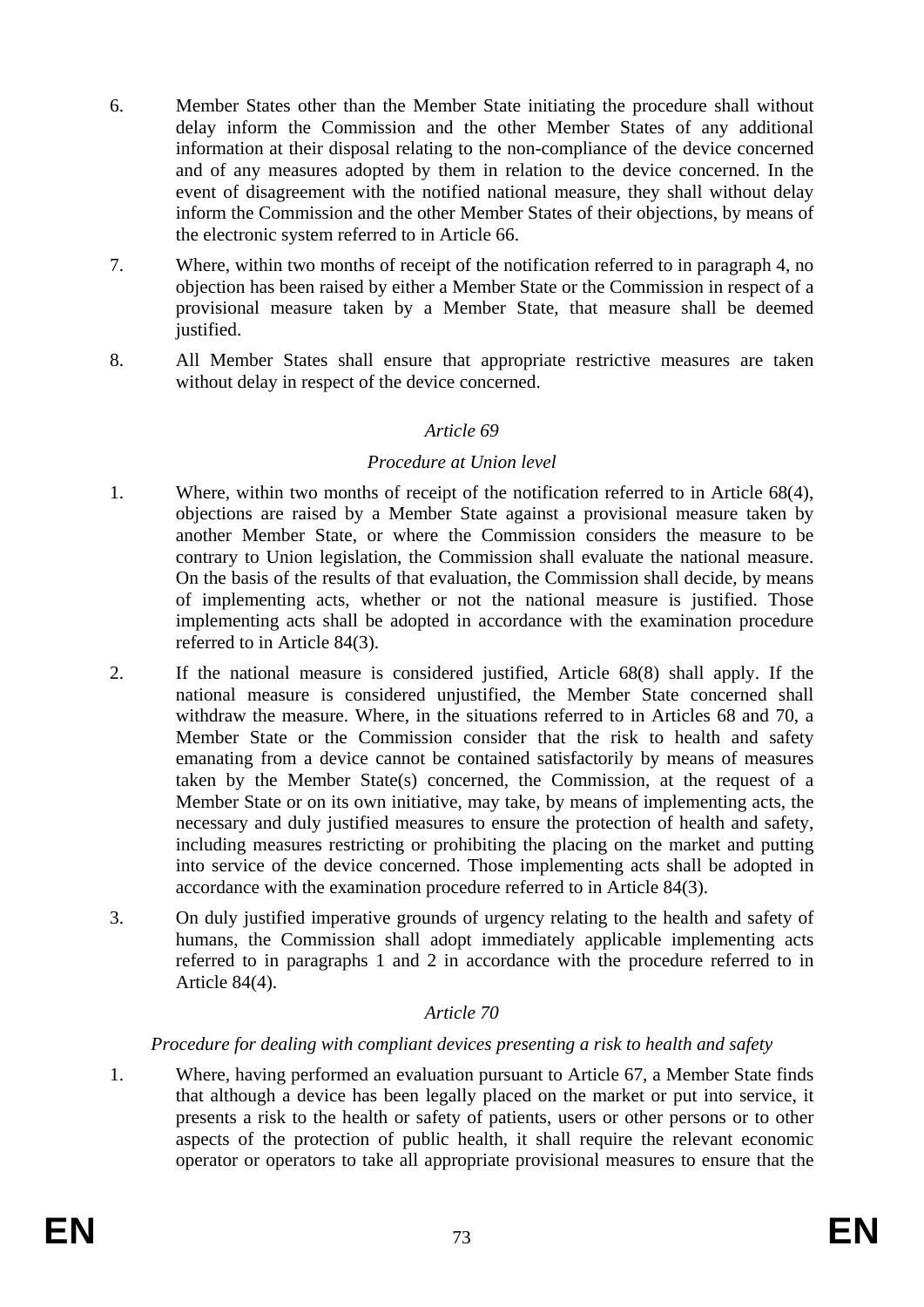6. Member States other than the Member State initiating the procedure shall without delay inform the Commission and the other Member States of any additional information at their disposal relating to the non-compliance of the device concerned and of any measures adopted by them in relation to the device concerned. In the event of disagreement with the notified national measure, they shall without delay inform the Commission and the other Member States of their objections, by means of the electronic system referred to in Article 66.

7. Where, within two months of receipt of the notification referred to in paragraph 4, no objection has been raised by either a Member State or the Commission in respect of a provisional measure taken by a Member State, that measure shall be deemed justified.

8. All Member States shall ensure that appropriate restrictive measures are taken without delay in respect of the device concerned.

*Article 69*

*Procedure at Union level*

1. Where, within two months of receipt of the notification referred to in Article 68(4), objections are raised by a Member State against a provisional measure taken by another Member State, or where the Commission considers the measure to be contrary to Union legislation, the Commission shall evaluate the national measure. On the basis of the results of that evaluation, the Commission shall decide, by means of implementing acts, whether or not the national measure is justified. Those implementing acts shall be adopted in accordance with the examination procedure referred to in Article 84(3).

2. If the national measure is considered justified, Article 68(8) shall apply. If the national measure is considered unjustified, the Member State concerned shall withdraw the measure. Where, in the situations referred to in Articles 68 and 70, a Member State or the Commission consider that the risk to health and safety emanating from a device cannot be contained satisfactorily by means of measures taken by the Member State(s) concerned, the Commission, at the request of a Member State or on its own initiative, may take, by means of implementing acts, the necessary and duly justified measures to ensure the protection of health and safety, including measures restricting or prohibiting the placing on the market and putting into service of the device concerned. Those implementing acts shall be adopted in accordance with the examination procedure referred to in Article 84(3).

3. On duly justified imperative grounds of urgency relating to the health and safety of humans, the Commission shall adopt immediately applicable implementing acts referred to in paragraphs 1 and 2 in accordance with the procedure referred to in Article 84(4).

*Article 70*

*Procedure for dealing with compliant devices presenting a risk to health and safety*

1. Where, having performed an evaluation pursuant to Article 67, a Member State finds that although a device has been legally placed on the market or put into service, it presents a risk to the health or safety of patients, users or other persons or to other aspects of the protection of public health, it shall require the relevant economic operator or operators to take all appropriate provisional measures to ensure that the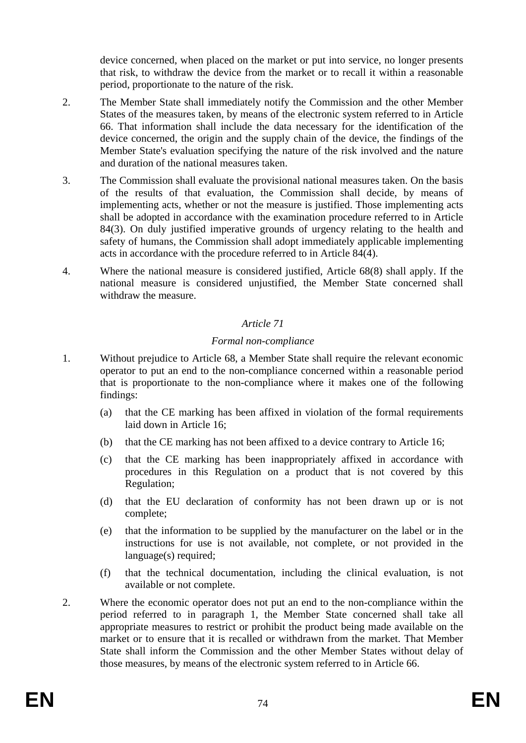device concerned, when placed on the market or put into service, no longer presents that risk, to withdraw the device from the market or to recall it within a reasonable period, proportionate to the nature of the risk.

2. The Member State shall immediately notify the Commission and the other Member States of the measures taken, by means of the electronic system referred to in Article 66. That information shall include the data necessary for the identification of the device concerned, the origin and the supply chain of the device, the findings of the Member State's evaluation specifying the nature of the risk involved and the nature and duration of the national measures taken.

3. The Commission shall evaluate the provisional national measures taken. On the basis of the results of that evaluation, the Commission shall decide, by means of implementing acts, whether or not the measure is justified. Those implementing acts shall be adopted in accordance with the examination procedure referred to in Article 84(3). On duly justified imperative grounds of urgency relating to the health and safety of humans, the Commission shall adopt immediately applicable implementing acts in accordance with the procedure referred to in Article 84(4).

4. Where the national measure is considered justified, Article 68(8) shall apply. If the national measure is considered unjustified, the Member State concerned shall withdraw the measure.

*Article 71*

*Formal non-compliance*

1. Without prejudice to Article 68, a Member State shall require the relevant economic operator to put an end to the non-compliance concerned within a reasonable period that is proportionate to the non-compliance where it makes one of the following findings:

   (a) that the CE marking has been affixed in violation of the formal requirements laid down in Article 16;

   (b) that the CE marking has not been affixed to a device contrary to Article 16;

   (c) that the CE marking has been inappropriately affixed in accordance with procedures in this Regulation on a product that is not covered by this Regulation;

   (d) that the EU declaration of conformity has not been drawn up or is not complete;

   (e) that the information to be supplied by the manufacturer on the label or in the instructions for use is not available, not complete, or not provided in the language(s) required;

   (f) that the technical documentation, including the clinical evaluation, is not available or not complete.

2. Where the economic operator does not put an end to the non-compliance within the period referred to in paragraph 1, the Member State concerned shall take all appropriate measures to restrict or prohibit the product being made available on the market or to ensure that it is recalled or withdrawn from the market. That Member State shall inform the Commission and the other Member States without delay of those measures, by means of the electronic system referred to in Article 66.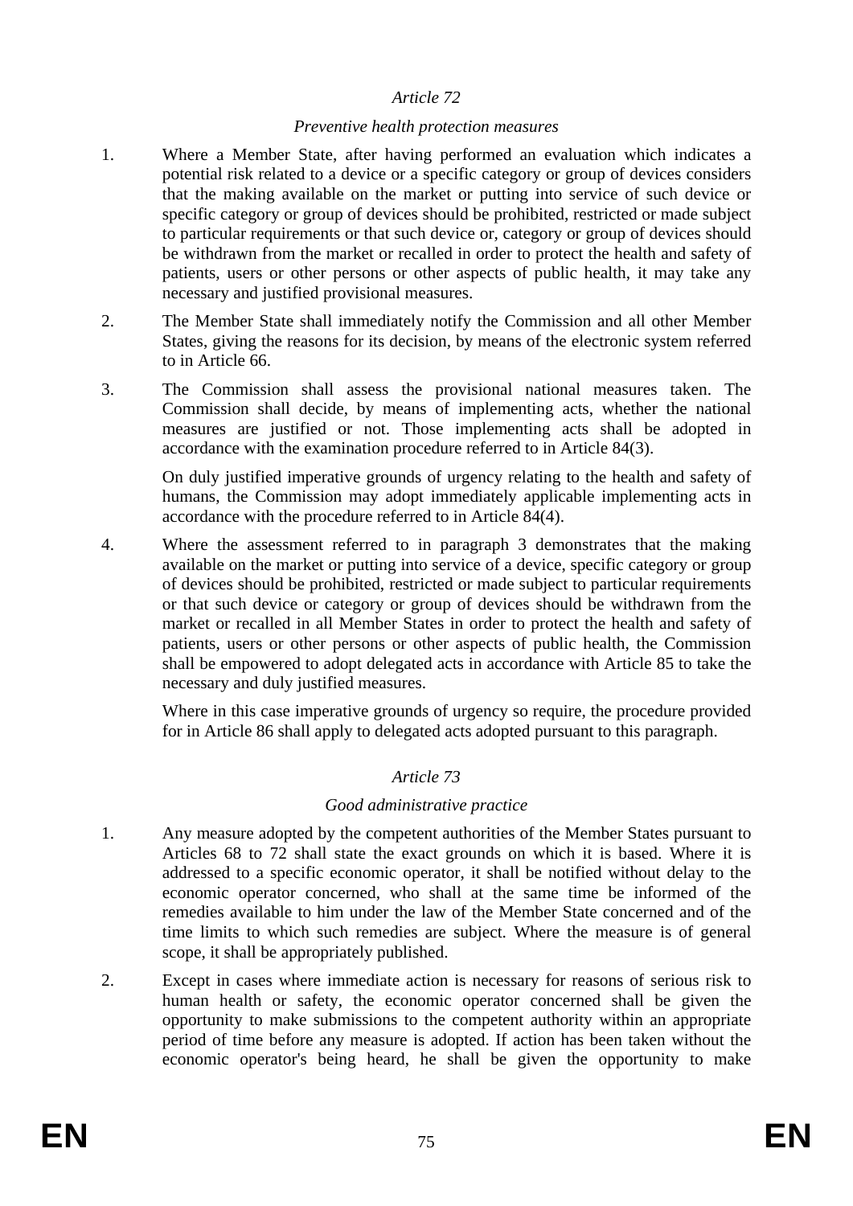*Article 72*

*Preventive health protection measures*

1. Where a Member State, after having performed an evaluation which indicates a potential risk related to a device or a specific category or group of devices considers that the making available on the market or putting into service of such device or specific category or group of devices should be prohibited, restricted or made subject to particular requirements or that such device or, category or group of devices should be withdrawn from the market or recalled in order to protect the health and safety of patients, users or other persons or other aspects of public health, it may take any necessary and justified provisional measures.

2. The Member State shall immediately notify the Commission and all other Member States, giving the reasons for its decision, by means of the electronic system referred to in Article 66.

3. The Commission shall assess the provisional national measures taken. The Commission shall decide, by means of implementing acts, whether the national measures are justified or not. Those implementing acts shall be adopted in accordance with the examination procedure referred to in Article 84(3).

   On duly justified imperative grounds of urgency relating to the health and safety of humans, the Commission may adopt immediately applicable implementing acts in accordance with the procedure referred to in Article 84(4).

4. Where the assessment referred to in paragraph 3 demonstrates that the making available on the market or putting into service of a device, specific category or group of devices should be prohibited, restricted or made subject to particular requirements or that such device or category or group of devices should be withdrawn from the market or recalled in all Member States in order to protect the health and safety of patients, users or other persons or other aspects of public health, the Commission shall be empowered to adopt delegated acts in accordance with Article 85 to take the necessary and duly justified measures.

   Where in this case imperative grounds of urgency so require, the procedure provided for in Article 86 shall apply to delegated acts adopted pursuant to this paragraph.

*Article 73*

*Good administrative practice*

1. Any measure adopted by the competent authorities of the Member States pursuant to Articles 68 to 72 shall state the exact grounds on which it is based. Where it is addressed to a specific economic operator, it shall be notified without delay to the economic operator concerned, who shall at the same time be informed of the remedies available to him under the law of the Member State concerned and of the time limits to which such remedies are subject. Where the measure is of general scope, it shall be appropriately published.

2. Except in cases where immediate action is necessary for reasons of serious risk to human health or safety, the economic operator concerned shall be given the opportunity to make submissions to the competent authority within an appropriate period of time before any measure is adopted. If action has been taken without the economic operator's being heard, he shall be given the opportunity to make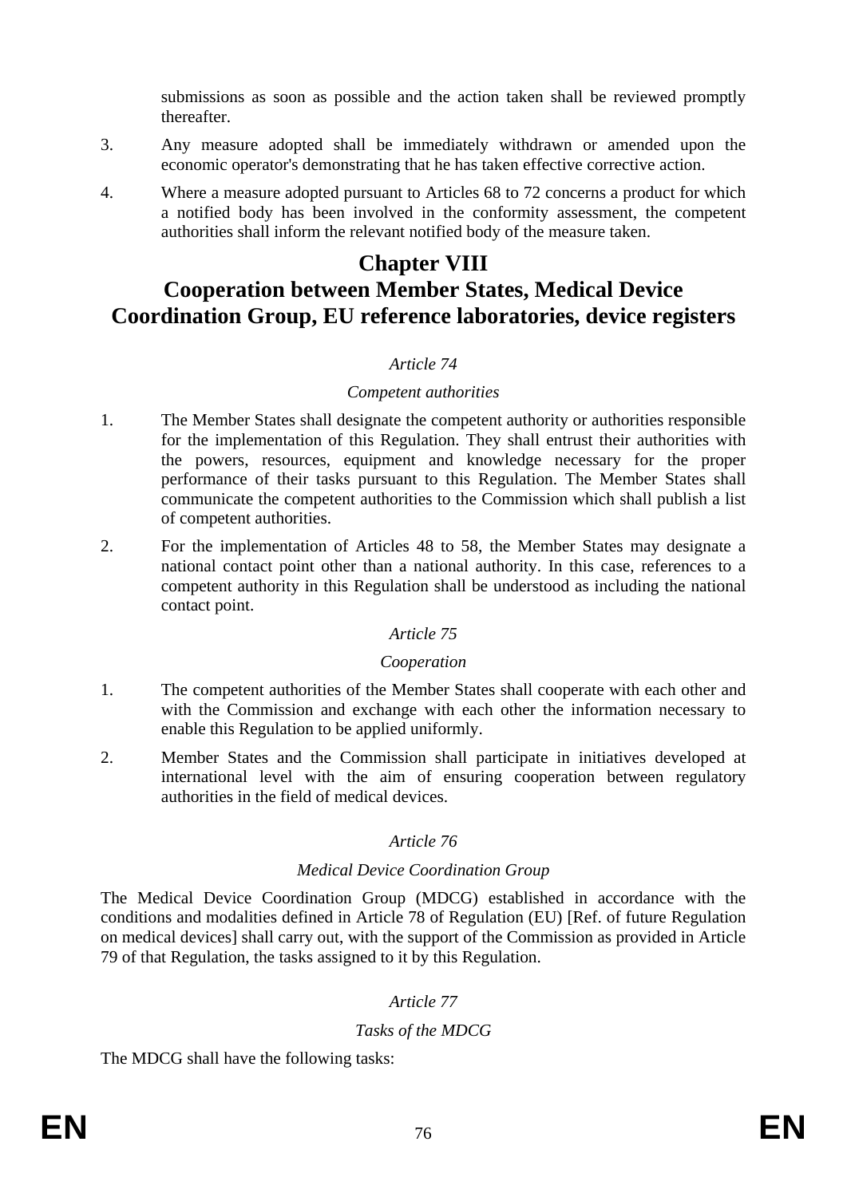submissions as soon as possible and the action taken shall be reviewed promptly thereafter.

3. Any measure adopted shall be immediately withdrawn or amended upon the economic operator's demonstrating that he has taken effective corrective action.

4. Where a measure adopted pursuant to Articles 68 to 72 concerns a product for which a notified body has been involved in the conformity assessment, the competent authorities shall inform the relevant notified body of the measure taken.

# Chapter VIII
# Cooperation between Member States, Medical Device Coordination Group, EU reference laboratories, device registers

*Article 74*

*Competent authorities*

1. The Member States shall designate the competent authority or authorities responsible for the implementation of this Regulation. They shall entrust their authorities with the powers, resources, equipment and knowledge necessary for the proper performance of their tasks pursuant to this Regulation. The Member States shall communicate the competent authorities to the Commission which shall publish a list of competent authorities.

2. For the implementation of Articles 48 to 58, the Member States may designate a national contact point other than a national authority. In this case, references to a competent authority in this Regulation shall be understood as including the national contact point.

*Article 75*

*Cooperation*

1. The competent authorities of the Member States shall cooperate with each other and with the Commission and exchange with each other the information necessary to enable this Regulation to be applied uniformly.

2. Member States and the Commission shall participate in initiatives developed at international level with the aim of ensuring cooperation between regulatory authorities in the field of medical devices.

*Article 76*

*Medical Device Coordination Group*

The Medical Device Coordination Group (MDCG) established in accordance with the conditions and modalities defined in Article 78 of Regulation (EU) [Ref. of future Regulation on medical devices] shall carry out, with the support of the Commission as provided in Article 79 of that Regulation, the tasks assigned to it by this Regulation.

*Article 77*

*Tasks of the MDCG*

The MDCG shall have the following tasks: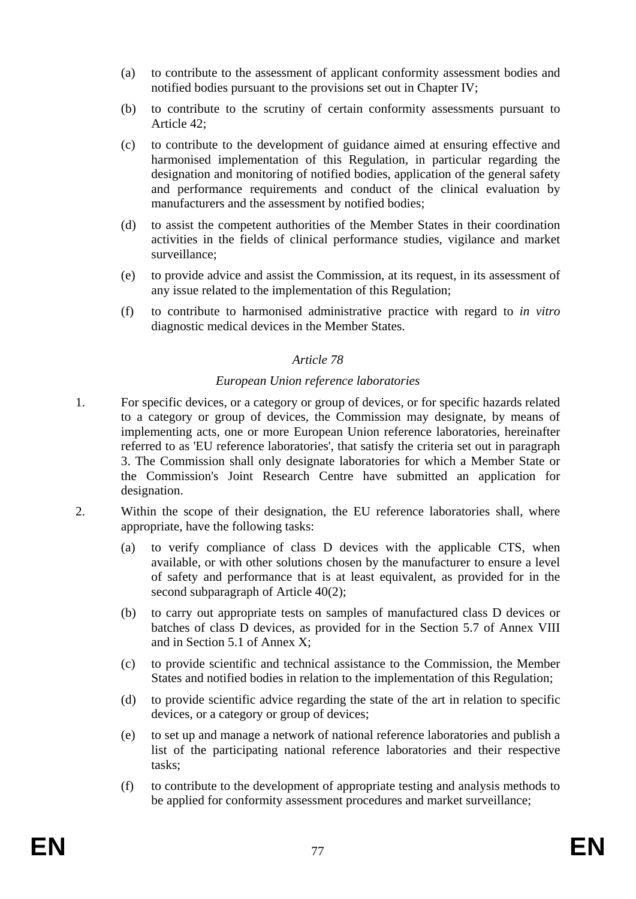(a) to contribute to the assessment of applicant conformity assessment bodies and notified bodies pursuant to the provisions set out in Chapter IV;

(b) to contribute to the scrutiny of certain conformity assessments pursuant to Article 42;

(c) to contribute to the development of guidance aimed at ensuring effective and harmonised implementation of this Regulation, in particular regarding the designation and monitoring of notified bodies, application of the general safety and performance requirements and conduct of the clinical evaluation by manufacturers and the assessment by notified bodies;

(d) to assist the competent authorities of the Member States in their coordination activities in the fields of clinical performance studies, vigilance and market surveillance;

(e) to provide advice and assist the Commission, at its request, in its assessment of any issue related to the implementation of this Regulation;

(f) to contribute to harmonised administrative practice with regard to *in vitro* diagnostic medical devices in the Member States.

*Article 78*

*European Union reference laboratories*

1. For specific devices, or a category or group of devices, or for specific hazards related to a category or group of devices, the Commission may designate, by means of implementing acts, one or more European Union reference laboratories, hereinafter referred to as 'EU reference laboratories', that satisfy the criteria set out in paragraph 3. The Commission shall only designate laboratories for which a Member State or the Commission's Joint Research Centre have submitted an application for designation.

2. Within the scope of their designation, the EU reference laboratories shall, where appropriate, have the following tasks:

   (a) to verify compliance of class D devices with the applicable CTS, when available, or with other solutions chosen by the manufacturer to ensure a level of safety and performance that is at least equivalent, as provided for in the second subparagraph of Article 40(2);

   (b) to carry out appropriate tests on samples of manufactured class D devices or batches of class D devices, as provided for in the Section 5.7 of Annex VIII and in Section 5.1 of Annex X;

   (c) to provide scientific and technical assistance to the Commission, the Member States and notified bodies in relation to the implementation of this Regulation;

   (d) to provide scientific advice regarding the state of the art in relation to specific devices, or a category or group of devices;

   (e) to set up and manage a network of national reference laboratories and publish a list of the participating national reference laboratories and their respective tasks;

   (f) to contribute to the development of appropriate testing and analysis methods to be applied for conformity assessment procedures and market surveillance;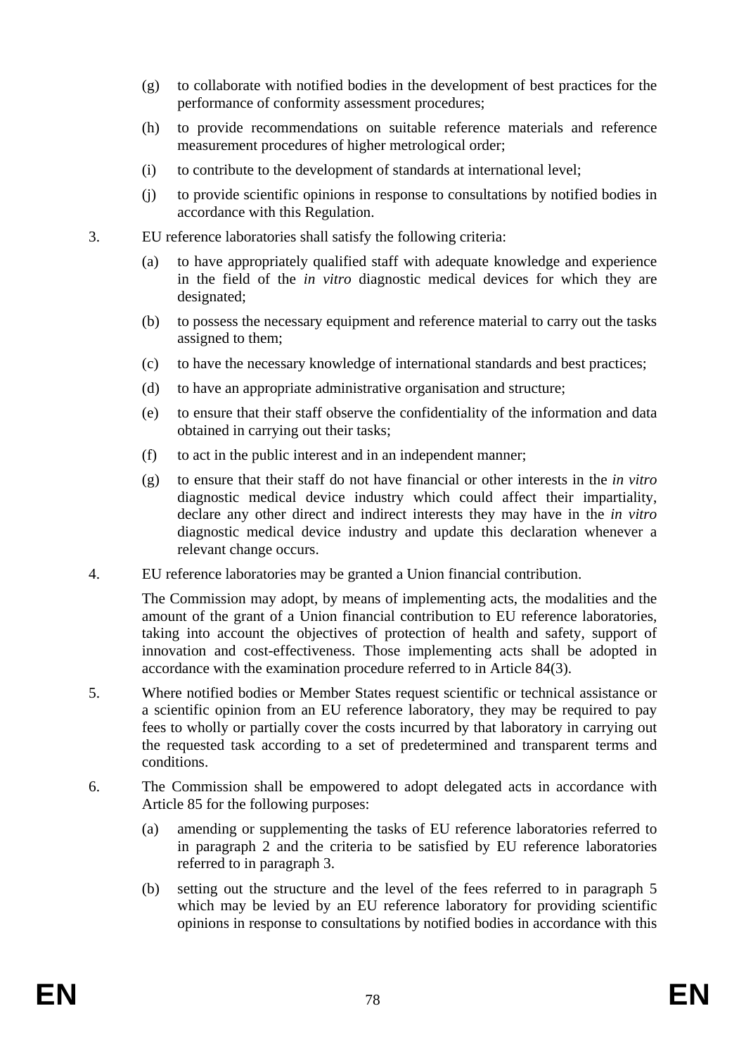(g) to collaborate with notified bodies in the development of best practices for the performance of conformity assessment procedures;

(h) to provide recommendations on suitable reference materials and reference measurement procedures of higher metrological order;

(i) to contribute to the development of standards at international level;

(j) to provide scientific opinions in response to consultations by notified bodies in accordance with this Regulation.

3. EU reference laboratories shall satisfy the following criteria:

(a) to have appropriately qualified staff with adequate knowledge and experience in the field of the *in vitro* diagnostic medical devices for which they are designated;

(b) to possess the necessary equipment and reference material to carry out the tasks assigned to them;

(c) to have the necessary knowledge of international standards and best practices;

(d) to have an appropriate administrative organisation and structure;

(e) to ensure that their staff observe the confidentiality of the information and data obtained in carrying out their tasks;

(f) to act in the public interest and in an independent manner;

(g) to ensure that their staff do not have financial or other interests in the *in vitro* diagnostic medical device industry which could affect their impartiality, declare any other direct and indirect interests they may have in the *in vitro* diagnostic medical device industry and update this declaration whenever a relevant change occurs.

4. EU reference laboratories may be granted a Union financial contribution.

The Commission may adopt, by means of implementing acts, the modalities and the amount of the grant of a Union financial contribution to EU reference laboratories, taking into account the objectives of protection of health and safety, support of innovation and cost-effectiveness. Those implementing acts shall be adopted in accordance with the examination procedure referred to in Article 84(3).

5. Where notified bodies or Member States request scientific or technical assistance or a scientific opinion from an EU reference laboratory, they may be required to pay fees to wholly or partially cover the costs incurred by that laboratory in carrying out the requested task according to a set of predetermined and transparent terms and conditions.

6. The Commission shall be empowered to adopt delegated acts in accordance with Article 85 for the following purposes:

(a) amending or supplementing the tasks of EU reference laboratories referred to in paragraph 2 and the criteria to be satisfied by EU reference laboratories referred to in paragraph 3.

(b) setting out the structure and the level of the fees referred to in paragraph 5 which may be levied by an EU reference laboratory for providing scientific opinions in response to consultations by notified bodies in accordance with this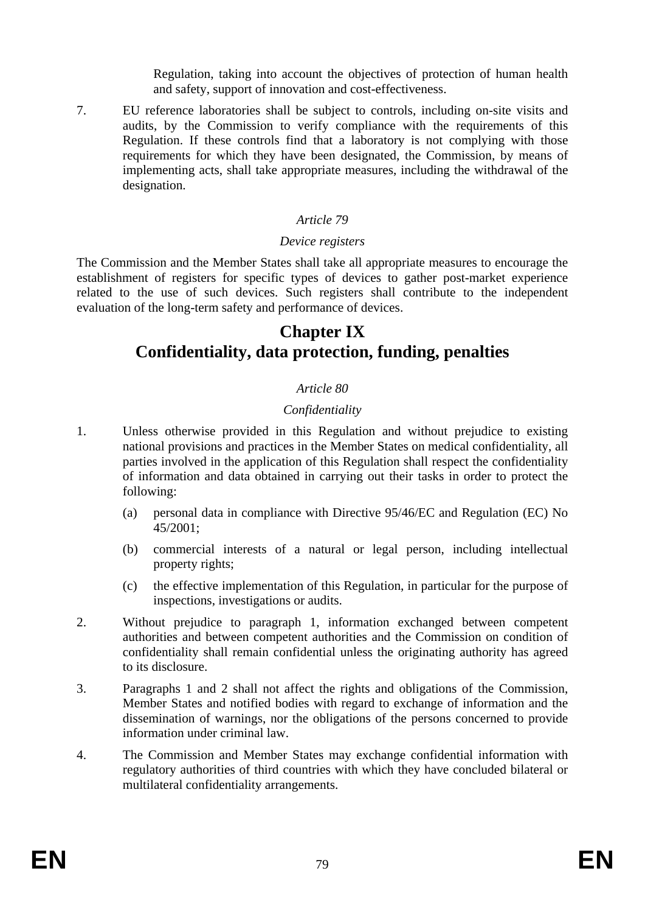Regulation, taking into account the objectives of protection of human health and safety, support of innovation and cost-effectiveness.

7. EU reference laboratories shall be subject to controls, including on-site visits and audits, by the Commission to verify compliance with the requirements of this Regulation. If these controls find that a laboratory is not complying with those requirements for which they have been designated, the Commission, by means of implementing acts, shall take appropriate measures, including the withdrawal of the designation.

*Article 79*

*Device registers*

The Commission and the Member States shall take all appropriate measures to encourage the establishment of registers for specific types of devices to gather post-market experience related to the use of such devices. Such registers shall contribute to the independent evaluation of the long-term safety and performance of devices.

# Chapter IX
# Confidentiality, data protection, funding, penalties

*Article 80*

*Confidentiality*

1. Unless otherwise provided in this Regulation and without prejudice to existing national provisions and practices in the Member States on medical confidentiality, all parties involved in the application of this Regulation shall respect the confidentiality of information and data obtained in carrying out their tasks in order to protect the following:

   (a) personal data in compliance with Directive 95/46/EC and Regulation (EC) No 45/2001;

   (b) commercial interests of a natural or legal person, including intellectual property rights;

   (c) the effective implementation of this Regulation, in particular for the purpose of inspections, investigations or audits.

2. Without prejudice to paragraph 1, information exchanged between competent authorities and between competent authorities and the Commission on condition of confidentiality shall remain confidential unless the originating authority has agreed to its disclosure.

3. Paragraphs 1 and 2 shall not affect the rights and obligations of the Commission, Member States and notified bodies with regard to exchange of information and the dissemination of warnings, nor the obligations of the persons concerned to provide information under criminal law.

4. The Commission and Member States may exchange confidential information with regulatory authorities of third countries with which they have concluded bilateral or multilateral confidentiality arrangements.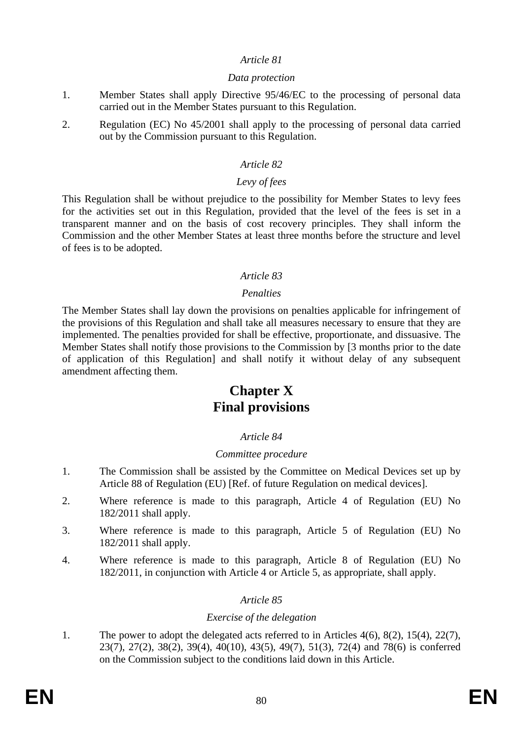*Article 81*

*Data protection*

1. Member States shall apply Directive 95/46/EC to the processing of personal data carried out in the Member States pursuant to this Regulation.

2. Regulation (EC) No 45/2001 shall apply to the processing of personal data carried out by the Commission pursuant to this Regulation.

*Article 82*

*Levy of fees*

This Regulation shall be without prejudice to the possibility for Member States to levy fees for the activities set out in this Regulation, provided that the level of the fees is set in a transparent manner and on the basis of cost recovery principles. They shall inform the Commission and the other Member States at least three months before the structure and level of fees is to be adopted.

*Article 83*

*Penalties*

The Member States shall lay down the provisions on penalties applicable for infringement of the provisions of this Regulation and shall take all measures necessary to ensure that they are implemented. The penalties provided for shall be effective, proportionate, and dissuasive. The Member States shall notify those provisions to the Commission by [3 months prior to the date of application of this Regulation] and shall notify it without delay of any subsequent amendment affecting them.

# Chapter X
# Final provisions

*Article 84*

*Committee procedure*

1. The Commission shall be assisted by the Committee on Medical Devices set up by Article 88 of Regulation (EU) [Ref. of future Regulation on medical devices].

2. Where reference is made to this paragraph, Article 4 of Regulation (EU) No 182/2011 shall apply.

3. Where reference is made to this paragraph, Article 5 of Regulation (EU) No 182/2011 shall apply.

4. Where reference is made to this paragraph, Article 8 of Regulation (EU) No 182/2011, in conjunction with Article 4 or Article 5, as appropriate, shall apply.

*Article 85*

*Exercise of the delegation*

1. The power to adopt the delegated acts referred to in Articles 4(6), 8(2), 15(4), 22(7), 23(7), 27(2), 38(2), 39(4), 40(10), 43(5), 49(7), 51(3), 72(4) and 78(6) is conferred on the Commission subject to the conditions laid down in this Article.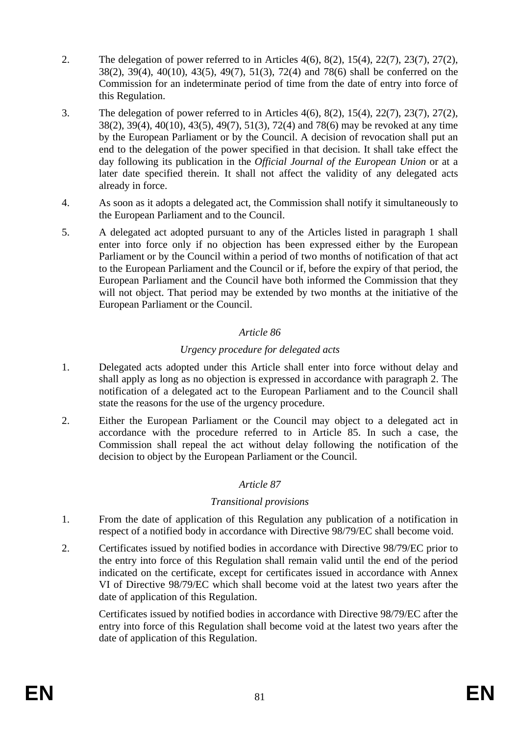2. The delegation of power referred to in Articles 4(6), 8(2), 15(4), 22(7), 23(7), 27(2), 38(2), 39(4), 40(10), 43(5), 49(7), 51(3), 72(4) and 78(6) shall be conferred on the Commission for an indeterminate period of time from the date of entry into force of this Regulation.

3. The delegation of power referred to in Articles 4(6), 8(2), 15(4), 22(7), 23(7), 27(2), 38(2), 39(4), 40(10), 43(5), 49(7), 51(3), 72(4) and 78(6) may be revoked at any time by the European Parliament or by the Council. A decision of revocation shall put an end to the delegation of the power specified in that decision. It shall take effect the day following its publication in the *Official Journal of the European Union* or at a later date specified therein. It shall not affect the validity of any delegated acts already in force.

4. As soon as it adopts a delegated act, the Commission shall notify it simultaneously to the European Parliament and to the Council.

5. A delegated act adopted pursuant to any of the Articles listed in paragraph 1 shall enter into force only if no objection has been expressed either by the European Parliament or by the Council within a period of two months of notification of that act to the European Parliament and the Council or if, before the expiry of that period, the European Parliament and the Council have both informed the Commission that they will not object. That period may be extended by two months at the initiative of the European Parliament or the Council.

### *Article 86*

### *Urgency procedure for delegated acts*

1. Delegated acts adopted under this Article shall enter into force without delay and shall apply as long as no objection is expressed in accordance with paragraph 2. The notification of a delegated act to the European Parliament and to the Council shall state the reasons for the use of the urgency procedure.

2. Either the European Parliament or the Council may object to a delegated act in accordance with the procedure referred to in Article 85. In such a case, the Commission shall repeal the act without delay following the notification of the decision to object by the European Parliament or the Council.

### *Article 87*

### *Transitional provisions*

1. From the date of application of this Regulation any publication of a notification in respect of a notified body in accordance with Directive 98/79/EC shall become void.

2. Certificates issued by notified bodies in accordance with Directive 98/79/EC prior to the entry into force of this Regulation shall remain valid until the end of the period indicated on the certificate, except for certificates issued in accordance with Annex VI of Directive 98/79/EC which shall become void at the latest two years after the date of application of this Regulation.

   Certificates issued by notified bodies in accordance with Directive 98/79/EC after the entry into force of this Regulation shall become void at the latest two years after the date of application of this Regulation.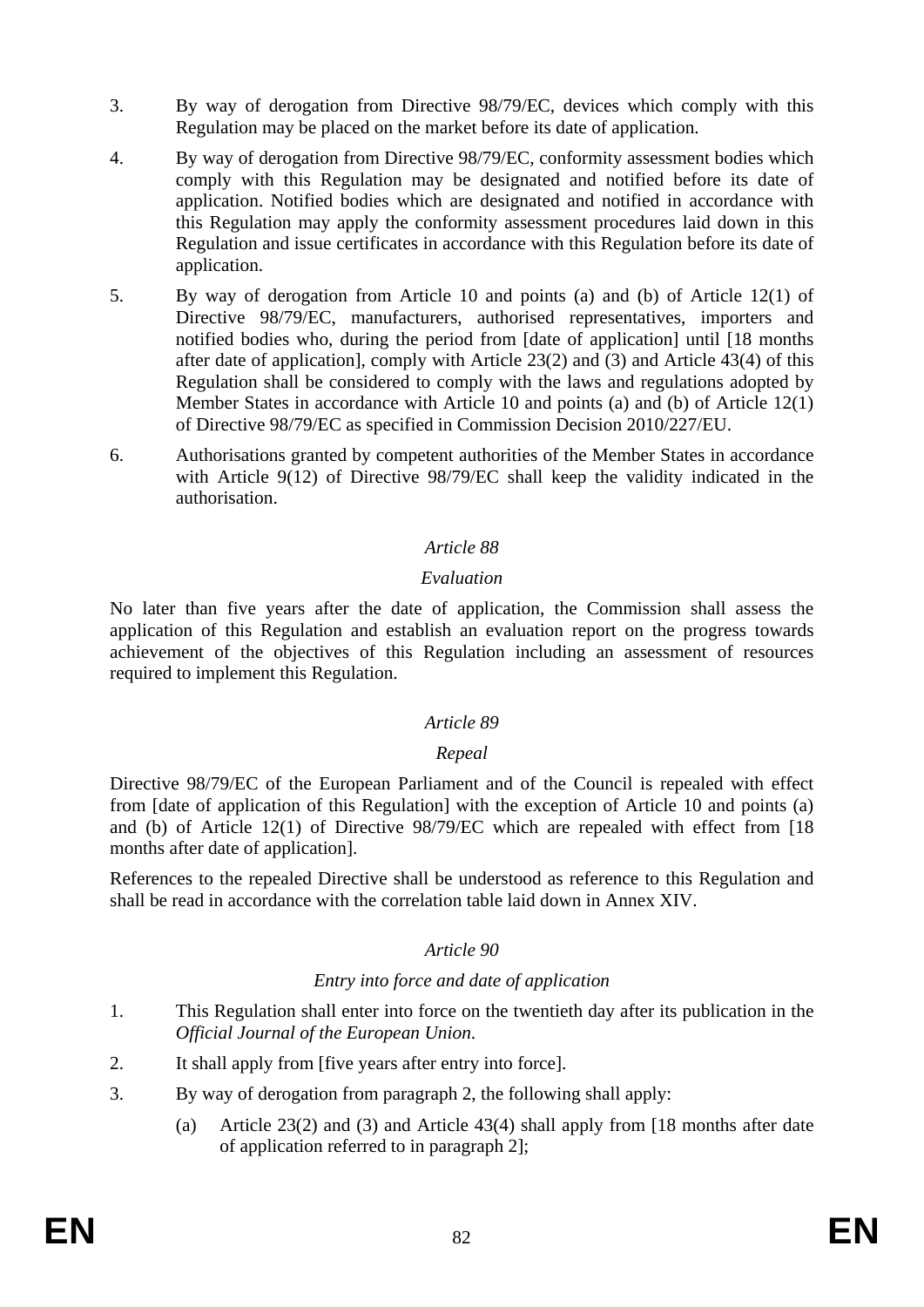3. By way of derogation from Directive 98/79/EC, devices which comply with this Regulation may be placed on the market before its date of application.

4. By way of derogation from Directive 98/79/EC, conformity assessment bodies which comply with this Regulation may be designated and notified before its date of application. Notified bodies which are designated and notified in accordance with this Regulation may apply the conformity assessment procedures laid down in this Regulation and issue certificates in accordance with this Regulation before its date of application.

5. By way of derogation from Article 10 and points (a) and (b) of Article 12(1) of Directive 98/79/EC, manufacturers, authorised representatives, importers and notified bodies who, during the period from [date of application] until [18 months after date of application], comply with Article 23(2) and (3) and Article 43(4) of this Regulation shall be considered to comply with the laws and regulations adopted by Member States in accordance with Article 10 and points (a) and (b) of Article 12(1) of Directive 98/79/EC as specified in Commission Decision 2010/227/EU.

6. Authorisations granted by competent authorities of the Member States in accordance with Article 9(12) of Directive 98/79/EC shall keep the validity indicated in the authorisation.

*Article 88*

*Evaluation*

No later than five years after the date of application, the Commission shall assess the application of this Regulation and establish an evaluation report on the progress towards achievement of the objectives of this Regulation including an assessment of resources required to implement this Regulation.

*Article 89*

*Repeal*

Directive 98/79/EC of the European Parliament and of the Council is repealed with effect from [date of application of this Regulation] with the exception of Article 10 and points (a) and (b) of Article 12(1) of Directive 98/79/EC which are repealed with effect from [18 months after date of application].

References to the repealed Directive shall be understood as reference to this Regulation and shall be read in accordance with the correlation table laid down in Annex XIV.

*Article 90*

*Entry into force and date of application*

1. This Regulation shall enter into force on the twentieth day after its publication in the *Official Journal of the European Union*.

2. It shall apply from [five years after entry into force].

3. By way of derogation from paragraph 2, the following shall apply:

   (a) Article 23(2) and (3) and Article 43(4) shall apply from [18 months after date of application referred to in paragraph 2];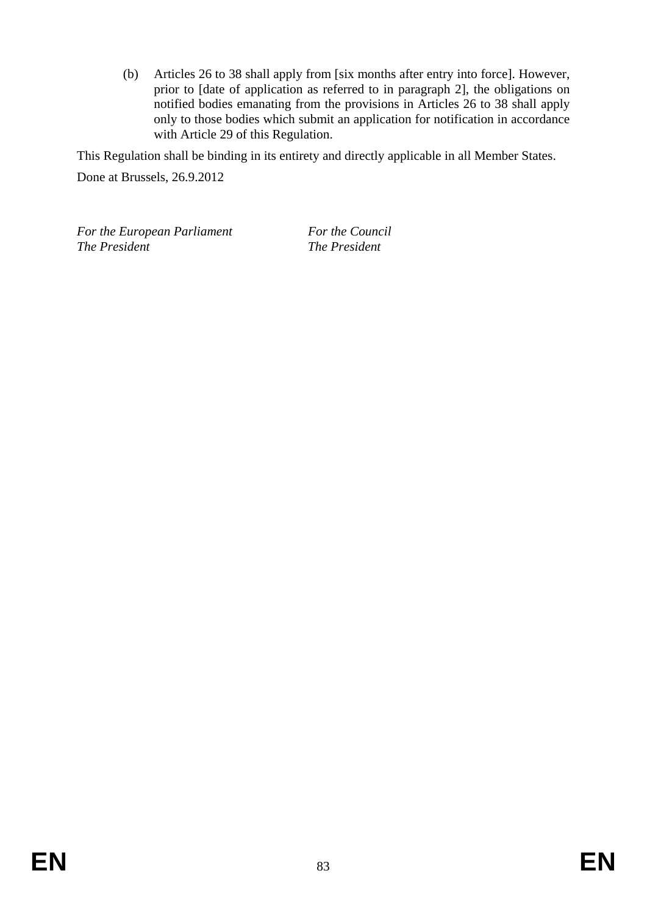(b) Articles 26 to 38 shall apply from [six months after entry into force]. However, prior to [date of application as referred to in paragraph 2], the obligations on notified bodies emanating from the provisions in Articles 26 to 38 shall apply only to those bodies which submit an application for notification in accordance with Article 29 of this Regulation.

This Regulation shall be binding in its entirety and directly applicable in all Member States.

Done at Brussels, 26.9.2012

*For the European Parliament*
*The President*

*For the Council*
*The President*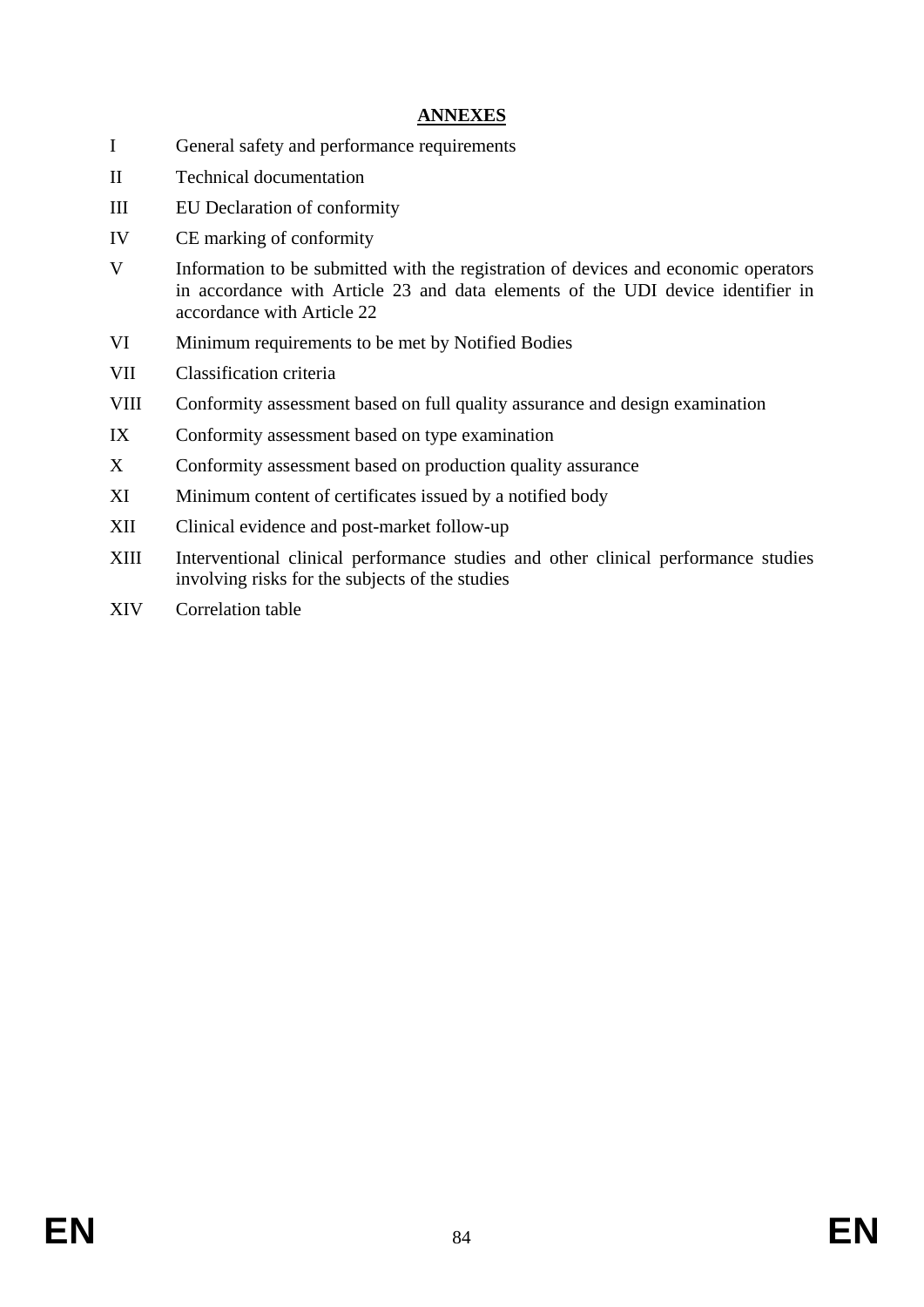# ANNEXES

| | |
|---|---|
| I | General safety and performance requirements |
| II | Technical documentation |
| III | EU Declaration of conformity |
| IV | CE marking of conformity |
| V | Information to be submitted with the registration of devices and economic operators in accordance with Article 23 and data elements of the UDI device identifier in accordance with Article 22 |
| VI | Minimum requirements to be met by Notified Bodies |
| VII | Classification criteria |
| VIII | Conformity assessment based on full quality assurance and design examination |
| IX | Conformity assessment based on type examination |
| X | Conformity assessment based on production quality assurance |
| XI | Minimum content of certificates issued by a notified body |
| XII | Clinical evidence and post-market follow-up |
| XIII | Interventional clinical performance studies and other clinical performance studies involving risks for the subjects of the studies |
| XIV | Correlation table |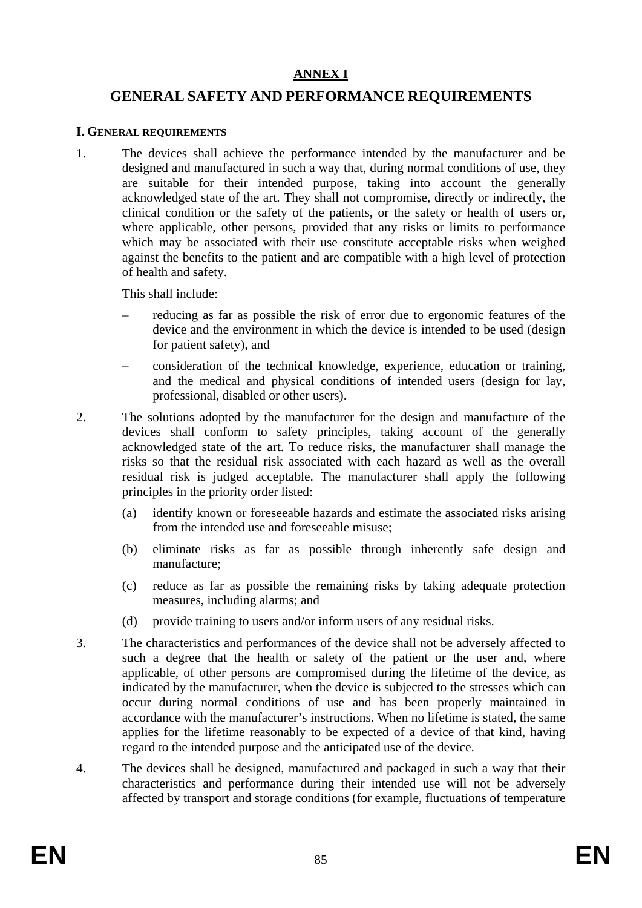## ANNEX I

# GENERAL SAFETY AND PERFORMANCE REQUIREMENTS

### I. GENERAL REQUIREMENTS

1. The devices shall achieve the performance intended by the manufacturer and be designed and manufactured in such a way that, during normal conditions of use, they are suitable for their intended purpose, taking into account the generally acknowledged state of the art. They shall not compromise, directly or indirectly, the clinical condition or the safety of the patients, or the safety or health of users or, where applicable, other persons, provided that any risks or limits to performance which may be associated with their use constitute acceptable risks when weighed against the benefits to the patient and are compatible with a high level of protection of health and safety.

   This shall include:

   – reducing as far as possible the risk of error due to ergonomic features of the device and the environment in which the device is intended to be used (design for patient safety), and

   – consideration of the technical knowledge, experience, education or training, and the medical and physical conditions of intended users (design for lay, professional, disabled or other users).

2. The solutions adopted by the manufacturer for the design and manufacture of the devices shall conform to safety principles, taking account of the generally acknowledged state of the art. To reduce risks, the manufacturer shall manage the risks so that the residual risk associated with each hazard as well as the overall residual risk is judged acceptable. The manufacturer shall apply the following principles in the priority order listed:

   (a) identify known or foreseeable hazards and estimate the associated risks arising from the intended use and foreseeable misuse;

   (b) eliminate risks as far as possible through inherently safe design and manufacture;

   (c) reduce as far as possible the remaining risks by taking adequate protection measures, including alarms; and

   (d) provide training to users and/or inform users of any residual risks.

3. The characteristics and performances of the device shall not be adversely affected to such a degree that the health or safety of the patient or the user and, where applicable, of other persons are compromised during the lifetime of the device, as indicated by the manufacturer, when the device is subjected to the stresses which can occur during normal conditions of use and has been properly maintained in accordance with the manufacturer's instructions. When no lifetime is stated, the same applies for the lifetime reasonably to be expected of a device of that kind, having regard to the intended purpose and the anticipated use of the device.

4. The devices shall be designed, manufactured and packaged in such a way that their characteristics and performance during their intended use will not be adversely affected by transport and storage conditions (for example, fluctuations of temperature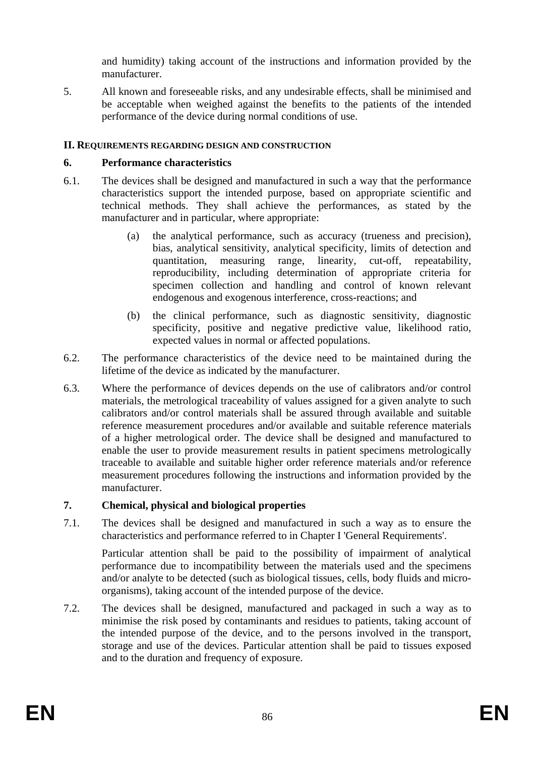and humidity) taking account of the instructions and information provided by the manufacturer.

5. All known and foreseeable risks, and any undesirable effects, shall be minimised and be acceptable when weighed against the benefits to the patients of the intended performance of the device during normal conditions of use.

## II. REQUIREMENTS REGARDING DESIGN AND CONSTRUCTION

### 6. Performance characteristics

6.1. The devices shall be designed and manufactured in such a way that the performance characteristics support the intended purpose, based on appropriate scientific and technical methods. They shall achieve the performances, as stated by the manufacturer and in particular, where appropriate:

(a) the analytical performance, such as accuracy (trueness and precision), bias, analytical sensitivity, analytical specificity, limits of detection and quantitation, measuring range, linearity, cut-off, repeatability, reproducibility, including determination of appropriate criteria for specimen collection and handling and control of known relevant endogenous and exogenous interference, cross-reactions; and

(b) the clinical performance, such as diagnostic sensitivity, diagnostic specificity, positive and negative predictive value, likelihood ratio, expected values in normal or affected populations.

6.2. The performance characteristics of the device need to be maintained during the lifetime of the device as indicated by the manufacturer.

6.3. Where the performance of devices depends on the use of calibrators and/or control materials, the metrological traceability of values assigned for a given analyte to such calibrators and/or control materials shall be assured through available and suitable reference measurement procedures and/or available and suitable reference materials of a higher metrological order. The device shall be designed and manufactured to enable the user to provide measurement results in patient specimens metrologically traceable to available and suitable higher order reference materials and/or reference measurement procedures following the instructions and information provided by the manufacturer.

### 7. Chemical, physical and biological properties

7.1. The devices shall be designed and manufactured in such a way as to ensure the characteristics and performance referred to in Chapter I 'General Requirements'.

Particular attention shall be paid to the possibility of impairment of analytical performance due to incompatibility between the materials used and the specimens and/or analyte to be detected (such as biological tissues, cells, body fluids and micro-organisms), taking account of the intended purpose of the device.

7.2. The devices shall be designed, manufactured and packaged in such a way as to minimise the risk posed by contaminants and residues to patients, taking account of the intended purpose of the device, and to the persons involved in the transport, storage and use of the devices. Particular attention shall be paid to tissues exposed and to the duration and frequency of exposure.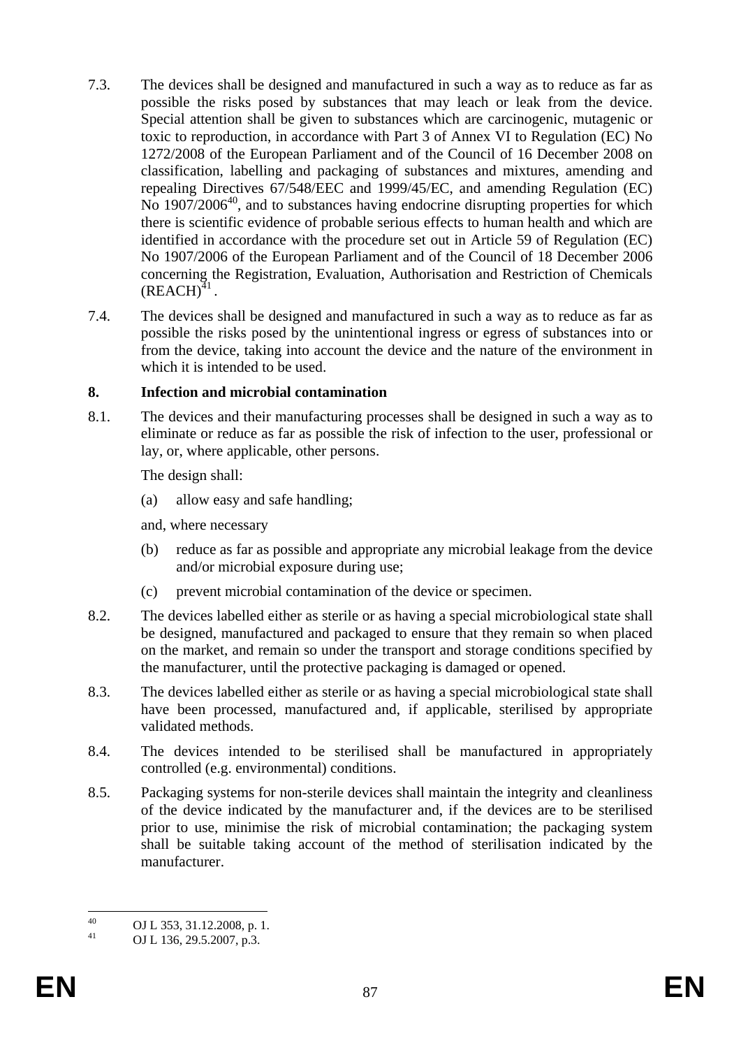7.3. The devices shall be designed and manufactured in such a way as to reduce as far as possible the risks posed by substances that may leach or leak from the device. Special attention shall be given to substances which are carcinogenic, mutagenic or toxic to reproduction, in accordance with Part 3 of Annex VI to Regulation (EC) No 1272/2008 of the European Parliament and of the Council of 16 December 2008 on classification, labelling and packaging of substances and mixtures, amending and repealing Directives 67/548/EEC and 1999/45/EC, and amending Regulation (EC) No 1907/2006[40], and to substances having endocrine disrupting properties for which there is scientific evidence of probable serious effects to human health and which are identified in accordance with the procedure set out in Article 59 of Regulation (EC) No 1907/2006 of the European Parliament and of the Council of 18 December 2006 concerning the Registration, Evaluation, Authorisation and Restriction of Chemicals (REACH)[41].

7.4. The devices shall be designed and manufactured in such a way as to reduce as far as possible the risks posed by the unintentional ingress or egress of substances into or from the device, taking into account the device and the nature of the environment in which it is intended to be used.

**8. Infection and microbial contamination**

8.1. The devices and their manufacturing processes shall be designed in such a way as to eliminate or reduce as far as possible the risk of infection to the user, professional or lay, or, where applicable, other persons.

The design shall:

(a) allow easy and safe handling;

and, where necessary

(b) reduce as far as possible and appropriate any microbial leakage from the device and/or microbial exposure during use;

(c) prevent microbial contamination of the device or specimen.

8.2. The devices labelled either as sterile or as having a special microbiological state shall be designed, manufactured and packaged to ensure that they remain so when placed on the market, and remain so under the transport and storage conditions specified by the manufacturer, until the protective packaging is damaged or opened.

8.3. The devices labelled either as sterile or as having a special microbiological state shall have been processed, manufactured and, if applicable, sterilised by appropriate validated methods.

8.4. The devices intended to be sterilised shall be manufactured in appropriately controlled (e.g. environmental) conditions.

8.5. Packaging systems for non-sterile devices shall maintain the integrity and cleanliness of the device indicated by the manufacturer and, if the devices are to be sterilised prior to use, minimise the risk of microbial contamination; the packaging system shall be suitable taking account of the method of sterilisation indicated by the manufacturer.

---

[40] OJ L 353, 31.12.2008, p. 1.

[41] OJ L 136, 29.5.2007, p.3.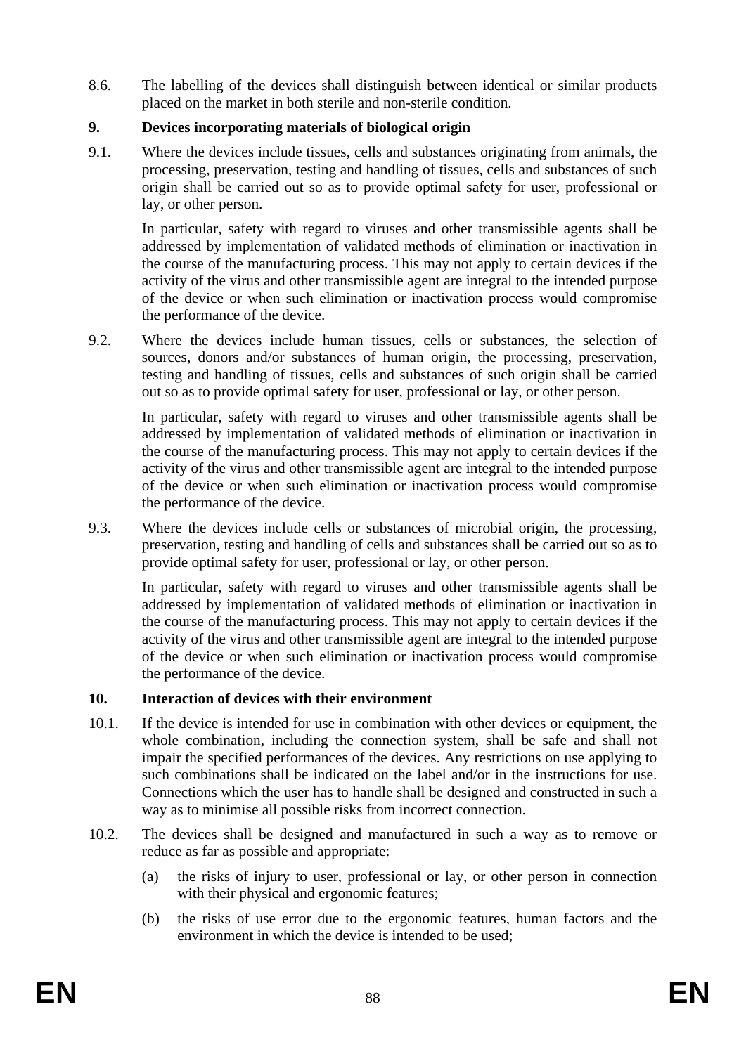8.6. The labelling of the devices shall distinguish between identical or similar products placed on the market in both sterile and non-sterile condition.

## 9. Devices incorporating materials of biological origin

9.1. Where the devices include tissues, cells and substances originating from animals, the processing, preservation, testing and handling of tissues, cells and substances of such origin shall be carried out so as to provide optimal safety for user, professional or lay, or other person.

In particular, safety with regard to viruses and other transmissible agents shall be addressed by implementation of validated methods of elimination or inactivation in the course of the manufacturing process. This may not apply to certain devices if the activity of the virus and other transmissible agent are integral to the intended purpose of the device or when such elimination or inactivation process would compromise the performance of the device.

9.2. Where the devices include human tissues, cells or substances, the selection of sources, donors and/or substances of human origin, the processing, preservation, testing and handling of tissues, cells and substances of such origin shall be carried out so as to provide optimal safety for user, professional or lay, or other person.

In particular, safety with regard to viruses and other transmissible agents shall be addressed by implementation of validated methods of elimination or inactivation in the course of the manufacturing process. This may not apply to certain devices if the activity of the virus and other transmissible agent are integral to the intended purpose of the device or when such elimination or inactivation process would compromise the performance of the device.

9.3. Where the devices include cells or substances of microbial origin, the processing, preservation, testing and handling of cells and substances shall be carried out so as to provide optimal safety for user, professional or lay, or other person.

In particular, safety with regard to viruses and other transmissible agents shall be addressed by implementation of validated methods of elimination or inactivation in the course of the manufacturing process. This may not apply to certain devices if the activity of the virus and other transmissible agent are integral to the intended purpose of the device or when such elimination or inactivation process would compromise the performance of the device.

## 10. Interaction of devices with their environment

10.1. If the device is intended for use in combination with other devices or equipment, the whole combination, including the connection system, shall be safe and shall not impair the specified performances of the devices. Any restrictions on use applying to such combinations shall be indicated on the label and/or in the instructions for use. Connections which the user has to handle shall be designed and constructed in such a way as to minimise all possible risks from incorrect connection.

10.2. The devices shall be designed and manufactured in such a way as to remove or reduce as far as possible and appropriate:

(a) the risks of injury to user, professional or lay, or other person in connection with their physical and ergonomic features;

(b) the risks of use error due to the ergonomic features, human factors and the environment in which the device is intended to be used;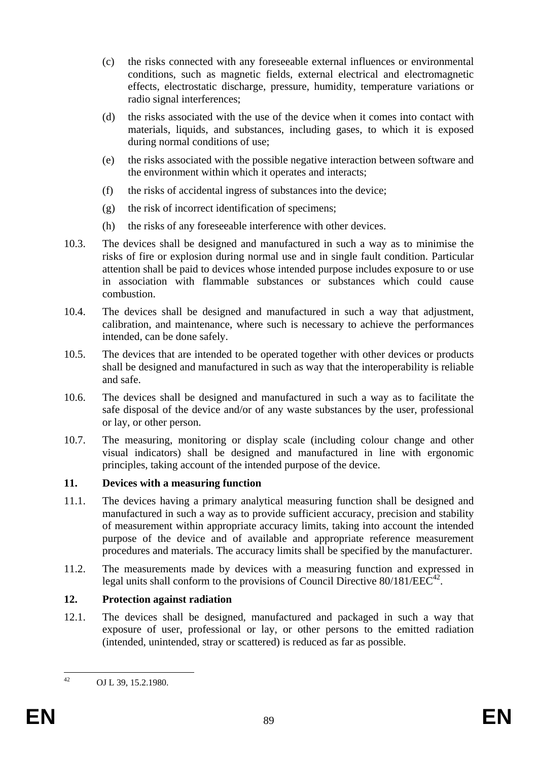(c) the risks connected with any foreseeable external influences or environmental conditions, such as magnetic fields, external electrical and electromagnetic effects, electrostatic discharge, pressure, humidity, temperature variations or radio signal interferences;

(d) the risks associated with the use of the device when it comes into contact with materials, liquids, and substances, including gases, to which it is exposed during normal conditions of use;

(e) the risks associated with the possible negative interaction between software and the environment within which it operates and interacts;

(f) the risks of accidental ingress of substances into the device;

(g) the risk of incorrect identification of specimens;

(h) the risks of any foreseeable interference with other devices.

10.3. The devices shall be designed and manufactured in such a way as to minimise the risks of fire or explosion during normal use and in single fault condition. Particular attention shall be paid to devices whose intended purpose includes exposure to or use in association with flammable substances or substances which could cause combustion.

10.4. The devices shall be designed and manufactured in such a way that adjustment, calibration, and maintenance, where such is necessary to achieve the performances intended, can be done safely.

10.5. The devices that are intended to be operated together with other devices or products shall be designed and manufactured in such as way that the interoperability is reliable and safe.

10.6. The devices shall be designed and manufactured in such a way as to facilitate the safe disposal of the device and/or of any waste substances by the user, professional or lay, or other person.

10.7. The measuring, monitoring or display scale (including colour change and other visual indicators) shall be designed and manufactured in line with ergonomic principles, taking account of the intended purpose of the device.

## 11. Devices with a measuring function

11.1. The devices having a primary analytical measuring function shall be designed and manufactured in such a way as to provide sufficient accuracy, precision and stability of measurement within appropriate accuracy limits, taking into account the intended purpose of the device and of available and appropriate reference measurement procedures and materials. The accuracy limits shall be specified by the manufacturer.

11.2. The measurements made by devices with a measuring function and expressed in legal units shall conform to the provisions of Council Directive 80/181/EEC[42].

## 12. Protection against radiation

12.1. The devices shall be designed, manufactured and packaged in such a way that exposure of user, professional or lay, or other persons to the emitted radiation (intended, unintended, stray or scattered) is reduced as far as possible.

[42] OJ L 39, 15.2.1980.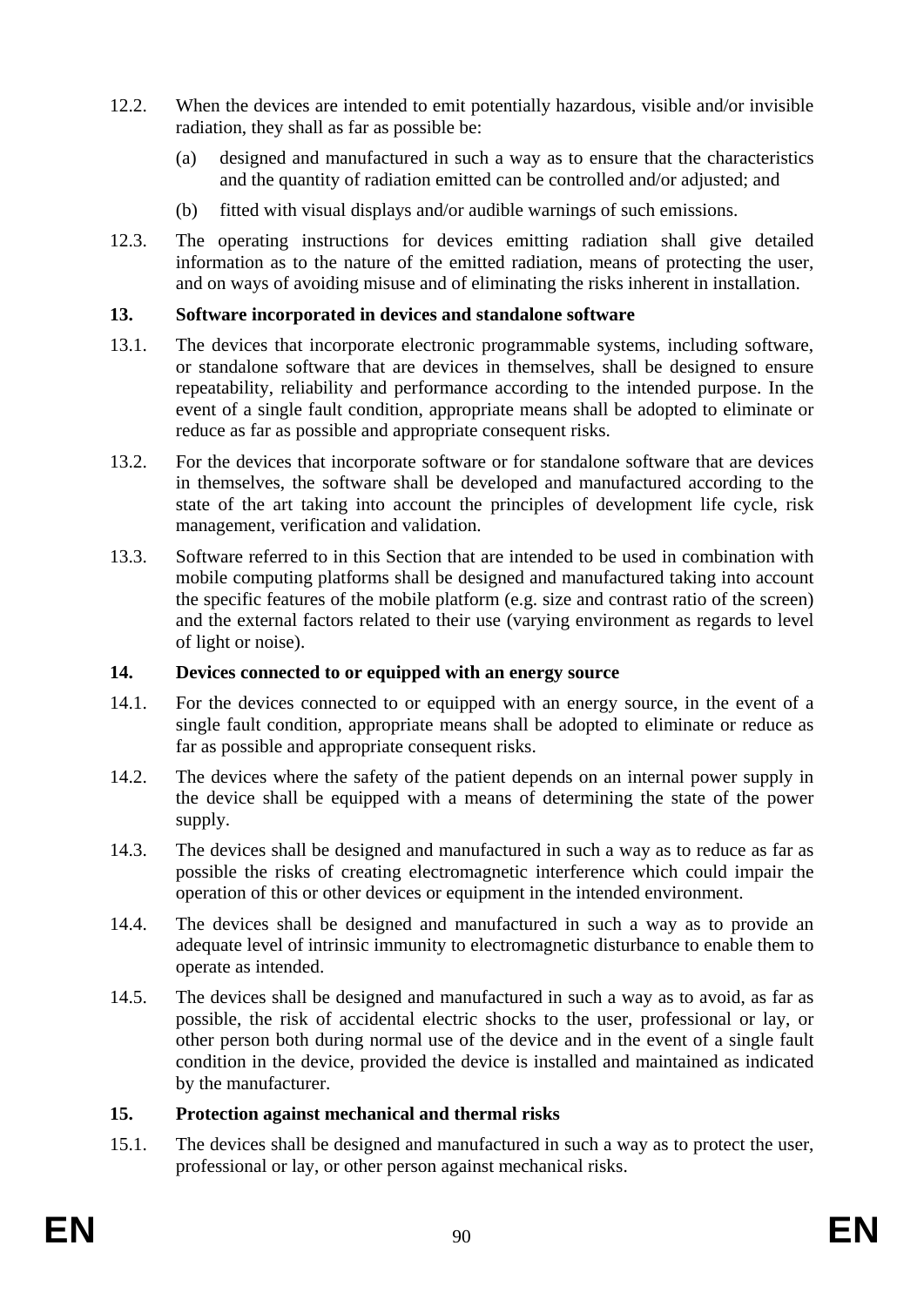12.2. When the devices are intended to emit potentially hazardous, visible and/or invisible radiation, they shall as far as possible be:

(a) designed and manufactured in such a way as to ensure that the characteristics and the quantity of radiation emitted can be controlled and/or adjusted; and

(b) fitted with visual displays and/or audible warnings of such emissions.

12.3. The operating instructions for devices emitting radiation shall give detailed information as to the nature of the emitted radiation, means of protecting the user, and on ways of avoiding misuse and of eliminating the risks inherent in installation.

**13. Software incorporated in devices and standalone software**

13.1. The devices that incorporate electronic programmable systems, including software, or standalone software that are devices in themselves, shall be designed to ensure repeatability, reliability and performance according to the intended purpose. In the event of a single fault condition, appropriate means shall be adopted to eliminate or reduce as far as possible and appropriate consequent risks.

13.2. For the devices that incorporate software or for standalone software that are devices in themselves, the software shall be developed and manufactured according to the state of the art taking into account the principles of development life cycle, risk management, verification and validation.

13.3. Software referred to in this Section that are intended to be used in combination with mobile computing platforms shall be designed and manufactured taking into account the specific features of the mobile platform (e.g. size and contrast ratio of the screen) and the external factors related to their use (varying environment as regards to level of light or noise).

**14. Devices connected to or equipped with an energy source**

14.1. For the devices connected to or equipped with an energy source, in the event of a single fault condition, appropriate means shall be adopted to eliminate or reduce as far as possible and appropriate consequent risks.

14.2. The devices where the safety of the patient depends on an internal power supply in the device shall be equipped with a means of determining the state of the power supply.

14.3. The devices shall be designed and manufactured in such a way as to reduce as far as possible the risks of creating electromagnetic interference which could impair the operation of this or other devices or equipment in the intended environment.

14.4. The devices shall be designed and manufactured in such a way as to provide an adequate level of intrinsic immunity to electromagnetic disturbance to enable them to operate as intended.

14.5. The devices shall be designed and manufactured in such a way as to avoid, as far as possible, the risk of accidental electric shocks to the user, professional or lay, or other person both during normal use of the device and in the event of a single fault condition in the device, provided the device is installed and maintained as indicated by the manufacturer.

**15. Protection against mechanical and thermal risks**

15.1. The devices shall be designed and manufactured in such a way as to protect the user, professional or lay, or other person against mechanical risks.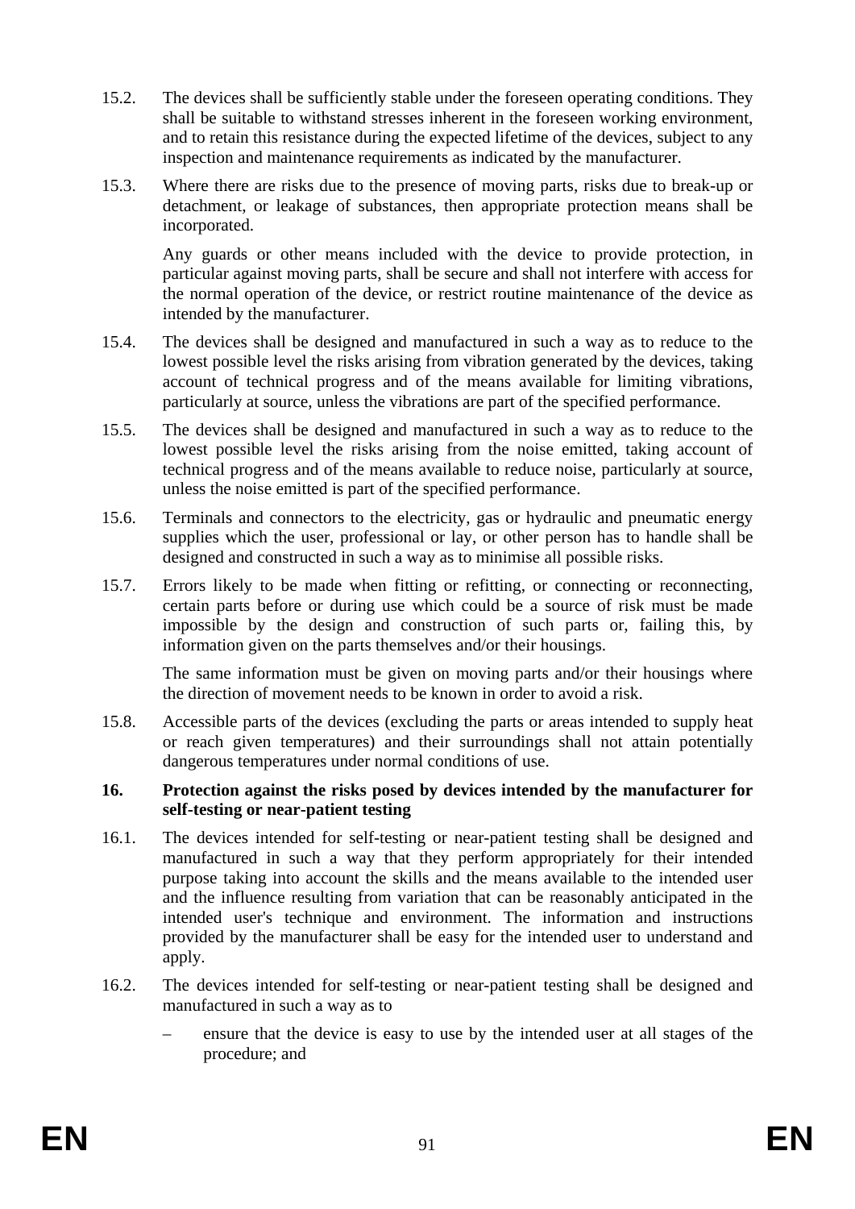15.2. The devices shall be sufficiently stable under the foreseen operating conditions. They shall be suitable to withstand stresses inherent in the foreseen working environment, and to retain this resistance during the expected lifetime of the devices, subject to any inspection and maintenance requirements as indicated by the manufacturer.

15.3. Where there are risks due to the presence of moving parts, risks due to break-up or detachment, or leakage of substances, then appropriate protection means shall be incorporated.

Any guards or other means included with the device to provide protection, in particular against moving parts, shall be secure and shall not interfere with access for the normal operation of the device, or restrict routine maintenance of the device as intended by the manufacturer.

15.4. The devices shall be designed and manufactured in such a way as to reduce to the lowest possible level the risks arising from vibration generated by the devices, taking account of technical progress and of the means available for limiting vibrations, particularly at source, unless the vibrations are part of the specified performance.

15.5. The devices shall be designed and manufactured in such a way as to reduce to the lowest possible level the risks arising from the noise emitted, taking account of technical progress and of the means available to reduce noise, particularly at source, unless the noise emitted is part of the specified performance.

15.6. Terminals and connectors to the electricity, gas or hydraulic and pneumatic energy supplies which the user, professional or lay, or other person has to handle shall be designed and constructed in such a way as to minimise all possible risks.

15.7. Errors likely to be made when fitting or refitting, or connecting or reconnecting, certain parts before or during use which could be a source of risk must be made impossible by the design and construction of such parts or, failing this, by information given on the parts themselves and/or their housings.

The same information must be given on moving parts and/or their housings where the direction of movement needs to be known in order to avoid a risk.

15.8. Accessible parts of the devices (excluding the parts or areas intended to supply heat or reach given temperatures) and their surroundings shall not attain potentially dangerous temperatures under normal conditions of use.

**16. Protection against the risks posed by devices intended by the manufacturer for self-testing or near-patient testing**

16.1. The devices intended for self-testing or near-patient testing shall be designed and manufactured in such a way that they perform appropriately for their intended purpose taking into account the skills and the means available to the intended user and the influence resulting from variation that can be reasonably anticipated in the intended user's technique and environment. The information and instructions provided by the manufacturer shall be easy for the intended user to understand and apply.

16.2. The devices intended for self-testing or near-patient testing shall be designed and manufactured in such a way as to

– ensure that the device is easy to use by the intended user at all stages of the procedure; and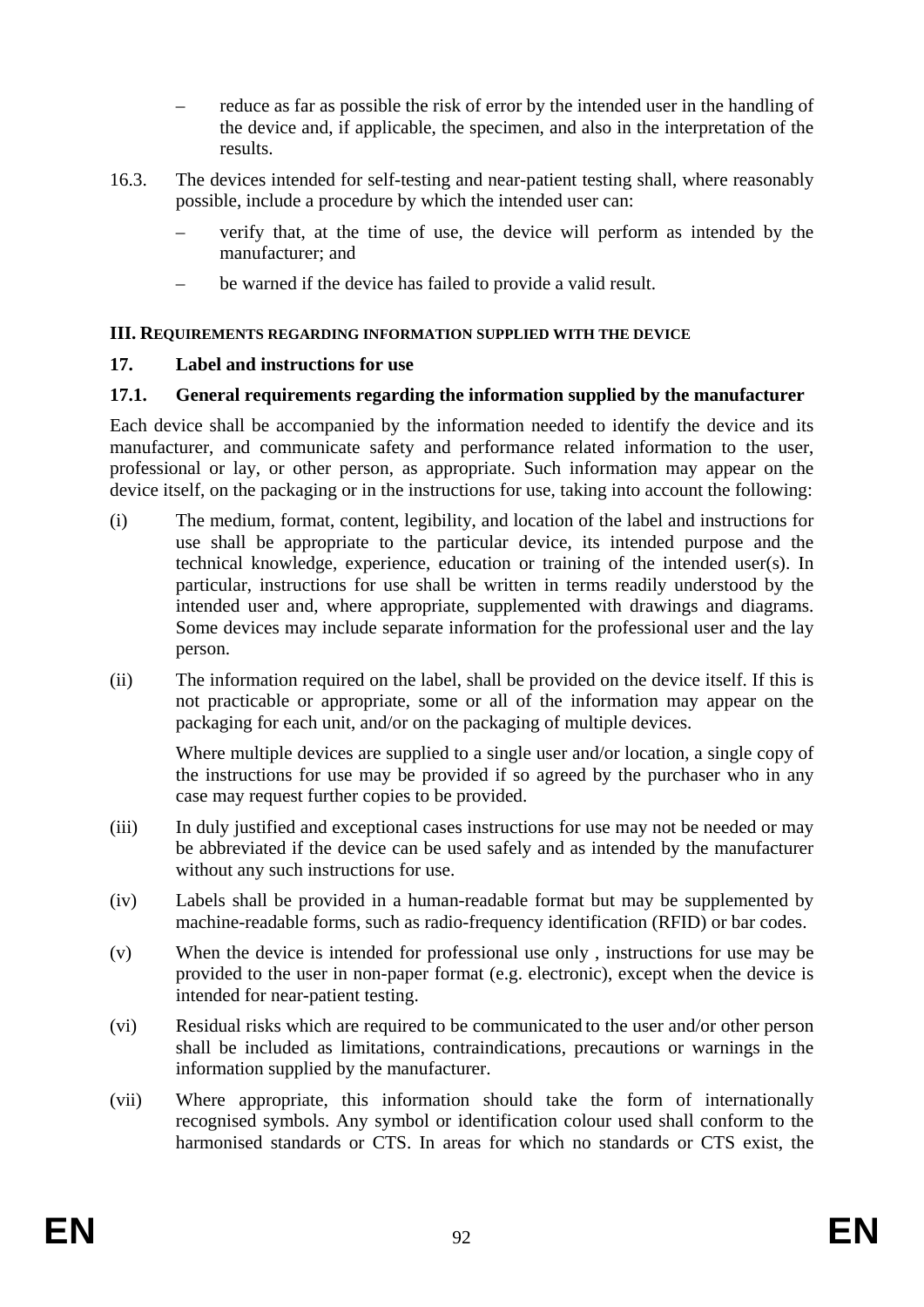– reduce as far as possible the risk of error by the intended user in the handling of the device and, if applicable, the specimen, and also in the interpretation of the results.

16.3. The devices intended for self-testing and near-patient testing shall, where reasonably possible, include a procedure by which the intended user can:

– verify that, at the time of use, the device will perform as intended by the manufacturer; and

– be warned if the device has failed to provide a valid result.

## III. REQUIREMENTS REGARDING INFORMATION SUPPLIED WITH THE DEVICE

### 17. Label and instructions for use

#### 17.1. General requirements regarding the information supplied by the manufacturer

Each device shall be accompanied by the information needed to identify the device and its manufacturer, and communicate safety and performance related information to the user, professional or lay, or other person, as appropriate. Such information may appear on the device itself, on the packaging or in the instructions for use, taking into account the following:

(i) The medium, format, content, legibility, and location of the label and instructions for use shall be appropriate to the particular device, its intended purpose and the technical knowledge, experience, education or training of the intended user(s). In particular, instructions for use shall be written in terms readily understood by the intended user and, where appropriate, supplemented with drawings and diagrams. Some devices may include separate information for the professional user and the lay person.

(ii) The information required on the label, shall be provided on the device itself. If this is not practicable or appropriate, some or all of the information may appear on the packaging for each unit, and/or on the packaging of multiple devices.

Where multiple devices are supplied to a single user and/or location, a single copy of the instructions for use may be provided if so agreed by the purchaser who in any case may request further copies to be provided.

(iii) In duly justified and exceptional cases instructions for use may not be needed or may be abbreviated if the device can be used safely and as intended by the manufacturer without any such instructions for use.

(iv) Labels shall be provided in a human-readable format but may be supplemented by machine-readable forms, such as radio-frequency identification (RFID) or bar codes.

(v) When the device is intended for professional use only , instructions for use may be provided to the user in non-paper format (e.g. electronic), except when the device is intended for near-patient testing.

(vi) Residual risks which are required to be communicated to the user and/or other person shall be included as limitations, contraindications, precautions or warnings in the information supplied by the manufacturer.

(vii) Where appropriate, this information should take the form of internationally recognised symbols. Any symbol or identification colour used shall conform to the harmonised standards or CTS. In areas for which no standards or CTS exist, the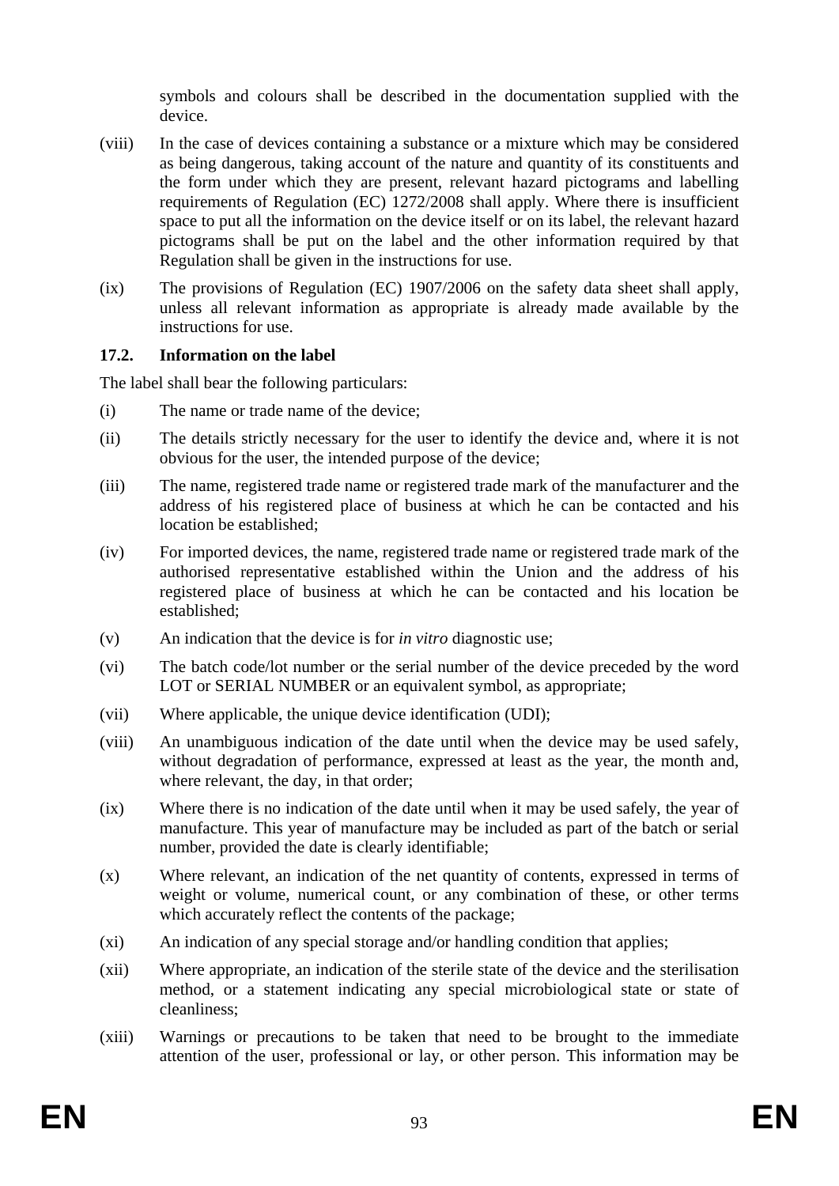symbols and colours shall be described in the documentation supplied with the device.

(viii) In the case of devices containing a substance or a mixture which may be considered as being dangerous, taking account of the nature and quantity of its constituents and the form under which they are present, relevant hazard pictograms and labelling requirements of Regulation (EC) 1272/2008 shall apply. Where there is insufficient space to put all the information on the device itself or on its label, the relevant hazard pictograms shall be put on the label and the other information required by that Regulation shall be given in the instructions for use.

(ix) The provisions of Regulation (EC) 1907/2006 on the safety data sheet shall apply, unless all relevant information as appropriate is already made available by the instructions for use.

### 17.2. Information on the label

The label shall bear the following particulars:

(i) The name or trade name of the device;

(ii) The details strictly necessary for the user to identify the device and, where it is not obvious for the user, the intended purpose of the device;

(iii) The name, registered trade name or registered trade mark of the manufacturer and the address of his registered place of business at which he can be contacted and his location be established;

(iv) For imported devices, the name, registered trade name or registered trade mark of the authorised representative established within the Union and the address of his registered place of business at which he can be contacted and his location be established;

(v) An indication that the device is for *in vitro* diagnostic use;

(vi) The batch code/lot number or the serial number of the device preceded by the word LOT or SERIAL NUMBER or an equivalent symbol, as appropriate;

(vii) Where applicable, the unique device identification (UDI);

(viii) An unambiguous indication of the date until when the device may be used safely, without degradation of performance, expressed at least as the year, the month and, where relevant, the day, in that order;

(ix) Where there is no indication of the date until when it may be used safely, the year of manufacture. This year of manufacture may be included as part of the batch or serial number, provided the date is clearly identifiable;

(x) Where relevant, an indication of the net quantity of contents, expressed in terms of weight or volume, numerical count, or any combination of these, or other terms which accurately reflect the contents of the package;

(xi) An indication of any special storage and/or handling condition that applies;

(xii) Where appropriate, an indication of the sterile state of the device and the sterilisation method, or a statement indicating any special microbiological state or state of cleanliness;

(xiii) Warnings or precautions to be taken that need to be brought to the immediate attention of the user, professional or lay, or other person. This information may be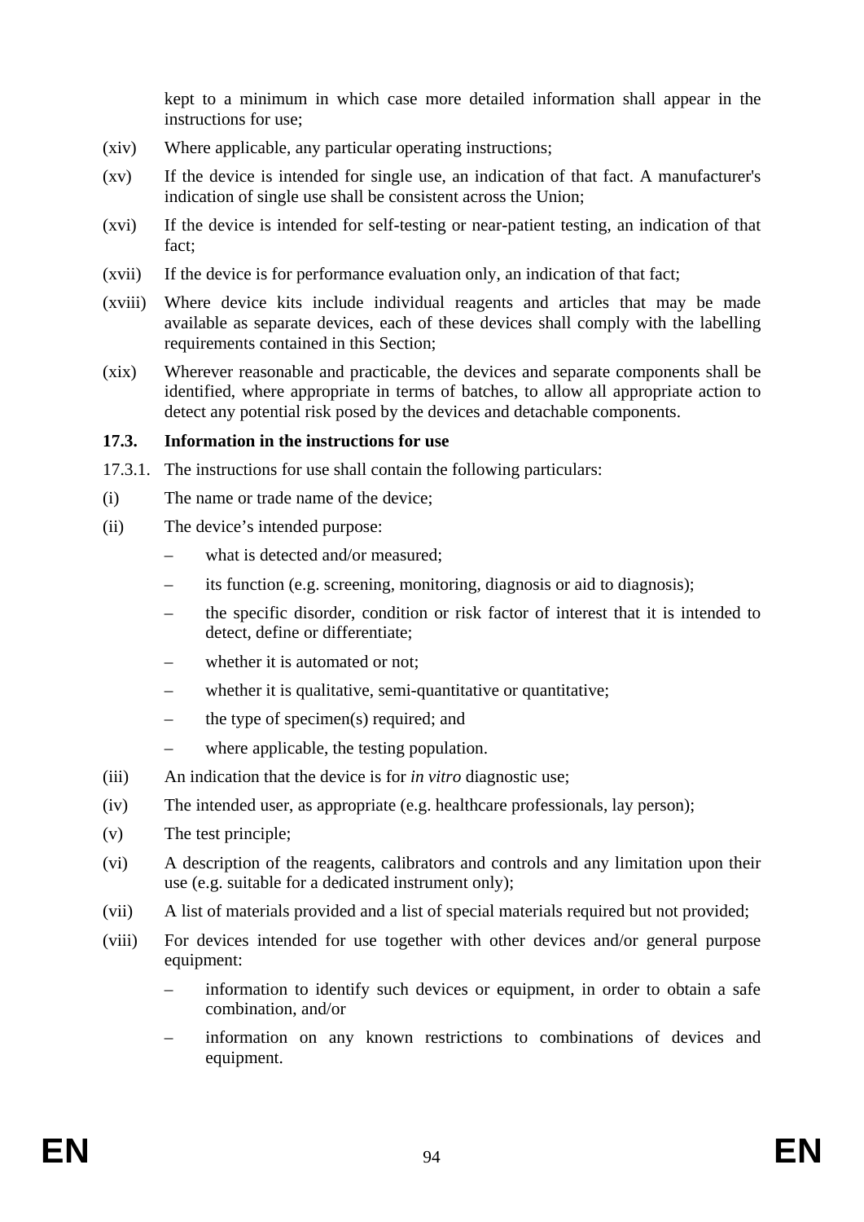kept to a minimum in which case more detailed information shall appear in the instructions for use;

(xiv) Where applicable, any particular operating instructions;

(xv) If the device is intended for single use, an indication of that fact. A manufacturer's indication of single use shall be consistent across the Union;

(xvi) If the device is intended for self-testing or near-patient testing, an indication of that fact;

(xvii) If the device is for performance evaluation only, an indication of that fact;

(xviii) Where device kits include individual reagents and articles that may be made available as separate devices, each of these devices shall comply with the labelling requirements contained in this Section;

(xix) Wherever reasonable and practicable, the devices and separate components shall be identified, where appropriate in terms of batches, to allow all appropriate action to detect any potential risk posed by the devices and detachable components.

**17.3. Information in the instructions for use**

17.3.1. The instructions for use shall contain the following particulars:

(i) The name or trade name of the device;

(ii) The device's intended purpose:

- what is detected and/or measured;
- its function (e.g. screening, monitoring, diagnosis or aid to diagnosis);
- the specific disorder, condition or risk factor of interest that it is intended to detect, define or differentiate;
- whether it is automated or not;
- whether it is qualitative, semi-quantitative or quantitative;
- the type of specimen(s) required; and
- where applicable, the testing population.

(iii) An indication that the device is for *in vitro* diagnostic use;

(iv) The intended user, as appropriate (e.g. healthcare professionals, lay person);

(v) The test principle;

(vi) A description of the reagents, calibrators and controls and any limitation upon their use (e.g. suitable for a dedicated instrument only);

(vii) A list of materials provided and a list of special materials required but not provided;

(viii) For devices intended for use together with other devices and/or general purpose equipment:

- information to identify such devices or equipment, in order to obtain a safe combination, and/or
- information on any known restrictions to combinations of devices and equipment.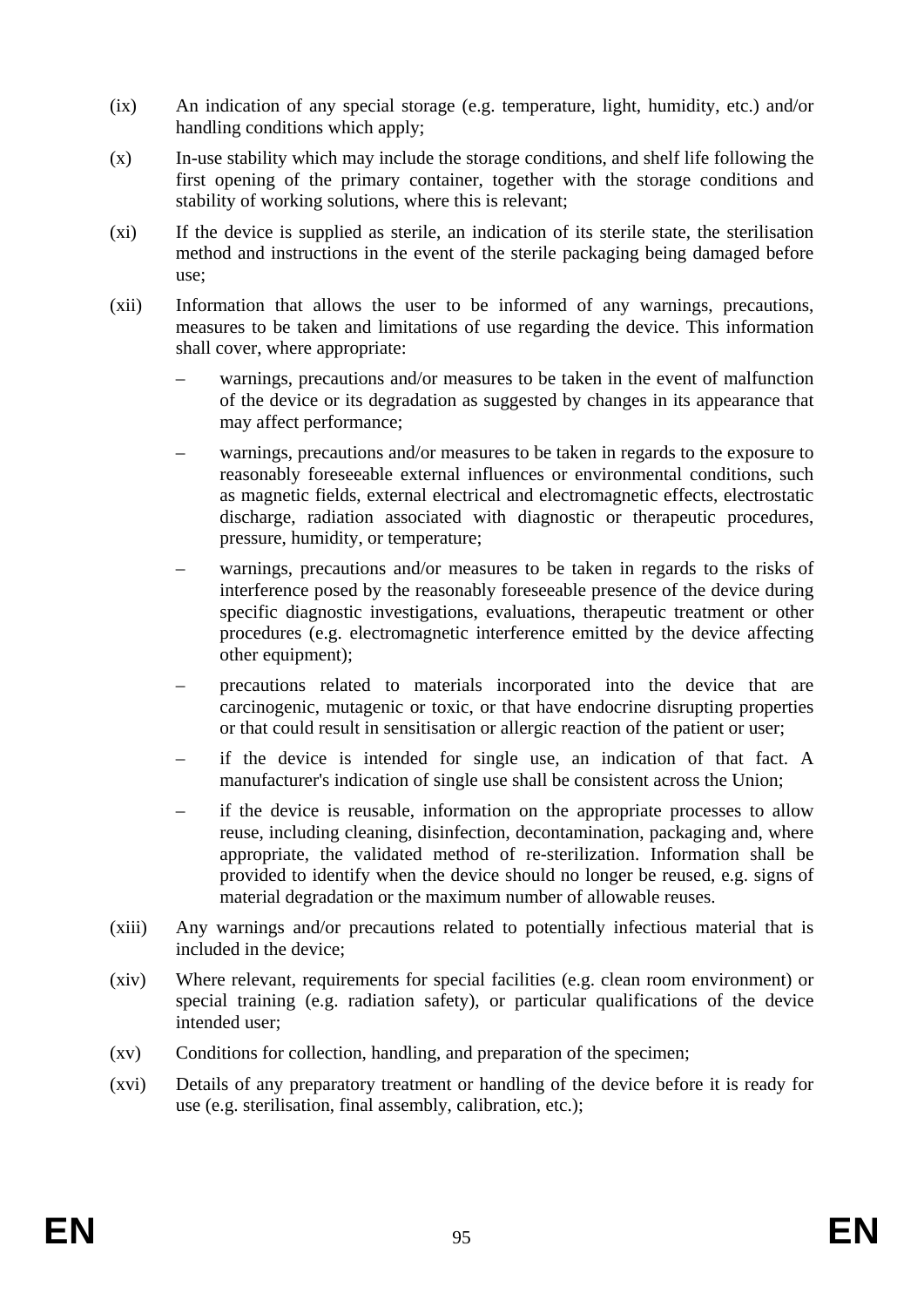(ix) An indication of any special storage (e.g. temperature, light, humidity, etc.) and/or handling conditions which apply;

(x) In-use stability which may include the storage conditions, and shelf life following the first opening of the primary container, together with the storage conditions and stability of working solutions, where this is relevant;

(xi) If the device is supplied as sterile, an indication of its sterile state, the sterilisation method and instructions in the event of the sterile packaging being damaged before use;

(xii) Information that allows the user to be informed of any warnings, precautions, measures to be taken and limitations of use regarding the device. This information shall cover, where appropriate:

– warnings, precautions and/or measures to be taken in the event of malfunction of the device or its degradation as suggested by changes in its appearance that may affect performance;

– warnings, precautions and/or measures to be taken in regards to the exposure to reasonably foreseeable external influences or environmental conditions, such as magnetic fields, external electrical and electromagnetic effects, electrostatic discharge, radiation associated with diagnostic or therapeutic procedures, pressure, humidity, or temperature;

– warnings, precautions and/or measures to be taken in regards to the risks of interference posed by the reasonably foreseeable presence of the device during specific diagnostic investigations, evaluations, therapeutic treatment or other procedures (e.g. electromagnetic interference emitted by the device affecting other equipment);

– precautions related to materials incorporated into the device that are carcinogenic, mutagenic or toxic, or that have endocrine disrupting properties or that could result in sensitisation or allergic reaction of the patient or user;

– if the device is intended for single use, an indication of that fact. A manufacturer's indication of single use shall be consistent across the Union;

– if the device is reusable, information on the appropriate processes to allow reuse, including cleaning, disinfection, decontamination, packaging and, where appropriate, the validated method of re-sterilization. Information shall be provided to identify when the device should no longer be reused, e.g. signs of material degradation or the maximum number of allowable reuses.

(xiii) Any warnings and/or precautions related to potentially infectious material that is included in the device;

(xiv) Where relevant, requirements for special facilities (e.g. clean room environment) or special training (e.g. radiation safety), or particular qualifications of the device intended user;

(xv) Conditions for collection, handling, and preparation of the specimen;

(xvi) Details of any preparatory treatment or handling of the device before it is ready for use (e.g. sterilisation, final assembly, calibration, etc.);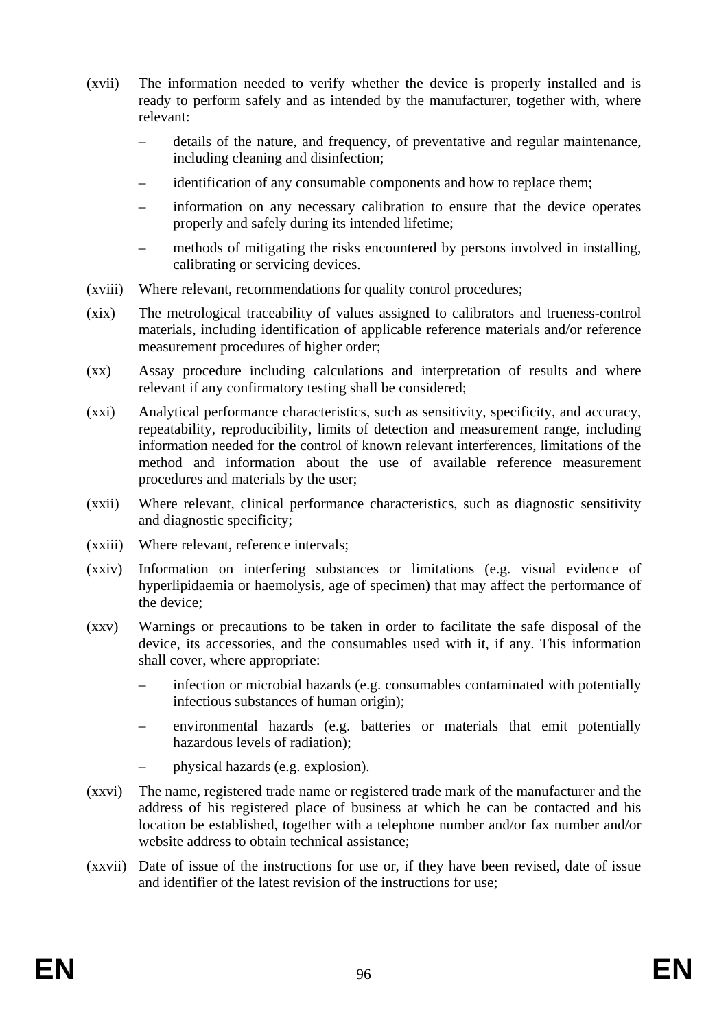(xvii) The information needed to verify whether the device is properly installed and is ready to perform safely and as intended by the manufacturer, together with, where relevant:

- details of the nature, and frequency, of preventative and regular maintenance, including cleaning and disinfection;
- identification of any consumable components and how to replace them;
- information on any necessary calibration to ensure that the device operates properly and safely during its intended lifetime;
- methods of mitigating the risks encountered by persons involved in installing, calibrating or servicing devices.

(xviii) Where relevant, recommendations for quality control procedures;

(xix) The metrological traceability of values assigned to calibrators and trueness-control materials, including identification of applicable reference materials and/or reference measurement procedures of higher order;

(xx) Assay procedure including calculations and interpretation of results and where relevant if any confirmatory testing shall be considered;

(xxi) Analytical performance characteristics, such as sensitivity, specificity, and accuracy, repeatability, reproducibility, limits of detection and measurement range, including information needed for the control of known relevant interferences, limitations of the method and information about the use of available reference measurement procedures and materials by the user;

(xxii) Where relevant, clinical performance characteristics, such as diagnostic sensitivity and diagnostic specificity;

(xxiii) Where relevant, reference intervals;

(xxiv) Information on interfering substances or limitations (e.g. visual evidence of hyperlipidaemia or haemolysis, age of specimen) that may affect the performance of the device;

(xxv) Warnings or precautions to be taken in order to facilitate the safe disposal of the device, its accessories, and the consumables used with it, if any. This information shall cover, where appropriate:

- infection or microbial hazards (e.g. consumables contaminated with potentially infectious substances of human origin);
- environmental hazards (e.g. batteries or materials that emit potentially hazardous levels of radiation);
- physical hazards (e.g. explosion).

(xxvi) The name, registered trade name or registered trade mark of the manufacturer and the address of his registered place of business at which he can be contacted and his location be established, together with a telephone number and/or fax number and/or website address to obtain technical assistance;

(xxvii) Date of issue of the instructions for use or, if they have been revised, date of issue and identifier of the latest revision of the instructions for use;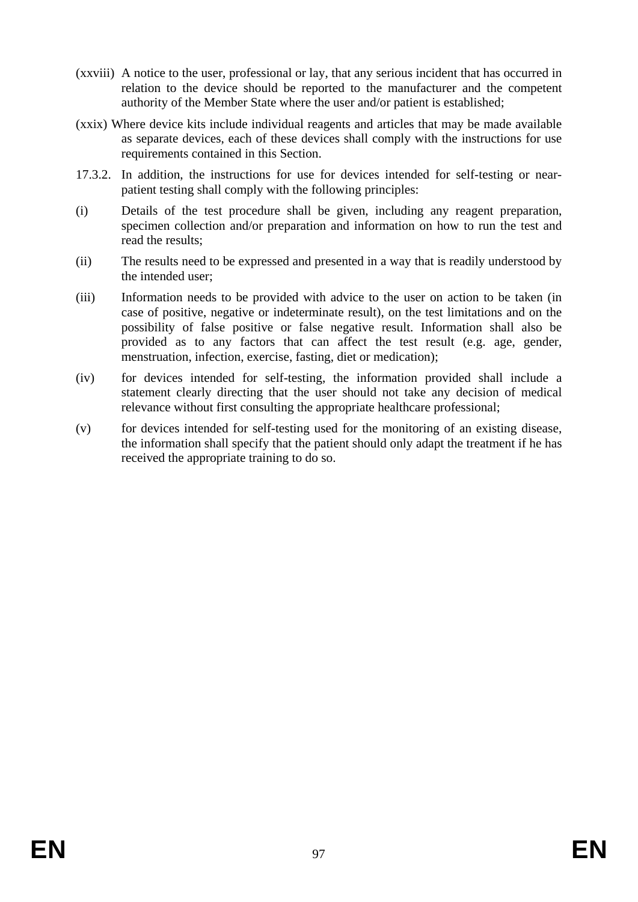(xxviii) A notice to the user, professional or lay, that any serious incident that has occurred in relation to the device should be reported to the manufacturer and the competent authority of the Member State where the user and/or patient is established;

(xxix) Where device kits include individual reagents and articles that may be made available as separate devices, each of these devices shall comply with the instructions for use requirements contained in this Section.

17.3.2. In addition, the instructions for use for devices intended for self-testing or near-patient testing shall comply with the following principles:

(i) Details of the test procedure shall be given, including any reagent preparation, specimen collection and/or preparation and information on how to run the test and read the results;

(ii) The results need to be expressed and presented in a way that is readily understood by the intended user;

(iii) Information needs to be provided with advice to the user on action to be taken (in case of positive, negative or indeterminate result), on the test limitations and on the possibility of false positive or false negative result. Information shall also be provided as to any factors that can affect the test result (e.g. age, gender, menstruation, infection, exercise, fasting, diet or medication);

(iv) for devices intended for self-testing, the information provided shall include a statement clearly directing that the user should not take any decision of medical relevance without first consulting the appropriate healthcare professional;

(v) for devices intended for self-testing used for the monitoring of an existing disease, the information shall specify that the patient should only adapt the treatment if he has received the appropriate training to do so.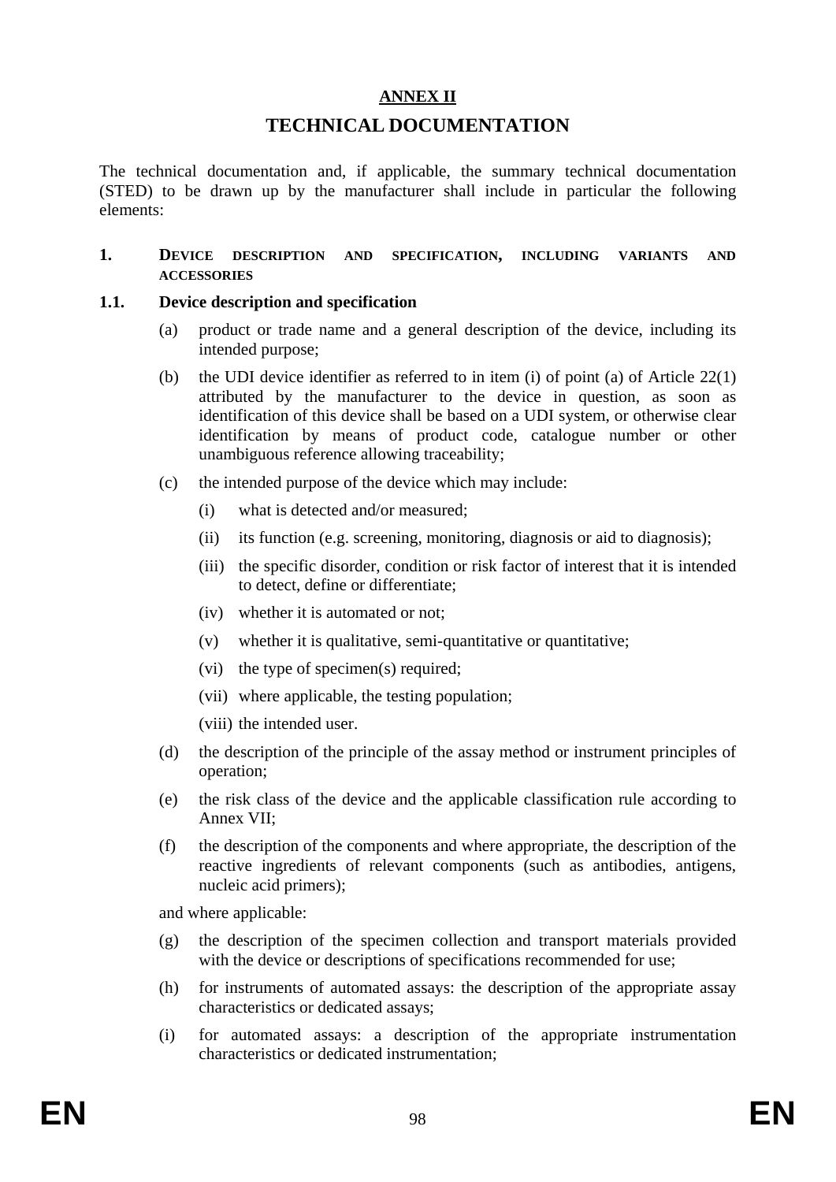## ANNEX II

# TECHNICAL DOCUMENTATION

The technical documentation and, if applicable, the summary technical documentation (STED) to be drawn up by the manufacturer shall include in particular the following elements:

### 1. DEVICE DESCRIPTION AND SPECIFICATION, INCLUDING VARIANTS AND ACCESSORIES

#### 1.1. Device description and specification

(a) product or trade name and a general description of the device, including its intended purpose;

(b) the UDI device identifier as referred to in item (i) of point (a) of Article 22(1) attributed by the manufacturer to the device in question, as soon as identification of this device shall be based on a UDI system, or otherwise clear identification by means of product code, catalogue number or other unambiguous reference allowing traceability;

(c) the intended purpose of the device which may include:

- (i) what is detected and/or measured;
- (ii) its function (e.g. screening, monitoring, diagnosis or aid to diagnosis);
- (iii) the specific disorder, condition or risk factor of interest that it is intended to detect, define or differentiate;
- (iv) whether it is automated or not;
- (v) whether it is qualitative, semi-quantitative or quantitative;
- (vi) the type of specimen(s) required;
- (vii) where applicable, the testing population;
- (viii) the intended user.

(d) the description of the principle of the assay method or instrument principles of operation;

(e) the risk class of the device and the applicable classification rule according to Annex VII;

(f) the description of the components and where appropriate, the description of the reactive ingredients of relevant components (such as antibodies, antigens, nucleic acid primers);

and where applicable:

(g) the description of the specimen collection and transport materials provided with the device or descriptions of specifications recommended for use;

(h) for instruments of automated assays: the description of the appropriate assay characteristics or dedicated assays;

(i) for automated assays: a description of the appropriate instrumentation characteristics or dedicated instrumentation;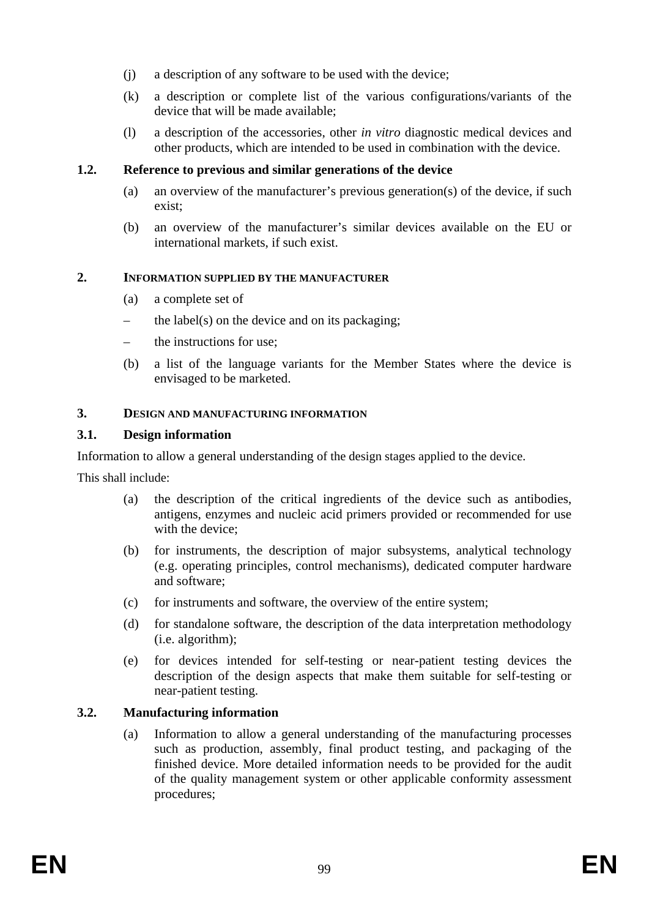(j) a description of any software to be used with the device;

(k) a description or complete list of the various configurations/variants of the device that will be made available;

(l) a description of the accessories, other *in vitro* diagnostic medical devices and other products, which are intended to be used in combination with the device.

### 1.2. Reference to previous and similar generations of the device

(a) an overview of the manufacturer's previous generation(s) of the device, if such exist;

(b) an overview of the manufacturer's similar devices available on the EU or international markets, if such exist.

## 2. INFORMATION SUPPLIED BY THE MANUFACTURER

(a) a complete set of

– the label(s) on the device and on its packaging;

– the instructions for use;

(b) a list of the language variants for the Member States where the device is envisaged to be marketed.

## 3. DESIGN AND MANUFACTURING INFORMATION

### 3.1. Design information

Information to allow a general understanding of the design stages applied to the device.

This shall include:

(a) the description of the critical ingredients of the device such as antibodies, antigens, enzymes and nucleic acid primers provided or recommended for use with the device;

(b) for instruments, the description of major subsystems, analytical technology (e.g. operating principles, control mechanisms), dedicated computer hardware and software;

(c) for instruments and software, the overview of the entire system;

(d) for standalone software, the description of the data interpretation methodology (i.e. algorithm);

(e) for devices intended for self-testing or near-patient testing devices the description of the design aspects that make them suitable for self-testing or near-patient testing.

### 3.2. Manufacturing information

(a) Information to allow a general understanding of the manufacturing processes such as production, assembly, final product testing, and packaging of the finished device. More detailed information needs to be provided for the audit of the quality management system or other applicable conformity assessment procedures;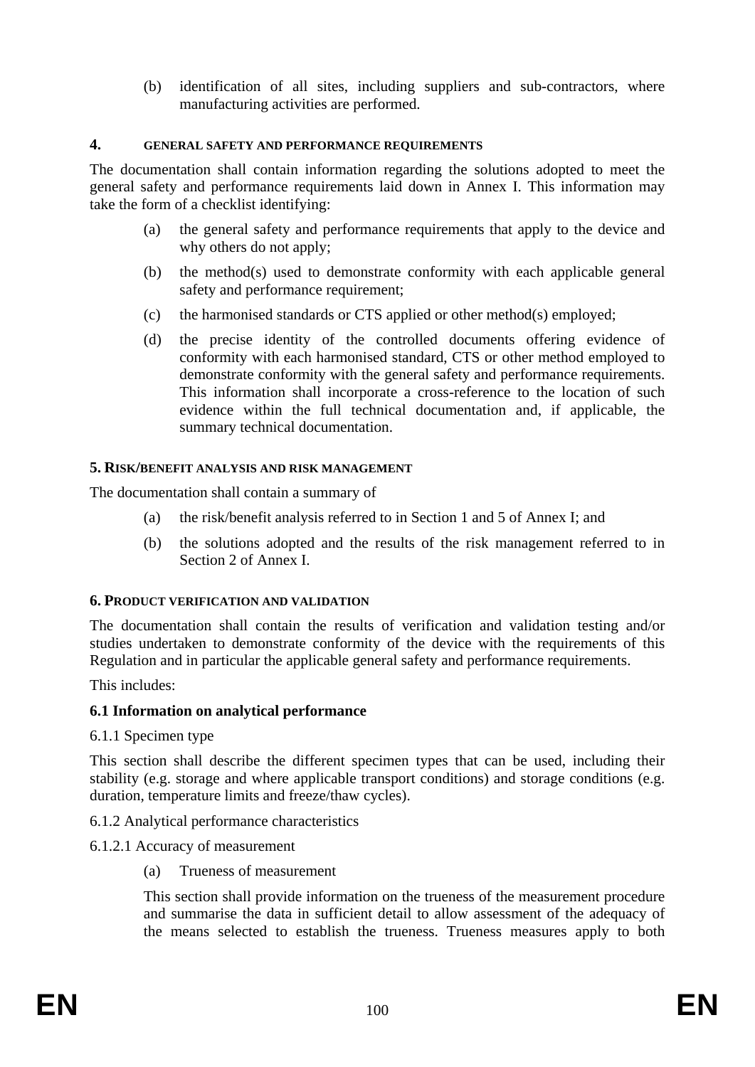(b) identification of all sites, including suppliers and sub-contractors, where manufacturing activities are performed.

## 4. GENERAL SAFETY AND PERFORMANCE REQUIREMENTS

The documentation shall contain information regarding the solutions adopted to meet the general safety and performance requirements laid down in Annex I. This information may take the form of a checklist identifying:

(a) the general safety and performance requirements that apply to the device and why others do not apply;

(b) the method(s) used to demonstrate conformity with each applicable general safety and performance requirement;

(c) the harmonised standards or CTS applied or other method(s) employed;

(d) the precise identity of the controlled documents offering evidence of conformity with each harmonised standard, CTS or other method employed to demonstrate conformity with the general safety and performance requirements. This information shall incorporate a cross-reference to the location of such evidence within the full technical documentation and, if applicable, the summary technical documentation.

## 5. RISK/BENEFIT ANALYSIS AND RISK MANAGEMENT

The documentation shall contain a summary of

(a) the risk/benefit analysis referred to in Section 1 and 5 of Annex I; and

(b) the solutions adopted and the results of the risk management referred to in Section 2 of Annex I.

## 6. PRODUCT VERIFICATION AND VALIDATION

The documentation shall contain the results of verification and validation testing and/or studies undertaken to demonstrate conformity of the device with the requirements of this Regulation and in particular the applicable general safety and performance requirements.

This includes:

**6.1 Information on analytical performance**

6.1.1 Specimen type

This section shall describe the different specimen types that can be used, including their stability (e.g. storage and where applicable transport conditions) and storage conditions (e.g. duration, temperature limits and freeze/thaw cycles).

6.1.2 Analytical performance characteristics

6.1.2.1 Accuracy of measurement

(a) Trueness of measurement

This section shall provide information on the trueness of the measurement procedure and summarise the data in sufficient detail to allow assessment of the adequacy of the means selected to establish the trueness. Trueness measures apply to both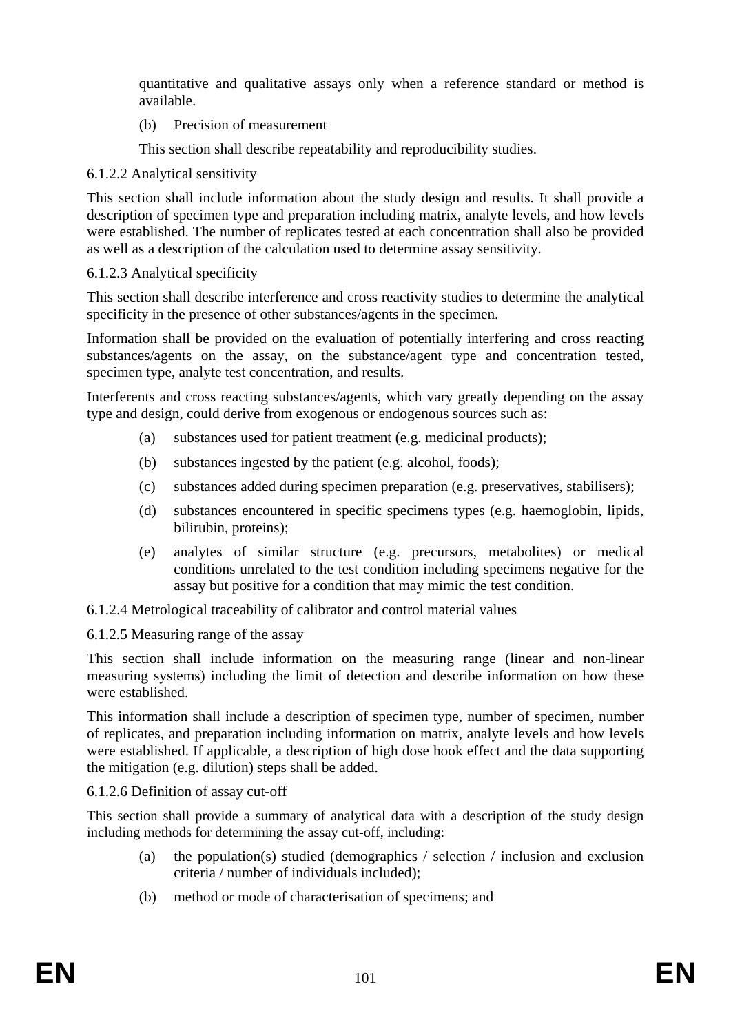quantitative and qualitative assays only when a reference standard or method is available.

(b) Precision of measurement

This section shall describe repeatability and reproducibility studies.

6.1.2.2 Analytical sensitivity

This section shall include information about the study design and results. It shall provide a description of specimen type and preparation including matrix, analyte levels, and how levels were established. The number of replicates tested at each concentration shall also be provided as well as a description of the calculation used to determine assay sensitivity.

6.1.2.3 Analytical specificity

This section shall describe interference and cross reactivity studies to determine the analytical specificity in the presence of other substances/agents in the specimen.

Information shall be provided on the evaluation of potentially interfering and cross reacting substances/agents on the assay, on the substance/agent type and concentration tested, specimen type, analyte test concentration, and results.

Interferents and cross reacting substances/agents, which vary greatly depending on the assay type and design, could derive from exogenous or endogenous sources such as:

(a) substances used for patient treatment (e.g. medicinal products);

(b) substances ingested by the patient (e.g. alcohol, foods);

(c) substances added during specimen preparation (e.g. preservatives, stabilisers);

(d) substances encountered in specific specimens types (e.g. haemoglobin, lipids, bilirubin, proteins);

(e) analytes of similar structure (e.g. precursors, metabolites) or medical conditions unrelated to the test condition including specimens negative for the assay but positive for a condition that may mimic the test condition.

6.1.2.4 Metrological traceability of calibrator and control material values

6.1.2.5 Measuring range of the assay

This section shall include information on the measuring range (linear and non-linear measuring systems) including the limit of detection and describe information on how these were established.

This information shall include a description of specimen type, number of specimen, number of replicates, and preparation including information on matrix, analyte levels and how levels were established. If applicable, a description of high dose hook effect and the data supporting the mitigation (e.g. dilution) steps shall be added.

6.1.2.6 Definition of assay cut-off

This section shall provide a summary of analytical data with a description of the study design including methods for determining the assay cut-off, including:

(a) the population(s) studied (demographics / selection / inclusion and exclusion criteria / number of individuals included);

(b) method or mode of characterisation of specimens; and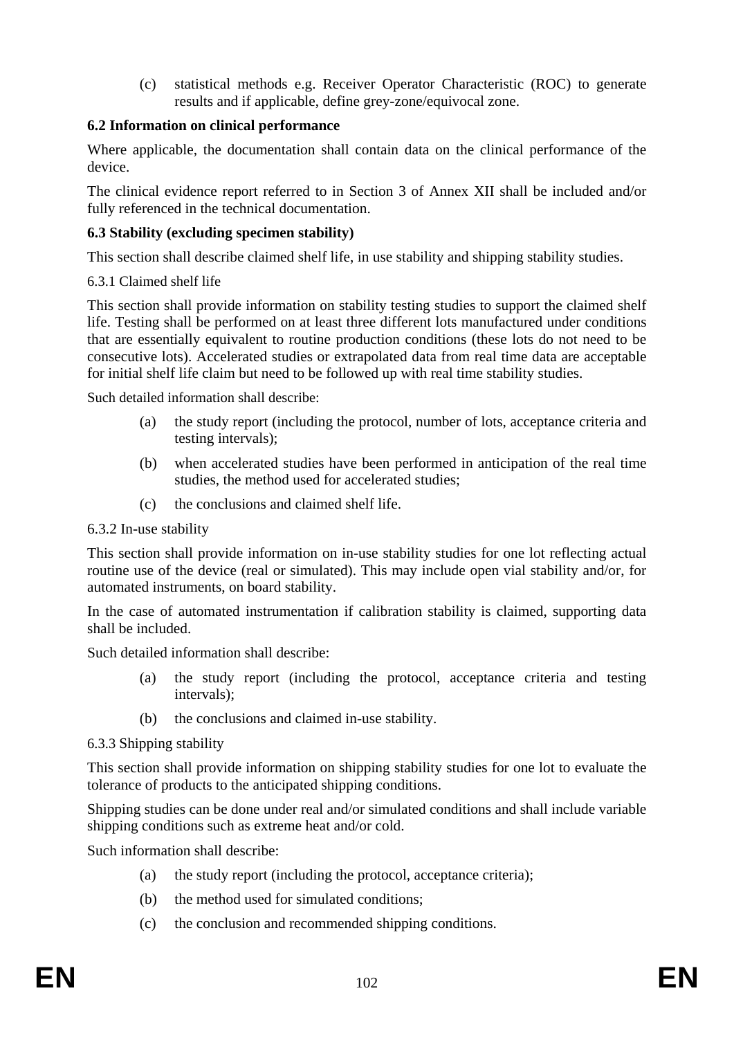(c) statistical methods e.g. Receiver Operator Characteristic (ROC) to generate results and if applicable, define grey-zone/equivocal zone.

### 6.2 Information on clinical performance

Where applicable, the documentation shall contain data on the clinical performance of the device.

The clinical evidence report referred to in Section 3 of Annex XII shall be included and/or fully referenced in the technical documentation.

### 6.3 Stability (excluding specimen stability)

This section shall describe claimed shelf life, in use stability and shipping stability studies.

#### 6.3.1 Claimed shelf life

This section shall provide information on stability testing studies to support the claimed shelf life. Testing shall be performed on at least three different lots manufactured under conditions that are essentially equivalent to routine production conditions (these lots do not need to be consecutive lots). Accelerated studies or extrapolated data from real time data are acceptable for initial shelf life claim but need to be followed up with real time stability studies.

Such detailed information shall describe:

(a) the study report (including the protocol, number of lots, acceptance criteria and testing intervals);

(b) when accelerated studies have been performed in anticipation of the real time studies, the method used for accelerated studies;

(c) the conclusions and claimed shelf life.

#### 6.3.2 In-use stability

This section shall provide information on in-use stability studies for one lot reflecting actual routine use of the device (real or simulated). This may include open vial stability and/or, for automated instruments, on board stability.

In the case of automated instrumentation if calibration stability is claimed, supporting data shall be included.

Such detailed information shall describe:

(a) the study report (including the protocol, acceptance criteria and testing intervals);

(b) the conclusions and claimed in-use stability.

#### 6.3.3 Shipping stability

This section shall provide information on shipping stability studies for one lot to evaluate the tolerance of products to the anticipated shipping conditions.

Shipping studies can be done under real and/or simulated conditions and shall include variable shipping conditions such as extreme heat and/or cold.

Such information shall describe:

(a) the study report (including the protocol, acceptance criteria);

(b) the method used for simulated conditions;

(c) the conclusion and recommended shipping conditions.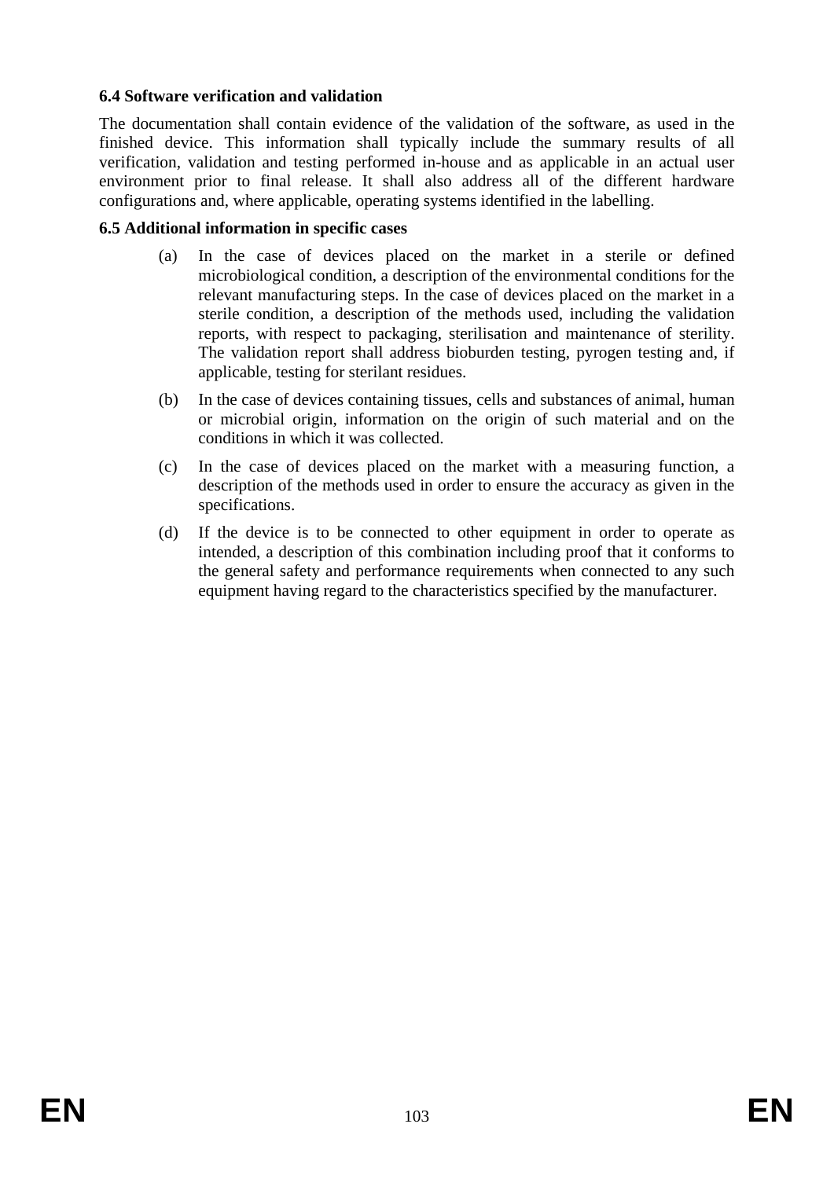**6.4 Software verification and validation**

The documentation shall contain evidence of the validation of the software, as used in the finished device. This information shall typically include the summary results of all verification, validation and testing performed in-house and as applicable in an actual user environment prior to final release. It shall also address all of the different hardware configurations and, where applicable, operating systems identified in the labelling.

**6.5 Additional information in specific cases**

(a) In the case of devices placed on the market in a sterile or defined microbiological condition, a description of the environmental conditions for the relevant manufacturing steps. In the case of devices placed on the market in a sterile condition, a description of the methods used, including the validation reports, with respect to packaging, sterilisation and maintenance of sterility. The validation report shall address bioburden testing, pyrogen testing and, if applicable, testing for sterilant residues.

(b) In the case of devices containing tissues, cells and substances of animal, human or microbial origin, information on the origin of such material and on the conditions in which it was collected.

(c) In the case of devices placed on the market with a measuring function, a description of the methods used in order to ensure the accuracy as given in the specifications.

(d) If the device is to be connected to other equipment in order to operate as intended, a description of this combination including proof that it conforms to the general safety and performance requirements when connected to any such equipment having regard to the characteristics specified by the manufacturer.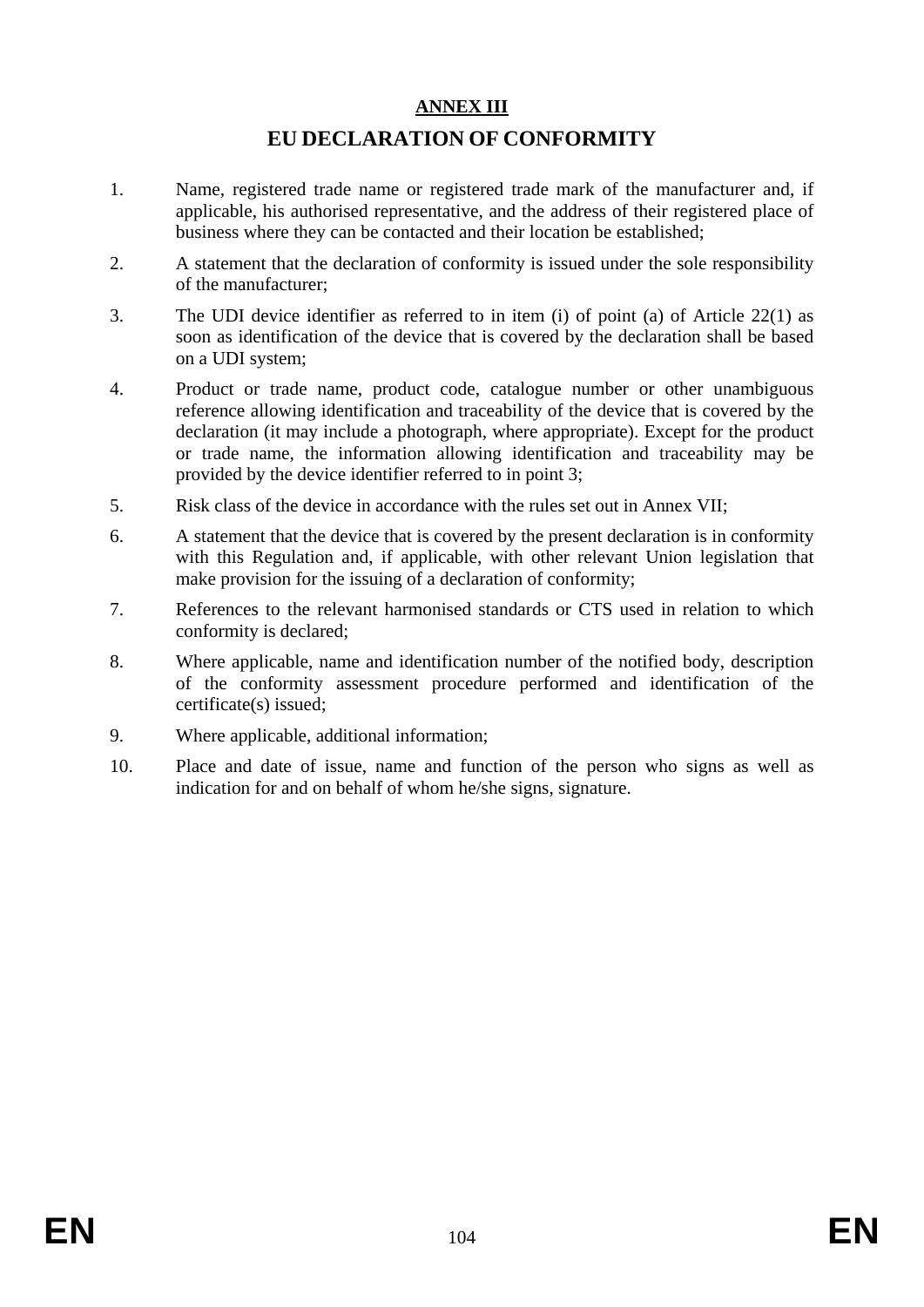## ANNEX III

# EU DECLARATION OF CONFORMITY

1. Name, registered trade name or registered trade mark of the manufacturer and, if applicable, his authorised representative, and the address of their registered place of business where they can be contacted and their location be established;
2. A statement that the declaration of conformity is issued under the sole responsibility of the manufacturer;
3. The UDI device identifier as referred to in item (i) of point (a) of Article 22(1) as soon as identification of the device that is covered by the declaration shall be based on a UDI system;
4. Product or trade name, product code, catalogue number or other unambiguous reference allowing identification and traceability of the device that is covered by the declaration (it may include a photograph, where appropriate). Except for the product or trade name, the information allowing identification and traceability may be provided by the device identifier referred to in point 3;
5. Risk class of the device in accordance with the rules set out in Annex VII;
6. A statement that the device that is covered by the present declaration is in conformity with this Regulation and, if applicable, with other relevant Union legislation that make provision for the issuing of a declaration of conformity;
7. References to the relevant harmonised standards or CTS used in relation to which conformity is declared;
8. Where applicable, name and identification number of the notified body, description of the conformity assessment procedure performed and identification of the certificate(s) issued;
9. Where applicable, additional information;
10. Place and date of issue, name and function of the person who signs as well as indication for and on behalf of whom he/she signs, signature.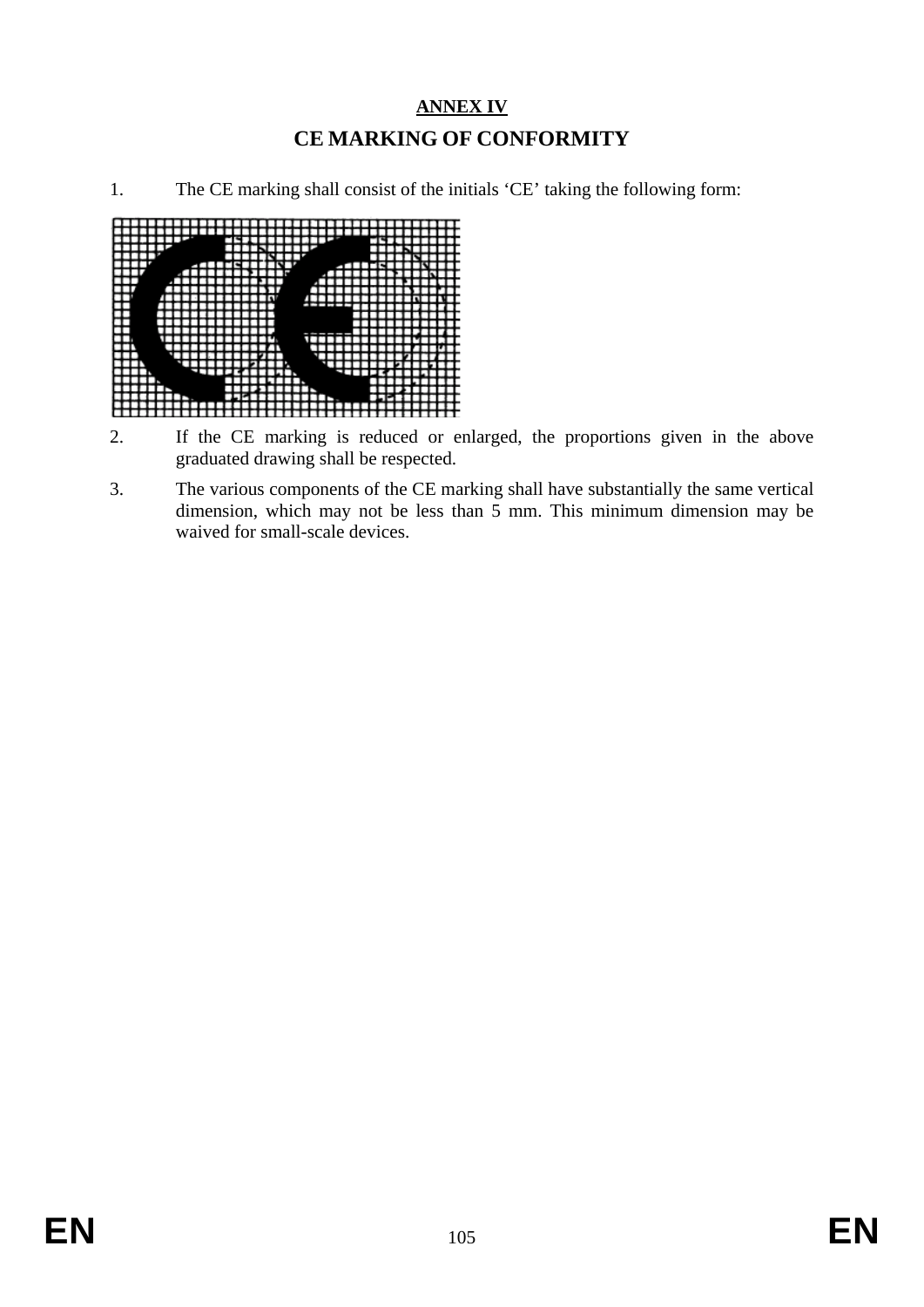# ANNEX IV

## CE MARKING OF CONFORMITY

1. The CE marking shall consist of the initials 'CE' taking the following form:

2. If the CE marking is reduced or enlarged, the proportions given in the above graduated drawing shall be respected.

3. The various components of the CE marking shall have substantially the same vertical dimension, which may not be less than 5 mm. This minimum dimension may be waived for small-scale devices.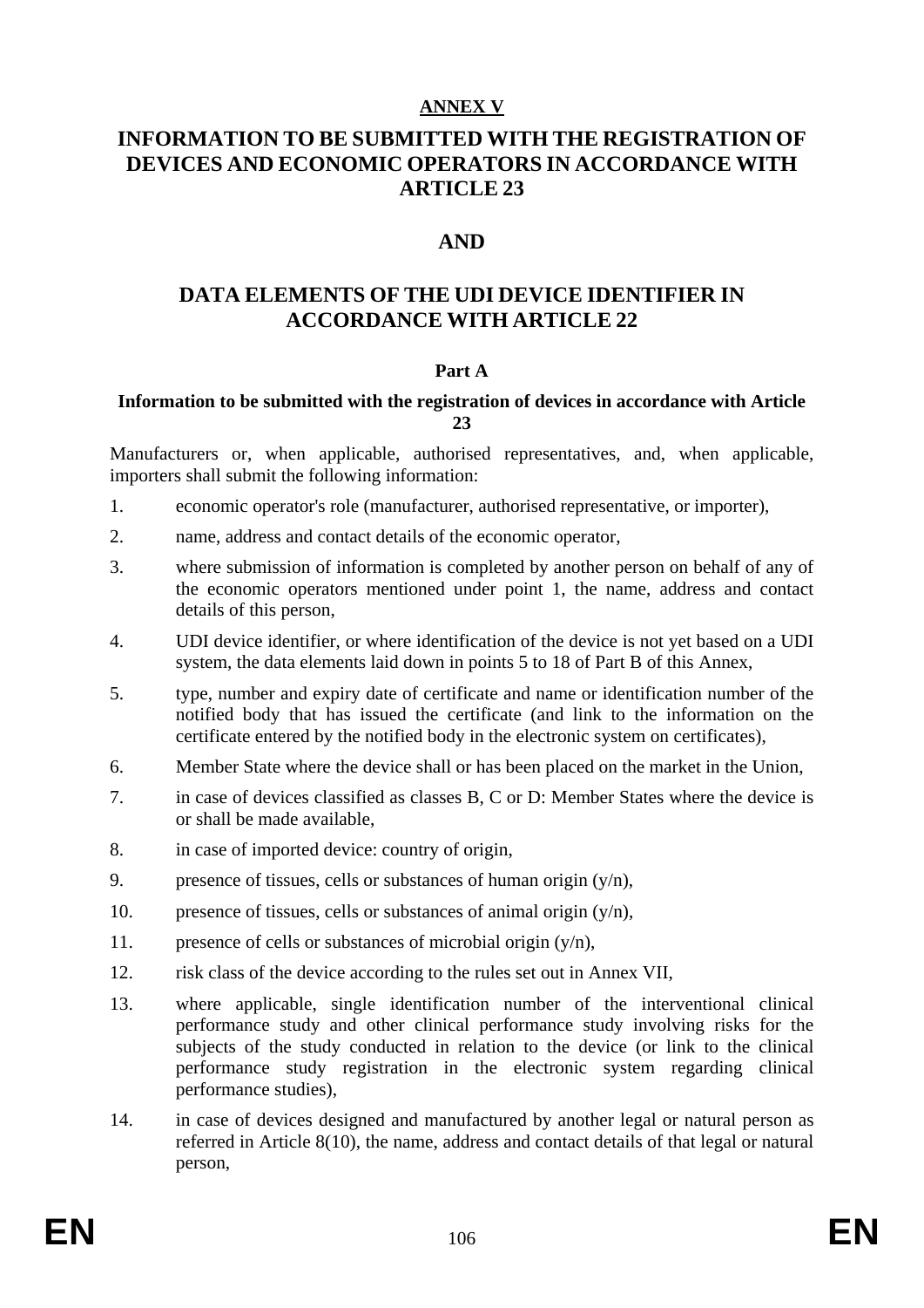**ANNEX V**

# INFORMATION TO BE SUBMITTED WITH THE REGISTRATION OF DEVICES AND ECONOMIC OPERATORS IN ACCORDANCE WITH ARTICLE 23

# AND

# DATA ELEMENTS OF THE UDI DEVICE IDENTIFIER IN ACCORDANCE WITH ARTICLE 22

## Part A

### Information to be submitted with the registration of devices in accordance with Article 23

Manufacturers or, when applicable, authorised representatives, and, when applicable, importers shall submit the following information:

1. economic operator's role (manufacturer, authorised representative, or importer),
2. name, address and contact details of the economic operator,
3. where submission of information is completed by another person on behalf of any of the economic operators mentioned under point 1, the name, address and contact details of this person,
4. UDI device identifier, or where identification of the device is not yet based on a UDI system, the data elements laid down in points 5 to 18 of Part B of this Annex,
5. type, number and expiry date of certificate and name or identification number of the notified body that has issued the certificate (and link to the information on the certificate entered by the notified body in the electronic system on certificates),
6. Member State where the device shall or has been placed on the market in the Union,
7. in case of devices classified as classes B, C or D: Member States where the device is or shall be made available,
8. in case of imported device: country of origin,
9. presence of tissues, cells or substances of human origin (y/n),
10. presence of tissues, cells or substances of animal origin (y/n),
11. presence of cells or substances of microbial origin (y/n),
12. risk class of the device according to the rules set out in Annex VII,
13. where applicable, single identification number of the interventional clinical performance study and other clinical performance study involving risks for the subjects of the study conducted in relation to the device (or link to the clinical performance study registration in the electronic system regarding clinical performance studies),
14. in case of devices designed and manufactured by another legal or natural person as referred in Article 8(10), the name, address and contact details of that legal or natural person,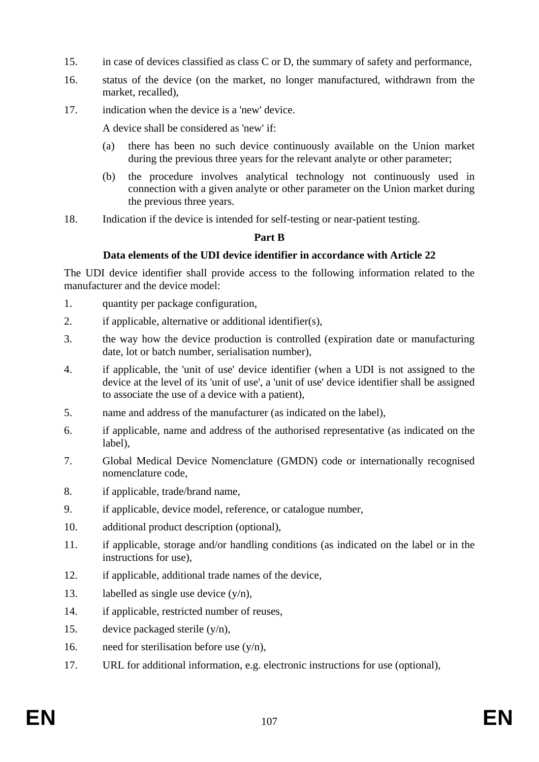15. in case of devices classified as class C or D, the summary of safety and performance,
16. status of the device (on the market, no longer manufactured, withdrawn from the market, recalled),
17. indication when the device is a 'new' device.

    A device shall be considered as 'new' if:

    (a) there has been no such device continuously available on the Union market during the previous three years for the relevant analyte or other parameter;

    (b) the procedure involves analytical technology not continuously used in connection with a given analyte or other parameter on the Union market during the previous three years.
18. Indication if the device is intended for self-testing or near-patient testing.

**Part B**

**Data elements of the UDI device identifier in accordance with Article 22**

The UDI device identifier shall provide access to the following information related to the manufacturer and the device model:

1. quantity per package configuration,
2. if applicable, alternative or additional identifier(s),
3. the way how the device production is controlled (expiration date or manufacturing date, lot or batch number, serialisation number),
4. if applicable, the 'unit of use' device identifier (when a UDI is not assigned to the device at the level of its 'unit of use', a 'unit of use' device identifier shall be assigned to associate the use of a device with a patient),
5. name and address of the manufacturer (as indicated on the label),
6. if applicable, name and address of the authorised representative (as indicated on the label),
7. Global Medical Device Nomenclature (GMDN) code or internationally recognised nomenclature code,
8. if applicable, trade/brand name,
9. if applicable, device model, reference, or catalogue number,
10. additional product description (optional),
11. if applicable, storage and/or handling conditions (as indicated on the label or in the instructions for use),
12. if applicable, additional trade names of the device,
13. labelled as single use device (y/n),
14. if applicable, restricted number of reuses,
15. device packaged sterile (y/n),
16. need for sterilisation before use (y/n),
17. URL for additional information, e.g. electronic instructions for use (optional),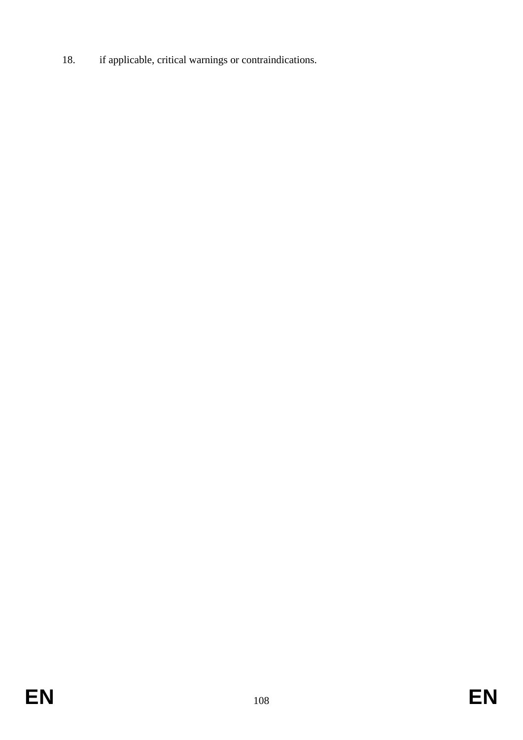18. if applicable, critical warnings or contraindications.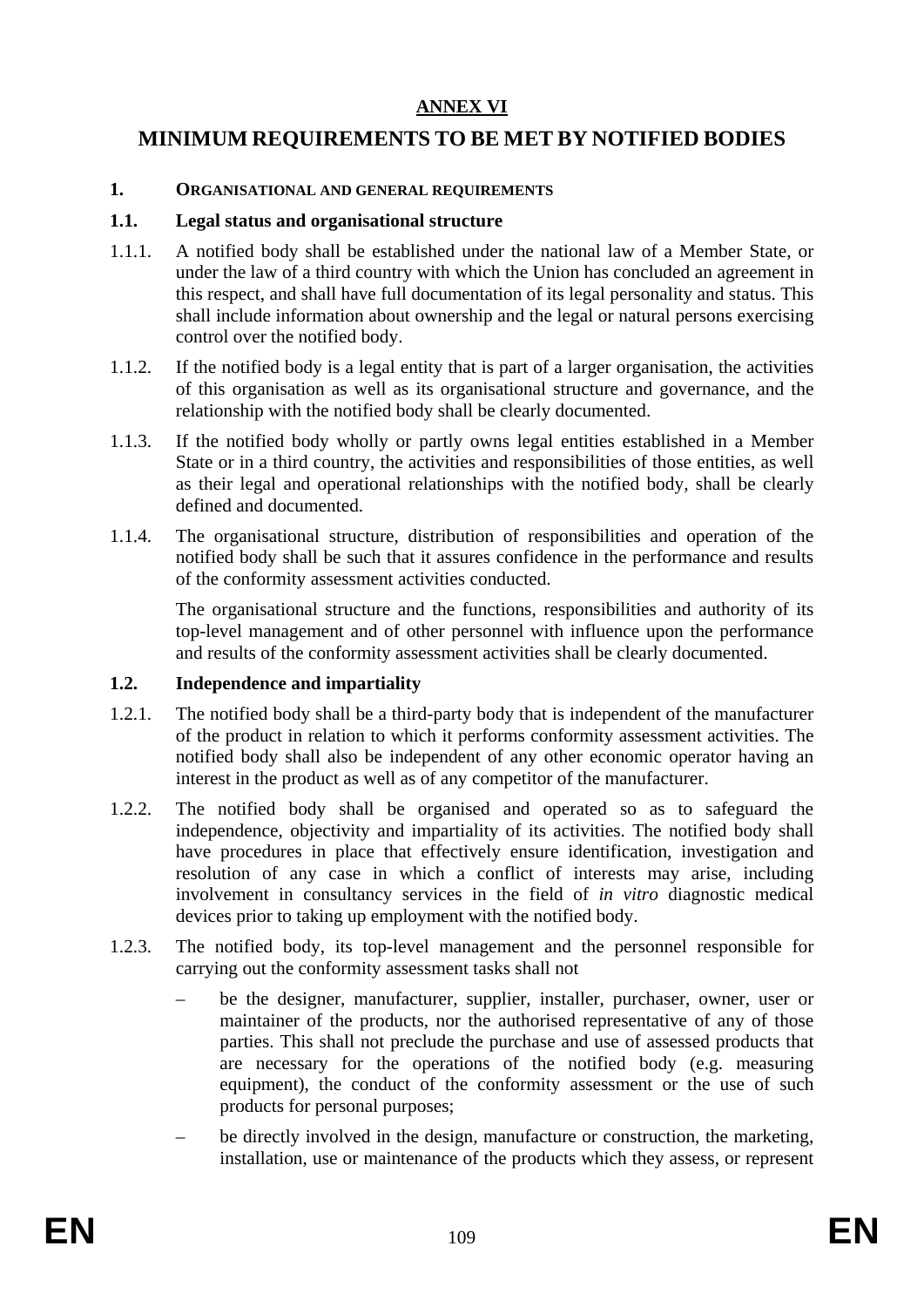## ANNEX VI

# MINIMUM REQUIREMENTS TO BE MET BY NOTIFIED BODIES

## 1. ORGANISATIONAL AND GENERAL REQUIREMENTS

### 1.1. Legal status and organisational structure

1.1.1. A notified body shall be established under the national law of a Member State, or under the law of a third country with which the Union has concluded an agreement in this respect, and shall have full documentation of its legal personality and status. This shall include information about ownership and the legal or natural persons exercising control over the notified body.

1.1.2. If the notified body is a legal entity that is part of a larger organisation, the activities of this organisation as well as its organisational structure and governance, and the relationship with the notified body shall be clearly documented.

1.1.3. If the notified body wholly or partly owns legal entities established in a Member State or in a third country, the activities and responsibilities of those entities, as well as their legal and operational relationships with the notified body, shall be clearly defined and documented.

1.1.4. The organisational structure, distribution of responsibilities and operation of the notified body shall be such that it assures confidence in the performance and results of the conformity assessment activities conducted.

The organisational structure and the functions, responsibilities and authority of its top-level management and of other personnel with influence upon the performance and results of the conformity assessment activities shall be clearly documented.

### 1.2. Independence and impartiality

1.2.1. The notified body shall be a third-party body that is independent of the manufacturer of the product in relation to which it performs conformity assessment activities. The notified body shall also be independent of any other economic operator having an interest in the product as well as of any competitor of the manufacturer.

1.2.2. The notified body shall be organised and operated so as to safeguard the independence, objectivity and impartiality of its activities. The notified body shall have procedures in place that effectively ensure identification, investigation and resolution of any case in which a conflict of interests may arise, including involvement in consultancy services in the field of *in vitro* diagnostic medical devices prior to taking up employment with the notified body.

1.2.3. The notified body, its top-level management and the personnel responsible for carrying out the conformity assessment tasks shall not

– be the designer, manufacturer, supplier, installer, purchaser, owner, user or maintainer of the products, nor the authorised representative of any of those parties. This shall not preclude the purchase and use of assessed products that are necessary for the operations of the notified body (e.g. measuring equipment), the conduct of the conformity assessment or the use of such products for personal purposes;

– be directly involved in the design, manufacture or construction, the marketing, installation, use or maintenance of the products which they assess, or represent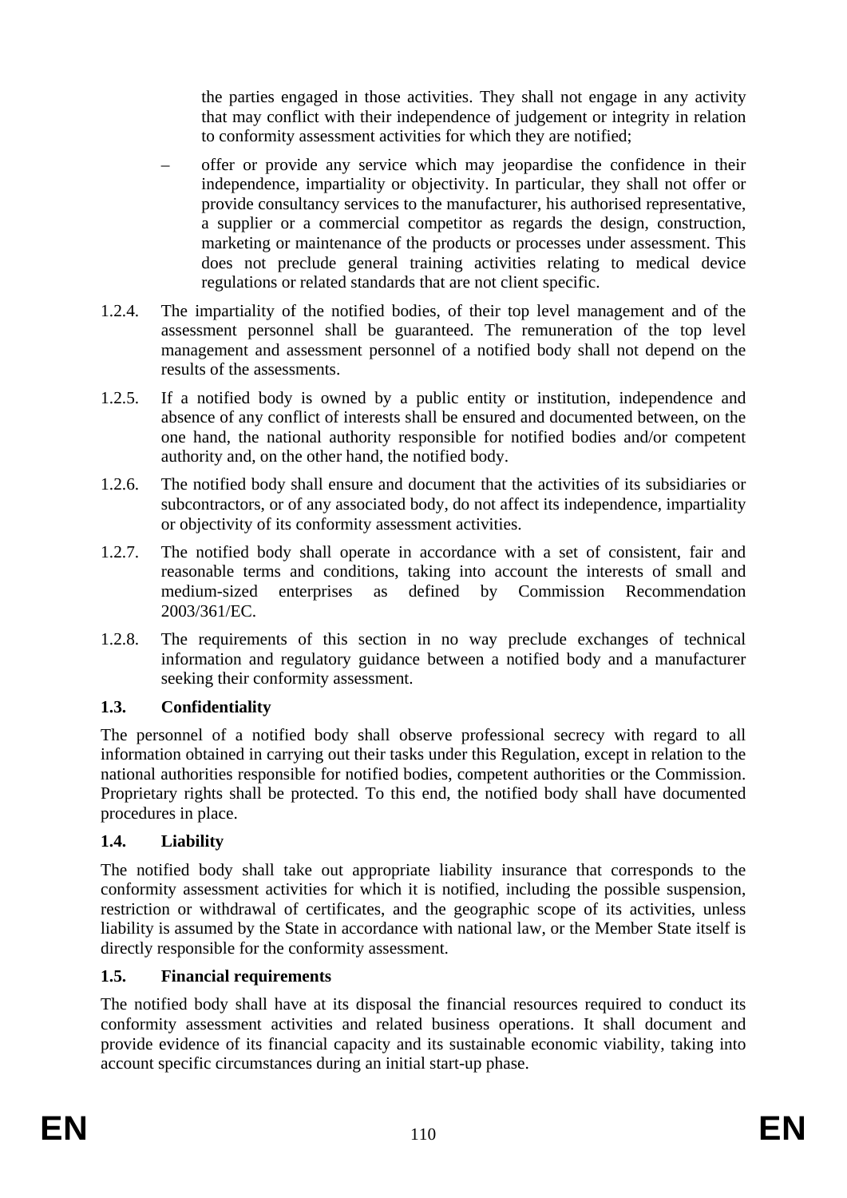the parties engaged in those activities. They shall not engage in any activity that may conflict with their independence of judgement or integrity in relation to conformity assessment activities for which they are notified;

– offer or provide any service which may jeopardise the confidence in their independence, impartiality or objectivity. In particular, they shall not offer or provide consultancy services to the manufacturer, his authorised representative, a supplier or a commercial competitor as regards the design, construction, marketing or maintenance of the products or processes under assessment. This does not preclude general training activities relating to medical device regulations or related standards that are not client specific.

1.2.4. The impartiality of the notified bodies, of their top level management and of the assessment personnel shall be guaranteed. The remuneration of the top level management and assessment personnel of a notified body shall not depend on the results of the assessments.

1.2.5. If a notified body is owned by a public entity or institution, independence and absence of any conflict of interests shall be ensured and documented between, on the one hand, the national authority responsible for notified bodies and/or competent authority and, on the other hand, the notified body.

1.2.6. The notified body shall ensure and document that the activities of its subsidiaries or subcontractors, or of any associated body, do not affect its independence, impartiality or objectivity of its conformity assessment activities.

1.2.7. The notified body shall operate in accordance with a set of consistent, fair and reasonable terms and conditions, taking into account the interests of small and medium-sized enterprises as defined by Commission Recommendation 2003/361/EC.

1.2.8. The requirements of this section in no way preclude exchanges of technical information and regulatory guidance between a notified body and a manufacturer seeking their conformity assessment.

### 1.3. Confidentiality

The personnel of a notified body shall observe professional secrecy with regard to all information obtained in carrying out their tasks under this Regulation, except in relation to the national authorities responsible for notified bodies, competent authorities or the Commission. Proprietary rights shall be protected. To this end, the notified body shall have documented procedures in place.

### 1.4. Liability

The notified body shall take out appropriate liability insurance that corresponds to the conformity assessment activities for which it is notified, including the possible suspension, restriction or withdrawal of certificates, and the geographic scope of its activities, unless liability is assumed by the State in accordance with national law, or the Member State itself is directly responsible for the conformity assessment.

### 1.5. Financial requirements

The notified body shall have at its disposal the financial resources required to conduct its conformity assessment activities and related business operations. It shall document and provide evidence of its financial capacity and its sustainable economic viability, taking into account specific circumstances during an initial start-up phase.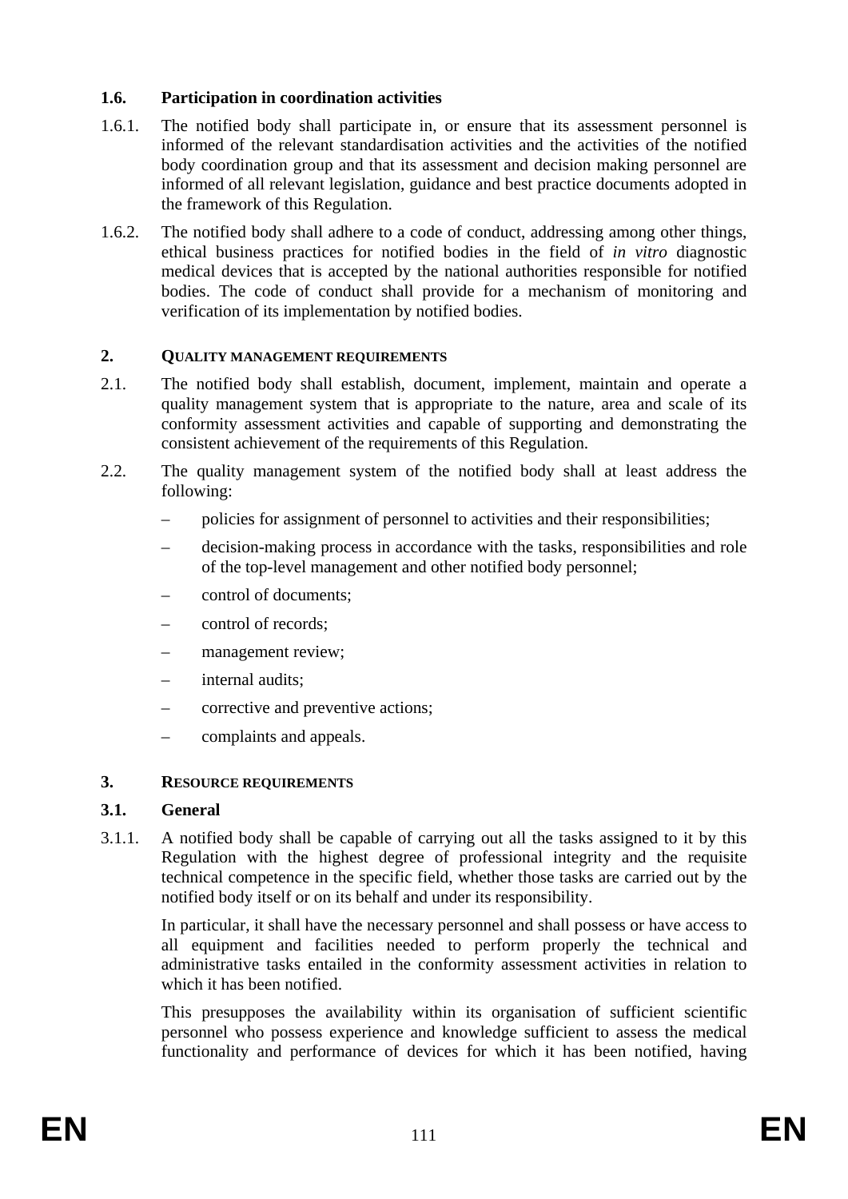### 1.6. Participation in coordination activities

1.6.1. The notified body shall participate in, or ensure that its assessment personnel is informed of the relevant standardisation activities and the activities of the notified body coordination group and that its assessment and decision making personnel are informed of all relevant legislation, guidance and best practice documents adopted in the framework of this Regulation.

1.6.2. The notified body shall adhere to a code of conduct, addressing among other things, ethical business practices for notified bodies in the field of *in vitro* diagnostic medical devices that is accepted by the national authorities responsible for notified bodies. The code of conduct shall provide for a mechanism of monitoring and verification of its implementation by notified bodies.

## 2. QUALITY MANAGEMENT REQUIREMENTS

2.1. The notified body shall establish, document, implement, maintain and operate a quality management system that is appropriate to the nature, area and scale of its conformity assessment activities and capable of supporting and demonstrating the consistent achievement of the requirements of this Regulation.

2.2. The quality management system of the notified body shall at least address the following:

– policies for assignment of personnel to activities and their responsibilities;

– decision-making process in accordance with the tasks, responsibilities and role of the top-level management and other notified body personnel;

– control of documents;

– control of records;

– management review;

– internal audits;

– corrective and preventive actions;

– complaints and appeals.

## 3. RESOURCE REQUIREMENTS

### 3.1. General

3.1.1. A notified body shall be capable of carrying out all the tasks assigned to it by this Regulation with the highest degree of professional integrity and the requisite technical competence in the specific field, whether those tasks are carried out by the notified body itself or on its behalf and under its responsibility.

In particular, it shall have the necessary personnel and shall possess or have access to all equipment and facilities needed to perform properly the technical and administrative tasks entailed in the conformity assessment activities in relation to which it has been notified.

This presupposes the availability within its organisation of sufficient scientific personnel who possess experience and knowledge sufficient to assess the medical functionality and performance of devices for which it has been notified, having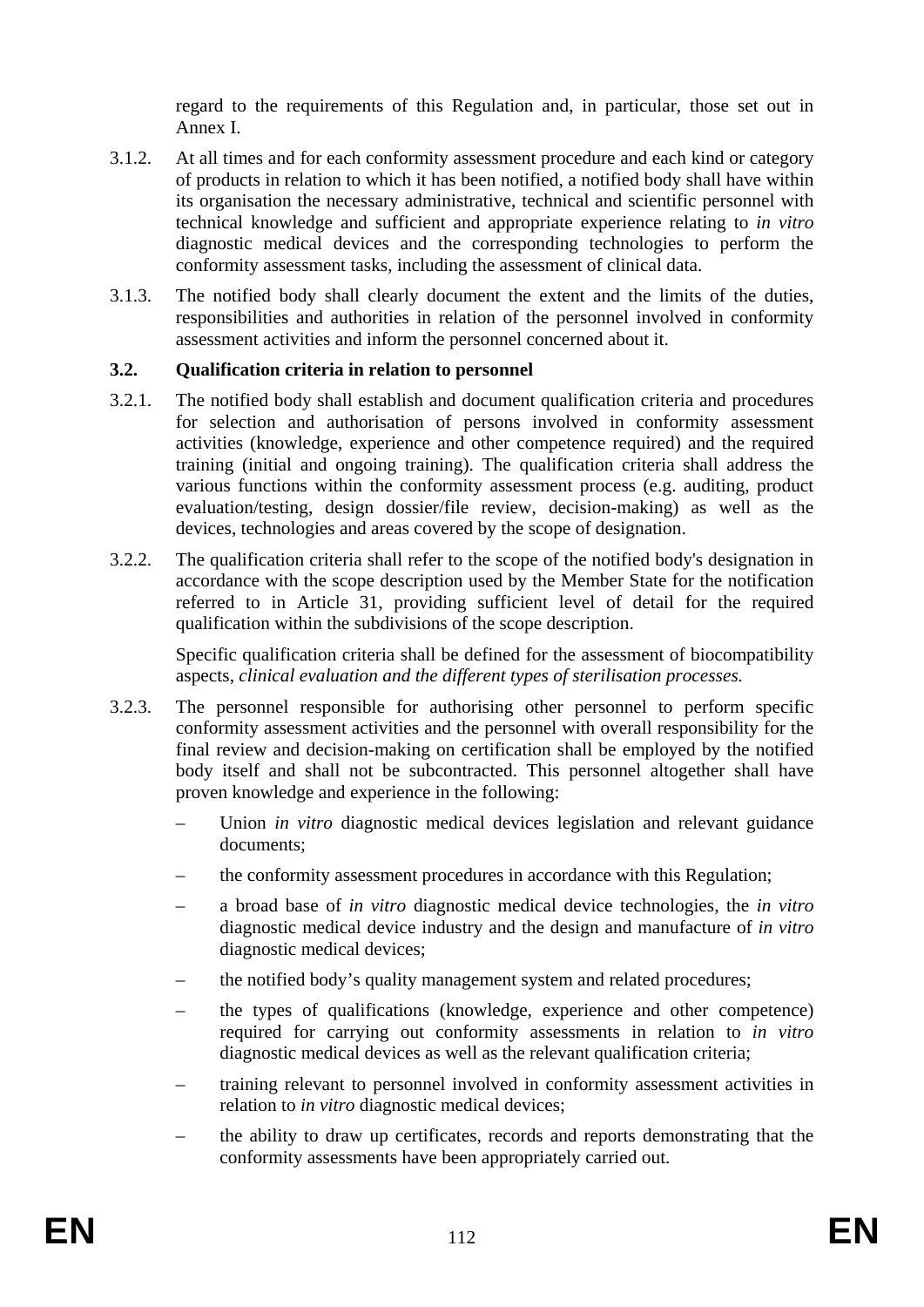regard to the requirements of this Regulation and, in particular, those set out in Annex I.

3.1.2. At all times and for each conformity assessment procedure and each kind or category of products in relation to which it has been notified, a notified body shall have within its organisation the necessary administrative, technical and scientific personnel with technical knowledge and sufficient and appropriate experience relating to *in vitro* diagnostic medical devices and the corresponding technologies to perform the conformity assessment tasks, including the assessment of clinical data.

3.1.3. The notified body shall clearly document the extent and the limits of the duties, responsibilities and authorities in relation of the personnel involved in conformity assessment activities and inform the personnel concerned about it.

**3.2. Qualification criteria in relation to personnel**

3.2.1. The notified body shall establish and document qualification criteria and procedures for selection and authorisation of persons involved in conformity assessment activities (knowledge, experience and other competence required) and the required training (initial and ongoing training). The qualification criteria shall address the various functions within the conformity assessment process (e.g. auditing, product evaluation/testing, design dossier/file review, decision-making) as well as the devices, technologies and areas covered by the scope of designation.

3.2.2. The qualification criteria shall refer to the scope of the notified body's designation in accordance with the scope description used by the Member State for the notification referred to in Article 31, providing sufficient level of detail for the required qualification within the subdivisions of the scope description.

Specific qualification criteria shall be defined for the assessment of biocompatibility aspects, *clinical evaluation and the different types of sterilisation processes.*

3.2.3. The personnel responsible for authorising other personnel to perform specific conformity assessment activities and the personnel with overall responsibility for the final review and decision-making on certification shall be employed by the notified body itself and shall not be subcontracted. This personnel altogether shall have proven knowledge and experience in the following:

– Union *in vitro* diagnostic medical devices legislation and relevant guidance documents;

– the conformity assessment procedures in accordance with this Regulation;

– a broad base of *in vitro* diagnostic medical device technologies, the *in vitro* diagnostic medical device industry and the design and manufacture of *in vitro* diagnostic medical devices;

– the notified body's quality management system and related procedures;

– the types of qualifications (knowledge, experience and other competence) required for carrying out conformity assessments in relation to *in vitro* diagnostic medical devices as well as the relevant qualification criteria;

– training relevant to personnel involved in conformity assessment activities in relation to *in vitro* diagnostic medical devices;

– the ability to draw up certificates, records and reports demonstrating that the conformity assessments have been appropriately carried out.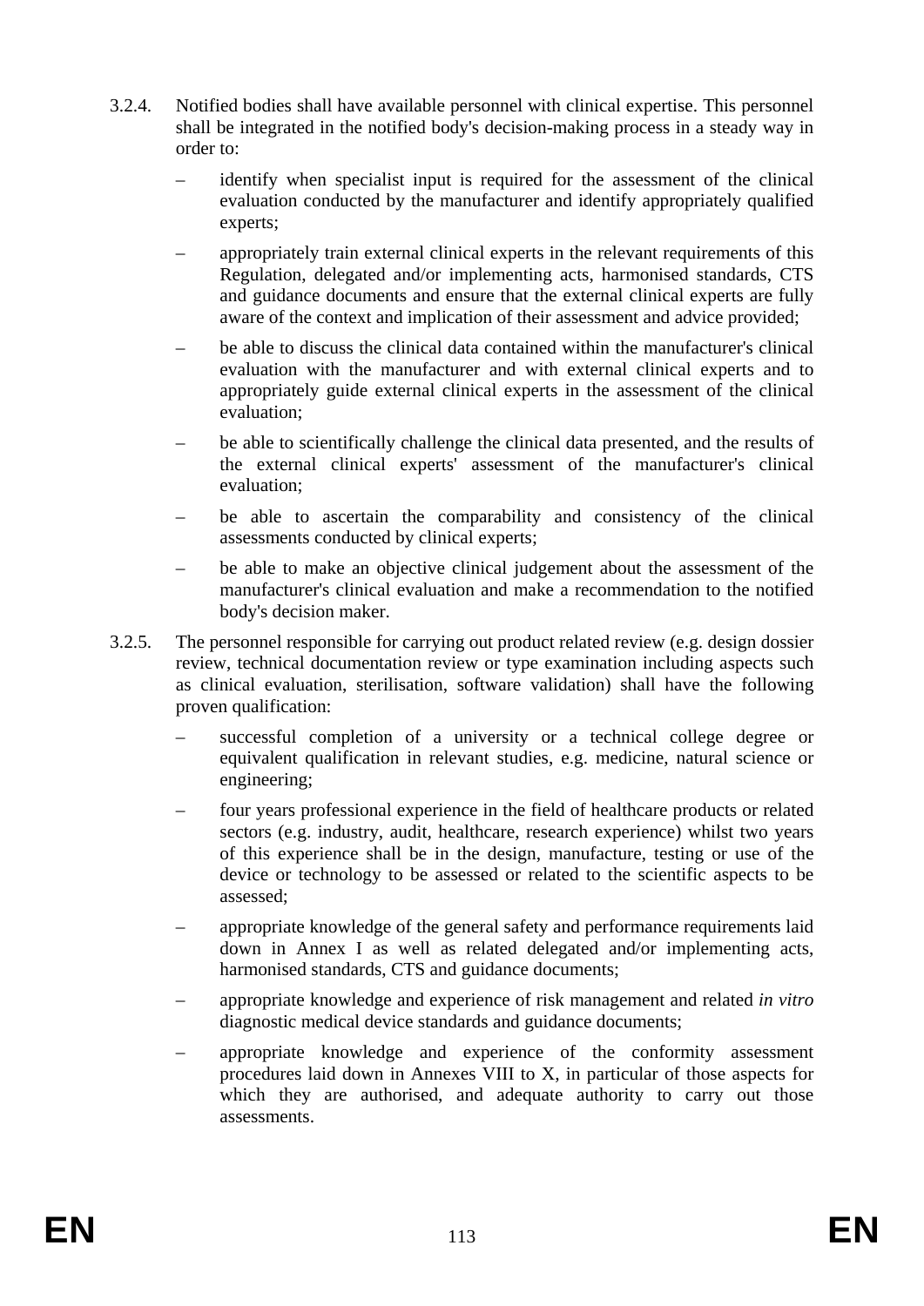3.2.4. Notified bodies shall have available personnel with clinical expertise. This personnel shall be integrated in the notified body's decision-making process in a steady way in order to:

- identify when specialist input is required for the assessment of the clinical evaluation conducted by the manufacturer and identify appropriately qualified experts;
- appropriately train external clinical experts in the relevant requirements of this Regulation, delegated and/or implementing acts, harmonised standards, CTS and guidance documents and ensure that the external clinical experts are fully aware of the context and implication of their assessment and advice provided;
- be able to discuss the clinical data contained within the manufacturer's clinical evaluation with the manufacturer and with external clinical experts and to appropriately guide external clinical experts in the assessment of the clinical evaluation;
- be able to scientifically challenge the clinical data presented, and the results of the external clinical experts' assessment of the manufacturer's clinical evaluation;
- be able to ascertain the comparability and consistency of the clinical assessments conducted by clinical experts;
- be able to make an objective clinical judgement about the assessment of the manufacturer's clinical evaluation and make a recommendation to the notified body's decision maker.

3.2.5. The personnel responsible for carrying out product related review (e.g. design dossier review, technical documentation review or type examination including aspects such as clinical evaluation, sterilisation, software validation) shall have the following proven qualification:

- successful completion of a university or a technical college degree or equivalent qualification in relevant studies, e.g. medicine, natural science or engineering;
- four years professional experience in the field of healthcare products or related sectors (e.g. industry, audit, healthcare, research experience) whilst two years of this experience shall be in the design, manufacture, testing or use of the device or technology to be assessed or related to the scientific aspects to be assessed;
- appropriate knowledge of the general safety and performance requirements laid down in Annex I as well as related delegated and/or implementing acts, harmonised standards, CTS and guidance documents;
- appropriate knowledge and experience of risk management and related *in vitro* diagnostic medical device standards and guidance documents;
- appropriate knowledge and experience of the conformity assessment procedures laid down in Annexes VIII to X, in particular of those aspects for which they are authorised, and adequate authority to carry out those assessments.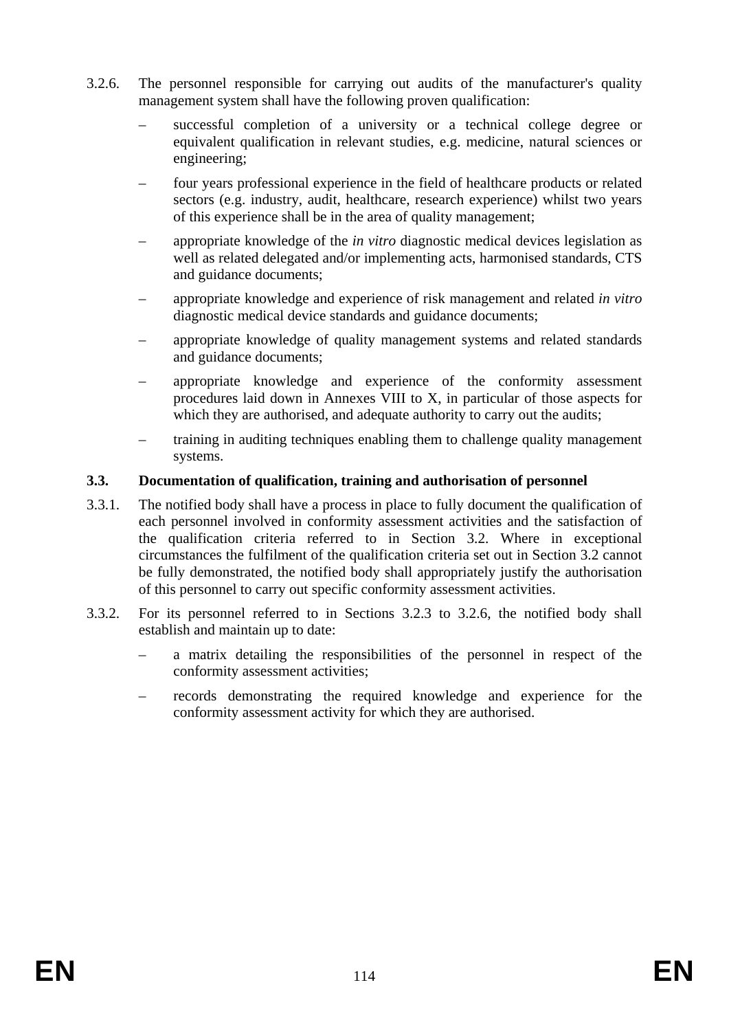3.2.6. The personnel responsible for carrying out audits of the manufacturer's quality management system shall have the following proven qualification:

– successful completion of a university or a technical college degree or equivalent qualification in relevant studies, e.g. medicine, natural sciences or engineering;

– four years professional experience in the field of healthcare products or related sectors (e.g. industry, audit, healthcare, research experience) whilst two years of this experience shall be in the area of quality management;

– appropriate knowledge of the *in vitro* diagnostic medical devices legislation as well as related delegated and/or implementing acts, harmonised standards, CTS and guidance documents;

– appropriate knowledge and experience of risk management and related *in vitro* diagnostic medical device standards and guidance documents;

– appropriate knowledge of quality management systems and related standards and guidance documents;

– appropriate knowledge and experience of the conformity assessment procedures laid down in Annexes VIII to X, in particular of those aspects for which they are authorised, and adequate authority to carry out the audits;

– training in auditing techniques enabling them to challenge quality management systems.

### 3.3. Documentation of qualification, training and authorisation of personnel

3.3.1. The notified body shall have a process in place to fully document the qualification of each personnel involved in conformity assessment activities and the satisfaction of the qualification criteria referred to in Section 3.2. Where in exceptional circumstances the fulfilment of the qualification criteria set out in Section 3.2 cannot be fully demonstrated, the notified body shall appropriately justify the authorisation of this personnel to carry out specific conformity assessment activities.

3.3.2. For its personnel referred to in Sections 3.2.3 to 3.2.6, the notified body shall establish and maintain up to date:

– a matrix detailing the responsibilities of the personnel in respect of the conformity assessment activities;

– records demonstrating the required knowledge and experience for the conformity assessment activity for which they are authorised.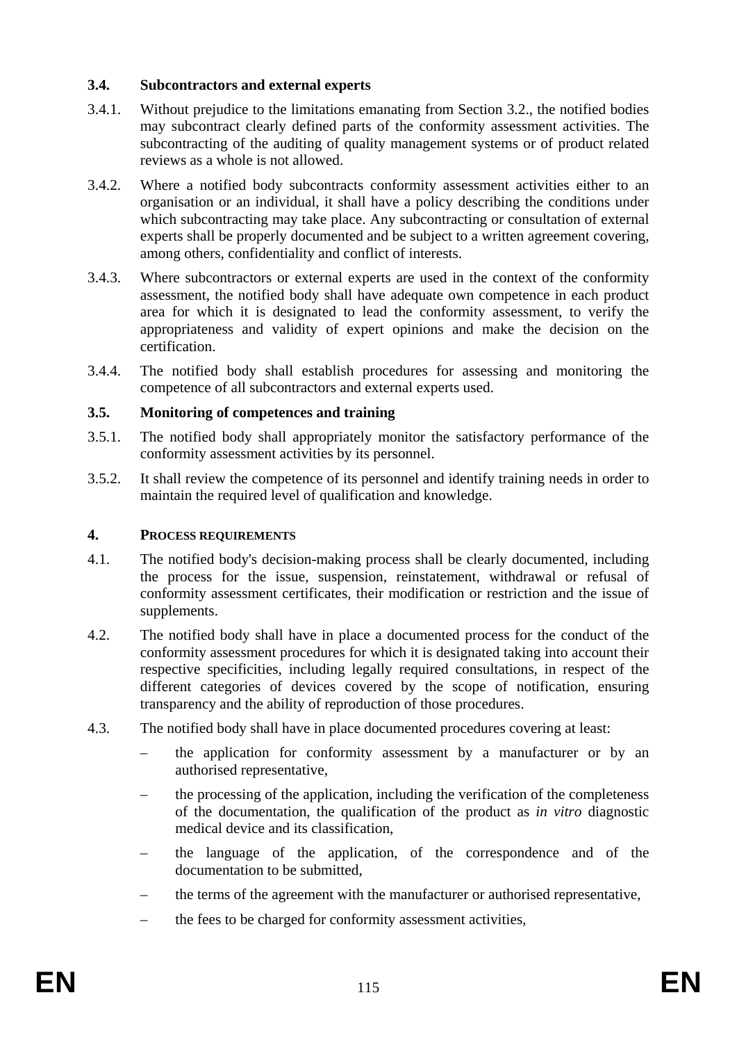### 3.4. Subcontractors and external experts

3.4.1. Without prejudice to the limitations emanating from Section 3.2., the notified bodies may subcontract clearly defined parts of the conformity assessment activities. The subcontracting of the auditing of quality management systems or of product related reviews as a whole is not allowed.

3.4.2. Where a notified body subcontracts conformity assessment activities either to an organisation or an individual, it shall have a policy describing the conditions under which subcontracting may take place. Any subcontracting or consultation of external experts shall be properly documented and be subject to a written agreement covering, among others, confidentiality and conflict of interests.

3.4.3. Where subcontractors or external experts are used in the context of the conformity assessment, the notified body shall have adequate own competence in each product area for which it is designated to lead the conformity assessment, to verify the appropriateness and validity of expert opinions and make the decision on the certification.

3.4.4. The notified body shall establish procedures for assessing and monitoring the competence of all subcontractors and external experts used.

### 3.5. Monitoring of competences and training

3.5.1. The notified body shall appropriately monitor the satisfactory performance of the conformity assessment activities by its personnel.

3.5.2. It shall review the competence of its personnel and identify training needs in order to maintain the required level of qualification and knowledge.

## 4. PROCESS REQUIREMENTS

4.1. The notified body's decision-making process shall be clearly documented, including the process for the issue, suspension, reinstatement, withdrawal or refusal of conformity assessment certificates, their modification or restriction and the issue of supplements.

4.2. The notified body shall have in place a documented process for the conduct of the conformity assessment procedures for which it is designated taking into account their respective specificities, including legally required consultations, in respect of the different categories of devices covered by the scope of notification, ensuring transparency and the ability of reproduction of those procedures.

4.3. The notified body shall have in place documented procedures covering at least:

- the application for conformity assessment by a manufacturer or by an authorised representative,
- the processing of the application, including the verification of the completeness of the documentation, the qualification of the product as *in vitro* diagnostic medical device and its classification,
- the language of the application, of the correspondence and of the documentation to be submitted,
- the terms of the agreement with the manufacturer or authorised representative,
- the fees to be charged for conformity assessment activities,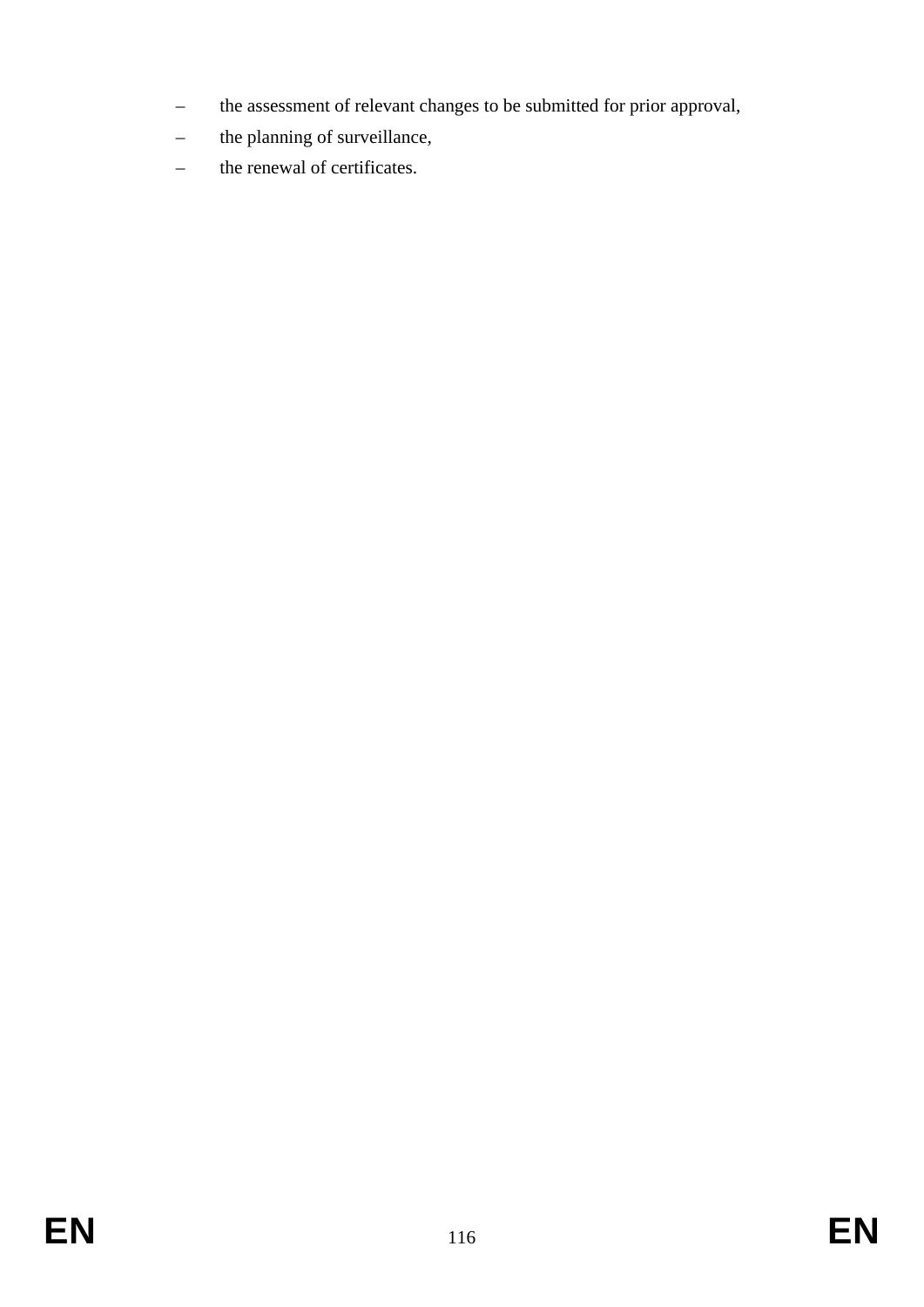- the assessment of relevant changes to be submitted for prior approval,
- the planning of surveillance,
- the renewal of certificates.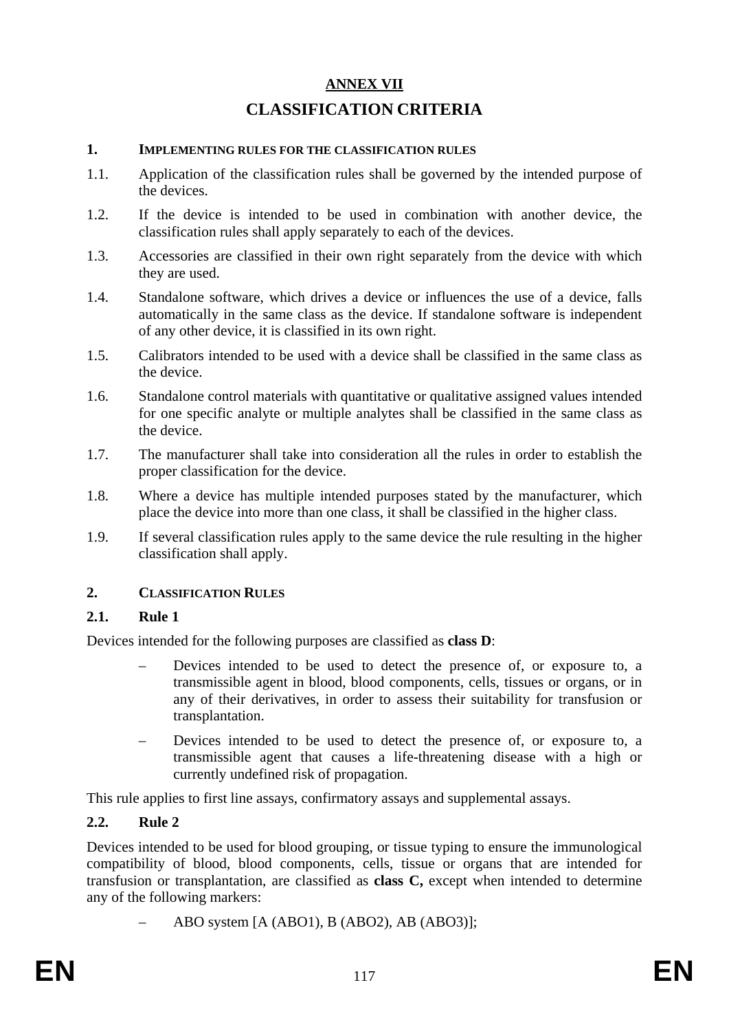# ANNEX VII

# CLASSIFICATION CRITERIA

## 1. IMPLEMENTING RULES FOR THE CLASSIFICATION RULES

1.1. Application of the classification rules shall be governed by the intended purpose of the devices.

1.2. If the device is intended to be used in combination with another device, the classification rules shall apply separately to each of the devices.

1.3. Accessories are classified in their own right separately from the device with which they are used.

1.4. Standalone software, which drives a device or influences the use of a device, falls automatically in the same class as the device. If standalone software is independent of any other device, it is classified in its own right.

1.5. Calibrators intended to be used with a device shall be classified in the same class as the device.

1.6. Standalone control materials with quantitative or qualitative assigned values intended for one specific analyte or multiple analytes shall be classified in the same class as the device.

1.7. The manufacturer shall take into consideration all the rules in order to establish the proper classification for the device.

1.8. Where a device has multiple intended purposes stated by the manufacturer, which place the device into more than one class, it shall be classified in the higher class.

1.9. If several classification rules apply to the same device the rule resulting in the higher classification shall apply.

## 2. CLASSIFICATION RULES

### 2.1. Rule 1

Devices intended for the following purposes are classified as **class D**:

- Devices intended to be used to detect the presence of, or exposure to, a transmissible agent in blood, blood components, cells, tissues or organs, or in any of their derivatives, in order to assess their suitability for transfusion or transplantation.
- Devices intended to be used to detect the presence of, or exposure to, a transmissible agent that causes a life-threatening disease with a high or currently undefined risk of propagation.

This rule applies to first line assays, confirmatory assays and supplemental assays.

### 2.2. Rule 2

Devices intended to be used for blood grouping, or tissue typing to ensure the immunological compatibility of blood, blood components, cells, tissue or organs that are intended for transfusion or transplantation, are classified as **class C,** except when intended to determine any of the following markers:

- ABO system [A (ABO1), B (ABO2), AB (ABO3)];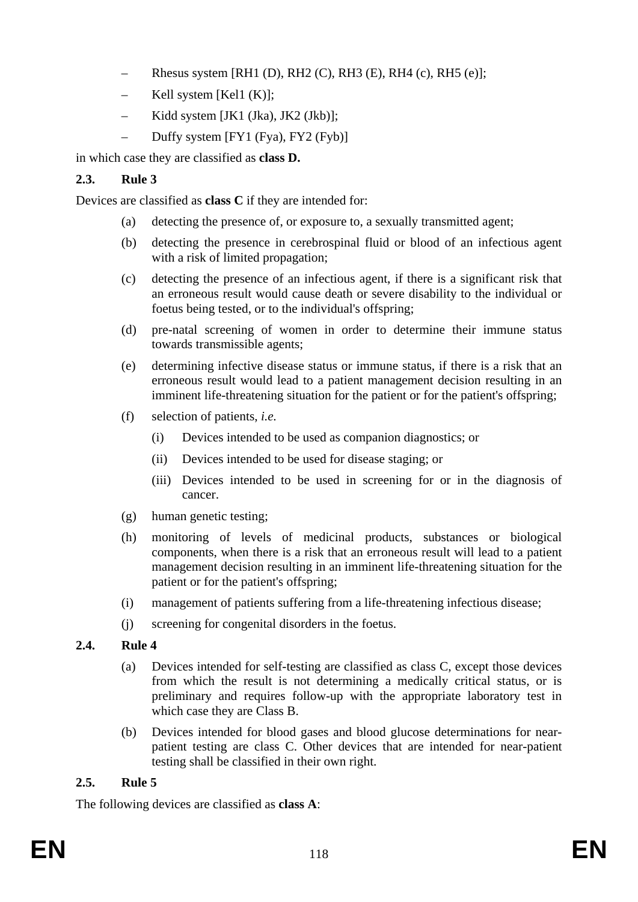- Rhesus system [RH1 (D), RH2 (C), RH3 (E), RH4 (c), RH5 (e)];
- Kell system [Kel1 (K)];
- Kidd system [JK1 (Jka), JK2 (Jkb)];
- Duffy system [FY1 (Fya), FY2 (Fyb)]

in which case they are classified as **class D.**

### 2.3. Rule 3

Devices are classified as **class C** if they are intended for:

(a) detecting the presence of, or exposure to, a sexually transmitted agent;

(b) detecting the presence in cerebrospinal fluid or blood of an infectious agent with a risk of limited propagation;

(c) detecting the presence of an infectious agent, if there is a significant risk that an erroneous result would cause death or severe disability to the individual or foetus being tested, or to the individual's offspring;

(d) pre-natal screening of women in order to determine their immune status towards transmissible agents;

(e) determining infective disease status or immune status, if there is a risk that an erroneous result would lead to a patient management decision resulting in an imminent life-threatening situation for the patient or for the patient's offspring;

(f) selection of patients, *i.e.*

   (i) Devices intended to be used as companion diagnostics; or

   (ii) Devices intended to be used for disease staging; or

   (iii) Devices intended to be used in screening for or in the diagnosis of cancer.

(g) human genetic testing;

(h) monitoring of levels of medicinal products, substances or biological components, when there is a risk that an erroneous result will lead to a patient management decision resulting in an imminent life-threatening situation for the patient or for the patient's offspring;

(i) management of patients suffering from a life-threatening infectious disease;

(j) screening for congenital disorders in the foetus.

### 2.4. Rule 4

(a) Devices intended for self-testing are classified as class C, except those devices from which the result is not determining a medically critical status, or is preliminary and requires follow-up with the appropriate laboratory test in which case they are Class B.

(b) Devices intended for blood gases and blood glucose determinations for near-patient testing are class C. Other devices that are intended for near-patient testing shall be classified in their own right.

### 2.5. Rule 5

The following devices are classified as **class A**: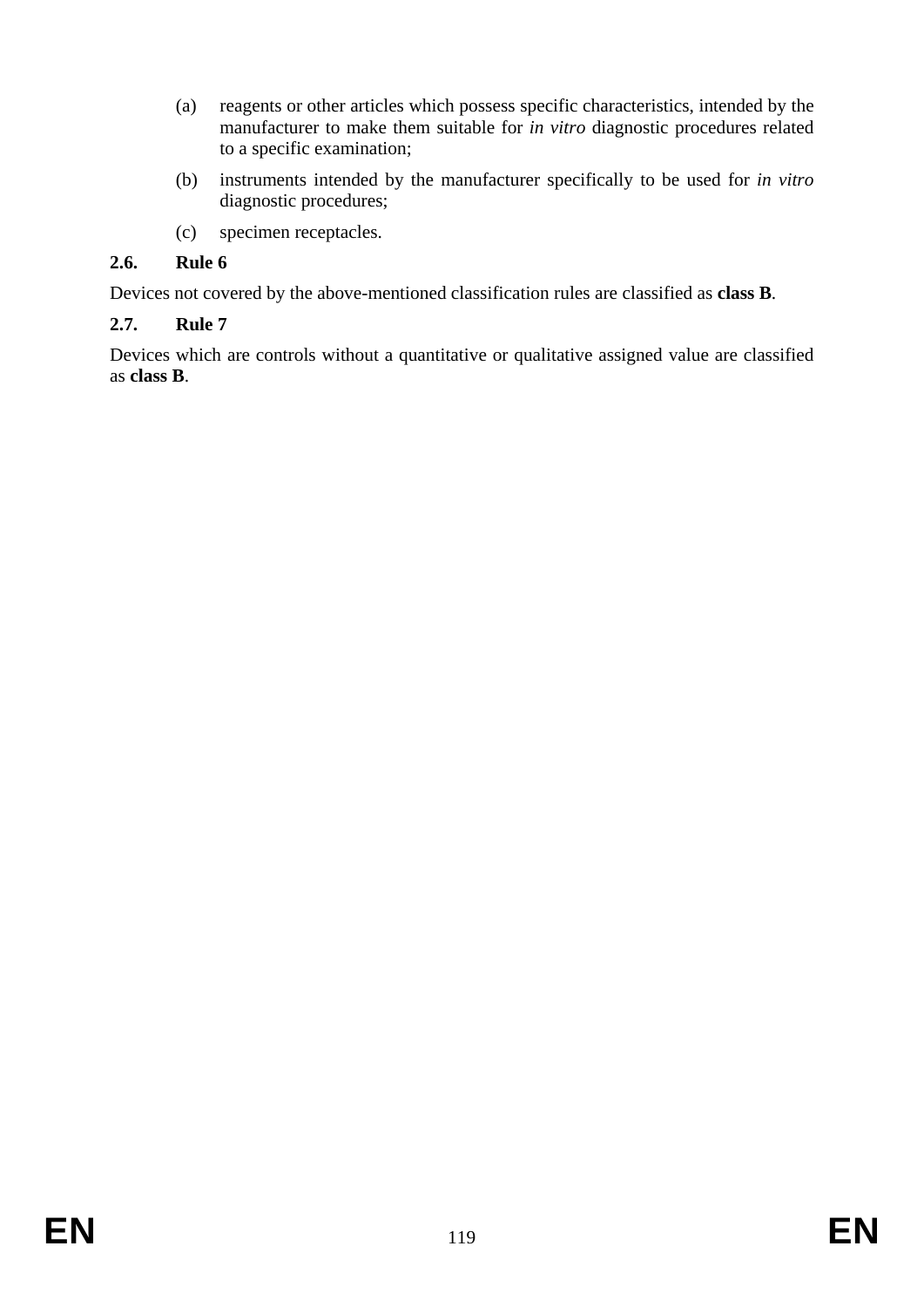(a) reagents or other articles which possess specific characteristics, intended by the manufacturer to make them suitable for *in vitro* diagnostic procedures related to a specific examination;

(b) instruments intended by the manufacturer specifically to be used for *in vitro* diagnostic procedures;

(c) specimen receptacles.

### 2.6. Rule 6

Devices not covered by the above-mentioned classification rules are classified as **class B**.

### 2.7. Rule 7

Devices which are controls without a quantitative or qualitative assigned value are classified as **class B**.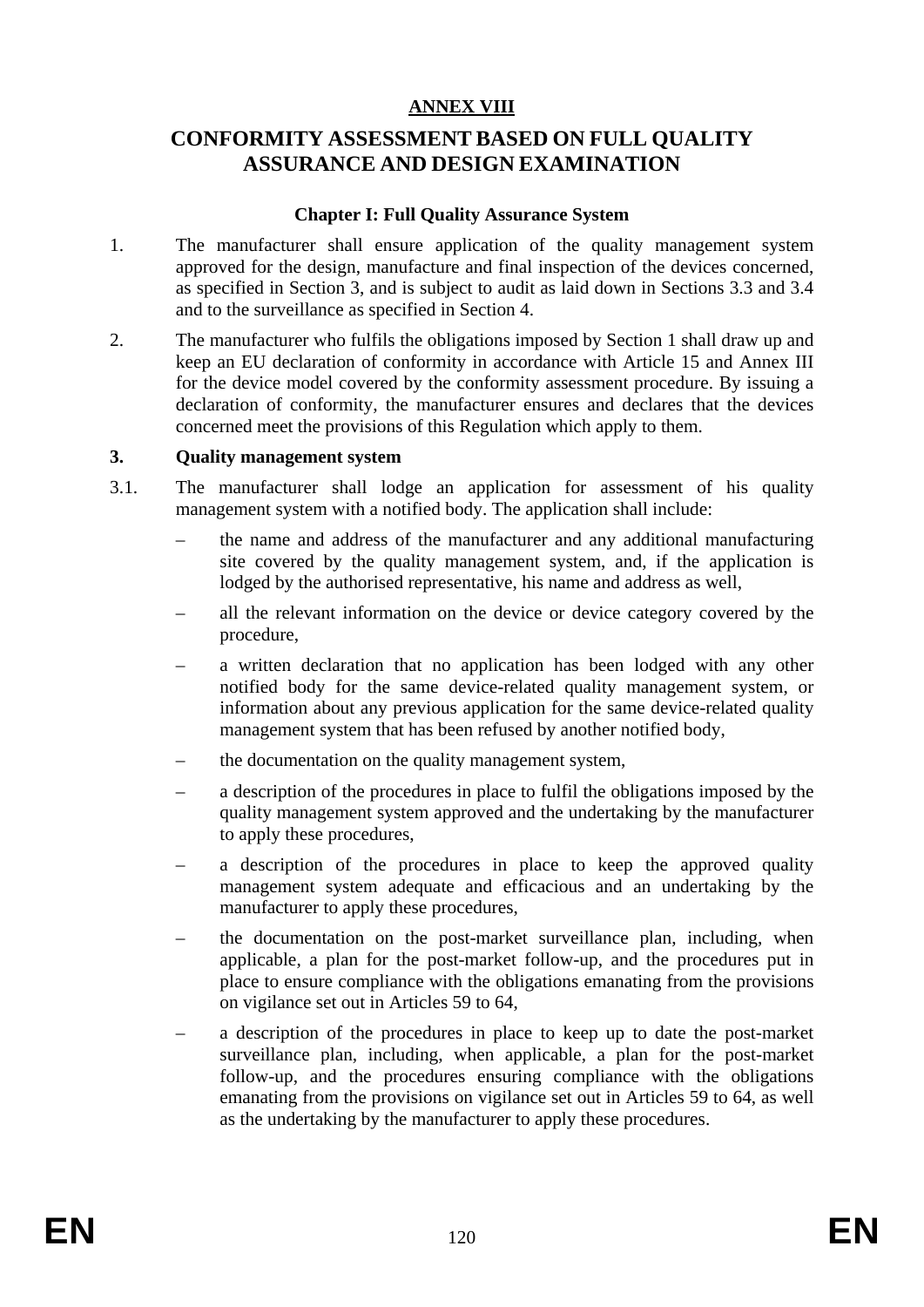# ANNEX VIII

# CONFORMITY ASSESSMENT BASED ON FULL QUALITY ASSURANCE AND DESIGN EXAMINATION

## Chapter I: Full Quality Assurance System

1. The manufacturer shall ensure application of the quality management system approved for the design, manufacture and final inspection of the devices concerned, as specified in Section 3, and is subject to audit as laid down in Sections 3.3 and 3.4 and to the surveillance as specified in Section 4.

2. The manufacturer who fulfils the obligations imposed by Section 1 shall draw up and keep an EU declaration of conformity in accordance with Article 15 and Annex III for the device model covered by the conformity assessment procedure. By issuing a declaration of conformity, the manufacturer ensures and declares that the devices concerned meet the provisions of this Regulation which apply to them.

**3. Quality management system**

3.1. The manufacturer shall lodge an application for assessment of his quality management system with a notified body. The application shall include:

– the name and address of the manufacturer and any additional manufacturing site covered by the quality management system, and, if the application is lodged by the authorised representative, his name and address as well,

– all the relevant information on the device or device category covered by the procedure,

– a written declaration that no application has been lodged with any other notified body for the same device-related quality management system, or information about any previous application for the same device-related quality management system that has been refused by another notified body,

– the documentation on the quality management system,

– a description of the procedures in place to fulfil the obligations imposed by the quality management system approved and the undertaking by the manufacturer to apply these procedures,

– a description of the procedures in place to keep the approved quality management system adequate and efficacious and an undertaking by the manufacturer to apply these procedures,

– the documentation on the post-market surveillance plan, including, when applicable, a plan for the post-market follow-up, and the procedures put in place to ensure compliance with the obligations emanating from the provisions on vigilance set out in Articles 59 to 64,

– a description of the procedures in place to keep up to date the post-market surveillance plan, including, when applicable, a plan for the post-market follow-up, and the procedures ensuring compliance with the obligations emanating from the provisions on vigilance set out in Articles 59 to 64, as well as the undertaking by the manufacturer to apply these procedures.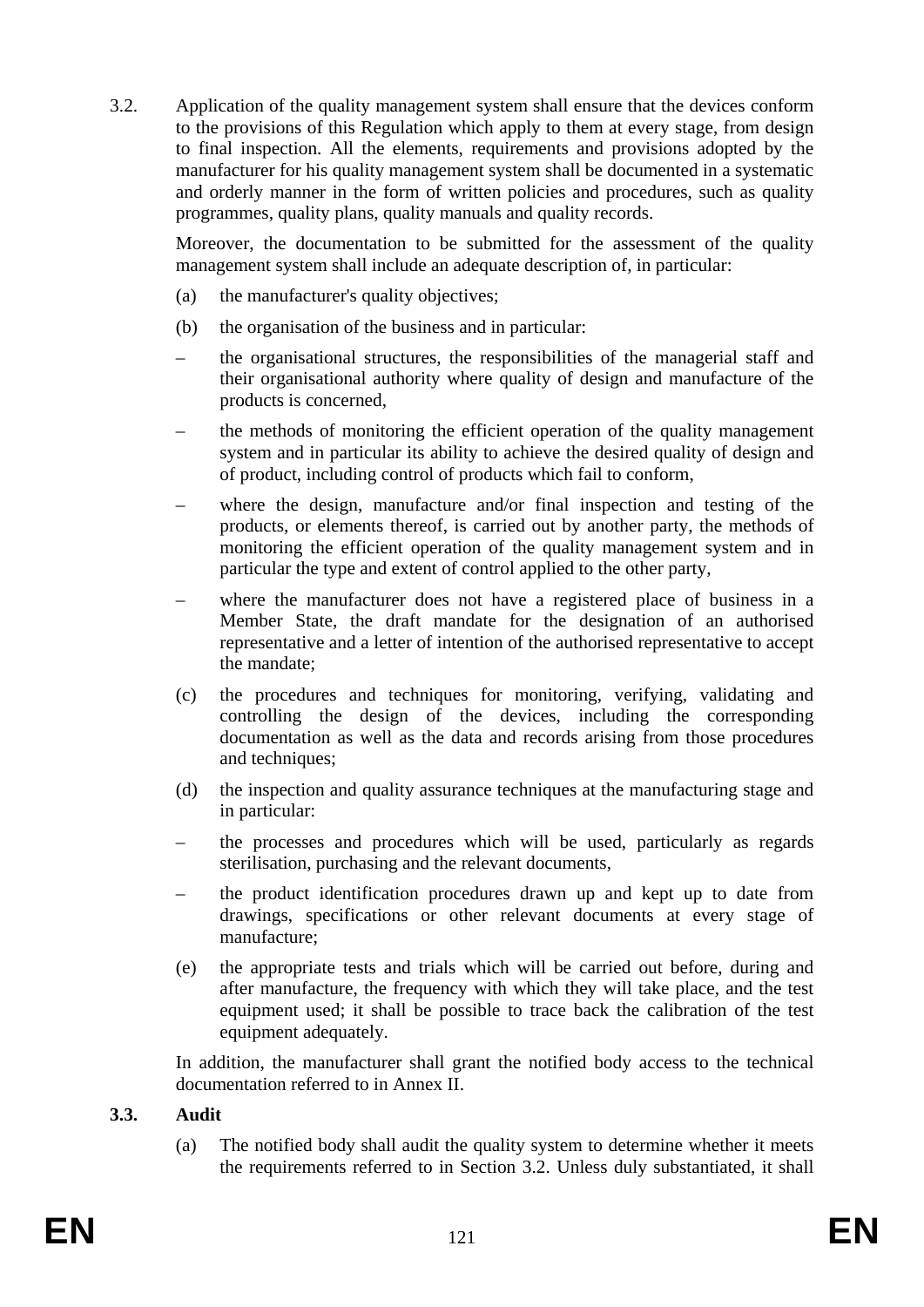3.2. Application of the quality management system shall ensure that the devices conform to the provisions of this Regulation which apply to them at every stage, from design to final inspection. All the elements, requirements and provisions adopted by the manufacturer for his quality management system shall be documented in a systematic and orderly manner in the form of written policies and procedures, such as quality programmes, quality plans, quality manuals and quality records.

Moreover, the documentation to be submitted for the assessment of the quality management system shall include an adequate description of, in particular:

(a) the manufacturer's quality objectives;

(b) the organisation of the business and in particular:

– the organisational structures, the responsibilities of the managerial staff and their organisational authority where quality of design and manufacture of the products is concerned,

– the methods of monitoring the efficient operation of the quality management system and in particular its ability to achieve the desired quality of design and of product, including control of products which fail to conform,

– where the design, manufacture and/or final inspection and testing of the products, or elements thereof, is carried out by another party, the methods of monitoring the efficient operation of the quality management system and in particular the type and extent of control applied to the other party,

– where the manufacturer does not have a registered place of business in a Member State, the draft mandate for the designation of an authorised representative and a letter of intention of the authorised representative to accept the mandate;

(c) the procedures and techniques for monitoring, verifying, validating and controlling the design of the devices, including the corresponding documentation as well as the data and records arising from those procedures and techniques;

(d) the inspection and quality assurance techniques at the manufacturing stage and in particular:

– the processes and procedures which will be used, particularly as regards sterilisation, purchasing and the relevant documents,

– the product identification procedures drawn up and kept up to date from drawings, specifications or other relevant documents at every stage of manufacture;

(e) the appropriate tests and trials which will be carried out before, during and after manufacture, the frequency with which they will take place, and the test equipment used; it shall be possible to trace back the calibration of the test equipment adequately.

In addition, the manufacturer shall grant the notified body access to the technical documentation referred to in Annex II.

**3.3. Audit**

(a) The notified body shall audit the quality system to determine whether it meets the requirements referred to in Section 3.2. Unless duly substantiated, it shall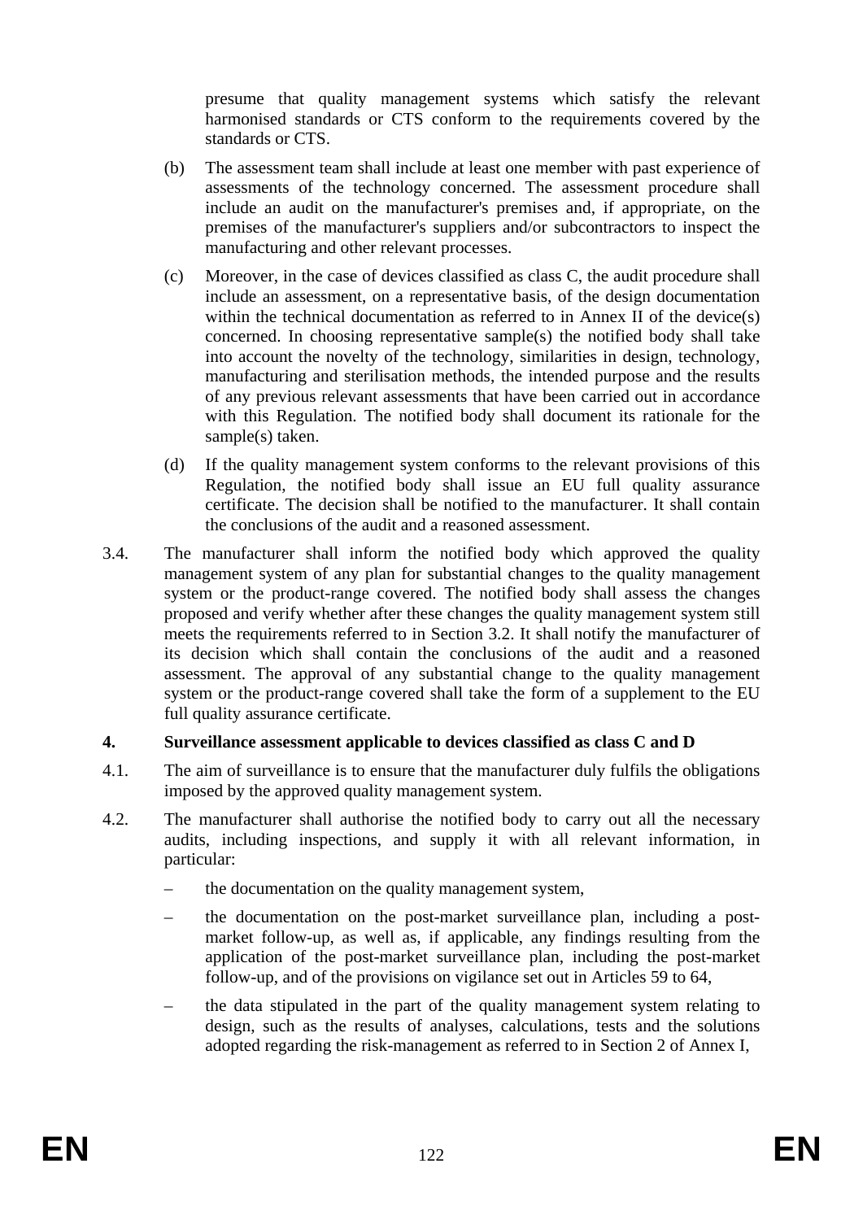presume that quality management systems which satisfy the relevant harmonised standards or CTS conform to the requirements covered by the standards or CTS.

(b) The assessment team shall include at least one member with past experience of assessments of the technology concerned. The assessment procedure shall include an audit on the manufacturer's premises and, if appropriate, on the premises of the manufacturer's suppliers and/or subcontractors to inspect the manufacturing and other relevant processes.

(c) Moreover, in the case of devices classified as class C, the audit procedure shall include an assessment, on a representative basis, of the design documentation within the technical documentation as referred to in Annex II of the device(s) concerned. In choosing representative sample(s) the notified body shall take into account the novelty of the technology, similarities in design, technology, manufacturing and sterilisation methods, the intended purpose and the results of any previous relevant assessments that have been carried out in accordance with this Regulation. The notified body shall document its rationale for the sample(s) taken.

(d) If the quality management system conforms to the relevant provisions of this Regulation, the notified body shall issue an EU full quality assurance certificate. The decision shall be notified to the manufacturer. It shall contain the conclusions of the audit and a reasoned assessment.

3.4. The manufacturer shall inform the notified body which approved the quality management system of any plan for substantial changes to the quality management system or the product-range covered. The notified body shall assess the changes proposed and verify whether after these changes the quality management system still meets the requirements referred to in Section 3.2. It shall notify the manufacturer of its decision which shall contain the conclusions of the audit and a reasoned assessment. The approval of any substantial change to the quality management system or the product-range covered shall take the form of a supplement to the EU full quality assurance certificate.

**4. Surveillance assessment applicable to devices classified as class C and D**

4.1. The aim of surveillance is to ensure that the manufacturer duly fulfils the obligations imposed by the approved quality management system.

4.2. The manufacturer shall authorise the notified body to carry out all the necessary audits, including inspections, and supply it with all relevant information, in particular:

– the documentation on the quality management system,

– the documentation on the post-market surveillance plan, including a post-market follow-up, as well as, if applicable, any findings resulting from the application of the post-market surveillance plan, including the post-market follow-up, and of the provisions on vigilance set out in Articles 59 to 64,

– the data stipulated in the part of the quality management system relating to design, such as the results of analyses, calculations, tests and the solutions adopted regarding the risk-management as referred to in Section 2 of Annex I,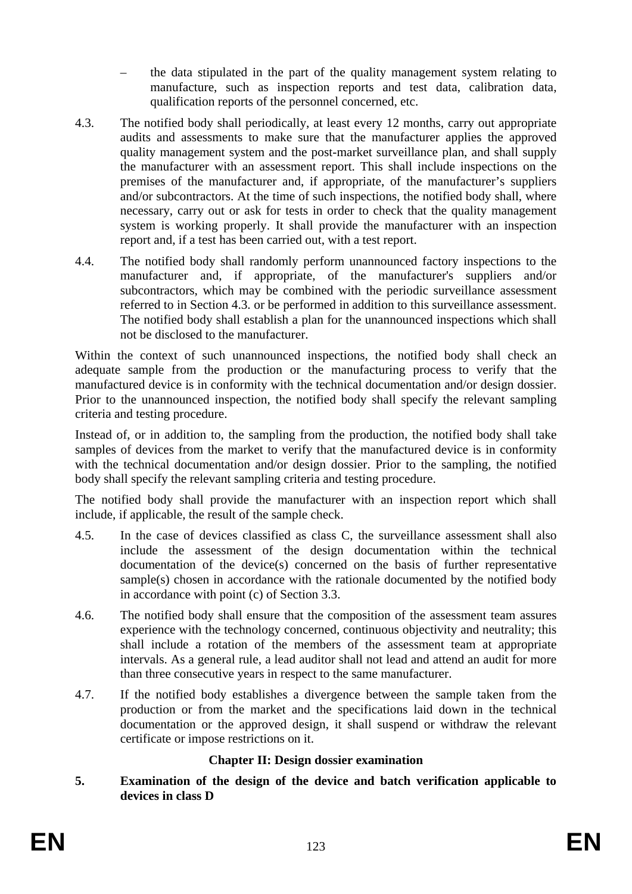– the data stipulated in the part of the quality management system relating to manufacture, such as inspection reports and test data, calibration data, qualification reports of the personnel concerned, etc.

4.3. The notified body shall periodically, at least every 12 months, carry out appropriate audits and assessments to make sure that the manufacturer applies the approved quality management system and the post-market surveillance plan, and shall supply the manufacturer with an assessment report. This shall include inspections on the premises of the manufacturer and, if appropriate, of the manufacturer's suppliers and/or subcontractors. At the time of such inspections, the notified body shall, where necessary, carry out or ask for tests in order to check that the quality management system is working properly. It shall provide the manufacturer with an inspection report and, if a test has been carried out, with a test report.

4.4. The notified body shall randomly perform unannounced factory inspections to the manufacturer and, if appropriate, of the manufacturer's suppliers and/or subcontractors, which may be combined with the periodic surveillance assessment referred to in Section 4.3. or be performed in addition to this surveillance assessment. The notified body shall establish a plan for the unannounced inspections which shall not be disclosed to the manufacturer.

Within the context of such unannounced inspections, the notified body shall check an adequate sample from the production or the manufacturing process to verify that the manufactured device is in conformity with the technical documentation and/or design dossier. Prior to the unannounced inspection, the notified body shall specify the relevant sampling criteria and testing procedure.

Instead of, or in addition to, the sampling from the production, the notified body shall take samples of devices from the market to verify that the manufactured device is in conformity with the technical documentation and/or design dossier. Prior to the sampling, the notified body shall specify the relevant sampling criteria and testing procedure.

The notified body shall provide the manufacturer with an inspection report which shall include, if applicable, the result of the sample check.

4.5. In the case of devices classified as class C, the surveillance assessment shall also include the assessment of the design documentation within the technical documentation of the device(s) concerned on the basis of further representative sample(s) chosen in accordance with the rationale documented by the notified body in accordance with point (c) of Section 3.3.

4.6. The notified body shall ensure that the composition of the assessment team assures experience with the technology concerned, continuous objectivity and neutrality; this shall include a rotation of the members of the assessment team at appropriate intervals. As a general rule, a lead auditor shall not lead and attend an audit for more than three consecutive years in respect to the same manufacturer.

4.7. If the notified body establishes a divergence between the sample taken from the production or from the market and the specifications laid down in the technical documentation or the approved design, it shall suspend or withdraw the relevant certificate or impose restrictions on it.

## Chapter II: Design dossier examination

**5. Examination of the design of the device and batch verification applicable to devices in class D**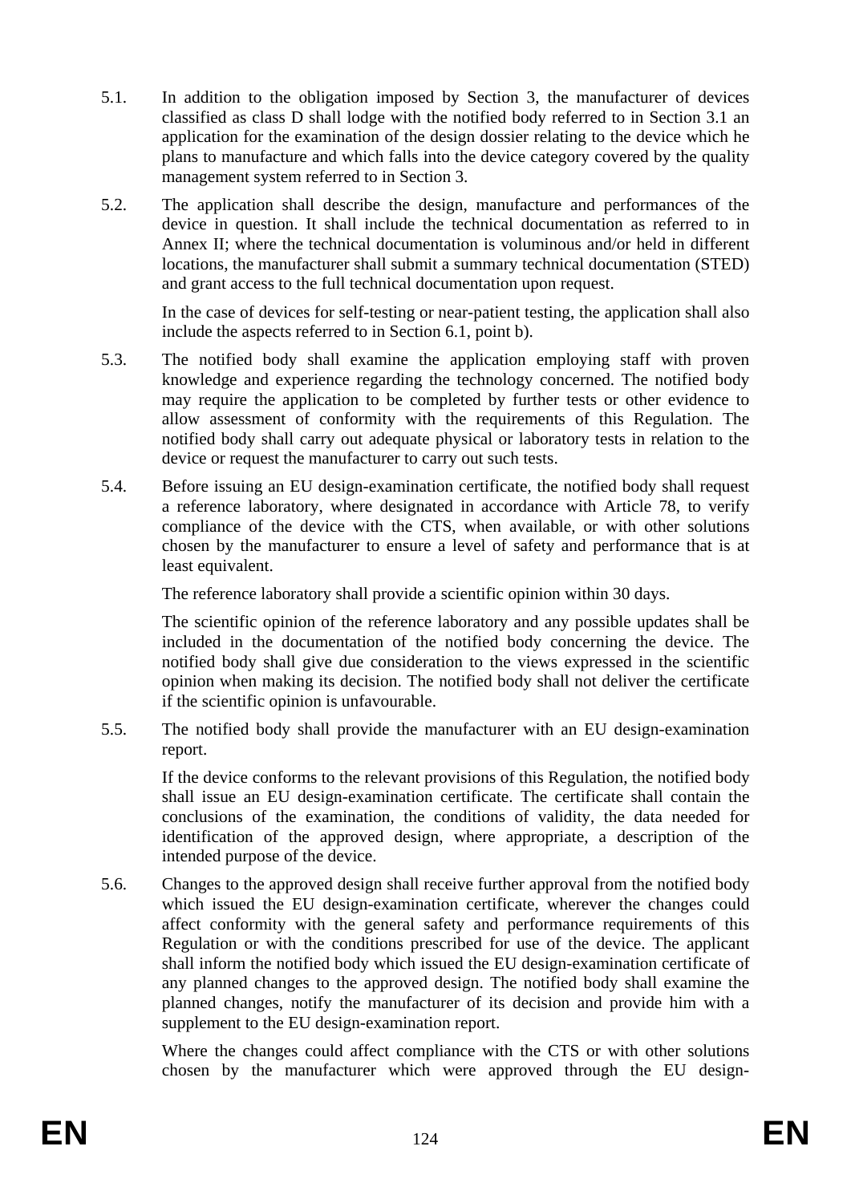5.1. In addition to the obligation imposed by Section 3, the manufacturer of devices classified as class D shall lodge with the notified body referred to in Section 3.1 an application for the examination of the design dossier relating to the device which he plans to manufacture and which falls into the device category covered by the quality management system referred to in Section 3.

5.2. The application shall describe the design, manufacture and performances of the device in question. It shall include the technical documentation as referred to in Annex II; where the technical documentation is voluminous and/or held in different locations, the manufacturer shall submit a summary technical documentation (STED) and grant access to the full technical documentation upon request.

In the case of devices for self-testing or near-patient testing, the application shall also include the aspects referred to in Section 6.1, point b).

5.3. The notified body shall examine the application employing staff with proven knowledge and experience regarding the technology concerned. The notified body may require the application to be completed by further tests or other evidence to allow assessment of conformity with the requirements of this Regulation. The notified body shall carry out adequate physical or laboratory tests in relation to the device or request the manufacturer to carry out such tests.

5.4. Before issuing an EU design-examination certificate, the notified body shall request a reference laboratory, where designated in accordance with Article 78, to verify compliance of the device with the CTS, when available, or with other solutions chosen by the manufacturer to ensure a level of safety and performance that is at least equivalent.

The reference laboratory shall provide a scientific opinion within 30 days.

The scientific opinion of the reference laboratory and any possible updates shall be included in the documentation of the notified body concerning the device. The notified body shall give due consideration to the views expressed in the scientific opinion when making its decision. The notified body shall not deliver the certificate if the scientific opinion is unfavourable.

5.5. The notified body shall provide the manufacturer with an EU design-examination report.

If the device conforms to the relevant provisions of this Regulation, the notified body shall issue an EU design-examination certificate. The certificate shall contain the conclusions of the examination, the conditions of validity, the data needed for identification of the approved design, where appropriate, a description of the intended purpose of the device.

5.6. Changes to the approved design shall receive further approval from the notified body which issued the EU design-examination certificate, wherever the changes could affect conformity with the general safety and performance requirements of this Regulation or with the conditions prescribed for use of the device. The applicant shall inform the notified body which issued the EU design-examination certificate of any planned changes to the approved design. The notified body shall examine the planned changes, notify the manufacturer of its decision and provide him with a supplement to the EU design-examination report.

Where the changes could affect compliance with the CTS or with other solutions chosen by the manufacturer which were approved through the EU design-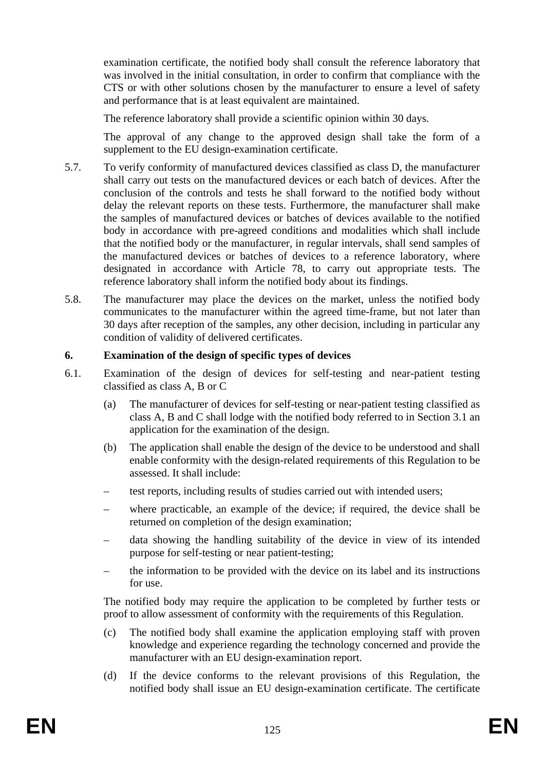examination certificate, the notified body shall consult the reference laboratory that was involved in the initial consultation, in order to confirm that compliance with the CTS or with other solutions chosen by the manufacturer to ensure a level of safety and performance that is at least equivalent are maintained.

The reference laboratory shall provide a scientific opinion within 30 days.

The approval of any change to the approved design shall take the form of a supplement to the EU design-examination certificate.

5.7. To verify conformity of manufactured devices classified as class D, the manufacturer shall carry out tests on the manufactured devices or each batch of devices. After the conclusion of the controls and tests he shall forward to the notified body without delay the relevant reports on these tests. Furthermore, the manufacturer shall make the samples of manufactured devices or batches of devices available to the notified body in accordance with pre-agreed conditions and modalities which shall include that the notified body or the manufacturer, in regular intervals, shall send samples of the manufactured devices or batches of devices to a reference laboratory, where designated in accordance with Article 78, to carry out appropriate tests. The reference laboratory shall inform the notified body about its findings.

5.8. The manufacturer may place the devices on the market, unless the notified body communicates to the manufacturer within the agreed time-frame, but not later than 30 days after reception of the samples, any other decision, including in particular any condition of validity of delivered certificates.

**6. Examination of the design of specific types of devices**

6.1. Examination of the design of devices for self-testing and near-patient testing classified as class A, B or C

(a) The manufacturer of devices for self-testing or near-patient testing classified as class A, B and C shall lodge with the notified body referred to in Section 3.1 an application for the examination of the design.

(b) The application shall enable the design of the device to be understood and shall enable conformity with the design-related requirements of this Regulation to be assessed. It shall include:

– test reports, including results of studies carried out with intended users;

– where practicable, an example of the device; if required, the device shall be returned on completion of the design examination;

– data showing the handling suitability of the device in view of its intended purpose for self-testing or near patient-testing;

– the information to be provided with the device on its label and its instructions for use.

The notified body may require the application to be completed by further tests or proof to allow assessment of conformity with the requirements of this Regulation.

(c) The notified body shall examine the application employing staff with proven knowledge and experience regarding the technology concerned and provide the manufacturer with an EU design-examination report.

(d) If the device conforms to the relevant provisions of this Regulation, the notified body shall issue an EU design-examination certificate. The certificate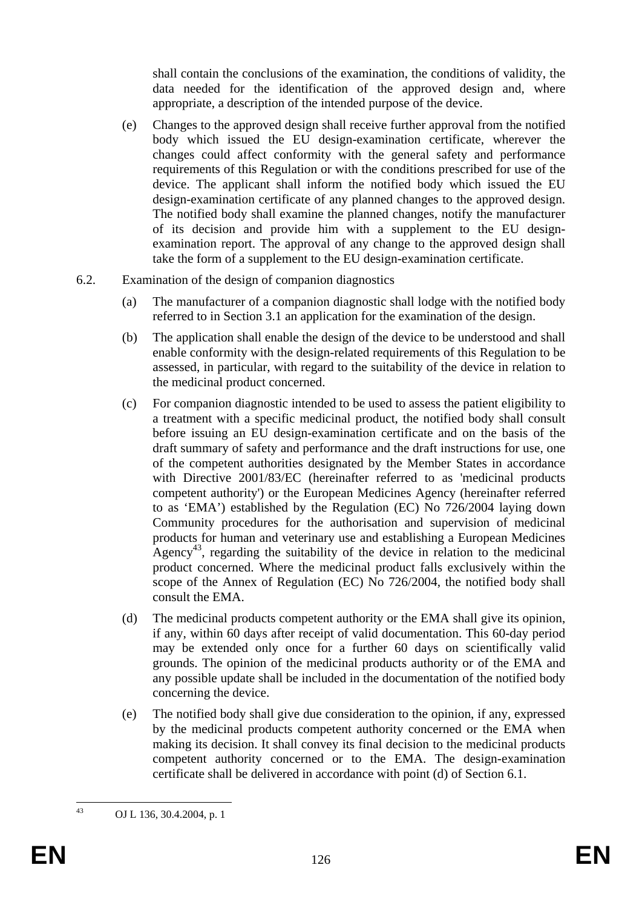shall contain the conclusions of the examination, the conditions of validity, the data needed for the identification of the approved design and, where appropriate, a description of the intended purpose of the device.

(e) Changes to the approved design shall receive further approval from the notified body which issued the EU design-examination certificate, wherever the changes could affect conformity with the general safety and performance requirements of this Regulation or with the conditions prescribed for use of the device. The applicant shall inform the notified body which issued the EU design-examination certificate of any planned changes to the approved design. The notified body shall examine the planned changes, notify the manufacturer of its decision and provide him with a supplement to the EU design-examination report. The approval of any change to the approved design shall take the form of a supplement to the EU design-examination certificate.

6.2. Examination of the design of companion diagnostics

(a) The manufacturer of a companion diagnostic shall lodge with the notified body referred to in Section 3.1 an application for the examination of the design.

(b) The application shall enable the design of the device to be understood and shall enable conformity with the design-related requirements of this Regulation to be assessed, in particular, with regard to the suitability of the device in relation to the medicinal product concerned.

(c) For companion diagnostic intended to be used to assess the patient eligibility to a treatment with a specific medicinal product, the notified body shall consult before issuing an EU design-examination certificate and on the basis of the draft summary of safety and performance and the draft instructions for use, one of the competent authorities designated by the Member States in accordance with Directive 2001/83/EC (hereinafter referred to as 'medicinal products competent authority') or the European Medicines Agency (hereinafter referred to as 'EMA') established by the Regulation (EC) No 726/2004 laying down Community procedures for the authorisation and supervision of medicinal products for human and veterinary use and establishing a European Medicines Agency[43], regarding the suitability of the device in relation to the medicinal product concerned. Where the medicinal product falls exclusively within the scope of the Annex of Regulation (EC) No 726/2004, the notified body shall consult the EMA.

(d) The medicinal products competent authority or the EMA shall give its opinion, if any, within 60 days after receipt of valid documentation. This 60-day period may be extended only once for a further 60 days on scientifically valid grounds. The opinion of the medicinal products authority or of the EMA and any possible update shall be included in the documentation of the notified body concerning the device.

(e) The notified body shall give due consideration to the opinion, if any, expressed by the medicinal products competent authority concerned or the EMA when making its decision. It shall convey its final decision to the medicinal products competent authority concerned or to the EMA. The design-examination certificate shall be delivered in accordance with point (d) of Section 6.1.

[43] OJ L 136, 30.4.2004, p. 1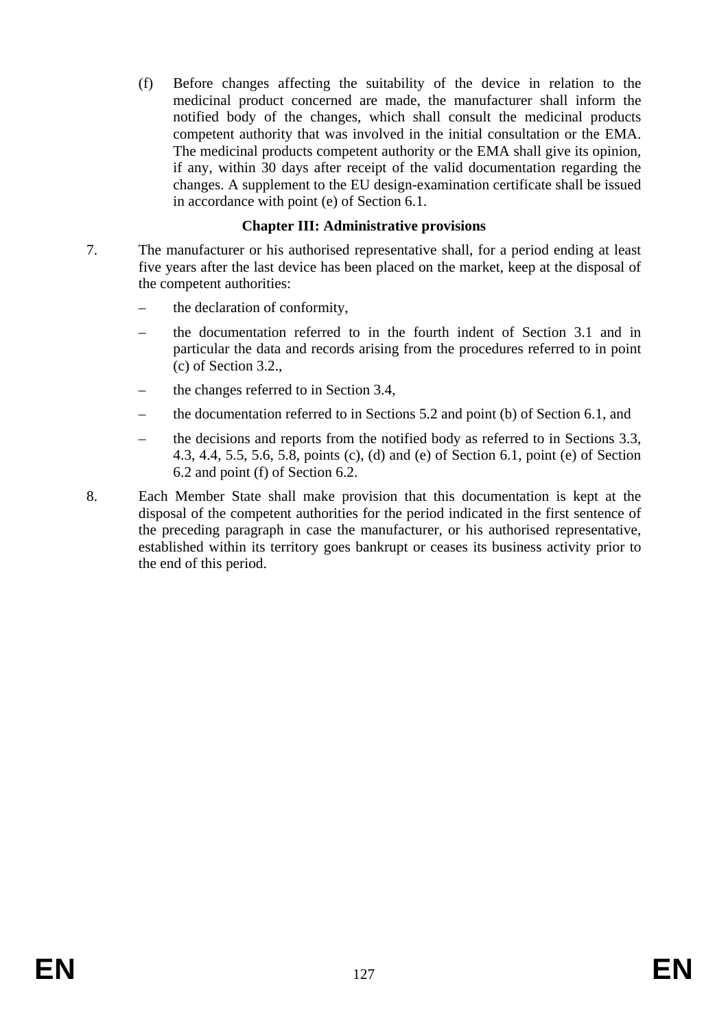(f) Before changes affecting the suitability of the device in relation to the medicinal product concerned are made, the manufacturer shall inform the notified body of the changes, which shall consult the medicinal products competent authority that was involved in the initial consultation or the EMA. The medicinal products competent authority or the EMA shall give its opinion, if any, within 30 days after receipt of the valid documentation regarding the changes. A supplement to the EU design-examination certificate shall be issued in accordance with point (e) of Section 6.1.

### Chapter III: Administrative provisions

7. The manufacturer or his authorised representative shall, for a period ending at least five years after the last device has been placed on the market, keep at the disposal of the competent authorities:

   – the declaration of conformity,

   – the documentation referred to in the fourth indent of Section 3.1 and in particular the data and records arising from the procedures referred to in point (c) of Section 3.2.,

   – the changes referred to in Section 3.4,

   – the documentation referred to in Sections 5.2 and point (b) of Section 6.1, and

   – the decisions and reports from the notified body as referred to in Sections 3.3, 4.3, 4.4, 5.5, 5.6, 5.8, points (c), (d) and (e) of Section 6.1, point (e) of Section 6.2 and point (f) of Section 6.2.

8. Each Member State shall make provision that this documentation is kept at the disposal of the competent authorities for the period indicated in the first sentence of the preceding paragraph in case the manufacturer, or his authorised representative, established within its territory goes bankrupt or ceases its business activity prior to the end of this period.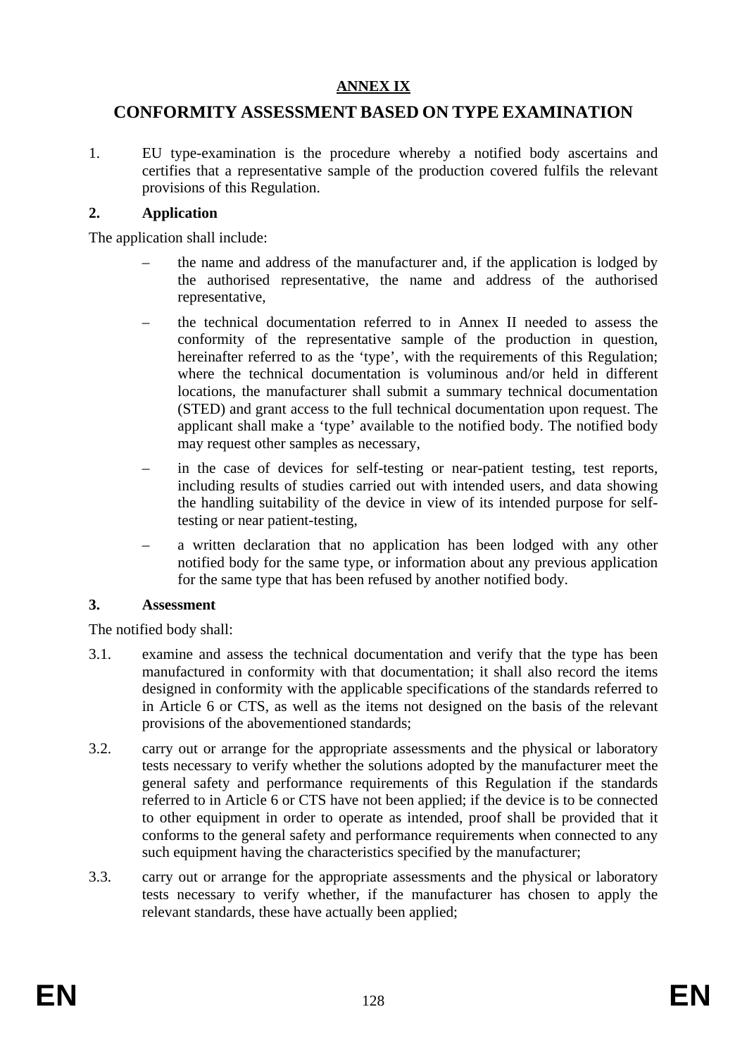**ANNEX IX**

# CONFORMITY ASSESSMENT BASED ON TYPE EXAMINATION

1. EU type-examination is the procedure whereby a notified body ascertains and certifies that a representative sample of the production covered fulfils the relevant provisions of this Regulation.

## 2. Application

The application shall include:

- the name and address of the manufacturer and, if the application is lodged by the authorised representative, the name and address of the authorised representative,
- the technical documentation referred to in Annex II needed to assess the conformity of the representative sample of the production in question, hereinafter referred to as the 'type', with the requirements of this Regulation; where the technical documentation is voluminous and/or held in different locations, the manufacturer shall submit a summary technical documentation (STED) and grant access to the full technical documentation upon request. The applicant shall make a 'type' available to the notified body. The notified body may request other samples as necessary,
- in the case of devices for self-testing or near-patient testing, test reports, including results of studies carried out with intended users, and data showing the handling suitability of the device in view of its intended purpose for self-testing or near patient-testing,
- a written declaration that no application has been lodged with any other notified body for the same type, or information about any previous application for the same type that has been refused by another notified body.

## 3. Assessment

The notified body shall:

3.1. examine and assess the technical documentation and verify that the type has been manufactured in conformity with that documentation; it shall also record the items designed in conformity with the applicable specifications of the standards referred to in Article 6 or CTS, as well as the items not designed on the basis of the relevant provisions of the abovementioned standards;

3.2. carry out or arrange for the appropriate assessments and the physical or laboratory tests necessary to verify whether the solutions adopted by the manufacturer meet the general safety and performance requirements of this Regulation if the standards referred to in Article 6 or CTS have not been applied; if the device is to be connected to other equipment in order to operate as intended, proof shall be provided that it conforms to the general safety and performance requirements when connected to any such equipment having the characteristics specified by the manufacturer;

3.3. carry out or arrange for the appropriate assessments and the physical or laboratory tests necessary to verify whether, if the manufacturer has chosen to apply the relevant standards, these have actually been applied;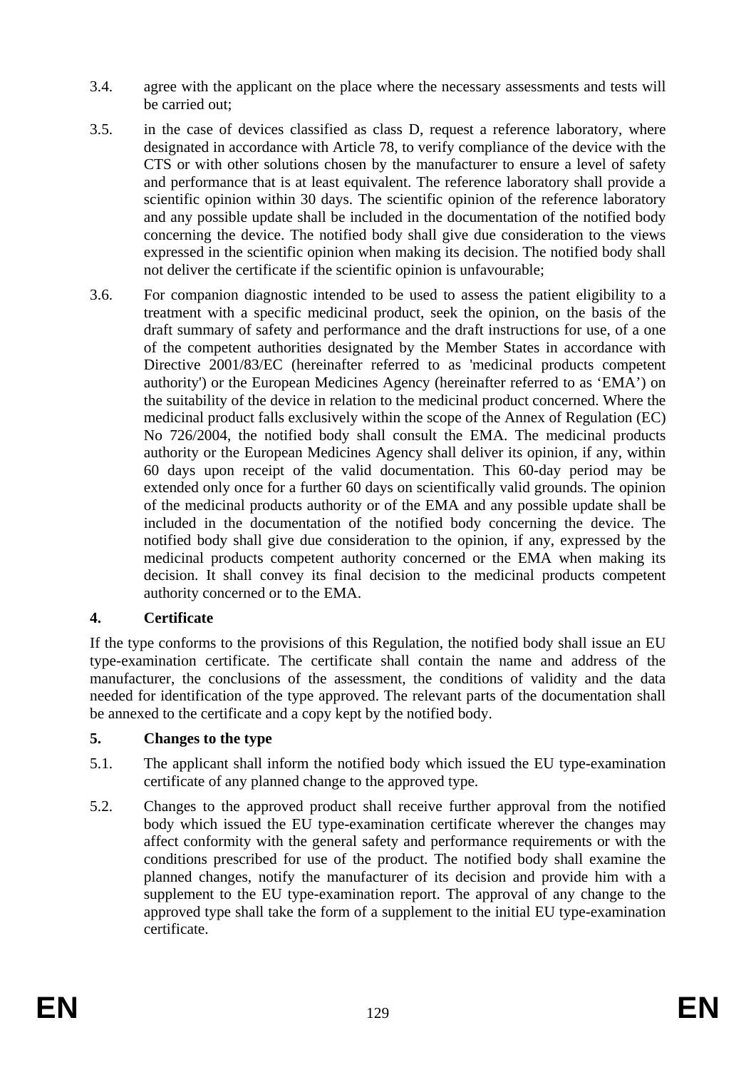3.4. agree with the applicant on the place where the necessary assessments and tests will be carried out;

3.5. in the case of devices classified as class D, request a reference laboratory, where designated in accordance with Article 78, to verify compliance of the device with the CTS or with other solutions chosen by the manufacturer to ensure a level of safety and performance that is at least equivalent. The reference laboratory shall provide a scientific opinion within 30 days. The scientific opinion of the reference laboratory and any possible update shall be included in the documentation of the notified body concerning the device. The notified body shall give due consideration to the views expressed in the scientific opinion when making its decision. The notified body shall not deliver the certificate if the scientific opinion is unfavourable;

3.6. For companion diagnostic intended to be used to assess the patient eligibility to a treatment with a specific medicinal product, seek the opinion, on the basis of the draft summary of safety and performance and the draft instructions for use, of a one of the competent authorities designated by the Member States in accordance with Directive 2001/83/EC (hereinafter referred to as 'medicinal products competent authority') or the European Medicines Agency (hereinafter referred to as 'EMA') on the suitability of the device in relation to the medicinal product concerned. Where the medicinal product falls exclusively within the scope of the Annex of Regulation (EC) No 726/2004, the notified body shall consult the EMA. The medicinal products authority or the European Medicines Agency shall deliver its opinion, if any, within 60 days upon receipt of the valid documentation. This 60-day period may be extended only once for a further 60 days on scientifically valid grounds. The opinion of the medicinal products authority or of the EMA and any possible update shall be included in the documentation of the notified body concerning the device. The notified body shall give due consideration to the opinion, if any, expressed by the medicinal products competent authority concerned or the EMA when making its decision. It shall convey its final decision to the medicinal products competent authority concerned or to the EMA.

## 4. Certificate

If the type conforms to the provisions of this Regulation, the notified body shall issue an EU type-examination certificate. The certificate shall contain the name and address of the manufacturer, the conclusions of the assessment, the conditions of validity and the data needed for identification of the type approved. The relevant parts of the documentation shall be annexed to the certificate and a copy kept by the notified body.

## 5. Changes to the type

5.1. The applicant shall inform the notified body which issued the EU type-examination certificate of any planned change to the approved type.

5.2. Changes to the approved product shall receive further approval from the notified body which issued the EU type-examination certificate wherever the changes may affect conformity with the general safety and performance requirements or with the conditions prescribed for use of the product. The notified body shall examine the planned changes, notify the manufacturer of its decision and provide him with a supplement to the EU type-examination report. The approval of any change to the approved type shall take the form of a supplement to the initial EU type-examination certificate.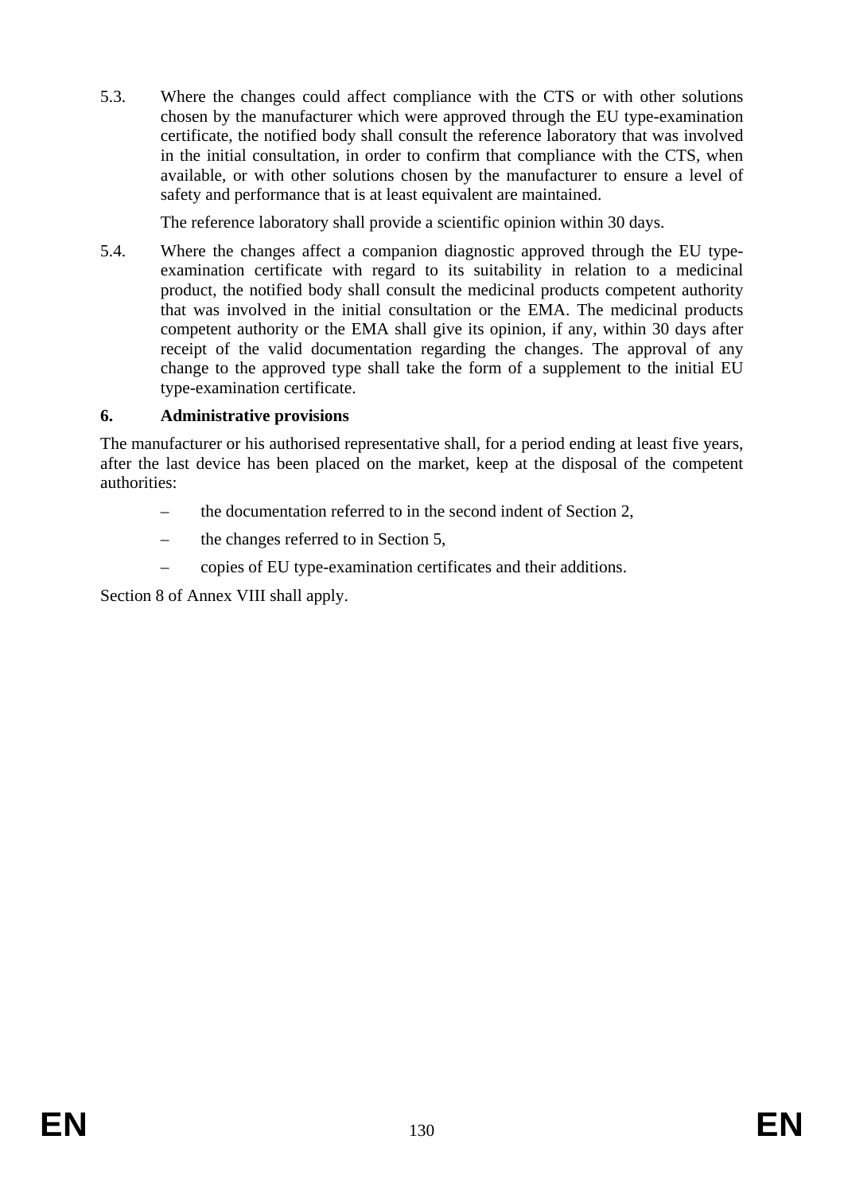5.3. Where the changes could affect compliance with the CTS or with other solutions chosen by the manufacturer which were approved through the EU type-examination certificate, the notified body shall consult the reference laboratory that was involved in the initial consultation, in order to confirm that compliance with the CTS, when available, or with other solutions chosen by the manufacturer to ensure a level of safety and performance that is at least equivalent are maintained.

The reference laboratory shall provide a scientific opinion within 30 days.

5.4. Where the changes affect a companion diagnostic approved through the EU type-examination certificate with regard to its suitability in relation to a medicinal product, the notified body shall consult the medicinal products competent authority that was involved in the initial consultation or the EMA. The medicinal products competent authority or the EMA shall give its opinion, if any, within 30 days after receipt of the valid documentation regarding the changes. The approval of any change to the approved type shall take the form of a supplement to the initial EU type-examination certificate.

**6. Administrative provisions**

The manufacturer or his authorised representative shall, for a period ending at least five years, after the last device has been placed on the market, keep at the disposal of the competent authorities:

- the documentation referred to in the second indent of Section 2,
- the changes referred to in Section 5,
- copies of EU type-examination certificates and their additions.

Section 8 of Annex VIII shall apply.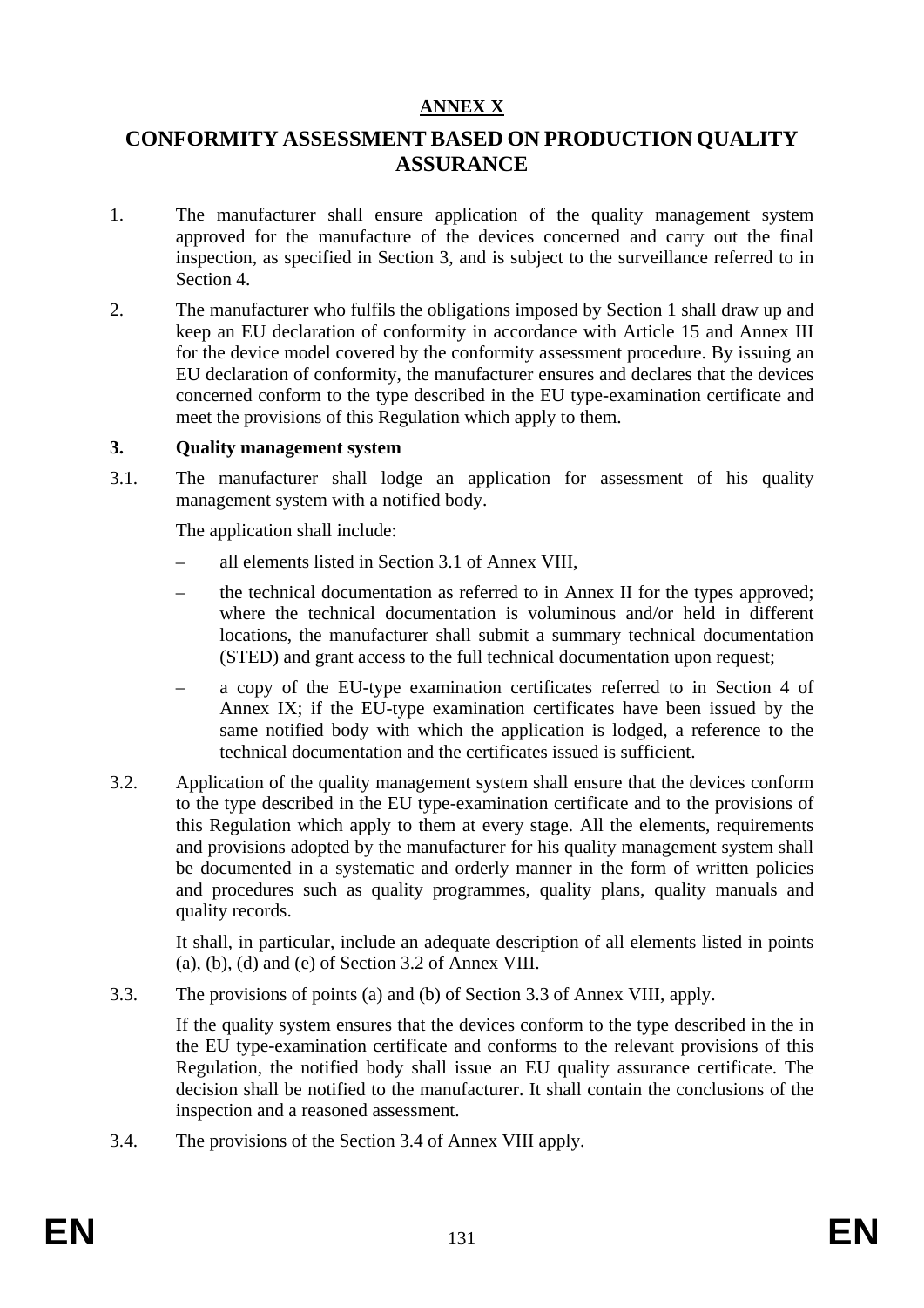**ANNEX X**

# CONFORMITY ASSESSMENT BASED ON PRODUCTION QUALITY ASSURANCE

1. The manufacturer shall ensure application of the quality management system approved for the manufacture of the devices concerned and carry out the final inspection, as specified in Section 3, and is subject to the surveillance referred to in Section 4.

2. The manufacturer who fulfils the obligations imposed by Section 1 shall draw up and keep an EU declaration of conformity in accordance with Article 15 and Annex III for the device model covered by the conformity assessment procedure. By issuing an EU declaration of conformity, the manufacturer ensures and declares that the devices concerned conform to the type described in the EU type-examination certificate and meet the provisions of this Regulation which apply to them.

**3. Quality management system**

3.1. The manufacturer shall lodge an application for assessment of his quality management system with a notified body.

The application shall include:

- all elements listed in Section 3.1 of Annex VIII,
- the technical documentation as referred to in Annex II for the types approved; where the technical documentation is voluminous and/or held in different locations, the manufacturer shall submit a summary technical documentation (STED) and grant access to the full technical documentation upon request;
- a copy of the EU-type examination certificates referred to in Section 4 of Annex IX; if the EU-type examination certificates have been issued by the same notified body with which the application is lodged, a reference to the technical documentation and the certificates issued is sufficient.

3.2. Application of the quality management system shall ensure that the devices conform to the type described in the EU type-examination certificate and to the provisions of this Regulation which apply to them at every stage. All the elements, requirements and provisions adopted by the manufacturer for his quality management system shall be documented in a systematic and orderly manner in the form of written policies and procedures such as quality programmes, quality plans, quality manuals and quality records.

It shall, in particular, include an adequate description of all elements listed in points (a), (b), (d) and (e) of Section 3.2 of Annex VIII.

3.3. The provisions of points (a) and (b) of Section 3.3 of Annex VIII, apply.

If the quality system ensures that the devices conform to the type described in the in the EU type-examination certificate and conforms to the relevant provisions of this Regulation, the notified body shall issue an EU quality assurance certificate. The decision shall be notified to the manufacturer. It shall contain the conclusions of the inspection and a reasoned assessment.

3.4. The provisions of the Section 3.4 of Annex VIII apply.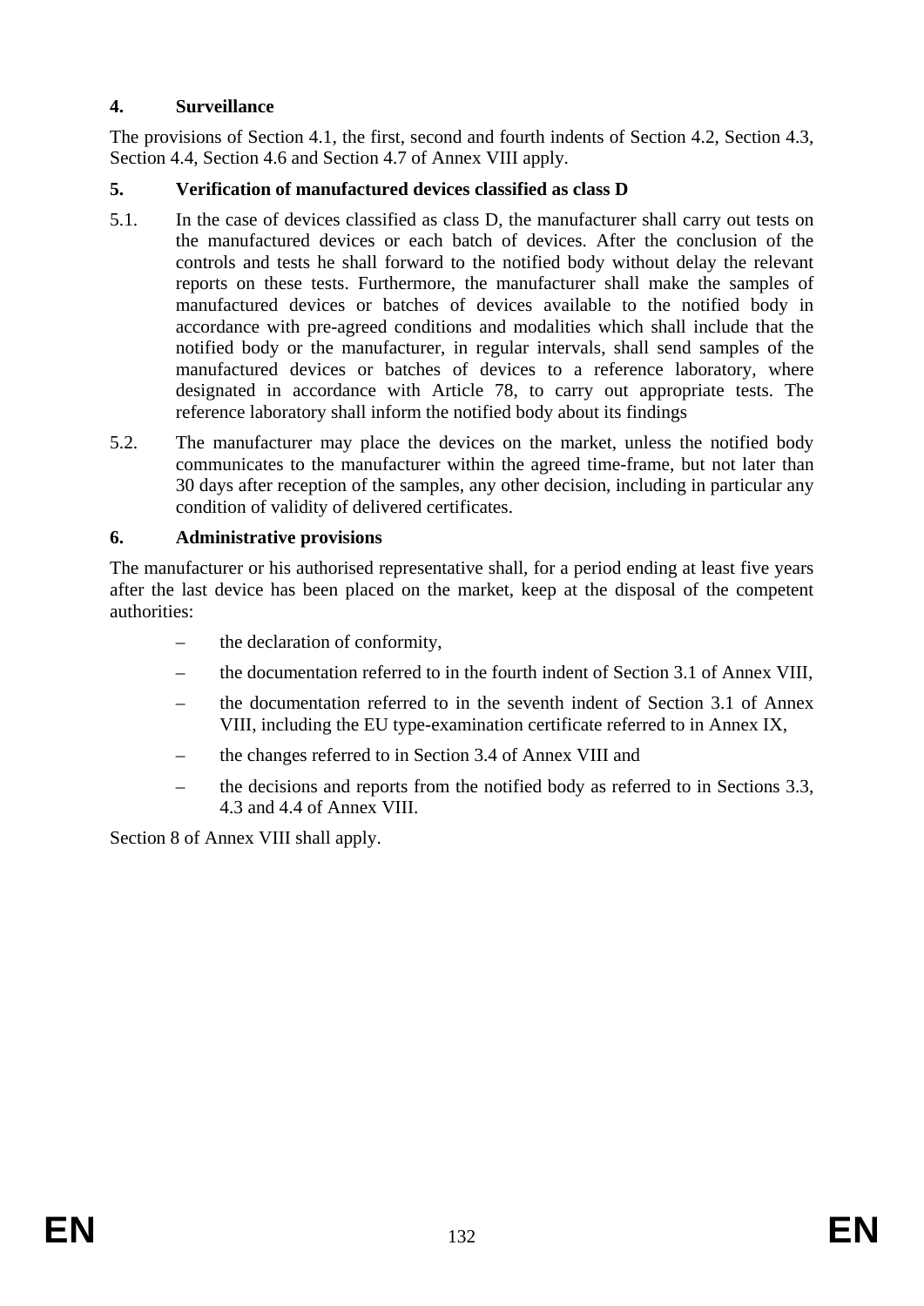## 4. Surveillance

The provisions of Section 4.1, the first, second and fourth indents of Section 4.2, Section 4.3, Section 4.4, Section 4.6 and Section 4.7 of Annex VIII apply.

## 5. Verification of manufactured devices classified as class D

5.1. In the case of devices classified as class D, the manufacturer shall carry out tests on the manufactured devices or each batch of devices. After the conclusion of the controls and tests he shall forward to the notified body without delay the relevant reports on these tests. Furthermore, the manufacturer shall make the samples of manufactured devices or batches of devices available to the notified body in accordance with pre-agreed conditions and modalities which shall include that the notified body or the manufacturer, in regular intervals, shall send samples of the manufactured devices or batches of devices to a reference laboratory, where designated in accordance with Article 78, to carry out appropriate tests. The reference laboratory shall inform the notified body about its findings

5.2. The manufacturer may place the devices on the market, unless the notified body communicates to the manufacturer within the agreed time-frame, but not later than 30 days after reception of the samples, any other decision, including in particular any condition of validity of delivered certificates.

## 6. Administrative provisions

The manufacturer or his authorised representative shall, for a period ending at least five years after the last device has been placed on the market, keep at the disposal of the competent authorities:

- the declaration of conformity,
- the documentation referred to in the fourth indent of Section 3.1 of Annex VIII,
- the documentation referred to in the seventh indent of Section 3.1 of Annex VIII, including the EU type-examination certificate referred to in Annex IX,
- the changes referred to in Section 3.4 of Annex VIII and
- the decisions and reports from the notified body as referred to in Sections 3.3, 4.3 and 4.4 of Annex VIII.

Section 8 of Annex VIII shall apply.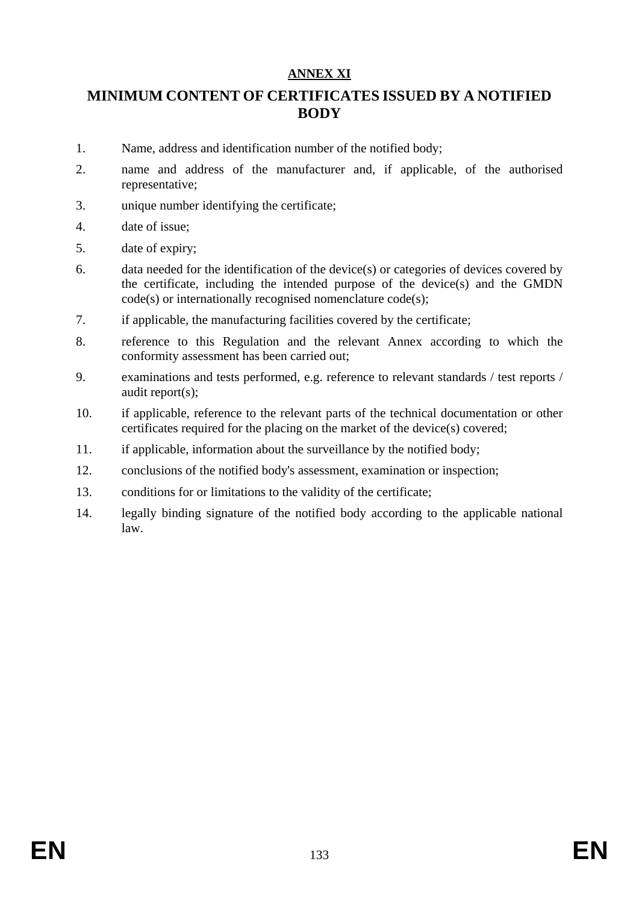## ANNEX XI

# MINIMUM CONTENT OF CERTIFICATES ISSUED BY A NOTIFIED BODY

1. Name, address and identification number of the notified body;
2. name and address of the manufacturer and, if applicable, of the authorised representative;
3. unique number identifying the certificate;
4. date of issue;
5. date of expiry;
6. data needed for the identification of the device(s) or categories of devices covered by the certificate, including the intended purpose of the device(s) and the GMDN code(s) or internationally recognised nomenclature code(s);
7. if applicable, the manufacturing facilities covered by the certificate;
8. reference to this Regulation and the relevant Annex according to which the conformity assessment has been carried out;
9. examinations and tests performed, e.g. reference to relevant standards / test reports / audit report(s);
10. if applicable, reference to the relevant parts of the technical documentation or other certificates required for the placing on the market of the device(s) covered;
11. if applicable, information about the surveillance by the notified body;
12. conclusions of the notified body's assessment, examination or inspection;
13. conditions for or limitations to the validity of the certificate;
14. legally binding signature of the notified body according to the applicable national law.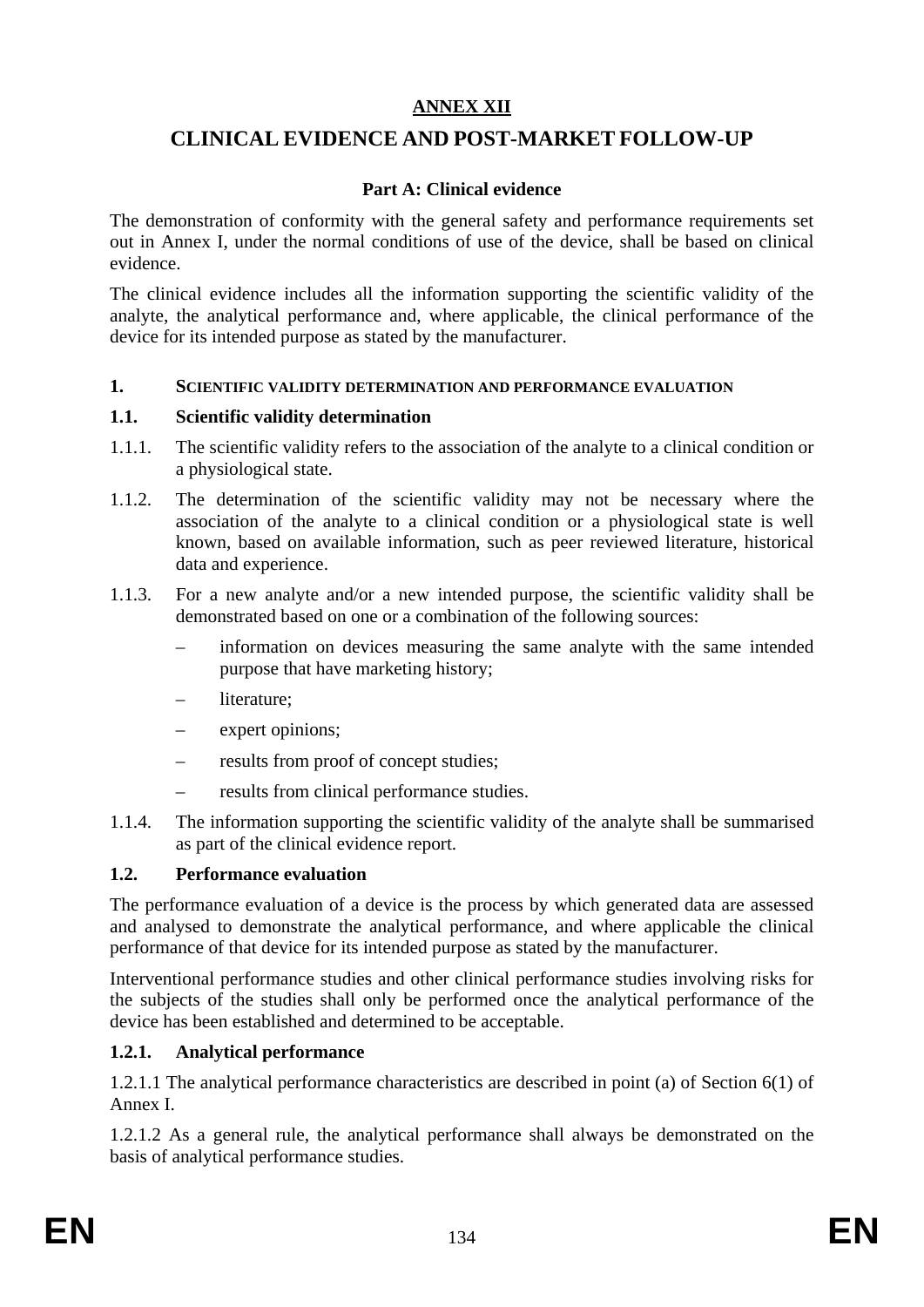# ANNEX XII

# CLINICAL EVIDENCE AND POST-MARKET FOLLOW-UP

## Part A: Clinical evidence

The demonstration of conformity with the general safety and performance requirements set out in Annex I, under the normal conditions of use of the device, shall be based on clinical evidence.

The clinical evidence includes all the information supporting the scientific validity of the analyte, the analytical performance and, where applicable, the clinical performance of the device for its intended purpose as stated by the manufacturer.

### 1. SCIENTIFIC VALIDITY DETERMINATION AND PERFORMANCE EVALUATION

#### 1.1. Scientific validity determination

1.1.1. The scientific validity refers to the association of the analyte to a clinical condition or a physiological state.

1.1.2. The determination of the scientific validity may not be necessary where the association of the analyte to a clinical condition or a physiological state is well known, based on available information, such as peer reviewed literature, historical data and experience.

1.1.3. For a new analyte and/or a new intended purpose, the scientific validity shall be demonstrated based on one or a combination of the following sources:

– information on devices measuring the same analyte with the same intended purpose that have marketing history;

– literature;

– expert opinions;

– results from proof of concept studies;

– results from clinical performance studies.

1.1.4. The information supporting the scientific validity of the analyte shall be summarised as part of the clinical evidence report.

#### 1.2. Performance evaluation

The performance evaluation of a device is the process by which generated data are assessed and analysed to demonstrate the analytical performance, and where applicable the clinical performance of that device for its intended purpose as stated by the manufacturer.

Interventional performance studies and other clinical performance studies involving risks for the subjects of the studies shall only be performed once the analytical performance of the device has been established and determined to be acceptable.

#### 1.2.1. Analytical performance

1.2.1.1 The analytical performance characteristics are described in point (a) of Section 6(1) of Annex I.

1.2.1.2 As a general rule, the analytical performance shall always be demonstrated on the basis of analytical performance studies.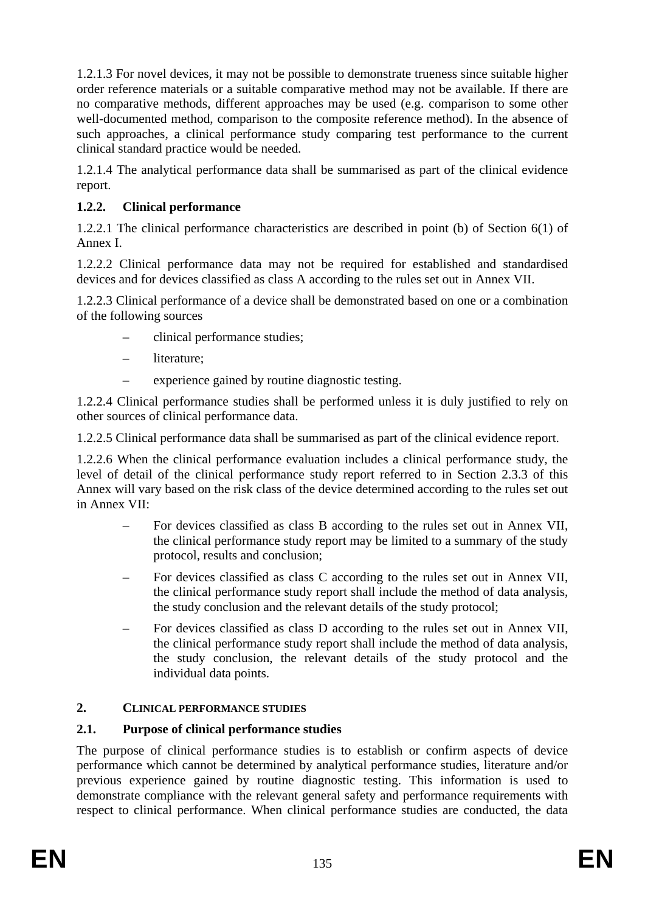1.2.1.3 For novel devices, it may not be possible to demonstrate trueness since suitable higher order reference materials or a suitable comparative method may not be available. If there are no comparative methods, different approaches may be used (e.g. comparison to some other well-documented method, comparison to the composite reference method). In the absence of such approaches, a clinical performance study comparing test performance to the current clinical standard practice would be needed.

1.2.1.4 The analytical performance data shall be summarised as part of the clinical evidence report.

### 1.2.2. Clinical performance

1.2.2.1 The clinical performance characteristics are described in point (b) of Section 6(1) of Annex I.

1.2.2.2 Clinical performance data may not be required for established and standardised devices and for devices classified as class A according to the rules set out in Annex VII.

1.2.2.3 Clinical performance of a device shall be demonstrated based on one or a combination of the following sources

- clinical performance studies;
- literature;
- experience gained by routine diagnostic testing.

1.2.2.4 Clinical performance studies shall be performed unless it is duly justified to rely on other sources of clinical performance data.

1.2.2.5 Clinical performance data shall be summarised as part of the clinical evidence report.

1.2.2.6 When the clinical performance evaluation includes a clinical performance study, the level of detail of the clinical performance study report referred to in Section 2.3.3 of this Annex will vary based on the risk class of the device determined according to the rules set out in Annex VII:

- For devices classified as class B according to the rules set out in Annex VII, the clinical performance study report may be limited to a summary of the study protocol, results and conclusion;
- For devices classified as class C according to the rules set out in Annex VII, the clinical performance study report shall include the method of data analysis, the study conclusion and the relevant details of the study protocol;
- For devices classified as class D according to the rules set out in Annex VII, the clinical performance study report shall include the method of data analysis, the study conclusion, the relevant details of the study protocol and the individual data points.

## 2. CLINICAL PERFORMANCE STUDIES

### 2.1. Purpose of clinical performance studies

The purpose of clinical performance studies is to establish or confirm aspects of device performance which cannot be determined by analytical performance studies, literature and/or previous experience gained by routine diagnostic testing. This information is used to demonstrate compliance with the relevant general safety and performance requirements with respect to clinical performance. When clinical performance studies are conducted, the data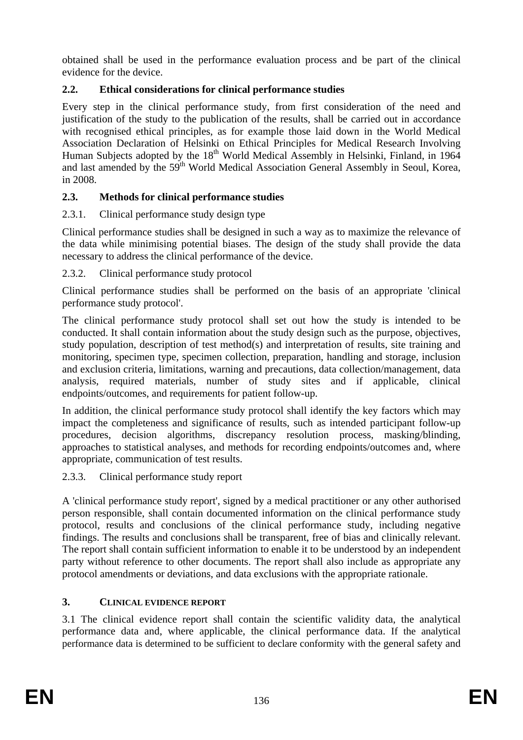obtained shall be used in the performance evaluation process and be part of the clinical evidence for the device.

### 2.2. Ethical considerations for clinical performance studies

Every step in the clinical performance study, from first consideration of the need and justification of the study to the publication of the results, shall be carried out in accordance with recognised ethical principles, as for example those laid down in the World Medical Association Declaration of Helsinki on Ethical Principles for Medical Research Involving Human Subjects adopted by the 18th World Medical Assembly in Helsinki, Finland, in 1964 and last amended by the 59th World Medical Association General Assembly in Seoul, Korea, in 2008.

### 2.3. Methods for clinical performance studies

2.3.1. Clinical performance study design type

Clinical performance studies shall be designed in such a way as to maximize the relevance of the data while minimising potential biases. The design of the study shall provide the data necessary to address the clinical performance of the device.

2.3.2. Clinical performance study protocol

Clinical performance studies shall be performed on the basis of an appropriate 'clinical performance study protocol'.

The clinical performance study protocol shall set out how the study is intended to be conducted. It shall contain information about the study design such as the purpose, objectives, study population, description of test method(s) and interpretation of results, site training and monitoring, specimen type, specimen collection, preparation, handling and storage, inclusion and exclusion criteria, limitations, warning and precautions, data collection/management, data analysis, required materials, number of study sites and if applicable, clinical endpoints/outcomes, and requirements for patient follow-up.

In addition, the clinical performance study protocol shall identify the key factors which may impact the completeness and significance of results, such as intended participant follow-up procedures, decision algorithms, discrepancy resolution process, masking/blinding, approaches to statistical analyses, and methods for recording endpoints/outcomes and, where appropriate, communication of test results.

2.3.3. Clinical performance study report

A 'clinical performance study report', signed by a medical practitioner or any other authorised person responsible, shall contain documented information on the clinical performance study protocol, results and conclusions of the clinical performance study, including negative findings. The results and conclusions shall be transparent, free of bias and clinically relevant. The report shall contain sufficient information to enable it to be understood by an independent party without reference to other documents. The report shall also include as appropriate any protocol amendments or deviations, and data exclusions with the appropriate rationale.

## 3. CLINICAL EVIDENCE REPORT

3.1 The clinical evidence report shall contain the scientific validity data, the analytical performance data and, where applicable, the clinical performance data. If the analytical performance data is determined to be sufficient to declare conformity with the general safety and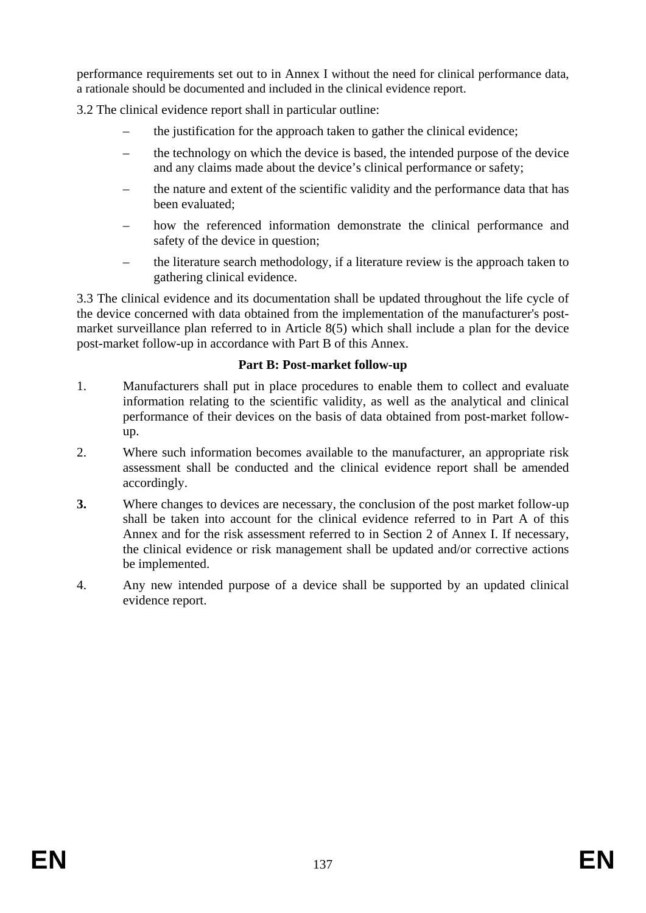performance requirements set out to in Annex I without the need for clinical performance data, a rationale should be documented and included in the clinical evidence report.

3.2 The clinical evidence report shall in particular outline:

– the justification for the approach taken to gather the clinical evidence;

– the technology on which the device is based, the intended purpose of the device and any claims made about the device's clinical performance or safety;

– the nature and extent of the scientific validity and the performance data that has been evaluated;

– how the referenced information demonstrate the clinical performance and safety of the device in question;

– the literature search methodology, if a literature review is the approach taken to gathering clinical evidence.

3.3 The clinical evidence and its documentation shall be updated throughout the life cycle of the device concerned with data obtained from the implementation of the manufacturer's post-market surveillance plan referred to in Article 8(5) which shall include a plan for the device post-market follow-up in accordance with Part B of this Annex.

**Part B: Post-market follow-up**

1. Manufacturers shall put in place procedures to enable them to collect and evaluate information relating to the scientific validity, as well as the analytical and clinical performance of their devices on the basis of data obtained from post-market follow-up.

2. Where such information becomes available to the manufacturer, an appropriate risk assessment shall be conducted and the clinical evidence report shall be amended accordingly.

**3.** Where changes to devices are necessary, the conclusion of the post market follow-up shall be taken into account for the clinical evidence referred to in Part A of this Annex and for the risk assessment referred to in Section 2 of Annex I. If necessary, the clinical evidence or risk management shall be updated and/or corrective actions be implemented.

4. Any new intended purpose of a device shall be supported by an updated clinical evidence report.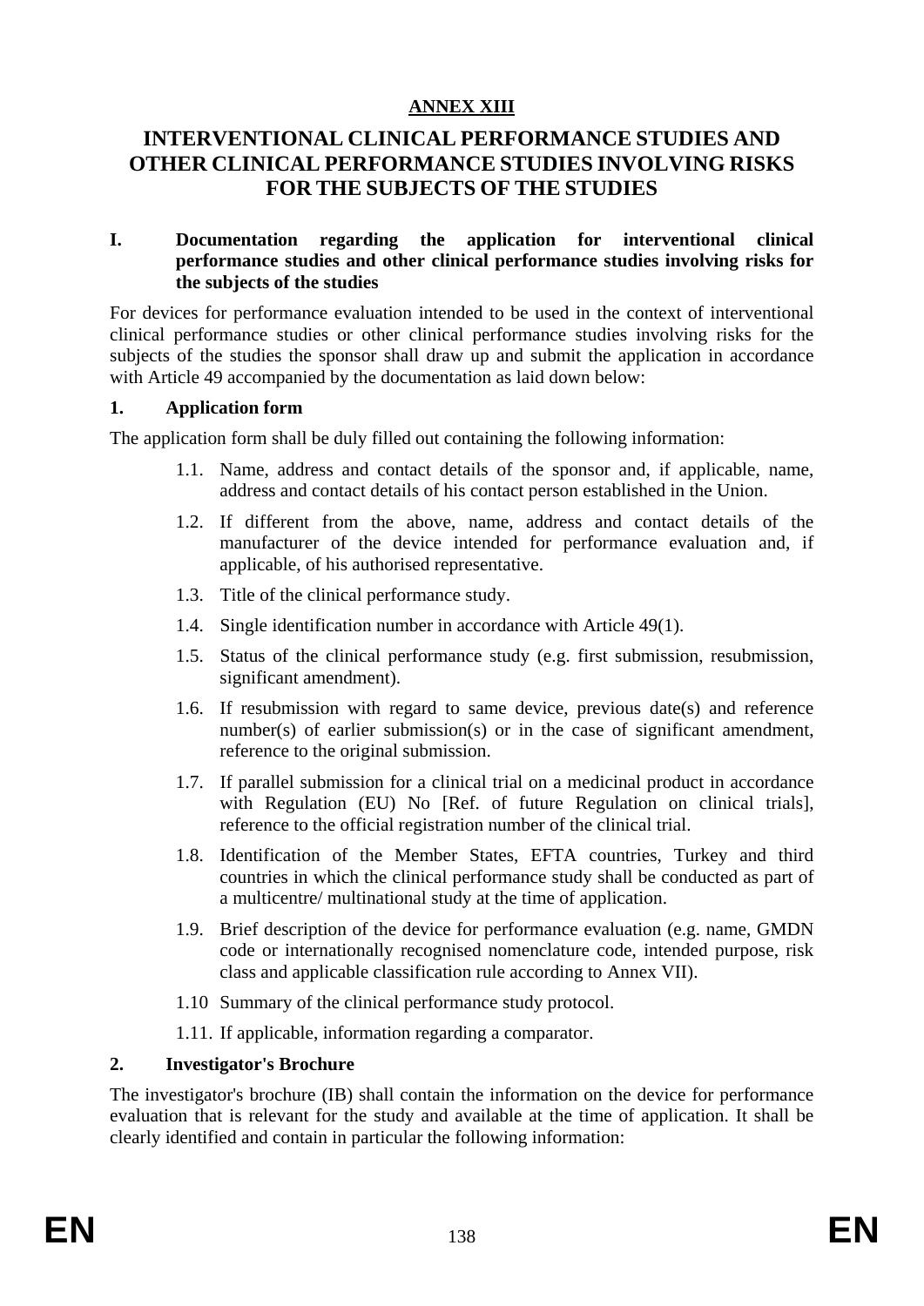**ANNEX XIII**

# INTERVENTIONAL CLINICAL PERFORMANCE STUDIES AND OTHER CLINICAL PERFORMANCE STUDIES INVOLVING RISKS FOR THE SUBJECTS OF THE STUDIES

## I. Documentation regarding the application for interventional clinical performance studies and other clinical performance studies involving risks for the subjects of the studies

For devices for performance evaluation intended to be used in the context of interventional clinical performance studies or other clinical performance studies involving risks for the subjects of the studies the sponsor shall draw up and submit the application in accordance with Article 49 accompanied by the documentation as laid down below:

### 1. Application form

The application form shall be duly filled out containing the following information:

1.1. Name, address and contact details of the sponsor and, if applicable, name, address and contact details of his contact person established in the Union.

1.2. If different from the above, name, address and contact details of the manufacturer of the device intended for performance evaluation and, if applicable, of his authorised representative.

1.3. Title of the clinical performance study.

1.4. Single identification number in accordance with Article 49(1).

1.5. Status of the clinical performance study (e.g. first submission, resubmission, significant amendment).

1.6. If resubmission with regard to same device, previous date(s) and reference number(s) of earlier submission(s) or in the case of significant amendment, reference to the original submission.

1.7. If parallel submission for a clinical trial on a medicinal product in accordance with Regulation (EU) No [Ref. of future Regulation on clinical trials], reference to the official registration number of the clinical trial.

1.8. Identification of the Member States, EFTA countries, Turkey and third countries in which the clinical performance study shall be conducted as part of a multicentre/ multinational study at the time of application.

1.9. Brief description of the device for performance evaluation (e.g. name, GMDN code or internationally recognised nomenclature code, intended purpose, risk class and applicable classification rule according to Annex VII).

1.10 Summary of the clinical performance study protocol.

1.11. If applicable, information regarding a comparator.

### 2. Investigator's Brochure

The investigator's brochure (IB) shall contain the information on the device for performance evaluation that is relevant for the study and available at the time of application. It shall be clearly identified and contain in particular the following information: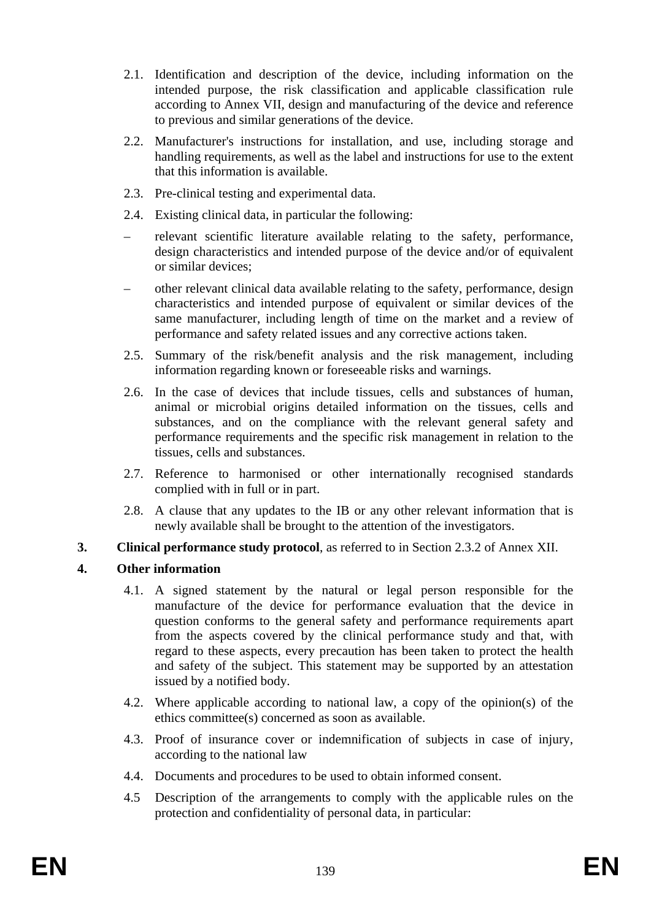2.1. Identification and description of the device, including information on the intended purpose, the risk classification and applicable classification rule according to Annex VII, design and manufacturing of the device and reference to previous and similar generations of the device.

2.2. Manufacturer's instructions for installation, and use, including storage and handling requirements, as well as the label and instructions for use to the extent that this information is available.

2.3. Pre-clinical testing and experimental data.

2.4. Existing clinical data, in particular the following:

– relevant scientific literature available relating to the safety, performance, design characteristics and intended purpose of the device and/or of equivalent or similar devices;

– other relevant clinical data available relating to the safety, performance, design characteristics and intended purpose of equivalent or similar devices of the same manufacturer, including length of time on the market and a review of performance and safety related issues and any corrective actions taken.

2.5. Summary of the risk/benefit analysis and the risk management, including information regarding known or foreseeable risks and warnings.

2.6. In the case of devices that include tissues, cells and substances of human, animal or microbial origins detailed information on the tissues, cells and substances, and on the compliance with the relevant general safety and performance requirements and the specific risk management in relation to the tissues, cells and substances.

2.7. Reference to harmonised or other internationally recognised standards complied with in full or in part.

2.8. A clause that any updates to the IB or any other relevant information that is newly available shall be brought to the attention of the investigators.

**3. Clinical performance study protocol**, as referred to in Section 2.3.2 of Annex XII.

**4. Other information**

4.1. A signed statement by the natural or legal person responsible for the manufacture of the device for performance evaluation that the device in question conforms to the general safety and performance requirements apart from the aspects covered by the clinical performance study and that, with regard to these aspects, every precaution has been taken to protect the health and safety of the subject. This statement may be supported by an attestation issued by a notified body.

4.2. Where applicable according to national law, a copy of the opinion(s) of the ethics committee(s) concerned as soon as available.

4.3. Proof of insurance cover or indemnification of subjects in case of injury, according to the national law

4.4. Documents and procedures to be used to obtain informed consent.

4.5 Description of the arrangements to comply with the applicable rules on the protection and confidentiality of personal data, in particular: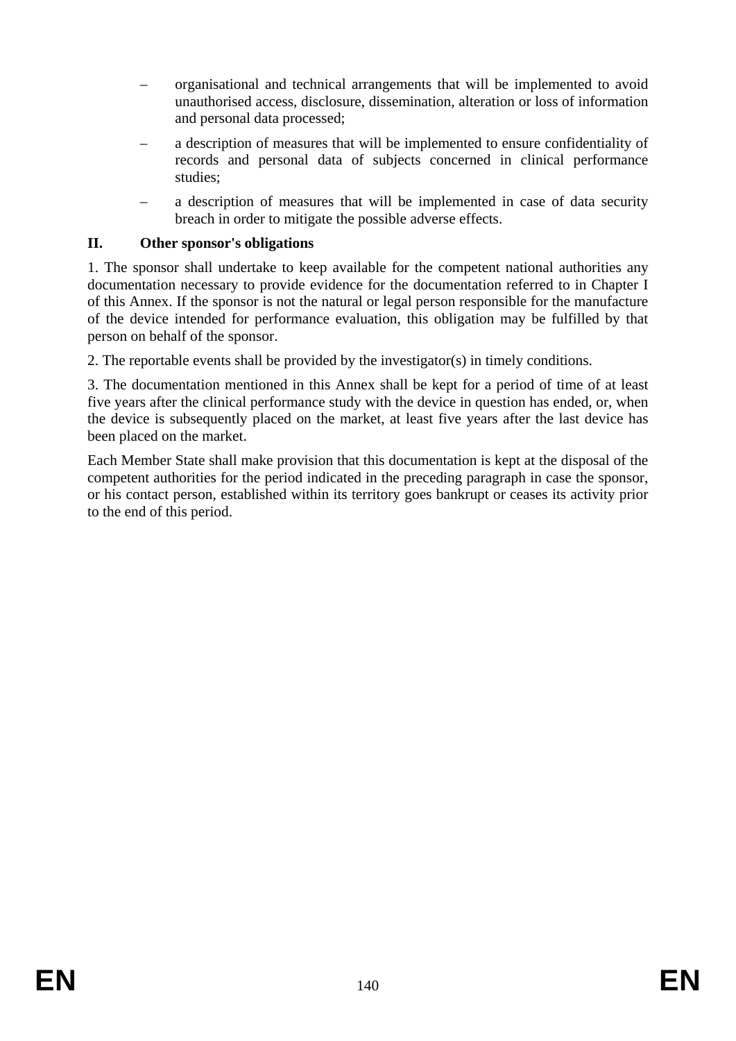- organisational and technical arrangements that will be implemented to avoid unauthorised access, disclosure, dissemination, alteration or loss of information and personal data processed;
- a description of measures that will be implemented to ensure confidentiality of records and personal data of subjects concerned in clinical performance studies;
- a description of measures that will be implemented in case of data security breach in order to mitigate the possible adverse effects.

## II. Other sponsor's obligations

1. The sponsor shall undertake to keep available for the competent national authorities any documentation necessary to provide evidence for the documentation referred to in Chapter I of this Annex. If the sponsor is not the natural or legal person responsible for the manufacture of the device intended for performance evaluation, this obligation may be fulfilled by that person on behalf of the sponsor.

2. The reportable events shall be provided by the investigator(s) in timely conditions.

3. The documentation mentioned in this Annex shall be kept for a period of time of at least five years after the clinical performance study with the device in question has ended, or, when the device is subsequently placed on the market, at least five years after the last device has been placed on the market.

Each Member State shall make provision that this documentation is kept at the disposal of the competent authorities for the period indicated in the preceding paragraph in case the sponsor, or his contact person, established within its territory goes bankrupt or ceases its activity prior to the end of this period.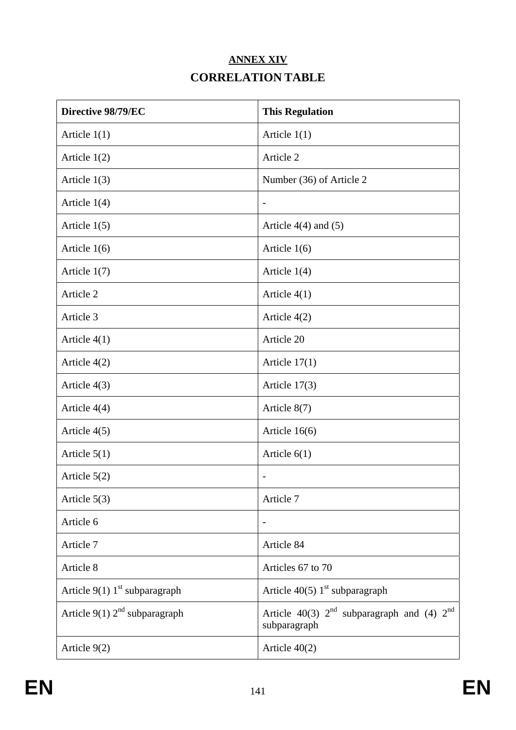## ANNEX XIV

## CORRELATION TABLE

| Directive 98/79/EC | This Regulation |
|---|---|
| Article 1(1) | Article 1(1) |
| Article 1(2) | Article 2 |
| Article 1(3) | Number (36) of Article 2 |
| Article 1(4) | - |
| Article 1(5) | Article 4(4) and (5) |
| Article 1(6) | Article 1(6) |
| Article 1(7) | Article 1(4) |
| Article 2 | Article 4(1) |
| Article 3 | Article 4(2) |
| Article 4(1) | Article 20 |
| Article 4(2) | Article 17(1) |
| Article 4(3) | Article 17(3) |
| Article 4(4) | Article 8(7) |
| Article 4(5) | Article 16(6) |
| Article 5(1) | Article 6(1) |
| Article 5(2) | - |
| Article 5(3) | Article 7 |
| Article 6 | - |
| Article 7 | Article 84 |
| Article 8 | Articles 67 to 70 |
| Article 9(1) 1st subparagraph | Article 40(5) 1st subparagraph |
| Article 9(1) 2nd subparagraph | Article 40(3) 2nd subparagraph and (4) 2nd subparagraph |
| Article 9(2) | Article 40(2) |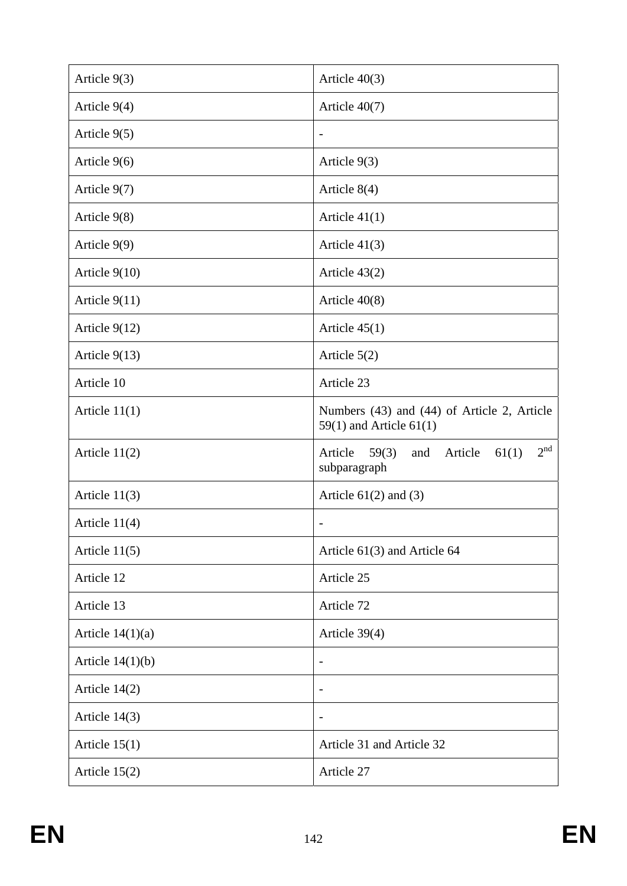| Article 9(3) | Article 40(3) |
|---|---|
| Article 9(4) | Article 40(7) |
| Article 9(5) | - |
| Article 9(6) | Article 9(3) |
| Article 9(7) | Article 8(4) |
| Article 9(8) | Article 41(1) |
| Article 9(9) | Article 41(3) |
| Article 9(10) | Article 43(2) |
| Article 9(11) | Article 40(8) |
| Article 9(12) | Article 45(1) |
| Article 9(13) | Article 5(2) |
| Article 10 | Article 23 |
| Article 11(1) | Numbers (43) and (44) of Article 2, Article 59(1) and Article 61(1) |
| Article 11(2) | Article 59(3) and Article 61(1) 2nd subparagraph |
| Article 11(3) | Article 61(2) and (3) |
| Article 11(4) | - |
| Article 11(5) | Article 61(3) and Article 64 |
| Article 12 | Article 25 |
| Article 13 | Article 72 |
| Article 14(1)(a) | Article 39(4) |
| Article 14(1)(b) | - |
| Article 14(2) | - |
| Article 14(3) | - |
| Article 15(1) | Article 31 and Article 32 |
| Article 15(2) | Article 27 |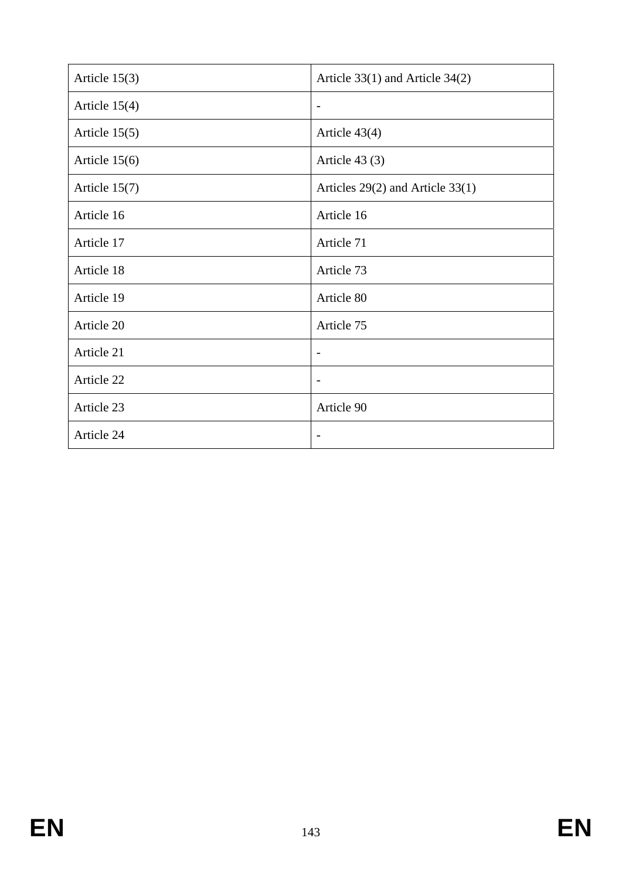| | |
|---|---|
| Article 15(3) | Article 33(1) and Article 34(2) |
| Article 15(4) | - |
| Article 15(5) | Article 43(4) |
| Article 15(6) | Article 43 (3) |
| Article 15(7) | Articles 29(2) and Article 33(1) |
| Article 16 | Article 16 |
| Article 17 | Article 71 |
| Article 18 | Article 73 |
| Article 19 | Article 80 |
| Article 20 | Article 75 |
| Article 21 | - |
| Article 22 | - |
| Article 23 | Article 90 |
| Article 24 | - |